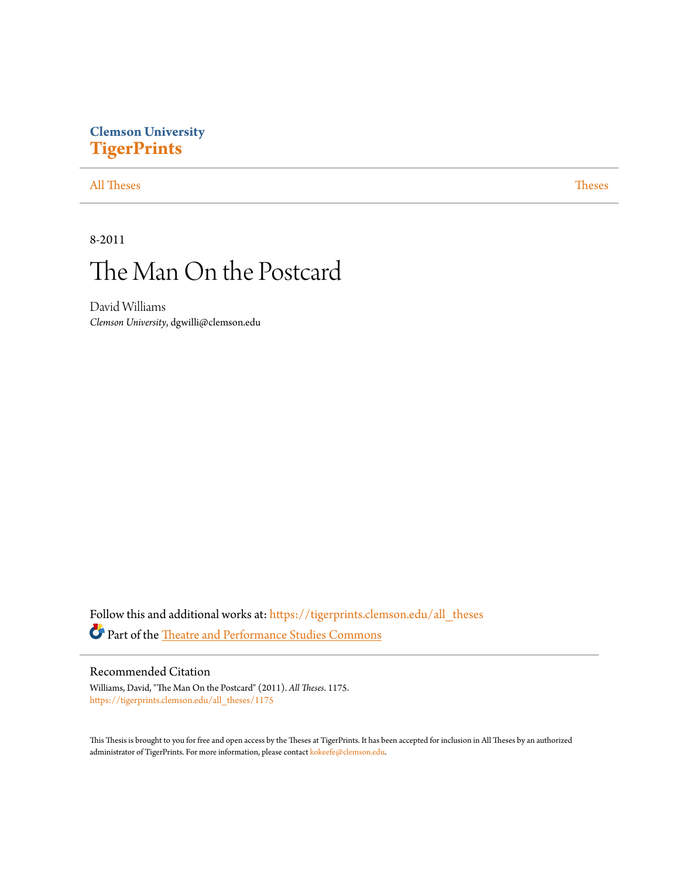Clemson University
**TigerPrints**

All Theses | Theses

8-2011

# The Man On the Postcard

David Williams
*Clemson University*, dgwilli@clemson.edu

Follow this and additional works at: https://tigerprints.clemson.edu/all_theses

Part of the Theatre and Performance Studies Commons

## Recommended Citation

Williams, David, "The Man On the Postcard" (2011). *All Theses*. 1175.
https://tigerprints.clemson.edu/all_theses/1175

This Thesis is brought to you for free and open access by the Theses at TigerPrints. It has been accepted for inclusion in All Theses by an authorized administrator of TigerPrints. For more information, please contact kokeefe@clemson.edu.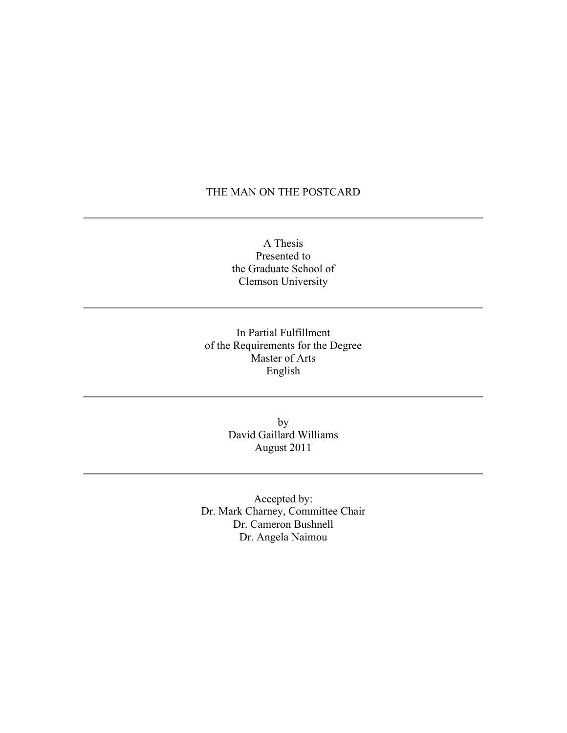# THE MAN ON THE POSTCARD

---

A Thesis
Presented to
the Graduate School of
Clemson University

---

In Partial Fulfillment
of the Requirements for the Degree
Master of Arts
English

---

by
David Gaillard Williams
August 2011

---

Accepted by:
Dr. Mark Charney, Committee Chair
Dr. Cameron Bushnell
Dr. Angela Naimou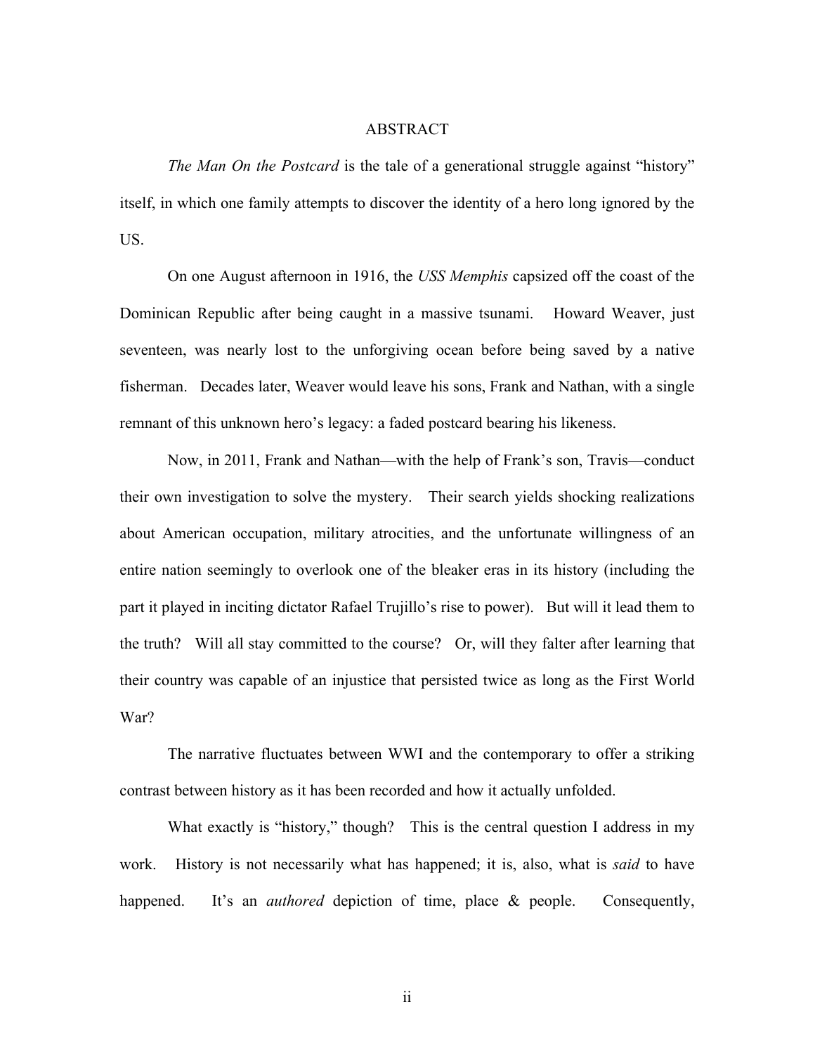# ABSTRACT

*The Man On the Postcard* is the tale of a generational struggle against "history" itself, in which one family attempts to discover the identity of a hero long ignored by the US.

On one August afternoon in 1916, the *USS Memphis* capsized off the coast of the Dominican Republic after being caught in a massive tsunami. Howard Weaver, just seventeen, was nearly lost to the unforgiving ocean before being saved by a native fisherman. Decades later, Weaver would leave his sons, Frank and Nathan, with a single remnant of this unknown hero's legacy: a faded postcard bearing his likeness.

Now, in 2011, Frank and Nathan—with the help of Frank's son, Travis—conduct their own investigation to solve the mystery. Their search yields shocking realizations about American occupation, military atrocities, and the unfortunate willingness of an entire nation seemingly to overlook one of the bleaker eras in its history (including the part it played in inciting dictator Rafael Trujillo's rise to power). But will it lead them to the truth? Will all stay committed to the course? Or, will they falter after learning that their country was capable of an injustice that persisted twice as long as the First World War?

The narrative fluctuates between WWI and the contemporary to offer a striking contrast between history as it has been recorded and how it actually unfolded.

What exactly is "history," though? This is the central question I address in my work. History is not necessarily what has happened; it is, also, what is *said* to have happened. It's an *authored* depiction of time, place & people. Consequently,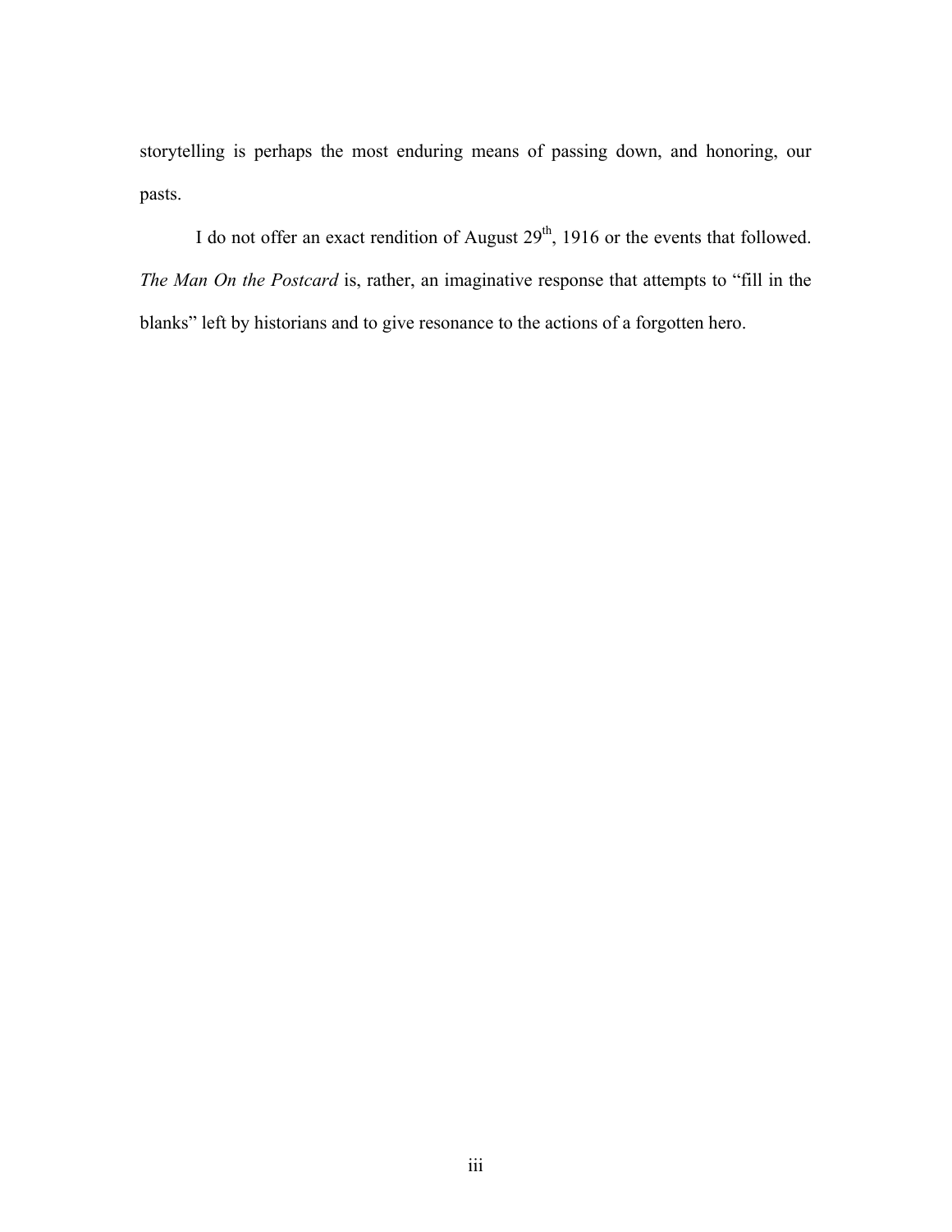storytelling is perhaps the most enduring means of passing down, and honoring, our pasts.

I do not offer an exact rendition of August 29th, 1916 or the events that followed. *The Man On the Postcard* is, rather, an imaginative response that attempts to "fill in the blanks" left by historians and to give resonance to the actions of a forgotten hero.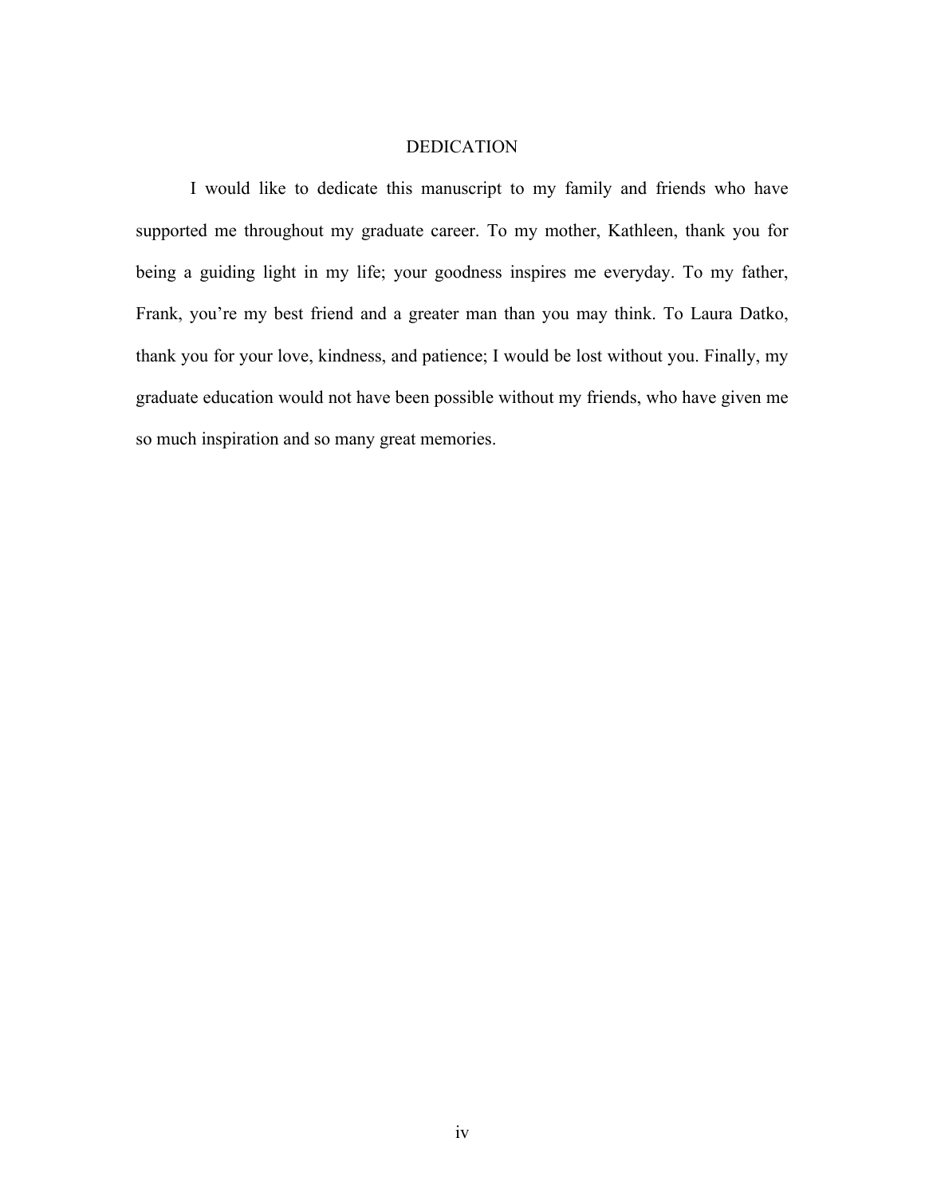# DEDICATION

I would like to dedicate this manuscript to my family and friends who have supported me throughout my graduate career. To my mother, Kathleen, thank you for being a guiding light in my life; your goodness inspires me everyday. To my father, Frank, you're my best friend and a greater man than you may think. To Laura Datko, thank you for your love, kindness, and patience; I would be lost without you. Finally, my graduate education would not have been possible without my friends, who have given me so much inspiration and so many great memories.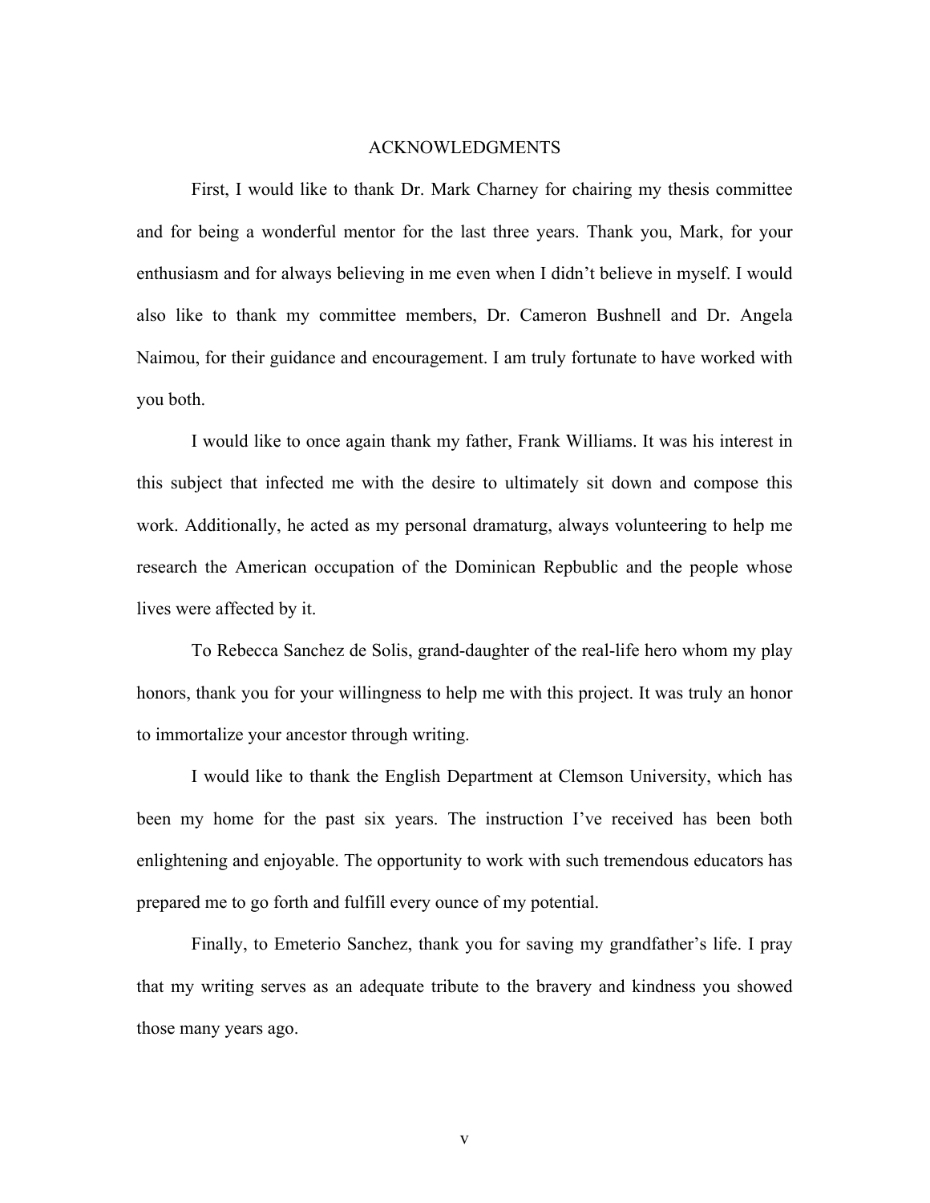# ACKNOWLEDGMENTS

First, I would like to thank Dr. Mark Charney for chairing my thesis committee and for being a wonderful mentor for the last three years. Thank you, Mark, for your enthusiasm and for always believing in me even when I didn't believe in myself. I would also like to thank my committee members, Dr. Cameron Bushnell and Dr. Angela Naimou, for their guidance and encouragement. I am truly fortunate to have worked with you both.

I would like to once again thank my father, Frank Williams. It was his interest in this subject that infected me with the desire to ultimately sit down and compose this work. Additionally, he acted as my personal dramaturg, always volunteering to help me research the American occupation of the Dominican Repbublic and the people whose lives were affected by it.

To Rebecca Sanchez de Solis, grand-daughter of the real-life hero whom my play honors, thank you for your willingness to help me with this project. It was truly an honor to immortalize your ancestor through writing.

I would like to thank the English Department at Clemson University, which has been my home for the past six years. The instruction I've received has been both enlightening and enjoyable. The opportunity to work with such tremendous educators has prepared me to go forth and fulfill every ounce of my potential.

Finally, to Emeterio Sanchez, thank you for saving my grandfather's life. I pray that my writing serves as an adequate tribute to the bravery and kindness you showed those many years ago.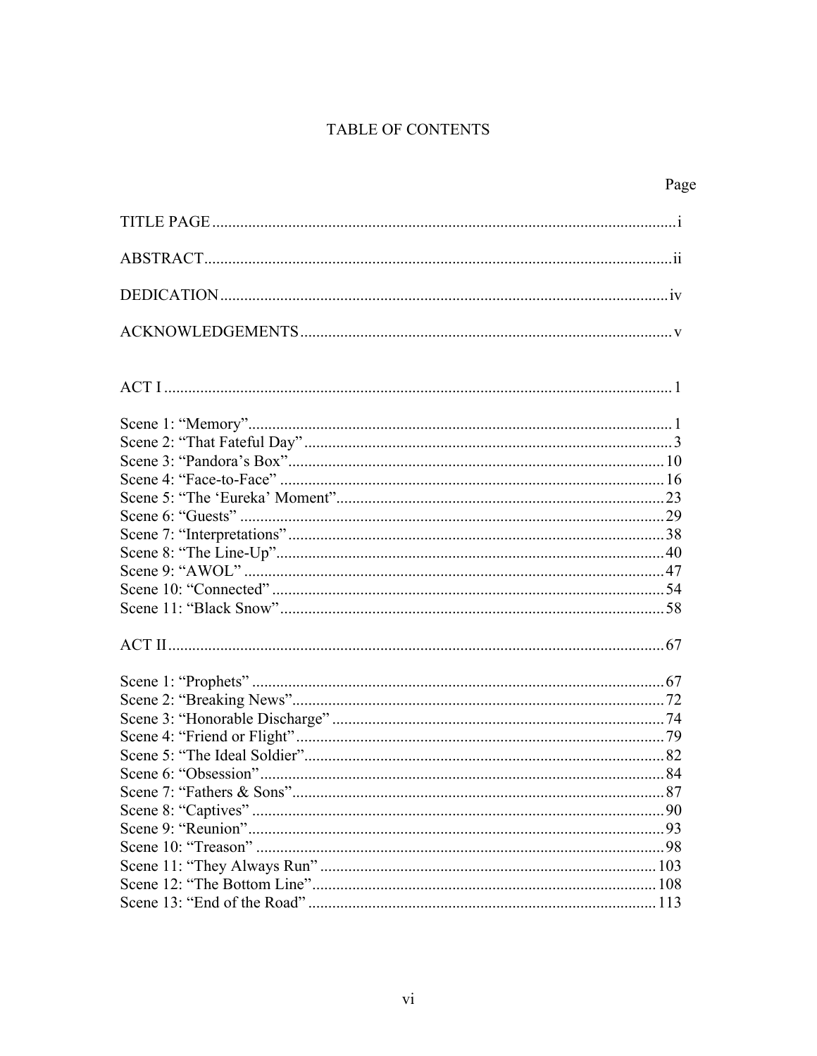# TABLE OF CONTENTS

| | Page |
|---|---|
| TITLE PAGE | i |
| ABSTRACT | ii |
| DEDICATION | iv |
| ACKNOWLEDGEMENTS | v |
| ACT I | 1 |
| Scene 1: "Memory" | 1 |
| Scene 2: "That Fateful Day" | 3 |
| Scene 3: "Pandora's Box" | 10 |
| Scene 4: "Face-to-Face" | 16 |
| Scene 5: "The 'Eureka' Moment" | 23 |
| Scene 6: "Guests" | 29 |
| Scene 7: "Interpretations" | 38 |
| Scene 8: "The Line-Up" | 40 |
| Scene 9: "AWOL" | 47 |
| Scene 10: "Connected" | 54 |
| Scene 11: "Black Snow" | 58 |
| ACT II | 67 |
| Scene 1: "Prophets" | 67 |
| Scene 2: "Breaking News" | 72 |
| Scene 3: "Honorable Discharge" | 74 |
| Scene 4: "Friend or Flight" | 79 |
| Scene 5: "The Ideal Soldier" | 82 |
| Scene 6: "Obsession" | 84 |
| Scene 7: "Fathers & Sons" | 87 |
| Scene 8: "Captives" | 90 |
| Scene 9: "Reunion" | 93 |
| Scene 10: "Treason" | 98 |
| Scene 11: "They Always Run" | 103 |
| Scene 12: "The Bottom Line" | 108 |
| Scene 13: "End of the Road" | 113 |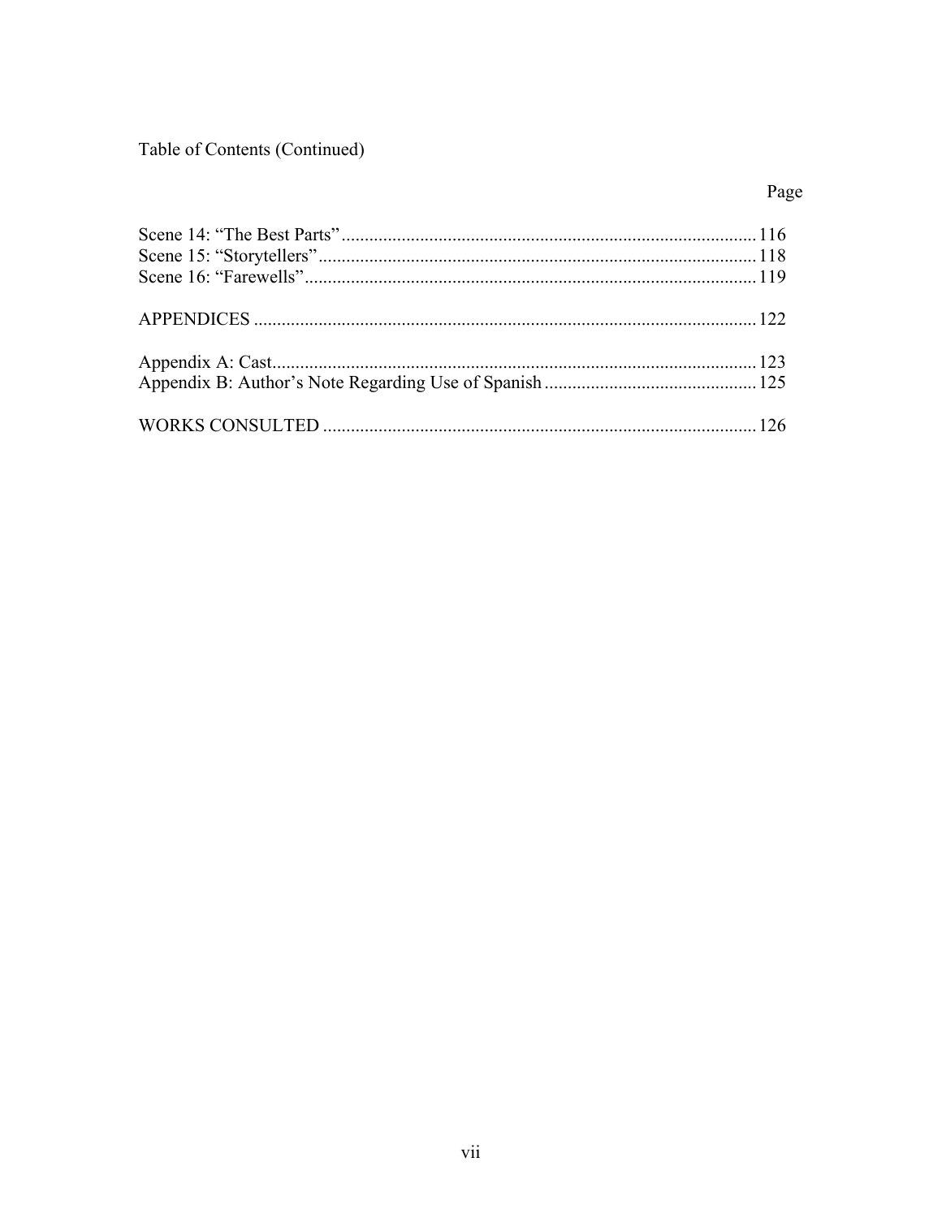Table of Contents (Continued)

| | Page |
|---|---|
| Scene 14: “The Best Parts” | 116 |
| Scene 15: “Storytellers” | 118 |
| Scene 16: “Farewells” | 119 |
| APPENDICES | 122 |
| Appendix A: Cast | 123 |
| Appendix B: Author’s Note Regarding Use of Spanish | 125 |
| WORKS CONSULTED | 126 |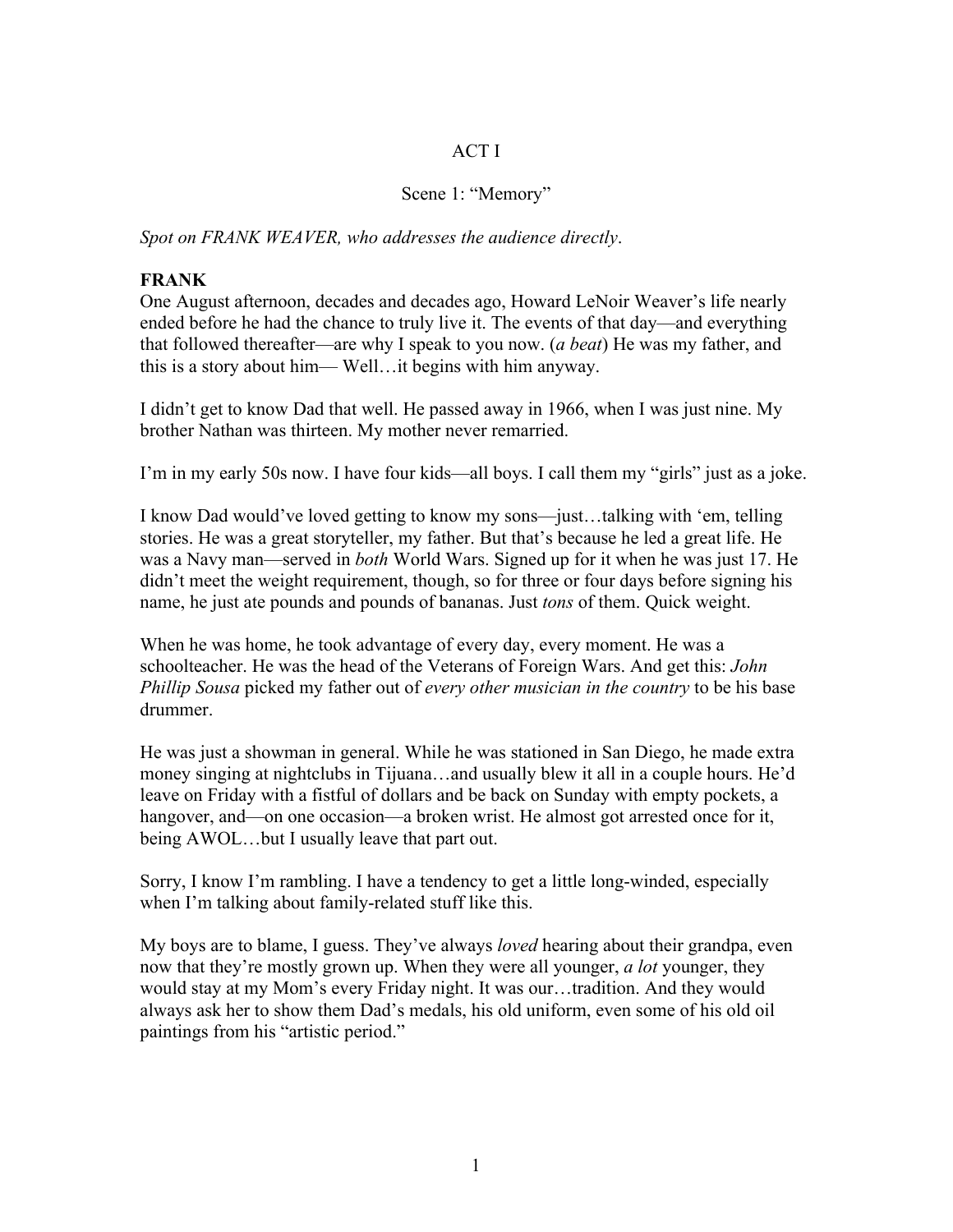ACT I

Scene 1: "Memory"

*Spot on FRANK WEAVER, who addresses the audience directly*.

**FRANK**
One August afternoon, decades and decades ago, Howard LeNoir Weaver's life nearly ended before he had the chance to truly live it. The events of that day—and everything that followed thereafter—are why I speak to you now. (*a beat*) He was my father, and this is a story about him— Well…it begins with him anyway.

I didn't get to know Dad that well. He passed away in 1966, when I was just nine. My brother Nathan was thirteen. My mother never remarried.

I'm in my early 50s now. I have four kids—all boys. I call them my "girls" just as a joke.

I know Dad would've loved getting to know my sons—just…talking with 'em, telling stories. He was a great storyteller, my father. But that's because he led a great life. He was a Navy man—served in *both* World Wars. Signed up for it when he was just 17. He didn't meet the weight requirement, though, so for three or four days before signing his name, he just ate pounds and pounds of bananas. Just *tons* of them. Quick weight.

When he was home, he took advantage of every day, every moment. He was a schoolteacher. He was the head of the Veterans of Foreign Wars. And get this: *John Phillip Sousa* picked my father out of *every other musician in the country* to be his base drummer.

He was just a showman in general. While he was stationed in San Diego, he made extra money singing at nightclubs in Tijuana…and usually blew it all in a couple hours. He'd leave on Friday with a fistful of dollars and be back on Sunday with empty pockets, a hangover, and—on one occasion—a broken wrist. He almost got arrested once for it, being AWOL…but I usually leave that part out.

Sorry, I know I'm rambling. I have a tendency to get a little long-winded, especially when I'm talking about family-related stuff like this.

My boys are to blame, I guess. They've always *loved* hearing about their grandpa, even now that they're mostly grown up. When they were all younger, *a lot* younger, they would stay at my Mom's every Friday night. It was our…tradition. And they would always ask her to show them Dad's medals, his old uniform, even some of his old oil paintings from his "artistic period."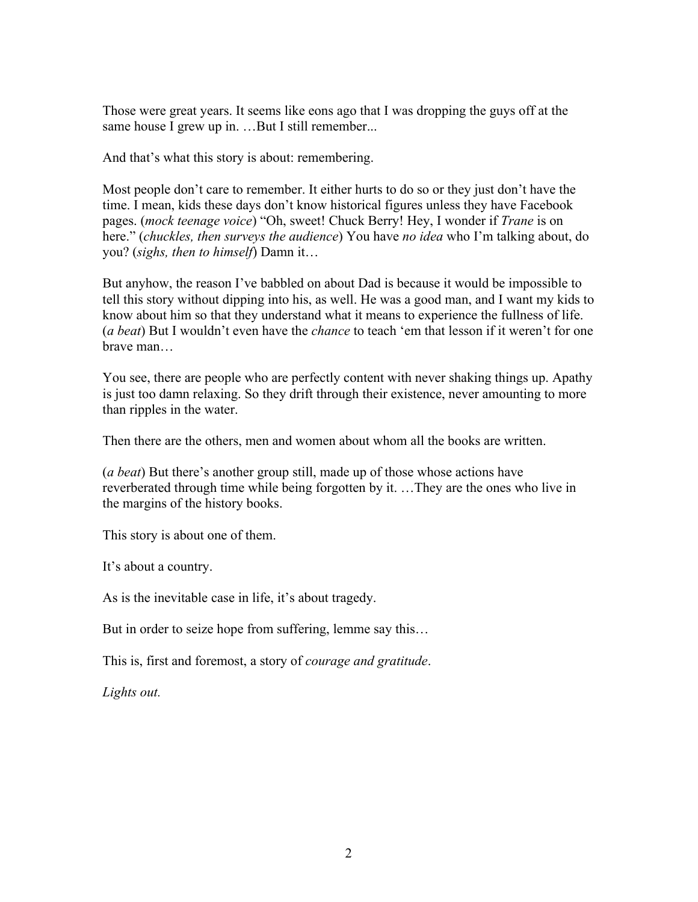Those were great years. It seems like eons ago that I was dropping the guys off at the same house I grew up in. …But I still remember...

And that's what this story is about: remembering.

Most people don't care to remember. It either hurts to do so or they just don't have the time. I mean, kids these days don't know historical figures unless they have Facebook pages. (*mock teenage voice*) "Oh, sweet! Chuck Berry! Hey, I wonder if *Trane* is on here." (*chuckles, then surveys the audience*) You have *no idea* who I'm talking about, do you? (*sighs, then to himself*) Damn it…

But anyhow, the reason I've babbled on about Dad is because it would be impossible to tell this story without dipping into his, as well. He was a good man, and I want my kids to know about him so that they understand what it means to experience the fullness of life. (*a beat*) But I wouldn't even have the *chance* to teach 'em that lesson if it weren't for one brave man…

You see, there are people who are perfectly content with never shaking things up. Apathy is just too damn relaxing. So they drift through their existence, never amounting to more than ripples in the water.

Then there are the others, men and women about whom all the books are written.

(*a beat*) But there's another group still, made up of those whose actions have reverberated through time while being forgotten by it. …They are the ones who live in the margins of the history books.

This story is about one of them.

It's about a country.

As is the inevitable case in life, it's about tragedy.

But in order to seize hope from suffering, lemme say this…

This is, first and foremost, a story of *courage and gratitude*.

*Lights out.*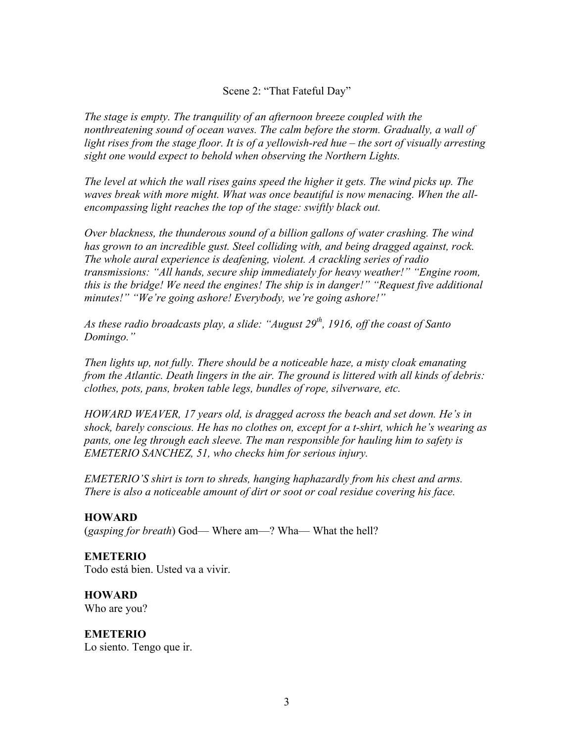Scene 2: “That Fateful Day”

*The stage is empty. The tranquility of an afternoon breeze coupled with the nonthreatening sound of ocean waves. The calm before the storm. Gradually, a wall of light rises from the stage floor. It is of a yellowish-red hue – the sort of visually arresting sight one would expect to behold when observing the Northern Lights.*

*The level at which the wall rises gains speed the higher it gets. The wind picks up. The waves break with more might. What was once beautiful is now menacing. When the all-encompassing light reaches the top of the stage: swiftly black out.*

*Over blackness, the thunderous sound of a billion gallons of water crashing. The wind has grown to an incredible gust. Steel colliding with, and being dragged against, rock. The whole aural experience is deafening, violent. A crackling series of radio transmissions: “All hands, secure ship immediately for heavy weather!” “Engine room, this is the bridge! We need the engines! The ship is in danger!” “Request five additional minutes!” “We’re going ashore! Everybody, we’re going ashore!”*

*As these radio broadcasts play, a slide: “August 29th, 1916, off the coast of Santo Domingo.”*

*Then lights up, not fully. There should be a noticeable haze, a misty cloak emanating from the Atlantic. Death lingers in the air. The ground is littered with all kinds of debris: clothes, pots, pans, broken table legs, bundles of rope, silverware, etc.*

*HOWARD WEAVER, 17 years old, is dragged across the beach and set down. He’s in shock, barely conscious. He has no clothes on, except for a t-shirt, which he’s wearing as pants, one leg through each sleeve. The man responsible for hauling him to safety is EMETERIO SANCHEZ, 51, who checks him for serious injury.*

*EMETERIO’S shirt is torn to shreds, hanging haphazardly from his chest and arms. There is also a noticeable amount of dirt or soot or coal residue covering his face.*

**HOWARD**
(*gasping for breath*) God— Where am—? Wha— What the hell?

**EMETERIO**
Todo está bien. Usted va a vivir.

**HOWARD**
Who are you?

**EMETERIO**
Lo siento. Tengo que ir.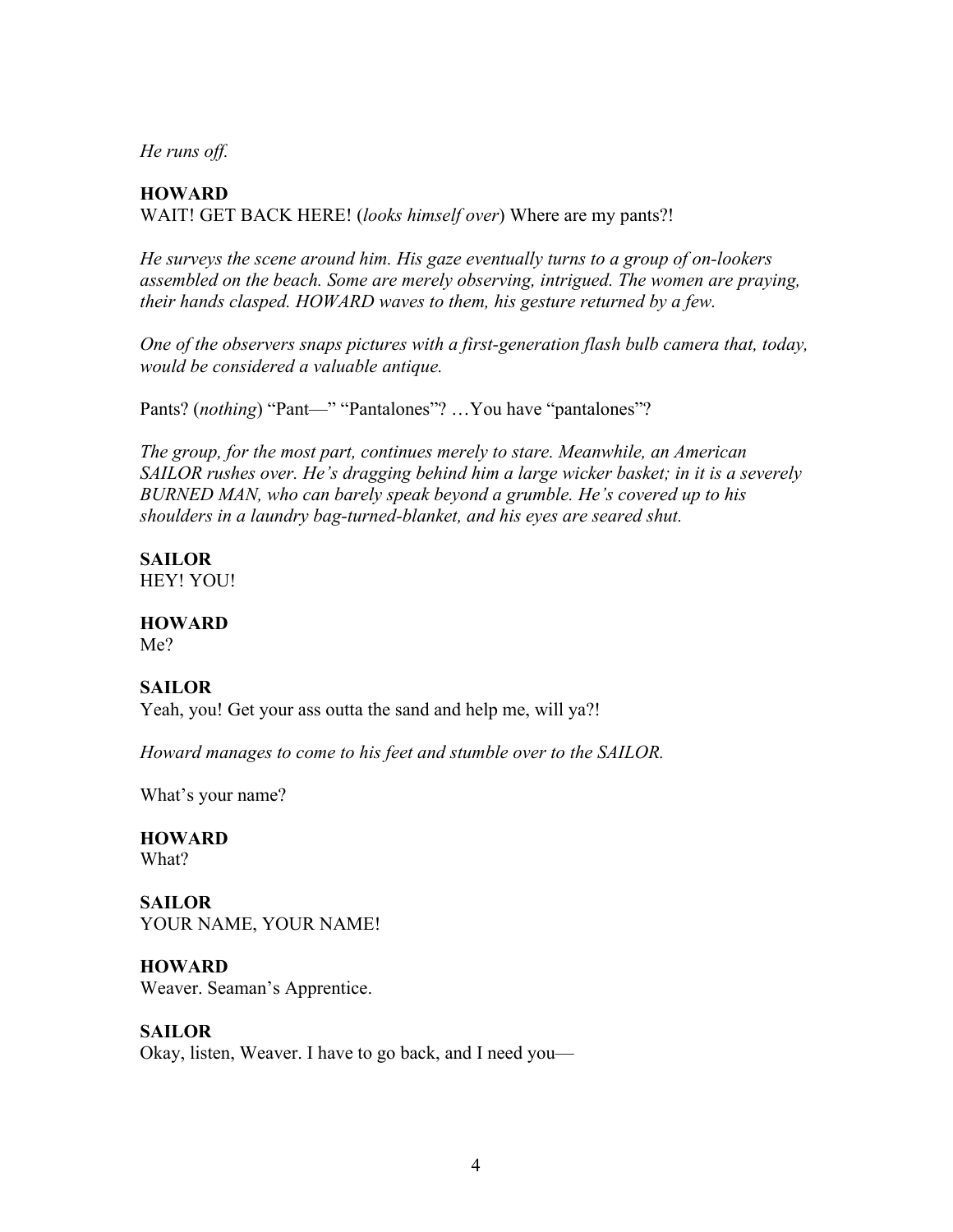*He runs off.*

**HOWARD**
WAIT! GET BACK HERE! (*looks himself over*) Where are my pants?!

*He surveys the scene around him. His gaze eventually turns to a group of on-lookers assembled on the beach. Some are merely observing, intrigued. The women are praying, their hands clasped. HOWARD waves to them, his gesture returned by a few.*

*One of the observers snaps pictures with a first-generation flash bulb camera that, today, would be considered a valuable antique.*

Pants? (*nothing*) "Pant—" "Pantalones"? …You have "pantalones"?

*The group, for the most part, continues merely to stare. Meanwhile, an American SAILOR rushes over. He's dragging behind him a large wicker basket; in it is a severely BURNED MAN, who can barely speak beyond a grumble. He's covered up to his shoulders in a laundry bag-turned-blanket, and his eyes are seared shut.*

**SAILOR**
HEY! YOU!

**HOWARD**
Me?

**SAILOR**
Yeah, you! Get your ass outta the sand and help me, will ya?!

*Howard manages to come to his feet and stumble over to the SAILOR.*

What's your name?

**HOWARD**
What?

**SAILOR**
YOUR NAME, YOUR NAME!

**HOWARD**
Weaver. Seaman's Apprentice.

**SAILOR**
Okay, listen, Weaver. I have to go back, and I need you—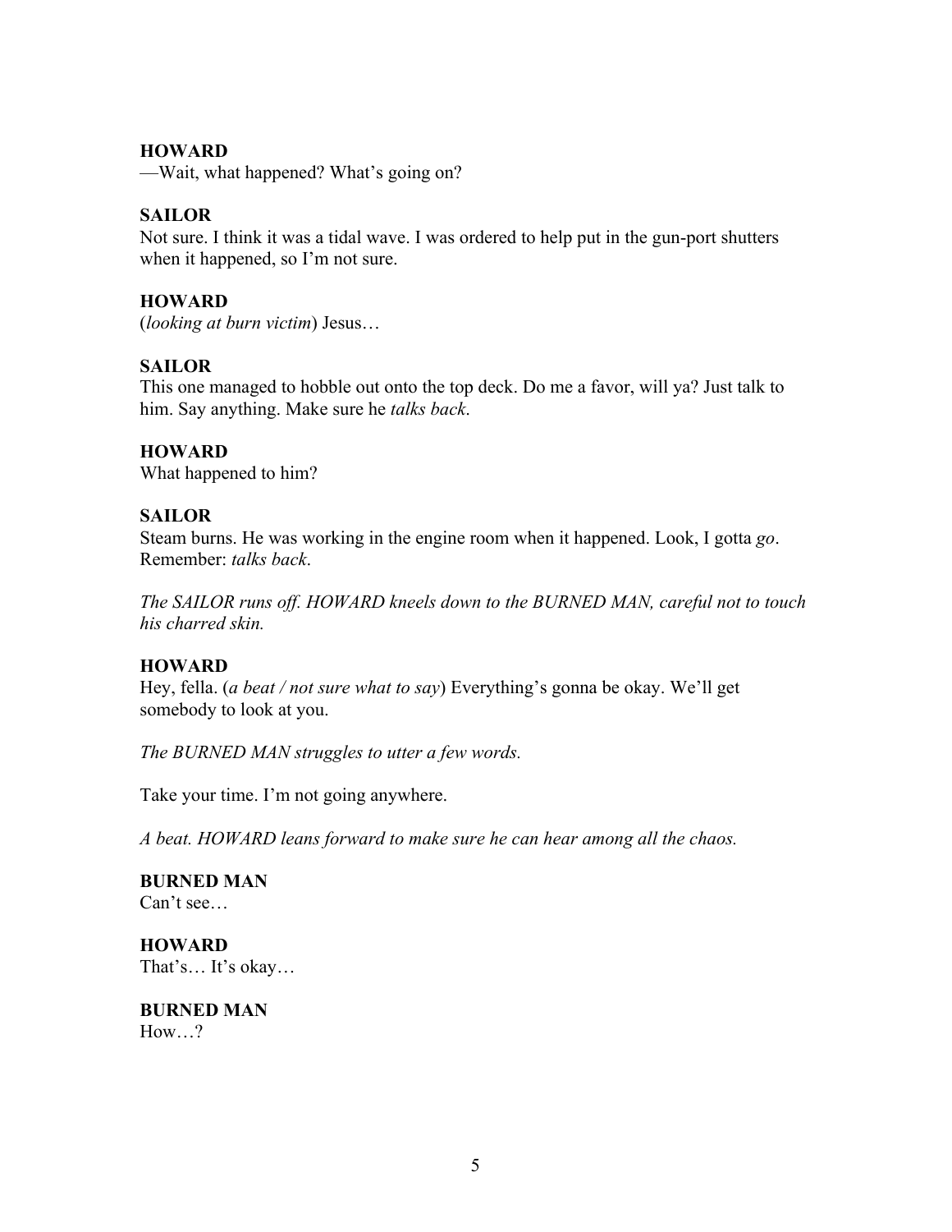**HOWARD**
—Wait, what happened? What's going on?

**SAILOR**
Not sure. I think it was a tidal wave. I was ordered to help put in the gun-port shutters when it happened, so I'm not sure.

**HOWARD**
(*looking at burn victim*) Jesus…

**SAILOR**
This one managed to hobble out onto the top deck. Do me a favor, will ya? Just talk to him. Say anything. Make sure he *talks back*.

**HOWARD**
What happened to him?

**SAILOR**
Steam burns. He was working in the engine room when it happened. Look, I gotta *go*. Remember: *talks back*.

*The SAILOR runs off. HOWARD kneels down to the BURNED MAN, careful not to touch his charred skin.*

**HOWARD**
Hey, fella. (*a beat / not sure what to say*) Everything's gonna be okay. We'll get somebody to look at you.

*The BURNED MAN struggles to utter a few words.*

Take your time. I'm not going anywhere.

*A beat. HOWARD leans forward to make sure he can hear among all the chaos.*

**BURNED MAN**
Can't see…

**HOWARD**
That's… It's okay…

**BURNED MAN**
How…?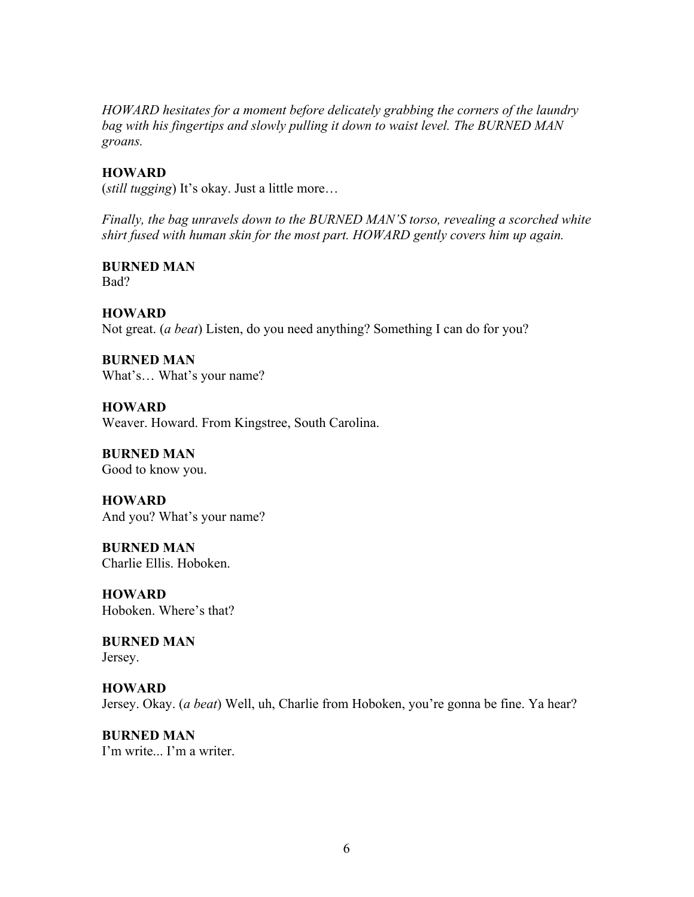*HOWARD hesitates for a moment before delicately grabbing the corners of the laundry bag with his fingertips and slowly pulling it down to waist level. The BURNED MAN groans.*

**HOWARD**
(*still tugging*) It's okay. Just a little more…

*Finally, the bag unravels down to the BURNED MAN'S torso, revealing a scorched white shirt fused with human skin for the most part. HOWARD gently covers him up again.*

**BURNED MAN**
Bad?

**HOWARD**
Not great. (*a beat*) Listen, do you need anything? Something I can do for you?

**BURNED MAN**
What's… What's your name?

**HOWARD**
Weaver. Howard. From Kingstree, South Carolina.

**BURNED MAN**
Good to know you.

**HOWARD**
And you? What's your name?

**BURNED MAN**
Charlie Ellis. Hoboken.

**HOWARD**
Hoboken. Where's that?

**BURNED MAN**
Jersey.

**HOWARD**
Jersey. Okay. (*a beat*) Well, uh, Charlie from Hoboken, you're gonna be fine. Ya hear?

**BURNED MAN**
I'm write... I'm a writer.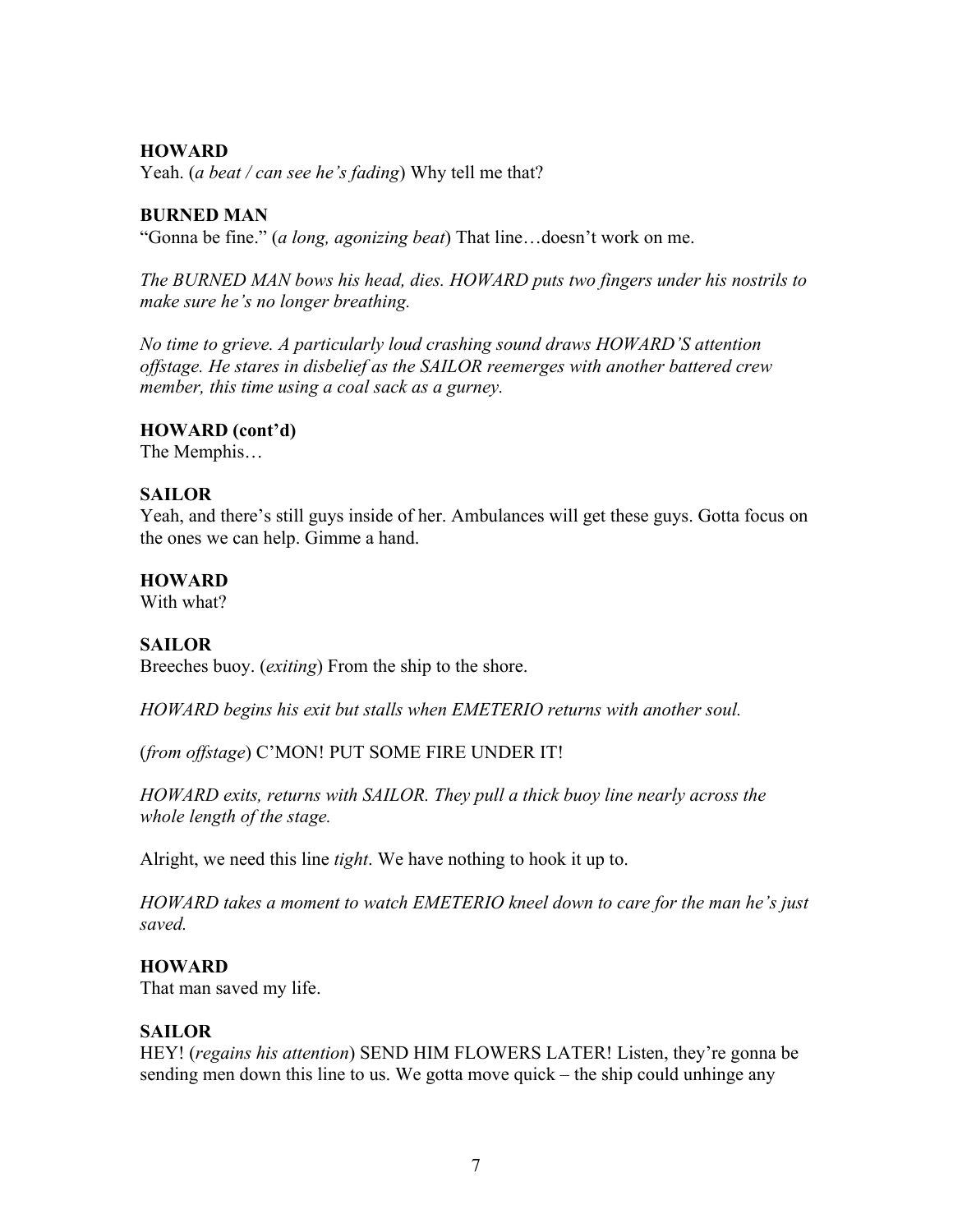**HOWARD**
Yeah. (*a beat / can see he's fading*) Why tell me that?

**BURNED MAN**
"Gonna be fine." (*a long, agonizing beat*) That line…doesn't work on me.

*The BURNED MAN bows his head, dies. HOWARD puts two fingers under his nostrils to make sure he's no longer breathing.*

*No time to grieve. A particularly loud crashing sound draws HOWARD'S attention offstage. He stares in disbelief as the SAILOR reemerges with another battered crew member, this time using a coal sack as a gurney.*

**HOWARD (cont'd)**
The Memphis…

**SAILOR**
Yeah, and there's still guys inside of her. Ambulances will get these guys. Gotta focus on the ones we can help. Gimme a hand.

**HOWARD**
With what?

**SAILOR**
Breeches buoy. (*exiting*) From the ship to the shore.

*HOWARD begins his exit but stalls when EMETERIO returns with another soul.*

(*from offstage*) C'MON! PUT SOME FIRE UNDER IT!

*HOWARD exits, returns with SAILOR. They pull a thick buoy line nearly across the whole length of the stage.*

Alright, we need this line *tight*. We have nothing to hook it up to.

*HOWARD takes a moment to watch EMETERIO kneel down to care for the man he's just saved.*

**HOWARD**
That man saved my life.

**SAILOR**
HEY! (*regains his attention*) SEND HIM FLOWERS LATER! Listen, they're gonna be sending men down this line to us. We gotta move quick – the ship could unhinge any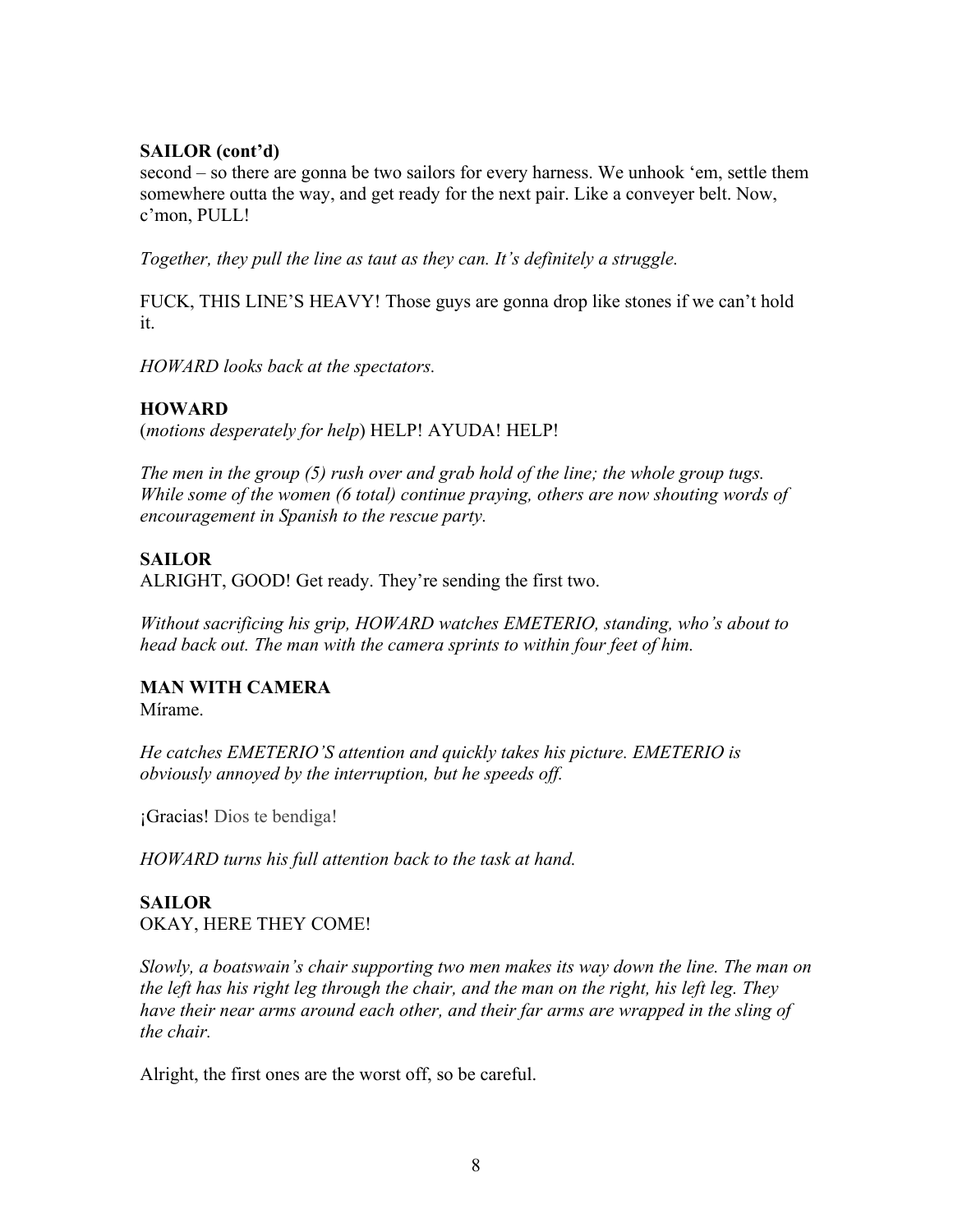**SAILOR (cont'd)**
second – so there are gonna be two sailors for every harness. We unhook 'em, settle them somewhere outta the way, and get ready for the next pair. Like a conveyer belt. Now, c'mon, PULL!

*Together, they pull the line as taut as they can. It's definitely a struggle.*

FUCK, THIS LINE'S HEAVY! Those guys are gonna drop like stones if we can't hold it.

*HOWARD looks back at the spectators.*

**HOWARD**
(*motions desperately for help*) HELP! AYUDA! HELP!

*The men in the group (5) rush over and grab hold of the line; the whole group tugs. While some of the women (6 total) continue praying, others are now shouting words of encouragement in Spanish to the rescue party.*

**SAILOR**
ALRIGHT, GOOD! Get ready. They're sending the first two.

*Without sacrificing his grip, HOWARD watches EMETERIO, standing, who's about to head back out. The man with the camera sprints to within four feet of him.*

**MAN WITH CAMERA**
Mírame.

*He catches EMETERIO'S attention and quickly takes his picture. EMETERIO is obviously annoyed by the interruption, but he speeds off.*

¡Gracias! Dios te bendiga!

*HOWARD turns his full attention back to the task at hand.*

**SAILOR**
OKAY, HERE THEY COME!

*Slowly, a boatswain's chair supporting two men makes its way down the line. The man on the left has his right leg through the chair, and the man on the right, his left leg. They have their near arms around each other, and their far arms are wrapped in the sling of the chair.*

Alright, the first ones are the worst off, so be careful.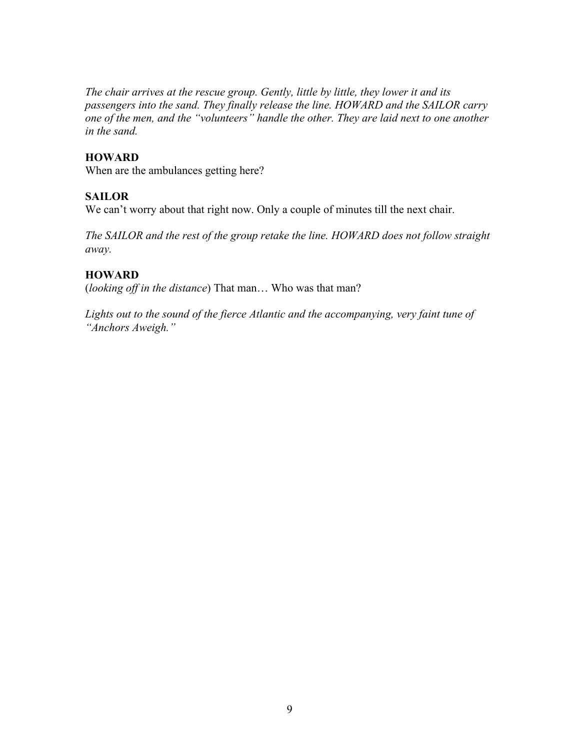*The chair arrives at the rescue group. Gently, little by little, they lower it and its passengers into the sand. They finally release the line. HOWARD and the SAILOR carry one of the men, and the "volunteers" handle the other. They are laid next to one another in the sand.*

**HOWARD**
When are the ambulances getting here?

**SAILOR**
We can't worry about that right now. Only a couple of minutes till the next chair.

*The SAILOR and the rest of the group retake the line. HOWARD does not follow straight away.*

**HOWARD**
(*looking off in the distance*) That man… Who was that man?

*Lights out to the sound of the fierce Atlantic and the accompanying, very faint tune of "Anchors Aweigh."*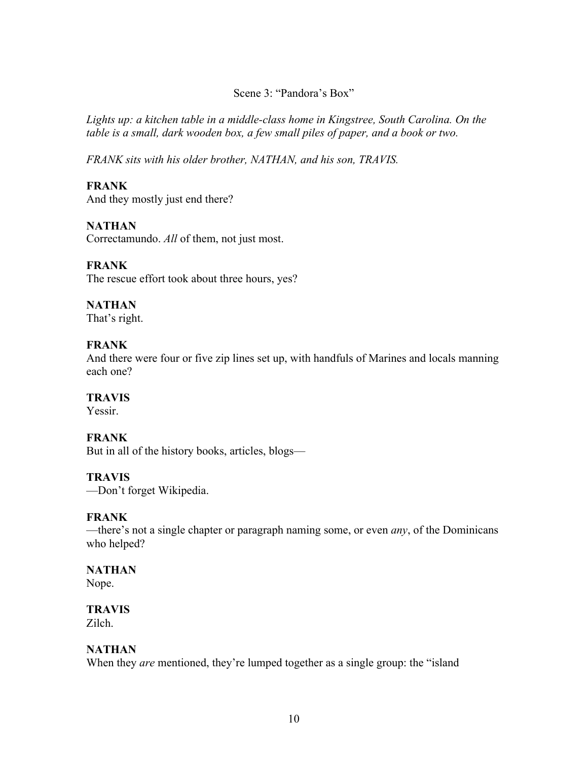Scene 3: "Pandora's Box"

*Lights up: a kitchen table in a middle-class home in Kingstree, South Carolina. On the table is a small, dark wooden box, a few small piles of paper, and a book or two.*

*FRANK sits with his older brother, NATHAN, and his son, TRAVIS.*

**FRANK**
And they mostly just end there?

**NATHAN**
Correctamundo. *All* of them, not just most.

**FRANK**
The rescue effort took about three hours, yes?

**NATHAN**
That's right.

**FRANK**
And there were four or five zip lines set up, with handfuls of Marines and locals manning each one?

**TRAVIS**
Yessir.

**FRANK**
But in all of the history books, articles, blogs—

**TRAVIS**
—Don't forget Wikipedia.

**FRANK**
—there's not a single chapter or paragraph naming some, or even *any*, of the Dominicans who helped?

**NATHAN**
Nope.

**TRAVIS**
Zilch.

**NATHAN**
When they *are* mentioned, they're lumped together as a single group: the "island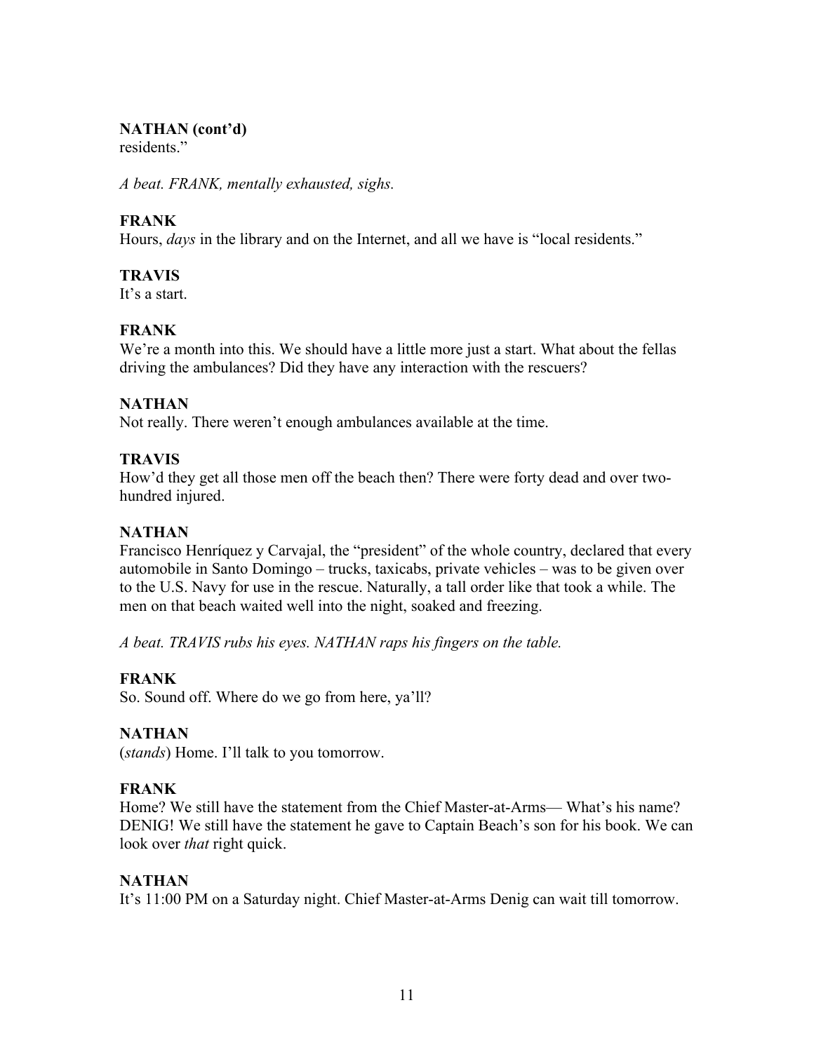**NATHAN (cont'd)**
residents."

*A beat. FRANK, mentally exhausted, sighs.*

**FRANK**
Hours, *days* in the library and on the Internet, and all we have is "local residents."

**TRAVIS**
It's a start.

**FRANK**
We're a month into this. We should have a little more just a start. What about the fellas driving the ambulances? Did they have any interaction with the rescuers?

**NATHAN**
Not really. There weren't enough ambulances available at the time.

**TRAVIS**
How'd they get all those men off the beach then? There were forty dead and over two-hundred injured.

**NATHAN**
Francisco Henríquez y Carvajal, the "president" of the whole country, declared that every automobile in Santo Domingo – trucks, taxicabs, private vehicles – was to be given over to the U.S. Navy for use in the rescue. Naturally, a tall order like that took a while. The men on that beach waited well into the night, soaked and freezing.

*A beat. TRAVIS rubs his eyes. NATHAN raps his fingers on the table.*

**FRANK**
So. Sound off. Where do we go from here, ya'll?

**NATHAN**
(*stands*) Home. I'll talk to you tomorrow.

**FRANK**
Home? We still have the statement from the Chief Master-at-Arms— What's his name? DENIG! We still have the statement he gave to Captain Beach's son for his book. We can look over *that* right quick.

**NATHAN**
It's 11:00 PM on a Saturday night. Chief Master-at-Arms Denig can wait till tomorrow.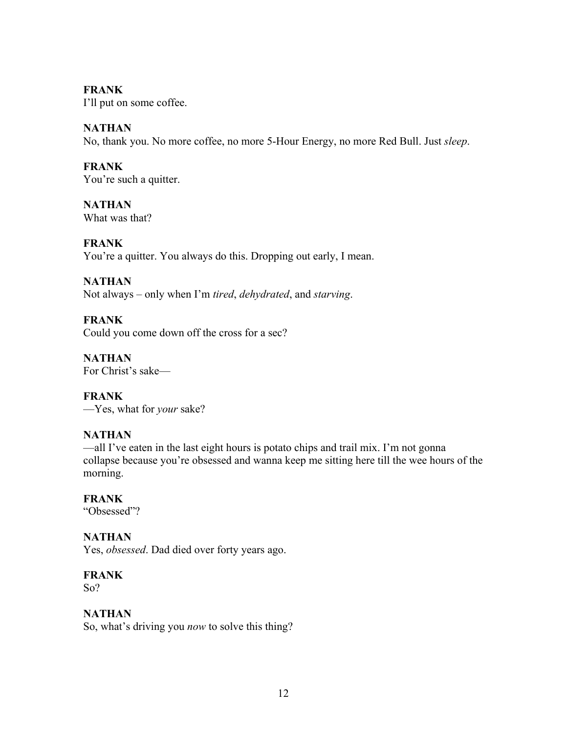**FRANK**
I'll put on some coffee.

**NATHAN**
No, thank you. No more coffee, no more 5-Hour Energy, no more Red Bull. Just *sleep*.

**FRANK**
You're such a quitter.

**NATHAN**
What was that?

**FRANK**
You're a quitter. You always do this. Dropping out early, I mean.

**NATHAN**
Not always – only when I'm *tired*, *dehydrated*, and *starving*.

**FRANK**
Could you come down off the cross for a sec?

**NATHAN**
For Christ's sake—

**FRANK**
—Yes, what for *your* sake?

**NATHAN**
—all I've eaten in the last eight hours is potato chips and trail mix. I'm not gonna collapse because you're obsessed and wanna keep me sitting here till the wee hours of the morning.

**FRANK**
"Obsessed"?

**NATHAN**
Yes, *obsessed*. Dad died over forty years ago.

**FRANK**
So?

**NATHAN**
So, what's driving you *now* to solve this thing?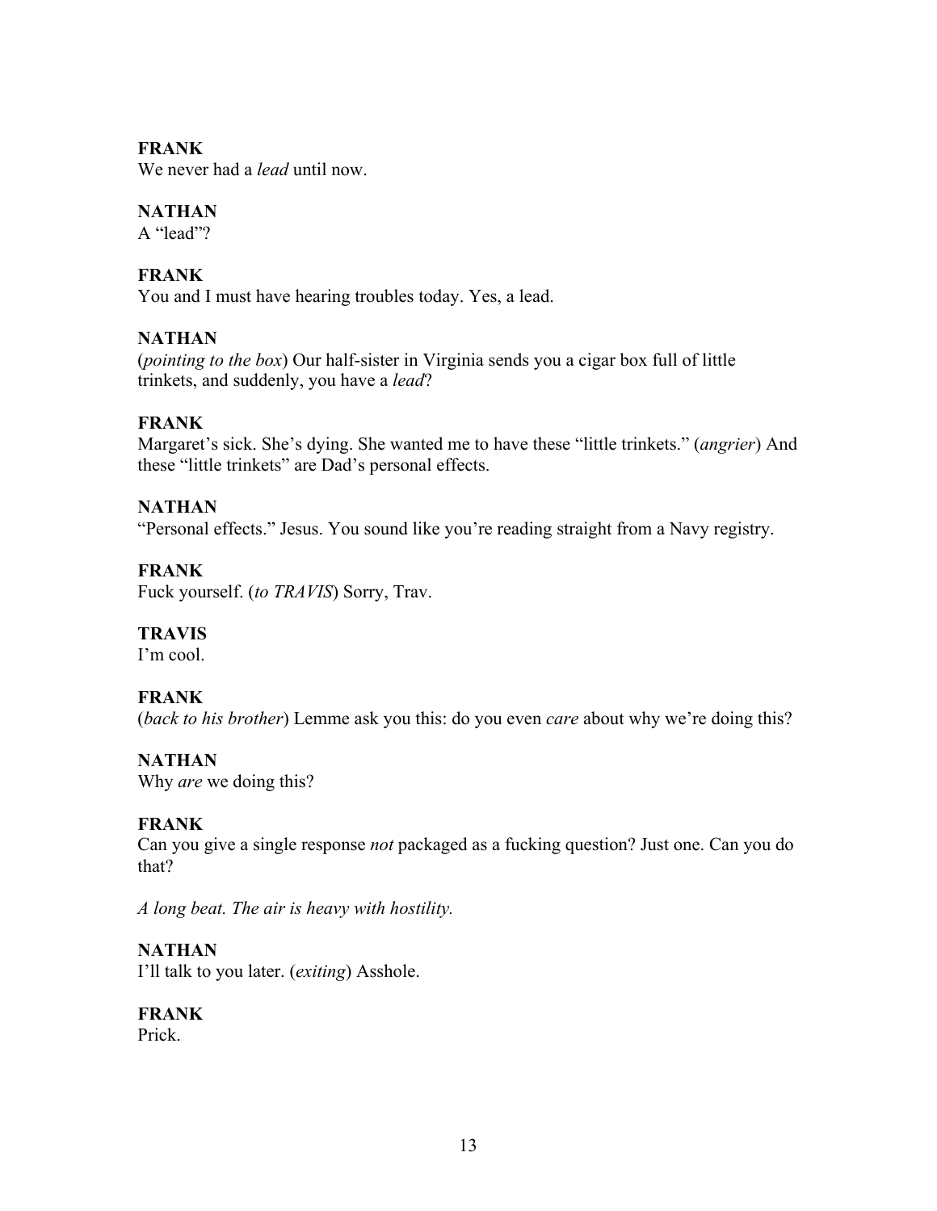**FRANK**
We never had a *lead* until now.

**NATHAN**
A "lead"?

**FRANK**
You and I must have hearing troubles today. Yes, a lead.

**NATHAN**
(*pointing to the box*) Our half-sister in Virginia sends you a cigar box full of little trinkets, and suddenly, you have a *lead*?

**FRANK**
Margaret's sick. She's dying. She wanted me to have these "little trinkets." (*angrier*) And these "little trinkets" are Dad's personal effects.

**NATHAN**
"Personal effects." Jesus. You sound like you're reading straight from a Navy registry.

**FRANK**
Fuck yourself. (*to TRAVIS*) Sorry, Trav.

**TRAVIS**
I'm cool.

**FRANK**
(*back to his brother*) Lemme ask you this: do you even *care* about why we're doing this?

**NATHAN**
Why *are* we doing this?

**FRANK**
Can you give a single response *not* packaged as a fucking question? Just one. Can you do that?

*A long beat. The air is heavy with hostility.*

**NATHAN**
I'll talk to you later. (*exiting*) Asshole.

**FRANK**
Prick.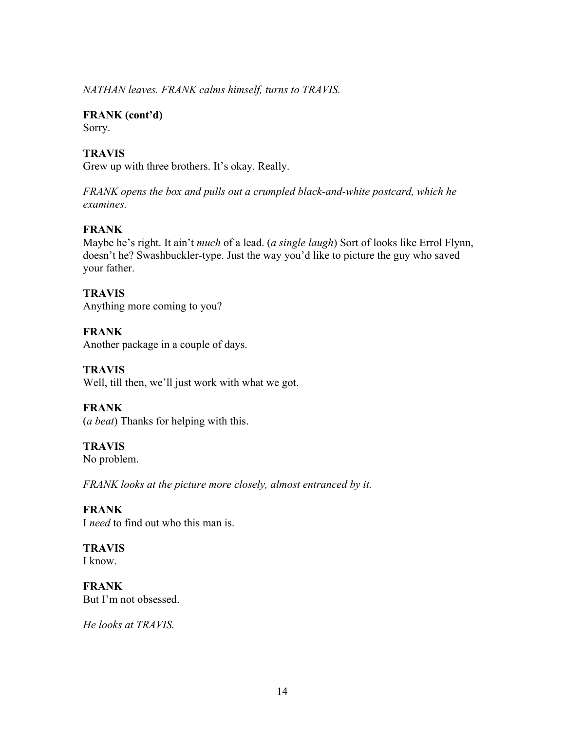*NATHAN leaves. FRANK calms himself, turns to TRAVIS.*

**FRANK (cont'd)**
Sorry.

**TRAVIS**
Grew up with three brothers. It's okay. Really.

*FRANK opens the box and pulls out a crumpled black-and-white postcard, which he examines.*

**FRANK**
Maybe he's right. It ain't *much* of a lead. (*a single laugh*) Sort of looks like Errol Flynn, doesn't he? Swashbuckler-type. Just the way you'd like to picture the guy who saved your father.

**TRAVIS**
Anything more coming to you?

**FRANK**
Another package in a couple of days.

**TRAVIS**
Well, till then, we'll just work with what we got.

**FRANK**
(*a beat*) Thanks for helping with this.

**TRAVIS**
No problem.

*FRANK looks at the picture more closely, almost entranced by it.*

**FRANK**
I *need* to find out who this man is.

**TRAVIS**
I know.

**FRANK**
But I'm not obsessed.

*He looks at TRAVIS.*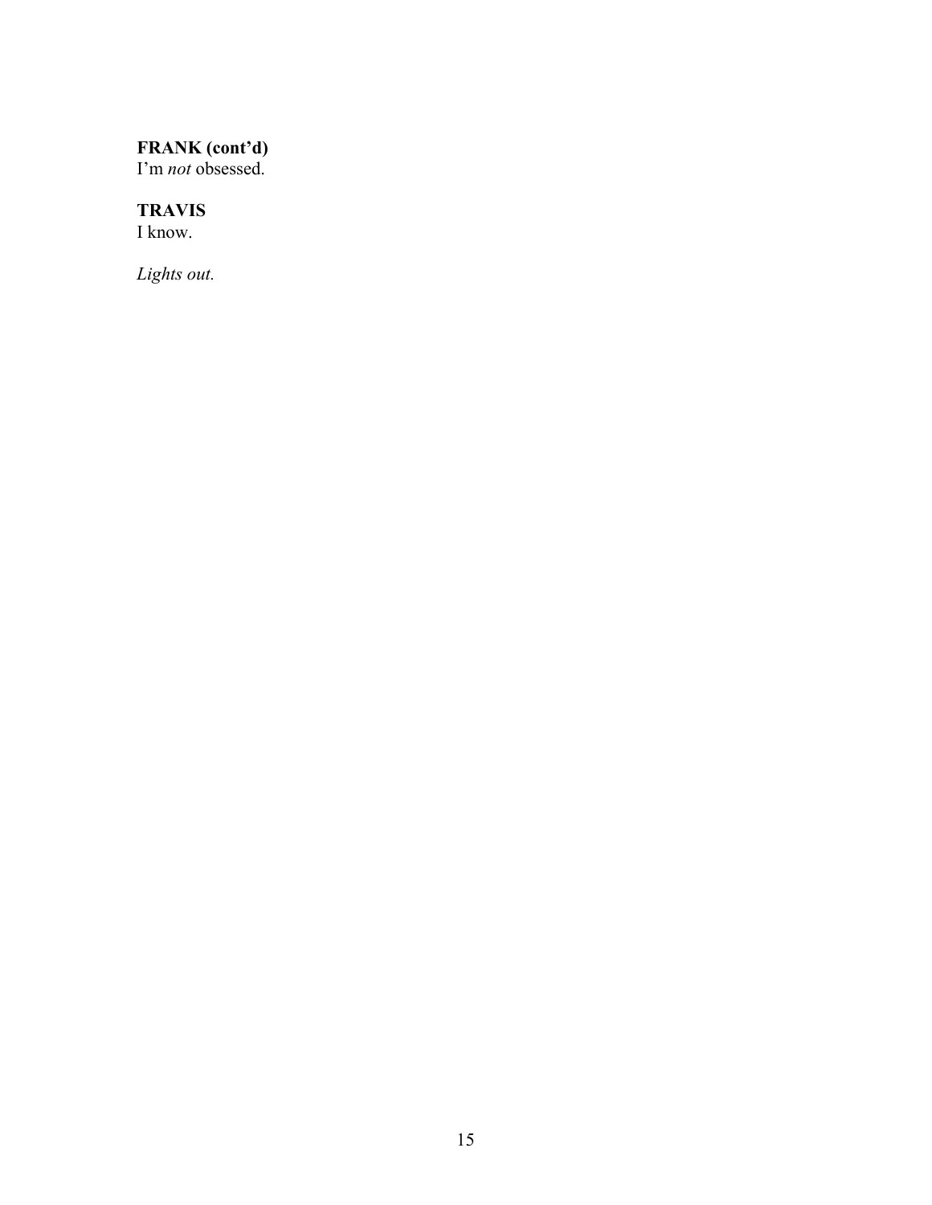**FRANK (cont'd)**
I'm *not* obsessed.

**TRAVIS**
I know.

*Lights out.*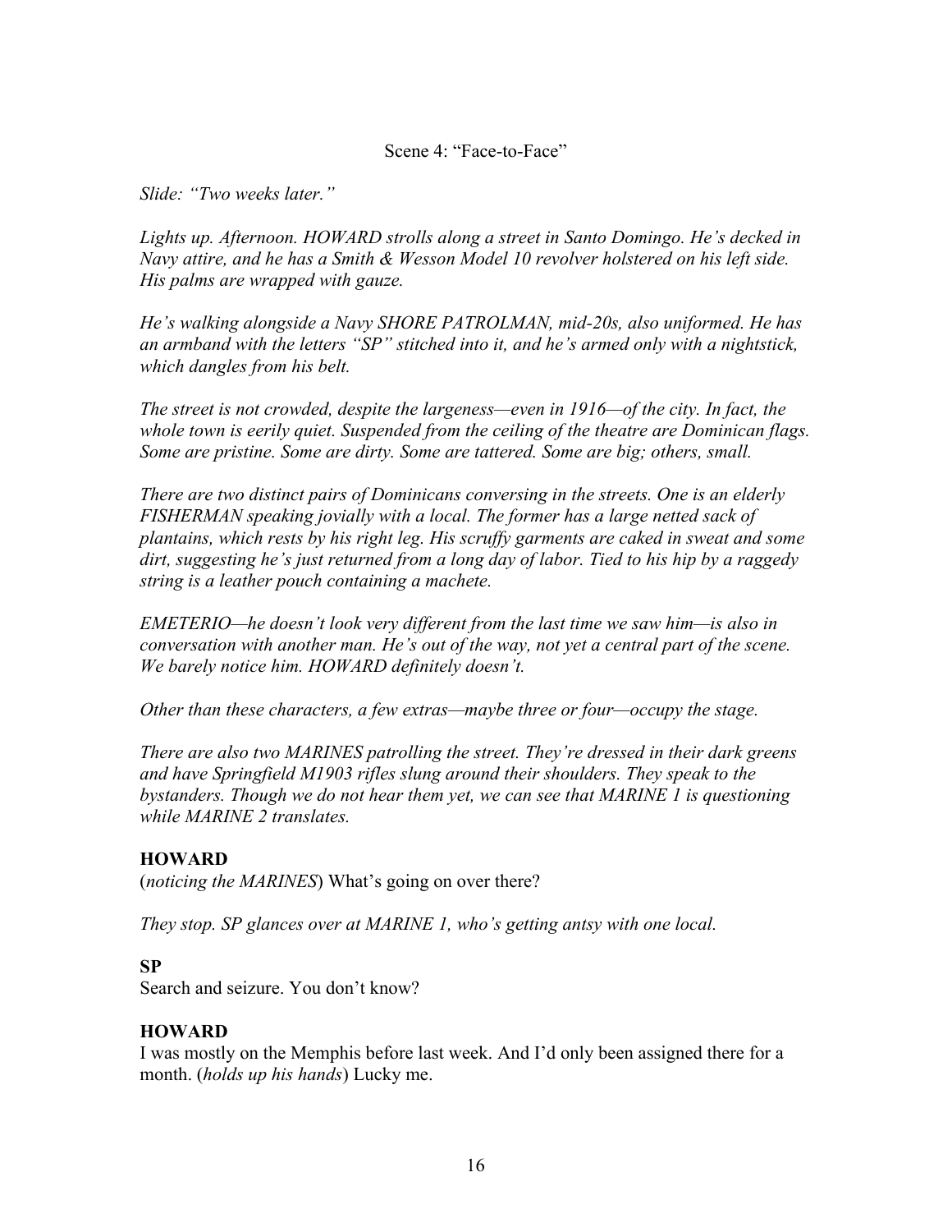Scene 4: "Face-to-Face"

*Slide: "Two weeks later."*

*Lights up. Afternoon. HOWARD strolls along a street in Santo Domingo. He's decked in Navy attire, and he has a Smith & Wesson Model 10 revolver holstered on his left side. His palms are wrapped with gauze.*

*He's walking alongside a Navy SHORE PATROLMAN, mid-20s, also uniformed. He has an armband with the letters "SP" stitched into it, and he's armed only with a nightstick, which dangles from his belt.*

*The street is not crowded, despite the largeness—even in 1916—of the city. In fact, the whole town is eerily quiet. Suspended from the ceiling of the theatre are Dominican flags. Some are pristine. Some are dirty. Some are tattered. Some are big; others, small.*

*There are two distinct pairs of Dominicans conversing in the streets. One is an elderly FISHERMAN speaking jovially with a local. The former has a large netted sack of plantains, which rests by his right leg. His scruffy garments are caked in sweat and some dirt, suggesting he's just returned from a long day of labor. Tied to his hip by a raggedy string is a leather pouch containing a machete.*

*EMETERIO—he doesn't look very different from the last time we saw him—is also in conversation with another man. He's out of the way, not yet a central part of the scene. We barely notice him. HOWARD definitely doesn't.*

*Other than these characters, a few extras—maybe three or four—occupy the stage.*

*There are also two MARINES patrolling the street. They're dressed in their dark greens and have Springfield M1903 rifles slung around their shoulders. They speak to the bystanders. Though we do not hear them yet, we can see that MARINE 1 is questioning while MARINE 2 translates.*

**HOWARD**
(*noticing the MARINES*) What's going on over there?

*They stop. SP glances over at MARINE 1, who's getting antsy with one local.*

**SP**
Search and seizure. You don't know?

**HOWARD**
I was mostly on the Memphis before last week. And I'd only been assigned there for a month. (*holds up his hands*) Lucky me.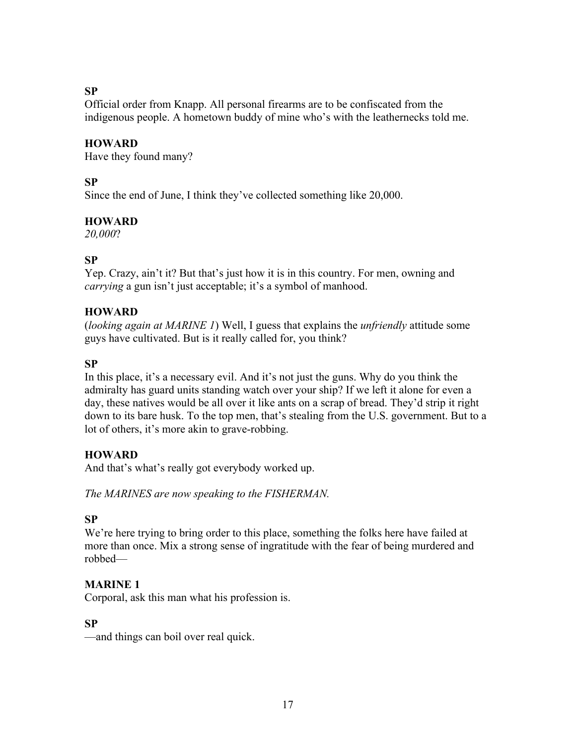**SP**
Official order from Knapp. All personal firearms are to be confiscated from the indigenous people. A hometown buddy of mine who's with the leathernecks told me.

**HOWARD**
Have they found many?

**SP**
Since the end of June, I think they've collected something like 20,000.

**HOWARD**
*20,000*?

**SP**
Yep. Crazy, ain't it? But that's just how it is in this country. For men, owning and *carrying* a gun isn't just acceptable; it's a symbol of manhood.

**HOWARD**
(*looking again at MARINE 1*) Well, I guess that explains the *unfriendly* attitude some guys have cultivated. But is it really called for, you think?

**SP**
In this place, it's a necessary evil. And it's not just the guns. Why do you think the admiralty has guard units standing watch over your ship? If we left it alone for even a day, these natives would be all over it like ants on a scrap of bread. They'd strip it right down to its bare husk. To the top men, that's stealing from the U.S. government. But to a lot of others, it's more akin to grave-robbing.

**HOWARD**
And that's what's really got everybody worked up.

*The MARINES are now speaking to the FISHERMAN.*

**SP**
We're here trying to bring order to this place, something the folks here have failed at more than once. Mix a strong sense of ingratitude with the fear of being murdered and robbed—

**MARINE 1**
Corporal, ask this man what his profession is.

**SP**
—and things can boil over real quick.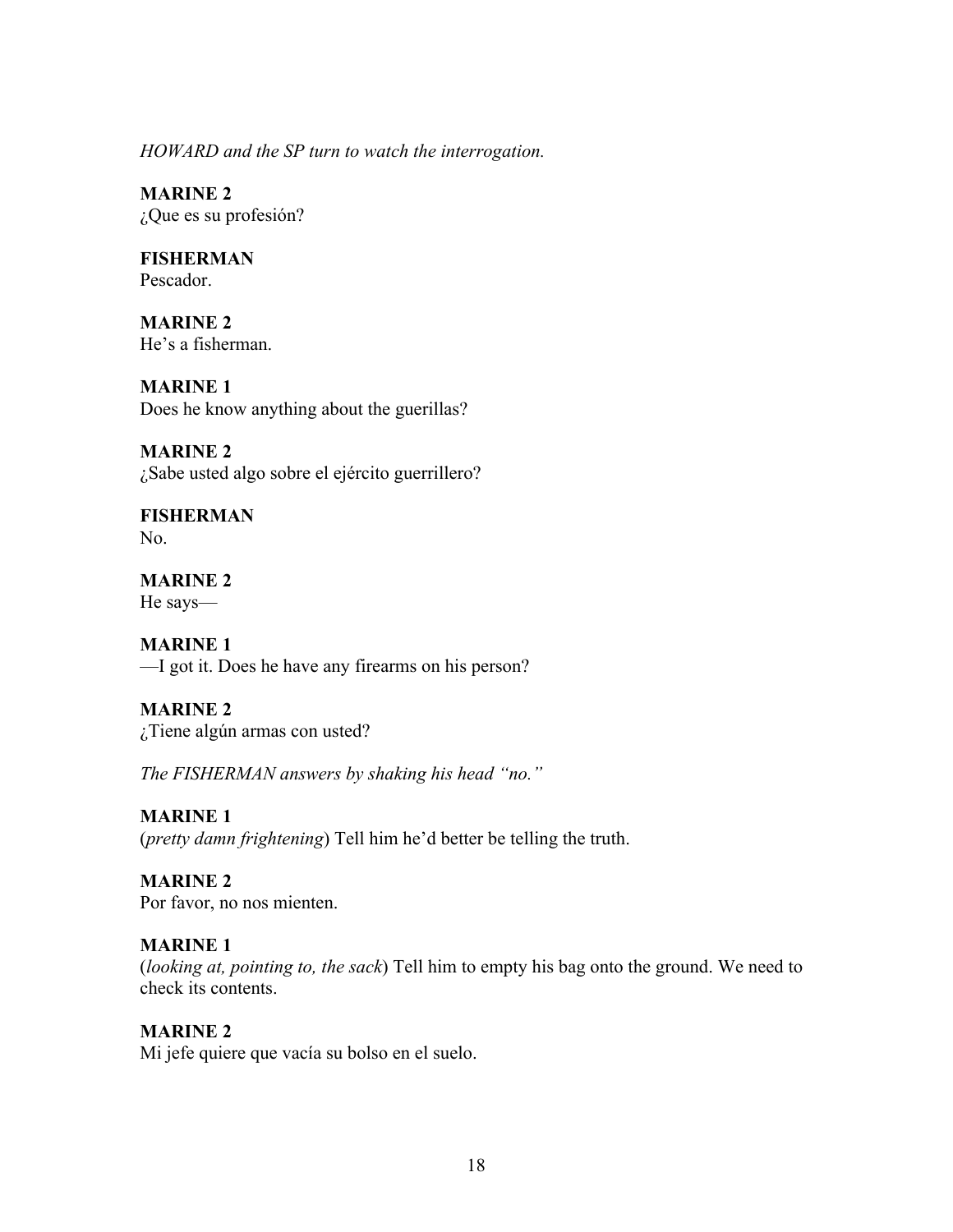*HOWARD and the SP turn to watch the interrogation.*

**MARINE 2**
¿Que es su profesión?

**FISHERMAN**
Pescador.

**MARINE 2**
He's a fisherman.

**MARINE 1**
Does he know anything about the guerillas?

**MARINE 2**
¿Sabe usted algo sobre el ejército guerrillero?

**FISHERMAN**
No.

**MARINE 2**
He says—

**MARINE 1**
—I got it. Does he have any firearms on his person?

**MARINE 2**
¿Tiene algún armas con usted?

*The FISHERMAN answers by shaking his head "no."*

**MARINE 1**
(*pretty damn frightening*) Tell him he'd better be telling the truth.

**MARINE 2**
Por favor, no nos mienten.

**MARINE 1**
(*looking at, pointing to, the sack*) Tell him to empty his bag onto the ground. We need to check its contents.

**MARINE 2**
Mi jefe quiere que vacía su bolso en el suelo.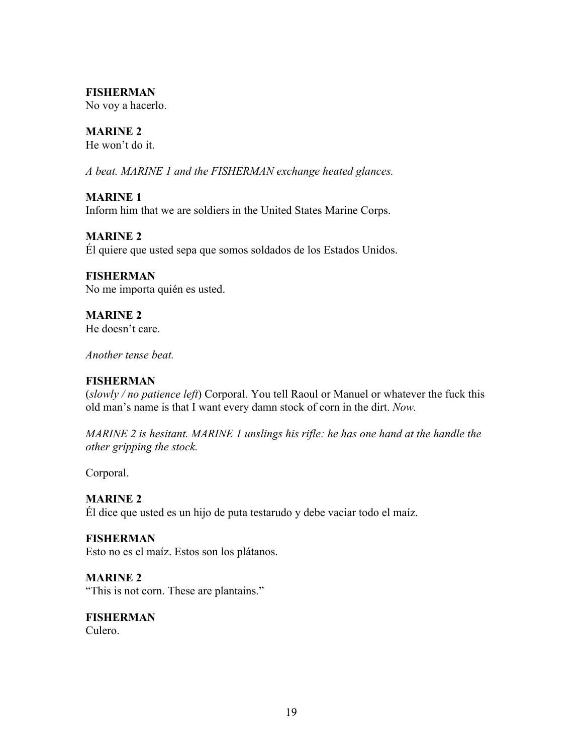**FISHERMAN**
No voy a hacerlo.

**MARINE 2**
He won't do it.

*A beat. MARINE 1 and the FISHERMAN exchange heated glances.*

**MARINE 1**
Inform him that we are soldiers in the United States Marine Corps.

**MARINE 2**
Él quiere que usted sepa que somos soldados de los Estados Unidos.

**FISHERMAN**
No me importa quién es usted.

**MARINE 2**
He doesn't care.

*Another tense beat.*

**FISHERMAN**
(*slowly / no patience left*) Corporal. You tell Raoul or Manuel or whatever the fuck this old man's name is that I want every damn stock of corn in the dirt. *Now.*

*MARINE 2 is hesitant. MARINE 1 unslings his rifle: he has one hand at the handle the other gripping the stock.*

Corporal.

**MARINE 2**
Él dice que usted es un hijo de puta testarudo y debe vaciar todo el maíz.

**FISHERMAN**
Esto no es el maíz. Estos son los plátanos.

**MARINE 2**
"This is not corn. These are plantains."

**FISHERMAN**
Culero.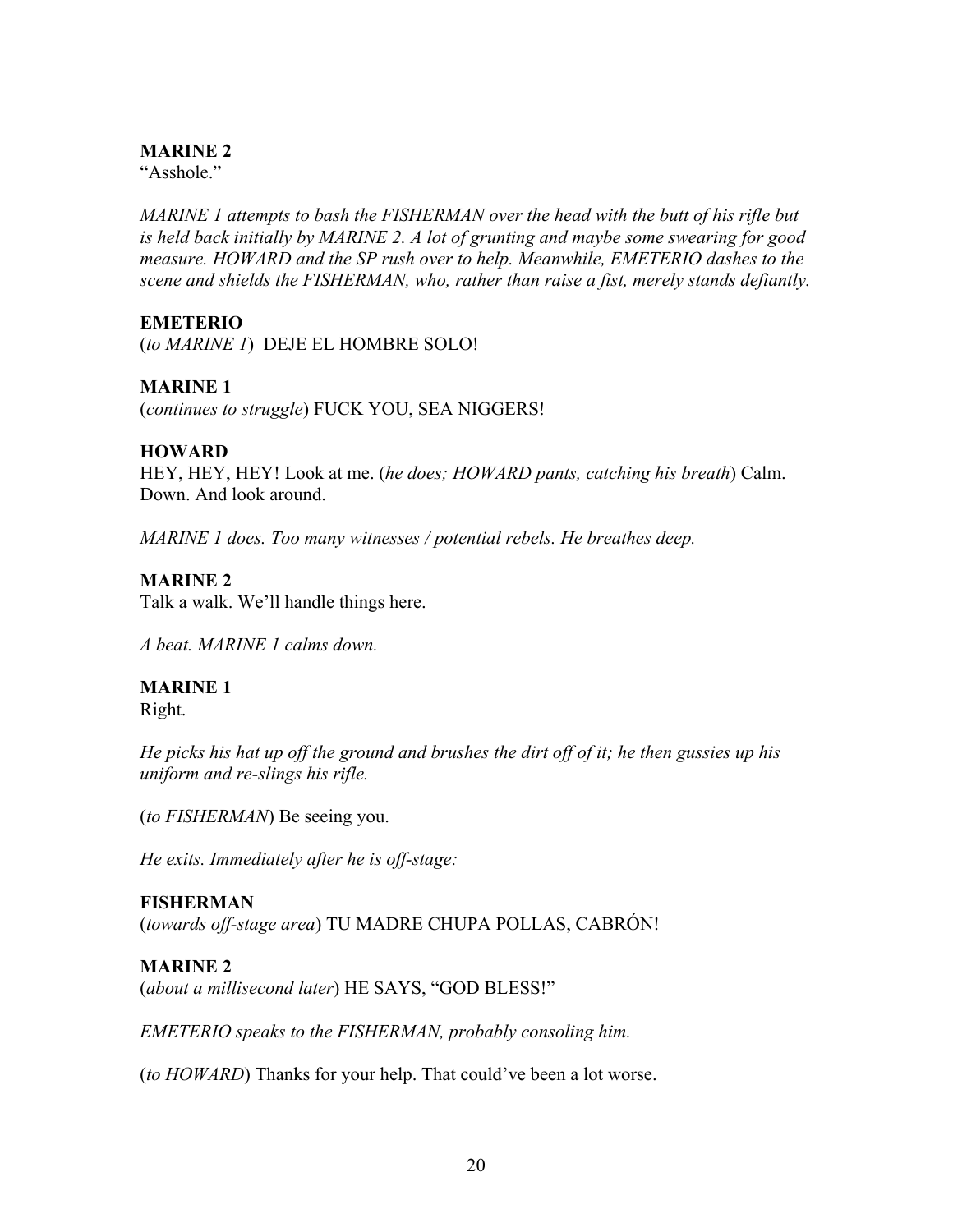**MARINE 2**
"Asshole."

*MARINE 1 attempts to bash the FISHERMAN over the head with the butt of his rifle but is held back initially by MARINE 2. A lot of grunting and maybe some swearing for good measure. HOWARD and the SP rush over to help. Meanwhile, EMETERIO dashes to the scene and shields the FISHERMAN, who, rather than raise a fist, merely stands defiantly.*

**EMETERIO**
(*to MARINE 1*) DEJE EL HOMBRE SOLO!

**MARINE 1**
(*continues to struggle*) FUCK YOU, SEA NIGGERS!

**HOWARD**
HEY, HEY, HEY! Look at me. (*he does; HOWARD pants, catching his breath*) Calm. Down. And look around.

*MARINE 1 does. Too many witnesses / potential rebels. He breathes deep.*

**MARINE 2**
Talk a walk. We'll handle things here.

*A beat. MARINE 1 calms down.*

**MARINE 1**
Right.

*He picks his hat up off the ground and brushes the dirt off of it; he then gussies up his uniform and re-slings his rifle.*

(*to FISHERMAN*) Be seeing you.

*He exits. Immediately after he is off-stage:*

**FISHERMAN**
(*towards off-stage area*) TU MADRE CHUPA POLLAS, CABRÓN!

**MARINE 2**
(*about a millisecond later*) HE SAYS, "GOD BLESS!"

*EMETERIO speaks to the FISHERMAN, probably consoling him.*

(*to HOWARD*) Thanks for your help. That could've been a lot worse.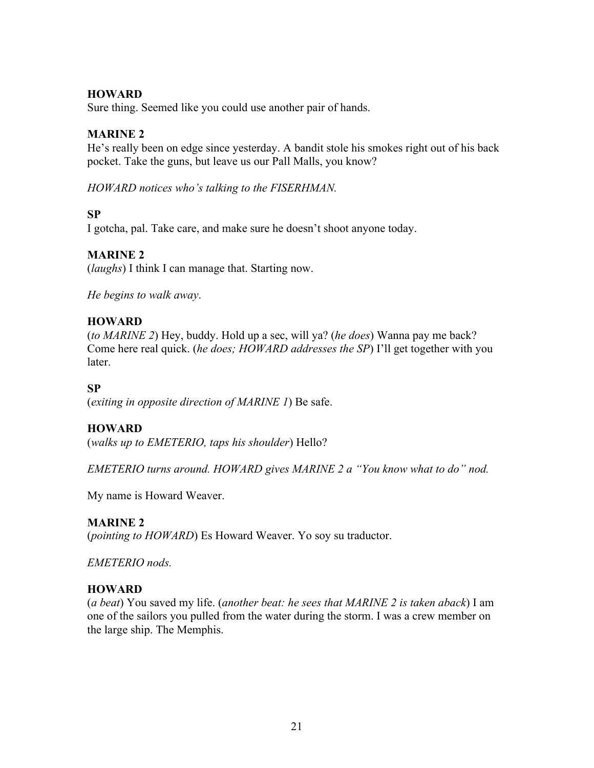**HOWARD**
Sure thing. Seemed like you could use another pair of hands.

**MARINE 2**
He's really been on edge since yesterday. A bandit stole his smokes right out of his back pocket. Take the guns, but leave us our Pall Malls, you know?

*HOWARD notices who's talking to the FISERHMAN.*

**SP**
I gotcha, pal. Take care, and make sure he doesn't shoot anyone today.

**MARINE 2**
(*laughs*) I think I can manage that. Starting now.

*He begins to walk away*.

**HOWARD**
(*to MARINE 2*) Hey, buddy. Hold up a sec, will ya? (*he does*) Wanna pay me back? Come here real quick. (*he does; HOWARD addresses the SP*) I'll get together with you later.

**SP**
(*exiting in opposite direction of MARINE 1*) Be safe.

**HOWARD**
(*walks up to EMETERIO, taps his shoulder*) Hello?

*EMETERIO turns around. HOWARD gives MARINE 2 a "You know what to do" nod.*

My name is Howard Weaver.

**MARINE 2**
(*pointing to HOWARD*) Es Howard Weaver. Yo soy su traductor.

*EMETERIO nods.*

**HOWARD**
(*a beat*) You saved my life. (*another beat: he sees that MARINE 2 is taken aback*) I am one of the sailors you pulled from the water during the storm. I was a crew member on the large ship. The Memphis.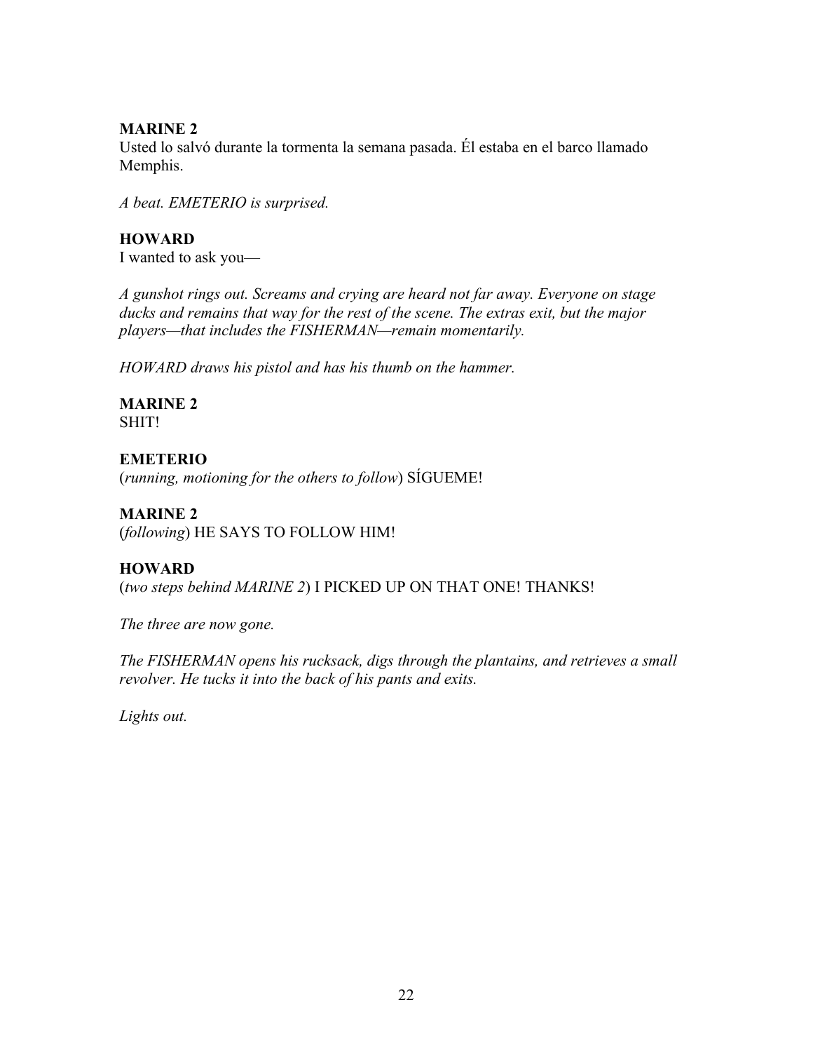**MARINE 2**
Usted lo salvó durante la tormenta la semana pasada. Él estaba en el barco llamado Memphis.

*A beat. EMETERIO is surprised.*

**HOWARD**
I wanted to ask you—

*A gunshot rings out. Screams and crying are heard not far away. Everyone on stage ducks and remains that way for the rest of the scene. The extras exit, but the major players—that includes the FISHERMAN—remain momentarily.*

*HOWARD draws his pistol and has his thumb on the hammer.*

**MARINE 2**
SHIT!

**EMETERIO**
(*running, motioning for the others to follow*) SÍGUEME!

**MARINE 2**
(*following*) HE SAYS TO FOLLOW HIM!

**HOWARD**
(*two steps behind MARINE 2*) I PICKED UP ON THAT ONE! THANKS!

*The three are now gone.*

*The FISHERMAN opens his rucksack, digs through the plantains, and retrieves a small revolver. He tucks it into the back of his pants and exits.*

*Lights out.*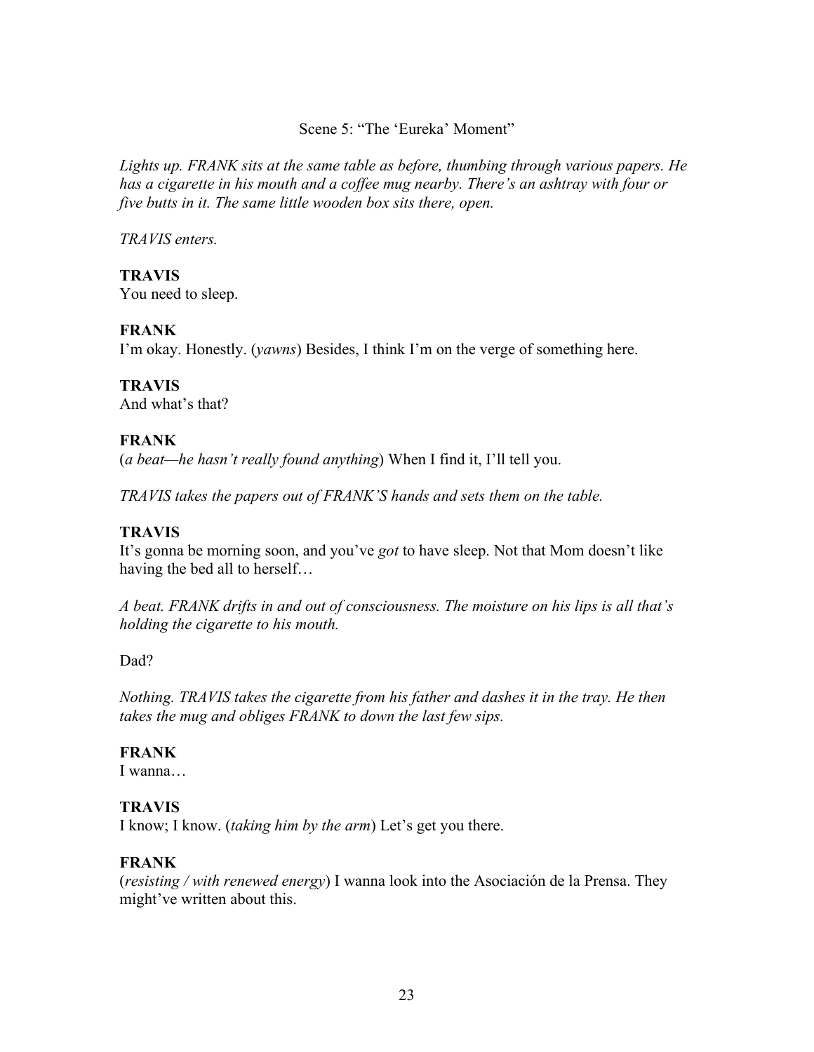Scene 5: "The 'Eureka' Moment"

*Lights up. FRANK sits at the same table as before, thumbing through various papers. He has a cigarette in his mouth and a coffee mug nearby. There's an ashtray with four or five butts in it. The same little wooden box sits there, open.*

*TRAVIS enters.*

**TRAVIS**
You need to sleep.

**FRANK**
I'm okay. Honestly. (*yawns*) Besides, I think I'm on the verge of something here.

**TRAVIS**
And what's that?

**FRANK**
(*a beat—he hasn't really found anything*) When I find it, I'll tell you.

*TRAVIS takes the papers out of FRANK'S hands and sets them on the table.*

**TRAVIS**
It's gonna be morning soon, and you've *got* to have sleep. Not that Mom doesn't like having the bed all to herself…

*A beat. FRANK drifts in and out of consciousness. The moisture on his lips is all that's holding the cigarette to his mouth.*

Dad?

*Nothing. TRAVIS takes the cigarette from his father and dashes it in the tray. He then takes the mug and obliges FRANK to down the last few sips.*

**FRANK**
I wanna…

**TRAVIS**
I know; I know. (*taking him by the arm*) Let's get you there.

**FRANK**
(*resisting / with renewed energy*) I wanna look into the Asociación de la Prensa. They might've written about this.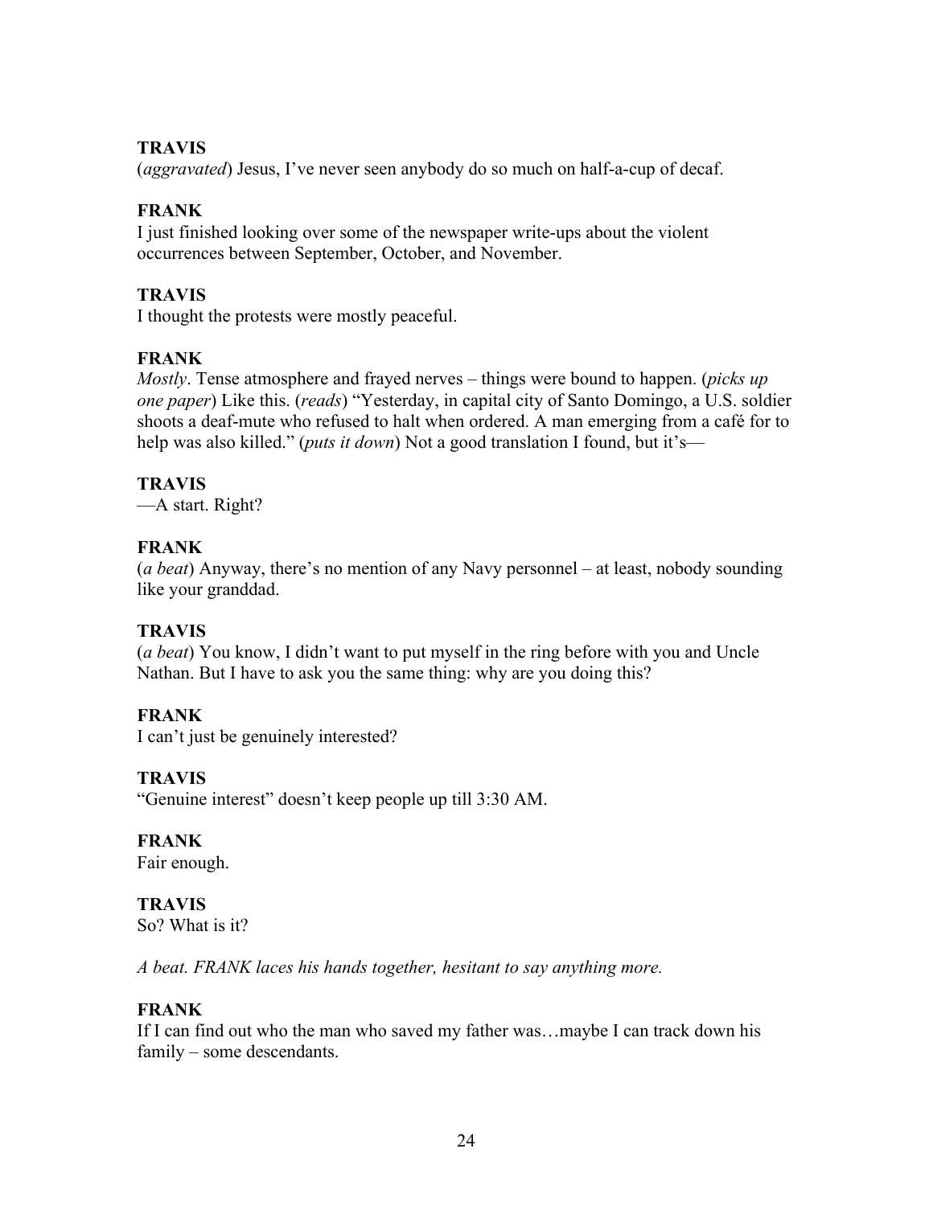**TRAVIS**
(*aggravated*) Jesus, I've never seen anybody do so much on half-a-cup of decaf.

**FRANK**
I just finished looking over some of the newspaper write-ups about the violent occurrences between September, October, and November.

**TRAVIS**
I thought the protests were mostly peaceful.

**FRANK**
*Mostly*. Tense atmosphere and frayed nerves – things were bound to happen. (*picks up one paper*) Like this. (*reads*) "Yesterday, in capital city of Santo Domingo, a U.S. soldier shoots a deaf-mute who refused to halt when ordered. A man emerging from a café for to help was also killed." (*puts it down*) Not a good translation I found, but it's—

**TRAVIS**
—A start. Right?

**FRANK**
(*a beat*) Anyway, there's no mention of any Navy personnel – at least, nobody sounding like your granddad.

**TRAVIS**
(*a beat*) You know, I didn't want to put myself in the ring before with you and Uncle Nathan. But I have to ask you the same thing: why are you doing this?

**FRANK**
I can't just be genuinely interested?

**TRAVIS**
"Genuine interest" doesn't keep people up till 3:30 AM.

**FRANK**
Fair enough.

**TRAVIS**
So? What is it?

*A beat. FRANK laces his hands together, hesitant to say anything more.*

**FRANK**
If I can find out who the man who saved my father was…maybe I can track down his family – some descendants.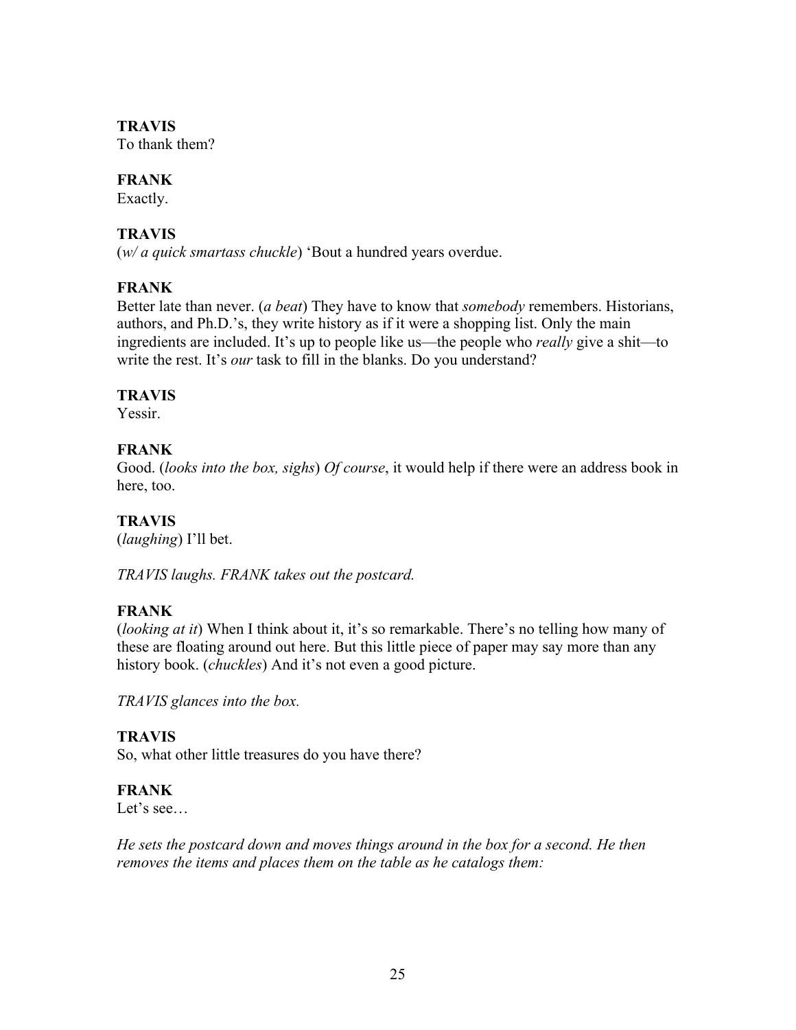**TRAVIS**
To thank them?

**FRANK**
Exactly.

**TRAVIS**
(*w/ a quick smartass chuckle*) 'Bout a hundred years overdue.

**FRANK**
Better late than never. (*a beat*) They have to know that *somebody* remembers. Historians, authors, and Ph.D.'s, they write history as if it were a shopping list. Only the main ingredients are included. It's up to people like us—the people who *really* give a shit—to write the rest. It's *our* task to fill in the blanks. Do you understand?

**TRAVIS**
Yessir.

**FRANK**
Good. (*looks into the box, sighs*) *Of course*, it would help if there were an address book in here, too.

**TRAVIS**
(*laughing*) I'll bet.

*TRAVIS laughs. FRANK takes out the postcard.*

**FRANK**
(*looking at it*) When I think about it, it's so remarkable. There's no telling how many of these are floating around out here. But this little piece of paper may say more than any history book. (*chuckles*) And it's not even a good picture.

*TRAVIS glances into the box.*

**TRAVIS**
So, what other little treasures do you have there?

**FRANK**
Let's see…

*He sets the postcard down and moves things around in the box for a second. He then removes the items and places them on the table as he catalogs them:*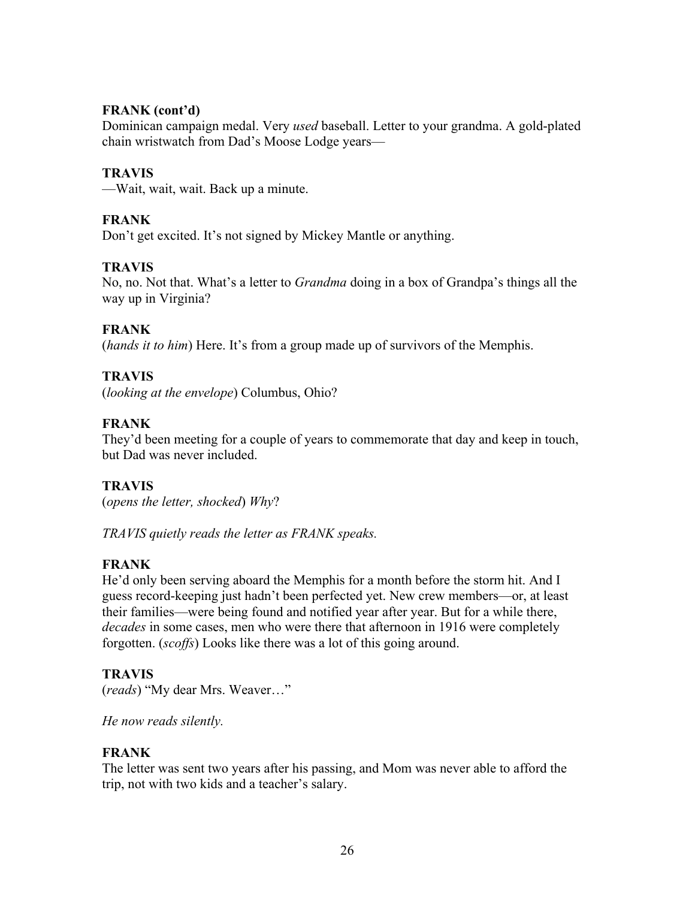**FRANK (cont'd)**
Dominican campaign medal. Very *used* baseball. Letter to your grandma. A gold-plated chain wristwatch from Dad's Moose Lodge years—

**TRAVIS**
—Wait, wait, wait. Back up a minute.

**FRANK**
Don't get excited. It's not signed by Mickey Mantle or anything.

**TRAVIS**
No, no. Not that. What's a letter to *Grandma* doing in a box of Grandpa's things all the way up in Virginia?

**FRANK**
(*hands it to him*) Here. It's from a group made up of survivors of the Memphis.

**TRAVIS**
(*looking at the envelope*) Columbus, Ohio?

**FRANK**
They'd been meeting for a couple of years to commemorate that day and keep in touch, but Dad was never included.

**TRAVIS**
(*opens the letter, shocked*) *Why*?

*TRAVIS quietly reads the letter as FRANK speaks.*

**FRANK**
He'd only been serving aboard the Memphis for a month before the storm hit. And I guess record-keeping just hadn't been perfected yet. New crew members—or, at least their families—were being found and notified year after year. But for a while there, *decades* in some cases, men who were there that afternoon in 1916 were completely forgotten. (*scoffs*) Looks like there was a lot of this going around.

**TRAVIS**
(*reads*) "My dear Mrs. Weaver…"

*He now reads silently.*

**FRANK**
The letter was sent two years after his passing, and Mom was never able to afford the trip, not with two kids and a teacher's salary.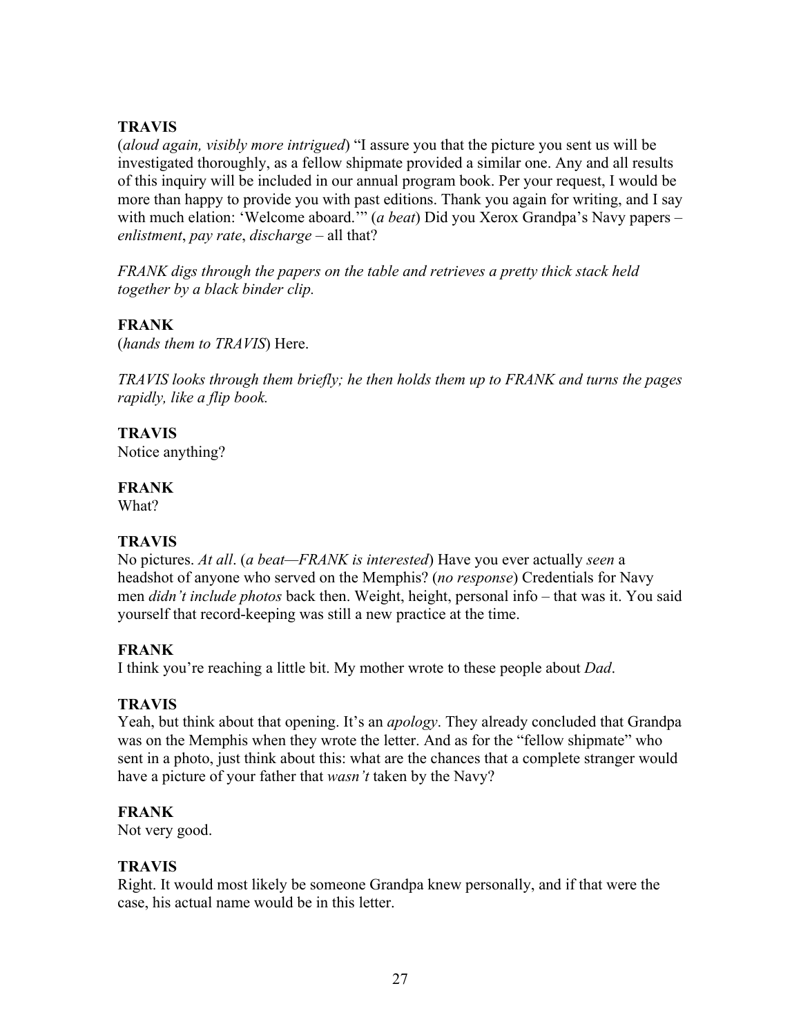**TRAVIS**

(*aloud again, visibly more intrigued*) "I assure you that the picture you sent us will be investigated thoroughly, as a fellow shipmate provided a similar one. Any and all results of this inquiry will be included in our annual program book. Per your request, I would be more than happy to provide you with past editions. Thank you again for writing, and I say with much elation: 'Welcome aboard.'" (*a beat*) Did you Xerox Grandpa's Navy papers – *enlistment*, *pay rate*, *discharge* – all that?

*FRANK digs through the papers on the table and retrieves a pretty thick stack held together by a black binder clip.*

**FRANK**

(*hands them to TRAVIS*) Here.

*TRAVIS looks through them briefly; he then holds them up to FRANK and turns the pages rapidly, like a flip book.*

**TRAVIS**

Notice anything?

**FRANK**

What?

**TRAVIS**

No pictures. *At all*. (*a beat—FRANK is interested*) Have you ever actually *seen* a headshot of anyone who served on the Memphis? (*no response*) Credentials for Navy men *didn't include photos* back then. Weight, height, personal info – that was it. You said yourself that record-keeping was still a new practice at the time.

**FRANK**

I think you're reaching a little bit. My mother wrote to these people about *Dad*.

**TRAVIS**

Yeah, but think about that opening. It's an *apology*. They already concluded that Grandpa was on the Memphis when they wrote the letter. And as for the "fellow shipmate" who sent in a photo, just think about this: what are the chances that a complete stranger would have a picture of your father that *wasn't* taken by the Navy?

**FRANK**

Not very good.

**TRAVIS**

Right. It would most likely be someone Grandpa knew personally, and if that were the case, his actual name would be in this letter.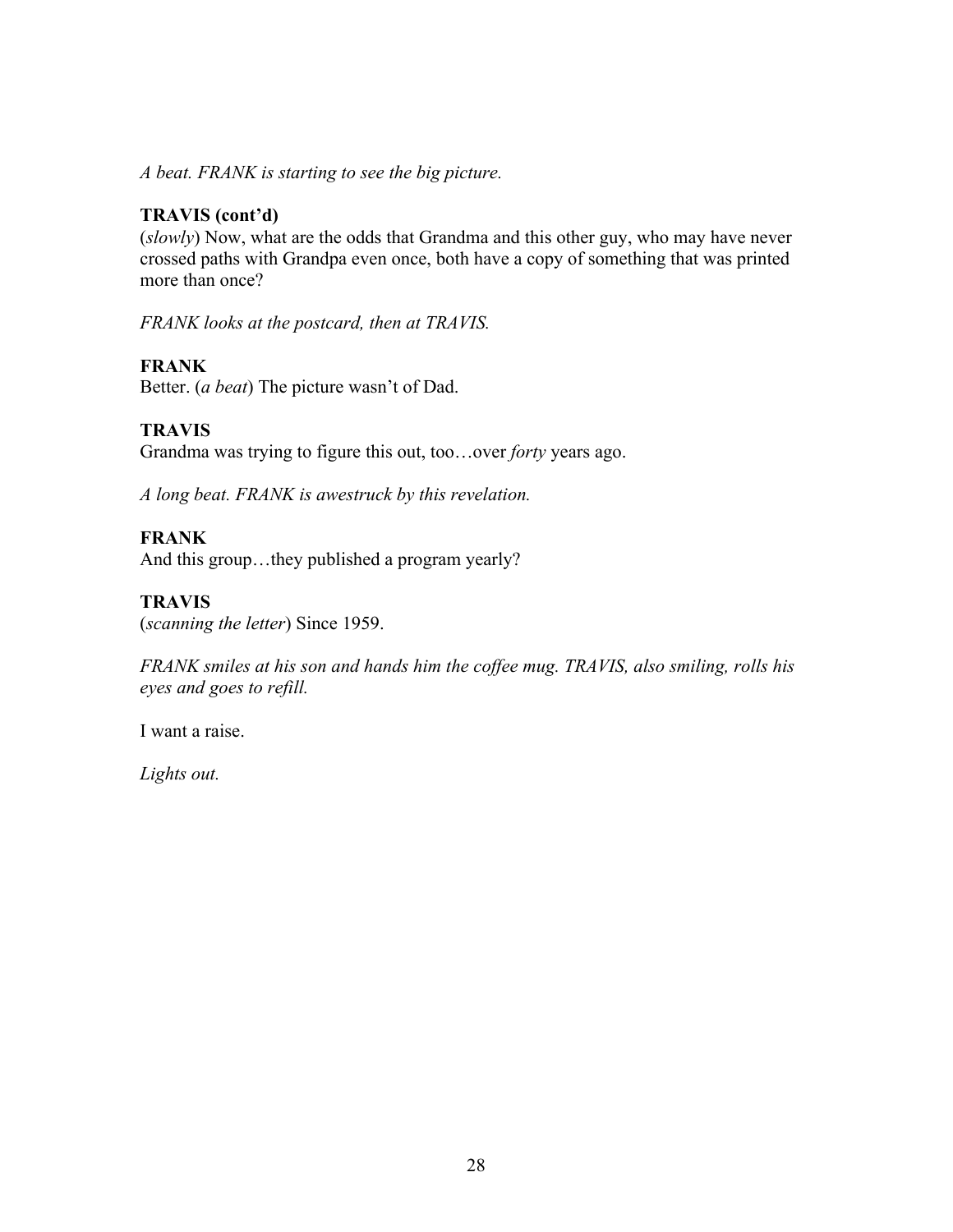*A beat. FRANK is starting to see the big picture.*

**TRAVIS (cont'd)**
(*slowly*) Now, what are the odds that Grandma and this other guy, who may have never crossed paths with Grandpa even once, both have a copy of something that was printed more than once?

*FRANK looks at the postcard, then at TRAVIS.*

**FRANK**
Better. (*a beat*) The picture wasn't of Dad.

**TRAVIS**
Grandma was trying to figure this out, too…over *forty* years ago.

*A long beat. FRANK is awestruck by this revelation.*

**FRANK**
And this group…they published a program yearly?

**TRAVIS**
(*scanning the letter*) Since 1959.

*FRANK smiles at his son and hands him the coffee mug. TRAVIS, also smiling, rolls his eyes and goes to refill.*

I want a raise.

*Lights out.*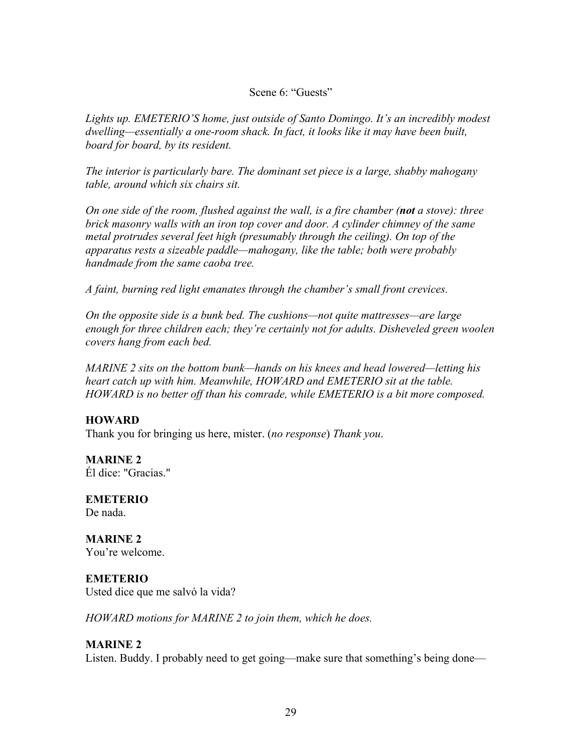Scene 6: “Guests”

*Lights up. EMETERIO’S home, just outside of Santo Domingo. It’s an incredibly modest dwelling—essentially a one-room shack. In fact, it looks like it may have been built, board for board, by its resident.*

*The interior is particularly bare. The dominant set piece is a large, shabby mahogany table, around which six chairs sit.*

*On one side of the room, flushed against the wall, is a fire chamber (**not** a stove): three brick masonry walls with an iron top cover and door. A cylinder chimney of the same metal protrudes several feet high (presumably through the ceiling). On top of the apparatus rests a sizeable paddle—mahogany, like the table; both were probably handmade from the same caoba tree.*

*A faint, burning red light emanates through the chamber’s small front crevices.*

*On the opposite side is a bunk bed. The cushions—not quite mattresses—are large enough for three children each; they’re certainly not for adults. Disheveled green woolen covers hang from each bed.*

*MARINE 2 sits on the bottom bunk—hands on his knees and head lowered—letting his heart catch up with him. Meanwhile, HOWARD and EMETERIO sit at the table. HOWARD is no better off than his comrade, while EMETERIO is a bit more composed.*

**HOWARD**
Thank you for bringing us here, mister. (*no response*) *Thank you*.

**MARINE 2**
Él dice: "Gracias."

**EMETERIO**
De nada.

**MARINE 2**
You’re welcome.

**EMETERIO**
Usted dice que me salvó la vida?

*HOWARD motions for MARINE 2 to join them, which he does.*

**MARINE 2**
Listen. Buddy. I probably need to get going—make sure that something’s being done—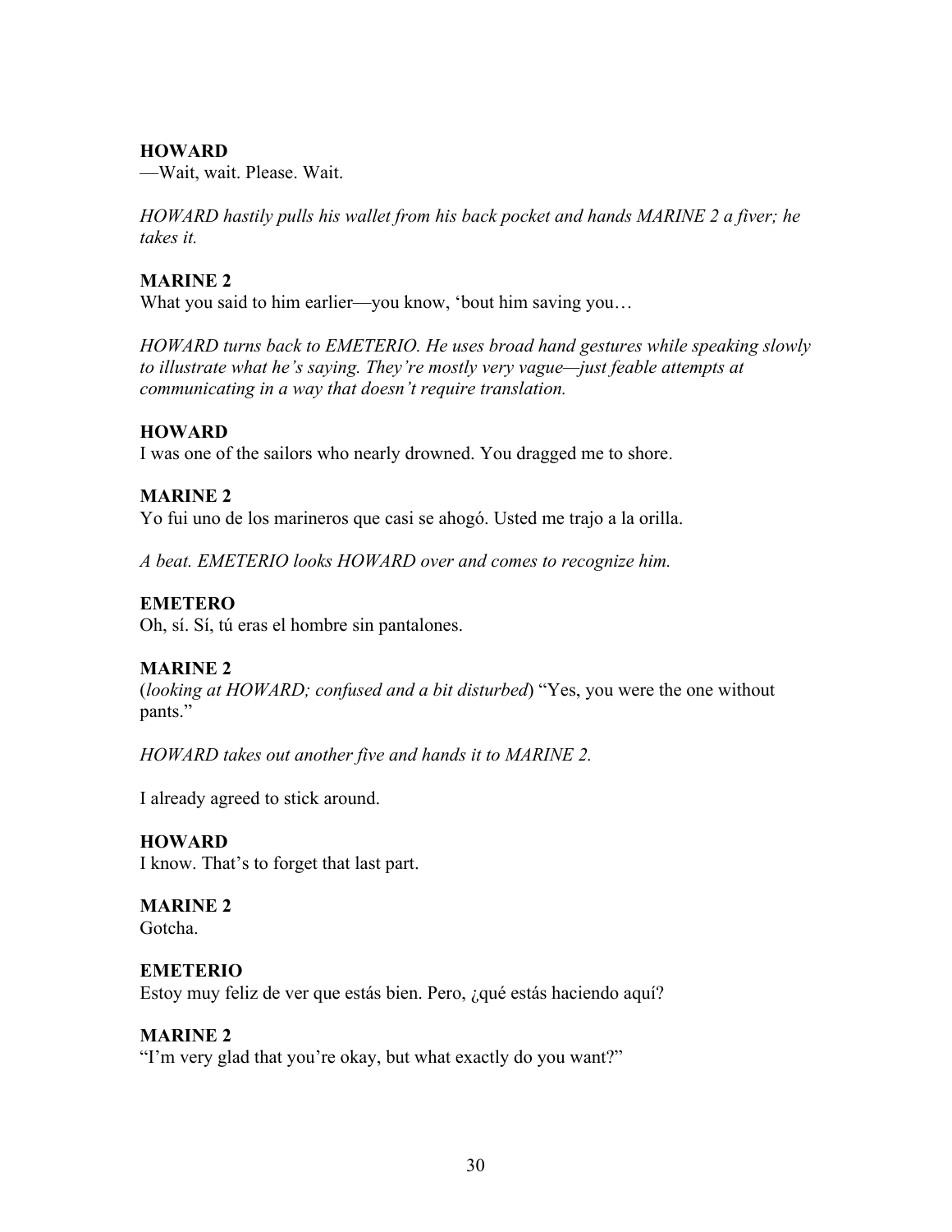**HOWARD**
—Wait, wait. Please. Wait.

*HOWARD hastily pulls his wallet from his back pocket and hands MARINE 2 a fiver; he takes it.*

**MARINE 2**
What you said to him earlier—you know, 'bout him saving you…

*HOWARD turns back to EMETERIO. He uses broad hand gestures while speaking slowly to illustrate what he's saying. They're mostly very vague—just feable attempts at communicating in a way that doesn't require translation.*

**HOWARD**
I was one of the sailors who nearly drowned. You dragged me to shore.

**MARINE 2**
Yo fui uno de los marineros que casi se ahogó. Usted me trajo a la orilla.

*A beat. EMETERIO looks HOWARD over and comes to recognize him.*

**EMETERO**
Oh, sí. Sí, tú eras el hombre sin pantalones.

**MARINE 2**
(*looking at HOWARD; confused and a bit disturbed*) "Yes, you were the one without pants."

*HOWARD takes out another five and hands it to MARINE 2.*

I already agreed to stick around.

**HOWARD**
I know. That's to forget that last part.

**MARINE 2**
Gotcha.

**EMETERIO**
Estoy muy feliz de ver que estás bien. Pero, ¿qué estás haciendo aquí?

**MARINE 2**
"I'm very glad that you're okay, but what exactly do you want?"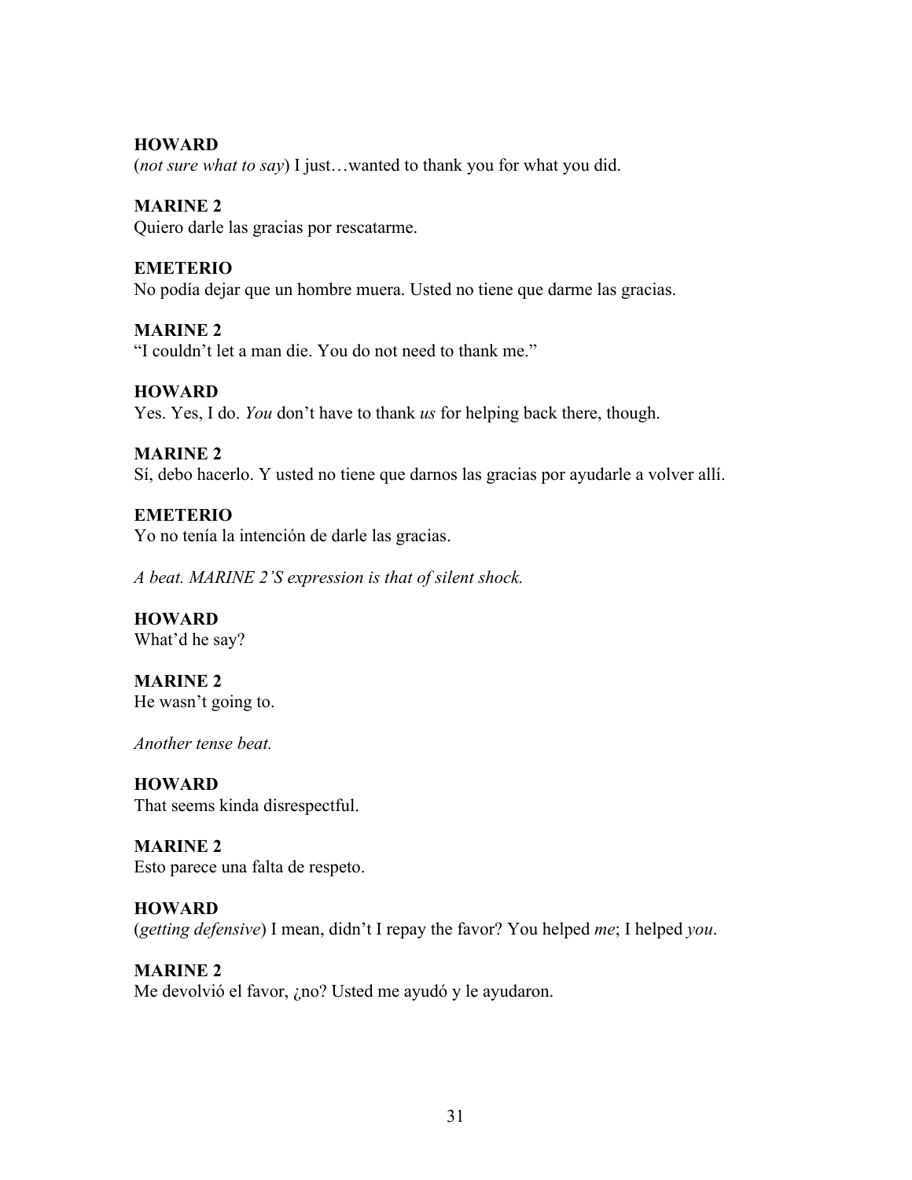**HOWARD**
(*not sure what to say*) I just…wanted to thank you for what you did.

**MARINE 2**
Quiero darle las gracias por rescatarme.

**EMETERIO**
No podía dejar que un hombre muera. Usted no tiene que darme las gracias.

**MARINE 2**
"I couldn't let a man die. You do not need to thank me."

**HOWARD**
Yes. Yes, I do. *You* don't have to thank *us* for helping back there, though.

**MARINE 2**
Sí, debo hacerlo. Y usted no tiene que darnos las gracias por ayudarle a volver allí.

**EMETERIO**
Yo no tenía la intención de darle las gracias.

*A beat. MARINE 2'S expression is that of silent shock.*

**HOWARD**
What'd he say?

**MARINE 2**
He wasn't going to.

*Another tense beat.*

**HOWARD**
That seems kinda disrespectful.

**MARINE 2**
Esto parece una falta de respeto.

**HOWARD**
(*getting defensive*) I mean, didn't I repay the favor? You helped *me*; I helped *you*.

**MARINE 2**
Me devolvió el favor, ¿no? Usted me ayudó y le ayudaron.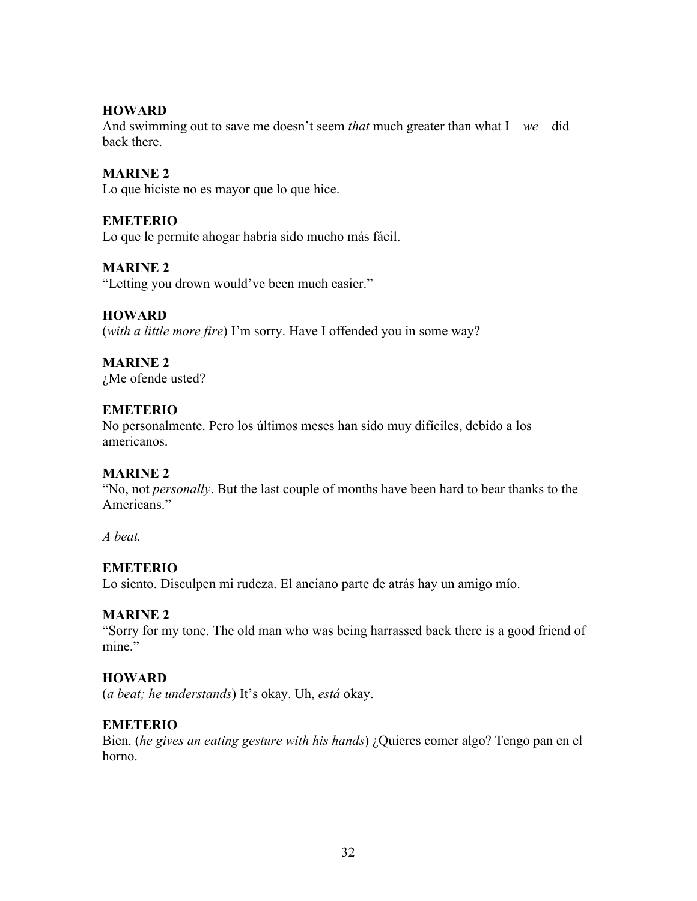**HOWARD**
And swimming out to save me doesn't seem *that* much greater than what I—*we*—did back there.

**MARINE 2**
Lo que hiciste no es mayor que lo que hice.

**EMETERIO**
Lo que le permite ahogar habría sido mucho más fácil.

**MARINE 2**
"Letting you drown would've been much easier."

**HOWARD**
(*with a little more fire*) I'm sorry. Have I offended you in some way?

**MARINE 2**
¿Me ofende usted?

**EMETERIO**
No personalmente. Pero los últimos meses han sido muy difíciles, debido a los americanos.

**MARINE 2**
"No, not *personally*. But the last couple of months have been hard to bear thanks to the Americans."

*A beat.*

**EMETERIO**
Lo siento. Disculpen mi rudeza. El anciano parte de atrás hay un amigo mío.

**MARINE 2**
"Sorry for my tone. The old man who was being harrassed back there is a good friend of mine."

**HOWARD**
(*a beat; he understands*) It's okay. Uh, *está* okay.

**EMETERIO**
Bien. (*he gives an eating gesture with his hands*) ¿Quieres comer algo? Tengo pan en el horno.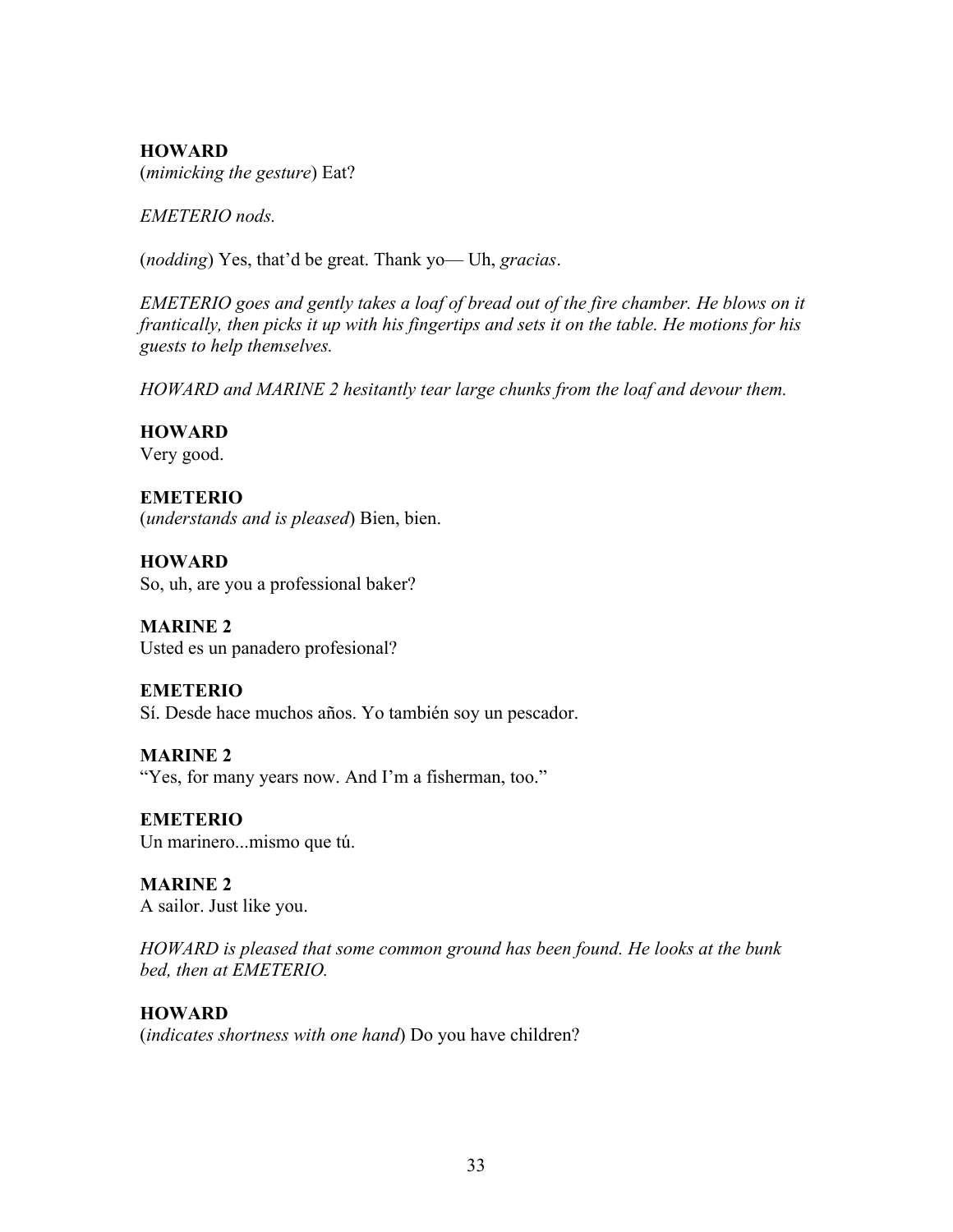**HOWARD**
(*mimicking the gesture*) Eat?

*EMETERIO nods.*

(*nodding*) Yes, that'd be great. Thank yo— Uh, *gracias*.

*EMETERIO goes and gently takes a loaf of bread out of the fire chamber. He blows on it frantically, then picks it up with his fingertips and sets it on the table. He motions for his guests to help themselves.*

*HOWARD and MARINE 2 hesitantly tear large chunks from the loaf and devour them.*

**HOWARD**
Very good.

**EMETERIO**
(*understands and is pleased*) Bien, bien.

**HOWARD**
So, uh, are you a professional baker?

**MARINE 2**
Usted es un panadero profesional?

**EMETERIO**
Sí. Desde hace muchos años. Yo también soy un pescador.

**MARINE 2**
"Yes, for many years now. And I'm a fisherman, too."

**EMETERIO**
Un marinero...mismo que tú.

**MARINE 2**
A sailor. Just like you.

*HOWARD is pleased that some common ground has been found. He looks at the bunk bed, then at EMETERIO.*

**HOWARD**
(*indicates shortness with one hand*) Do you have children?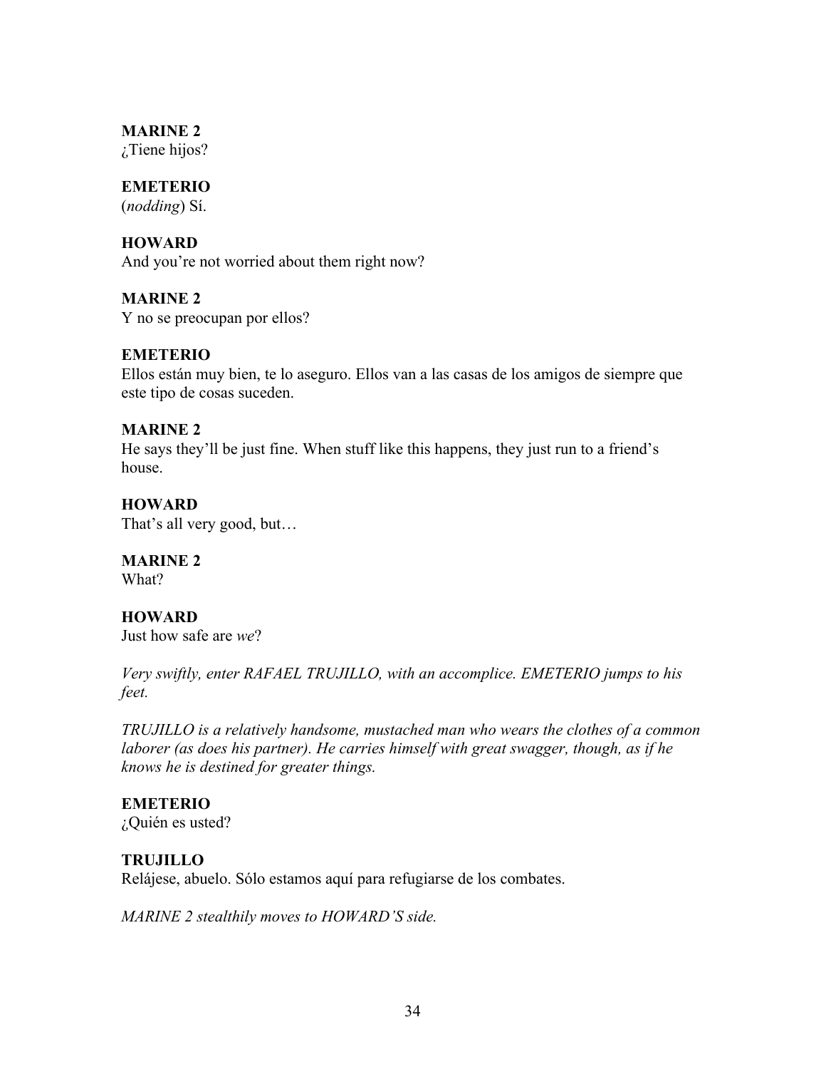**MARINE 2**
¿Tiene hijos?

**EMETERIO**
(*nodding*) Sí.

**HOWARD**
And you're not worried about them right now?

**MARINE 2**
Y no se preocupan por ellos?

**EMETERIO**
Ellos están muy bien, te lo aseguro. Ellos van a las casas de los amigos de siempre que este tipo de cosas suceden.

**MARINE 2**
He says they'll be just fine. When stuff like this happens, they just run to a friend's house.

**HOWARD**
That's all very good, but…

**MARINE 2**
What?

**HOWARD**
Just how safe are *we*?

*Very swiftly, enter RAFAEL TRUJILLO, with an accomplice. EMETERIO jumps to his feet.*

*TRUJILLO is a relatively handsome, mustached man who wears the clothes of a common laborer (as does his partner). He carries himself with great swagger, though, as if he knows he is destined for greater things.*

**EMETERIO**
¿Quién es usted?

**TRUJILLO**
Relájese, abuelo. Sólo estamos aquí para refugiarse de los combates.

*MARINE 2 stealthily moves to HOWARD'S side.*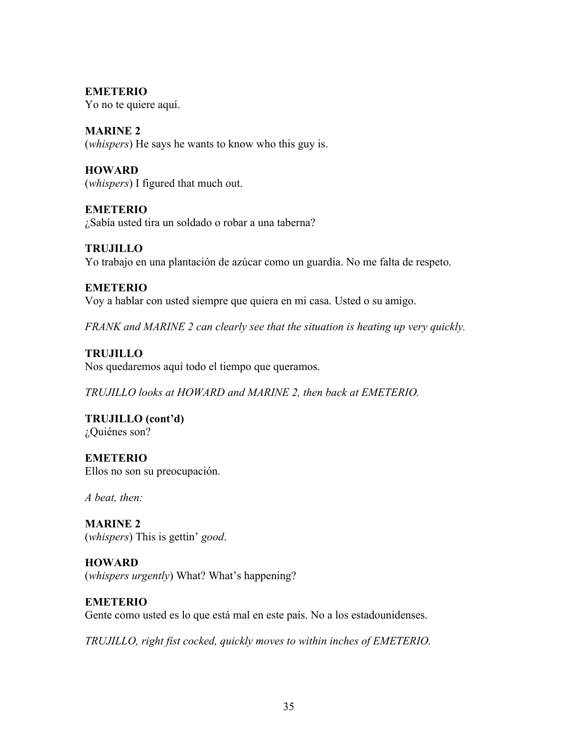**EMETERIO**
Yo no te quiere aquí.

**MARINE 2**
(*whispers*) He says he wants to know who this guy is.

**HOWARD**
(*whispers*) I figured that much out.

**EMETERIO**
¿Sabía usted tira un soldado o robar a una taberna?

**TRUJILLO**
Yo trabajo en una plantación de azúcar como un guardia. No me falta de respeto.

**EMETERIO**
Voy a hablar con usted siempre que quiera en mi casa. Usted o su amigo.

*FRANK and MARINE 2 can clearly see that the situation is heating up very quickly.*

**TRUJILLO**
Nos quedaremos aquí todo el tiempo que queramos.

*TRUJILLO looks at HOWARD and MARINE 2, then back at EMETERIO.*

**TRUJILLO (cont'd)**
¿Quiénes son?

**EMETERIO**
Ellos no son su preocupación.

*A beat, then:*

**MARINE 2**
(*whispers*) This is gettin' *good*.

**HOWARD**
(*whispers urgently*) What? What's happening?

**EMETERIO**
Gente como usted es lo que está mal en este país. No a los estadounidenses.

*TRUJILLO, right fist cocked, quickly moves to within inches of EMETERIO.*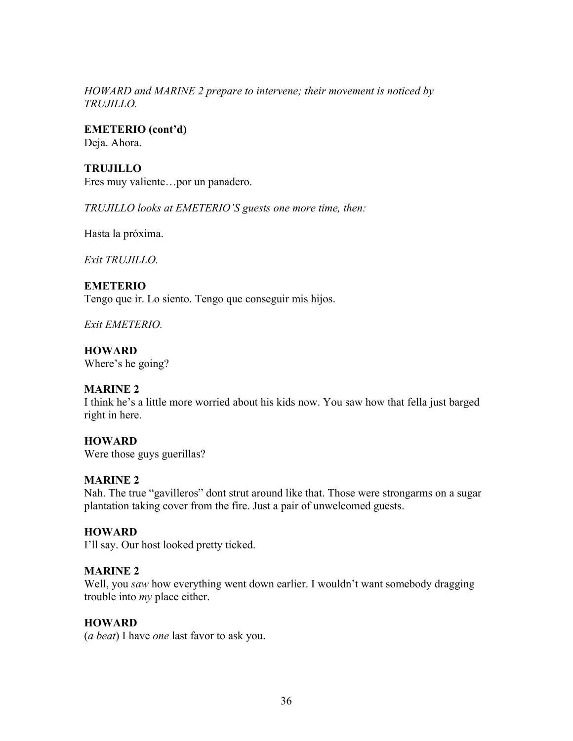*HOWARD and MARINE 2 prepare to intervene; their movement is noticed by TRUJILLO.*

**EMETERIO (cont'd)**
Deja. Ahora.

**TRUJILLO**
Eres muy valiente…por un panadero.

*TRUJILLO looks at EMETERIO'S guests one more time, then:*

Hasta la próxima.

*Exit TRUJILLO.*

**EMETERIO**
Tengo que ir. Lo siento. Tengo que conseguir mis hijos.

*Exit EMETERIO.*

**HOWARD**
Where's he going?

**MARINE 2**
I think he's a little more worried about his kids now. You saw how that fella just barged right in here.

**HOWARD**
Were those guys guerillas?

**MARINE 2**
Nah. The true "gavilleros" dont strut around like that. Those were strongarms on a sugar plantation taking cover from the fire. Just a pair of unwelcomed guests.

**HOWARD**
I'll say. Our host looked pretty ticked.

**MARINE 2**
Well, you *saw* how everything went down earlier. I wouldn't want somebody dragging trouble into *my* place either.

**HOWARD**
(*a beat*) I have *one* last favor to ask you.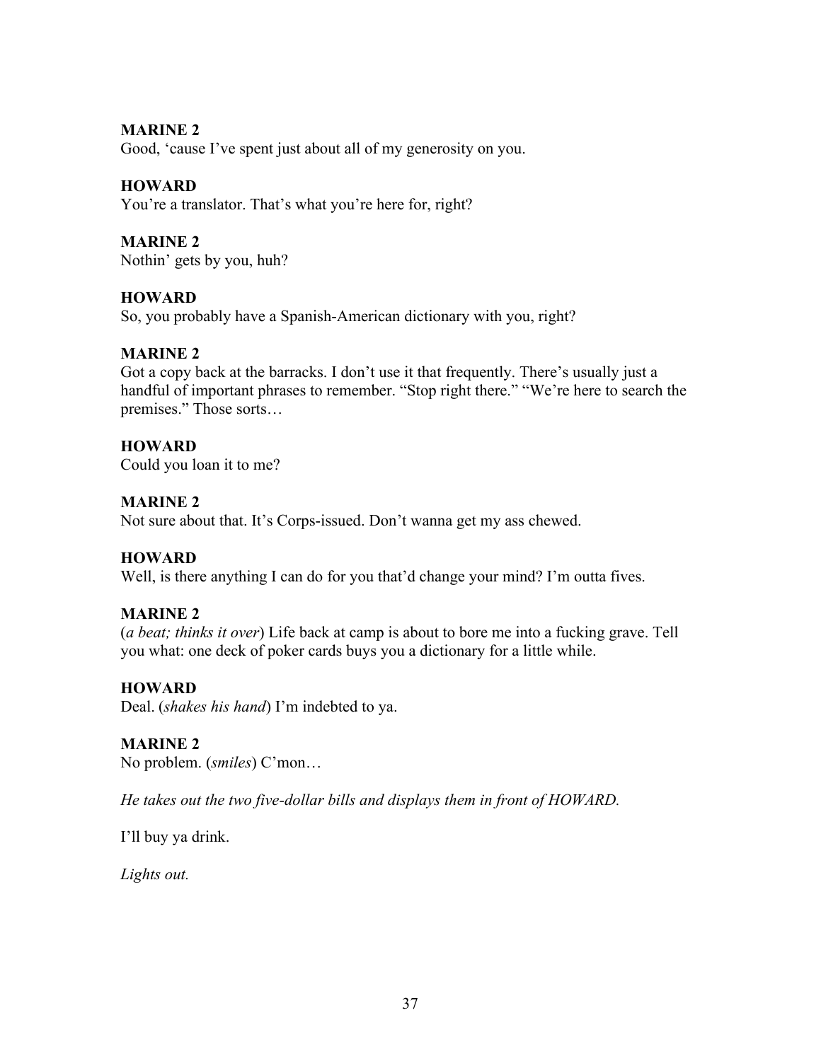**MARINE 2**
Good, 'cause I've spent just about all of my generosity on you.

**HOWARD**
You're a translator. That's what you're here for, right?

**MARINE 2**
Nothin' gets by you, huh?

**HOWARD**
So, you probably have a Spanish-American dictionary with you, right?

**MARINE 2**
Got a copy back at the barracks. I don't use it that frequently. There's usually just a handful of important phrases to remember. "Stop right there." "We're here to search the premises." Those sorts…

**HOWARD**
Could you loan it to me?

**MARINE 2**
Not sure about that. It's Corps-issued. Don't wanna get my ass chewed.

**HOWARD**
Well, is there anything I can do for you that'd change your mind? I'm outta fives.

**MARINE 2**
(*a beat; thinks it over*) Life back at camp is about to bore me into a fucking grave. Tell you what: one deck of poker cards buys you a dictionary for a little while.

**HOWARD**
Deal. (*shakes his hand*) I'm indebted to ya.

**MARINE 2**
No problem. (*smiles*) C'mon…

*He takes out the two five-dollar bills and displays them in front of HOWARD.*

I'll buy ya drink.

*Lights out.*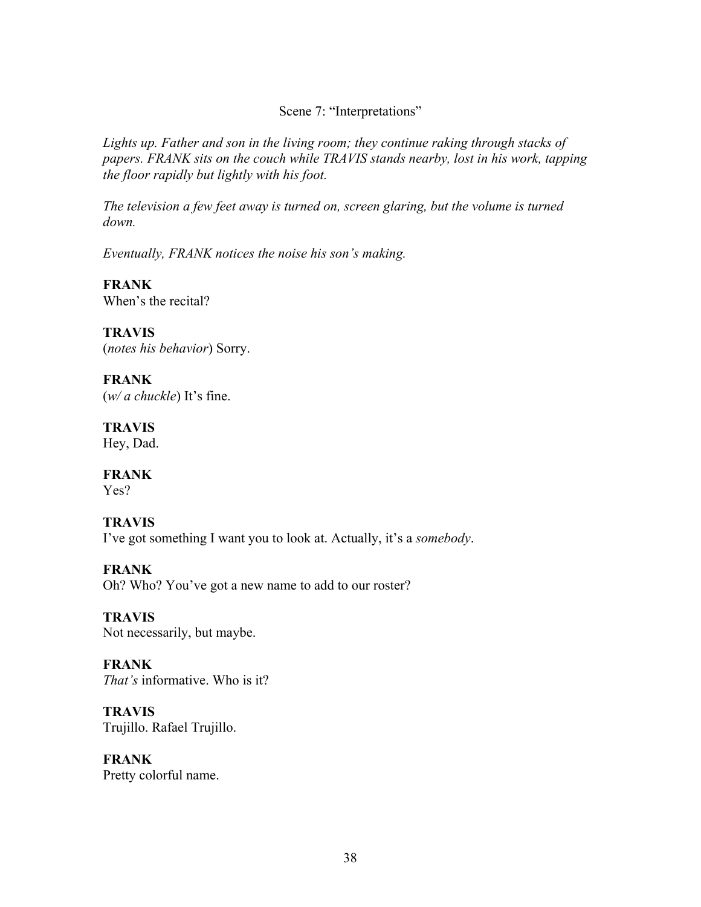Scene 7: "Interpretations"

*Lights up. Father and son in the living room; they continue raking through stacks of papers. FRANK sits on the couch while TRAVIS stands nearby, lost in his work, tapping the floor rapidly but lightly with his foot.*

*The television a few feet away is turned on, screen glaring, but the volume is turned down.*

*Eventually, FRANK notices the noise his son's making.*

**FRANK**
When's the recital?

**TRAVIS**
(*notes his behavior*) Sorry.

**FRANK**
(*w/ a chuckle*) It's fine.

**TRAVIS**
Hey, Dad.

**FRANK**
Yes?

**TRAVIS**
I've got something I want you to look at. Actually, it's a *somebody*.

**FRANK**
Oh? Who? You've got a new name to add to our roster?

**TRAVIS**
Not necessarily, but maybe.

**FRANK**
*That's* informative. Who is it?

**TRAVIS**
Trujillo. Rafael Trujillo.

**FRANK**
Pretty colorful name.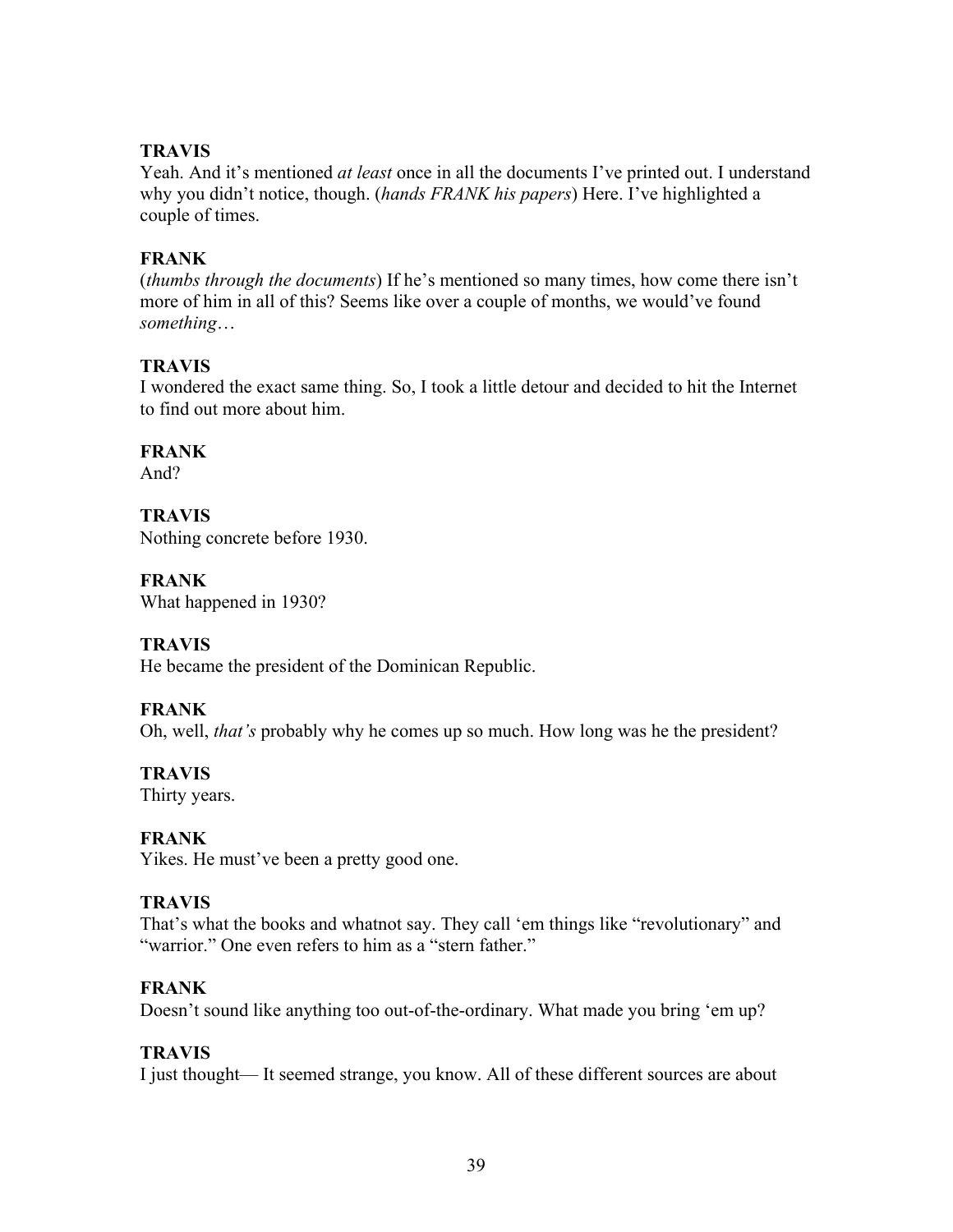**TRAVIS**
Yeah. And it's mentioned *at least* once in all the documents I've printed out. I understand why you didn't notice, though. (*hands FRANK his papers*) Here. I've highlighted a couple of times.

**FRANK**
(*thumbs through the documents*) If he's mentioned so many times, how come there isn't more of him in all of this? Seems like over a couple of months, we would've found *something*…

**TRAVIS**
I wondered the exact same thing. So, I took a little detour and decided to hit the Internet to find out more about him.

**FRANK**
And?

**TRAVIS**
Nothing concrete before 1930.

**FRANK**
What happened in 1930?

**TRAVIS**
He became the president of the Dominican Republic.

**FRANK**
Oh, well, *that's* probably why he comes up so much. How long was he the president?

**TRAVIS**
Thirty years.

**FRANK**
Yikes. He must've been a pretty good one.

**TRAVIS**
That's what the books and whatnot say. They call 'em things like "revolutionary" and "warrior." One even refers to him as a "stern father."

**FRANK**
Doesn't sound like anything too out-of-the-ordinary. What made you bring 'em up?

**TRAVIS**
I just thought— It seemed strange, you know. All of these different sources are about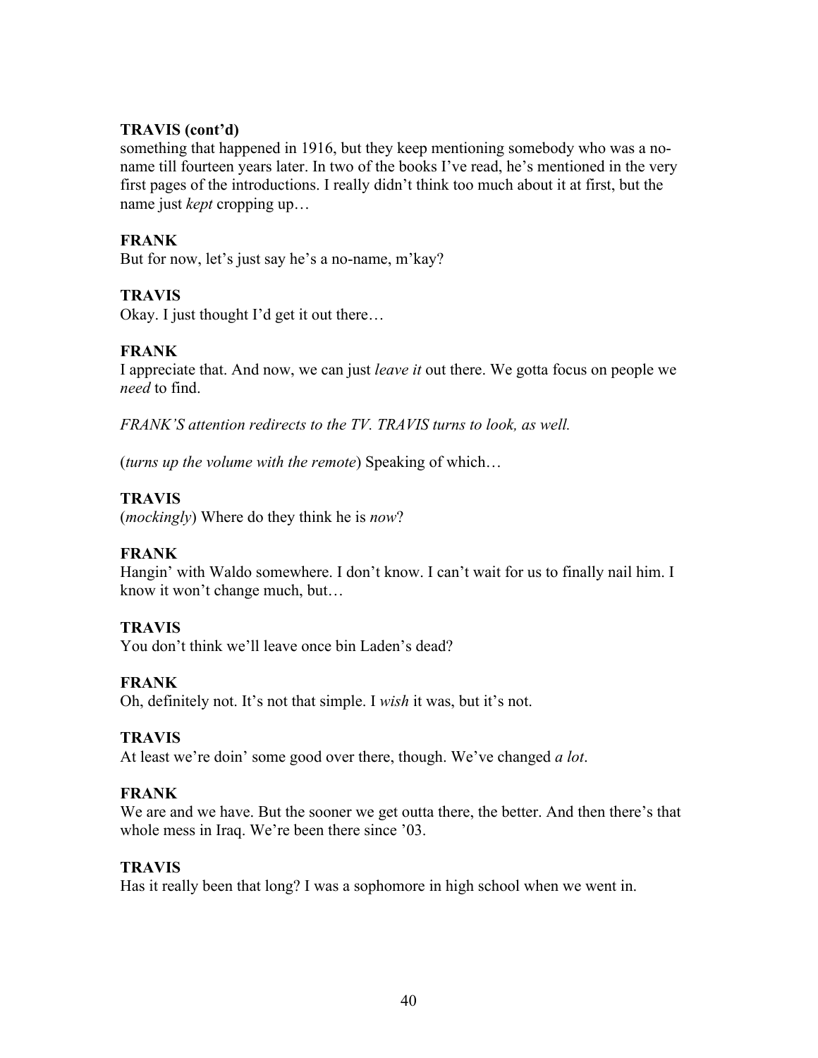**TRAVIS (cont'd)**
something that happened in 1916, but they keep mentioning somebody who was a no-name till fourteen years later. In two of the books I've read, he's mentioned in the very first pages of the introductions. I really didn't think too much about it at first, but the name just *kept* cropping up…

**FRANK**
But for now, let's just say he's a no-name, m'kay?

**TRAVIS**
Okay. I just thought I'd get it out there…

**FRANK**
I appreciate that. And now, we can just *leave it* out there. We gotta focus on people we *need* to find.

*FRANK'S attention redirects to the TV. TRAVIS turns to look, as well.*

(*turns up the volume with the remote*) Speaking of which…

**TRAVIS**
(*mockingly*) Where do they think he is *now*?

**FRANK**
Hangin' with Waldo somewhere. I don't know. I can't wait for us to finally nail him. I know it won't change much, but…

**TRAVIS**
You don't think we'll leave once bin Laden's dead?

**FRANK**
Oh, definitely not. It's not that simple. I *wish* it was, but it's not.

**TRAVIS**
At least we're doin' some good over there, though. We've changed *a lot*.

**FRANK**
We are and we have. But the sooner we get outta there, the better. And then there's that whole mess in Iraq. We're been there since '03.

**TRAVIS**
Has it really been that long? I was a sophomore in high school when we went in.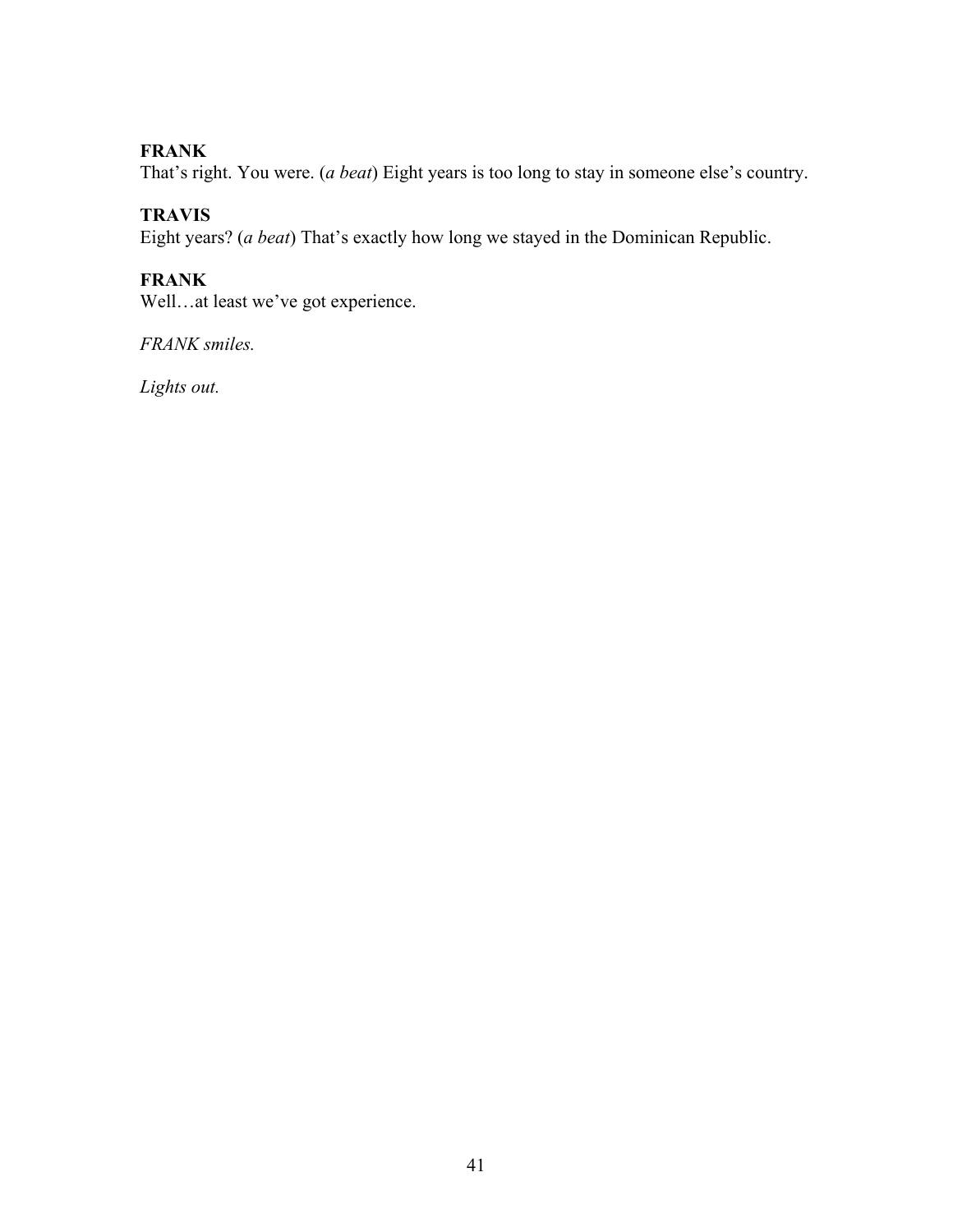**FRANK**
That's right. You were. (*a beat*) Eight years is too long to stay in someone else's country.

**TRAVIS**
Eight years? (*a beat*) That's exactly how long we stayed in the Dominican Republic.

**FRANK**
Well…at least we've got experience.

*FRANK smiles.*

*Lights out.*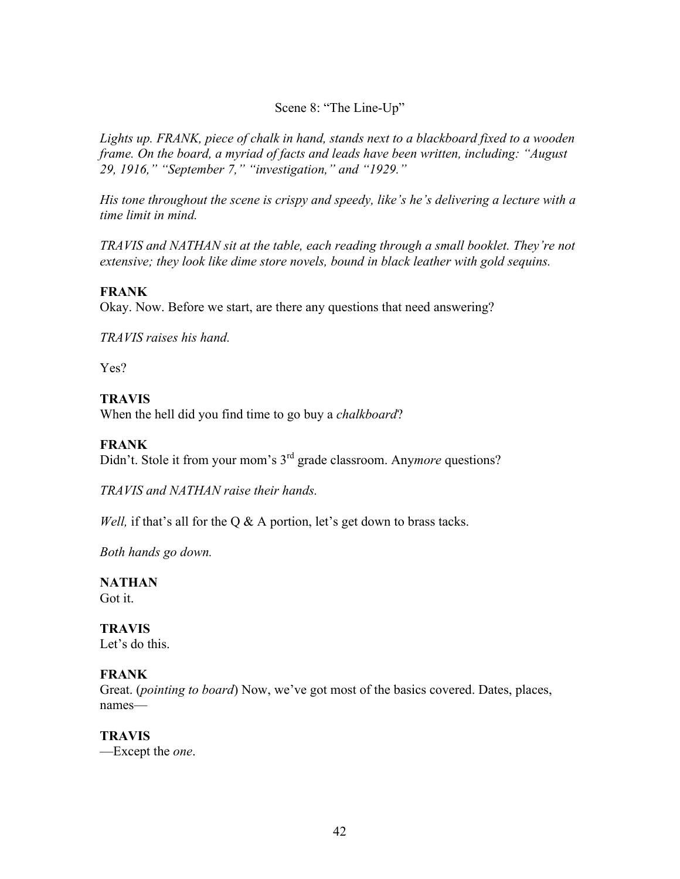Scene 8: “The Line-Up”

*Lights up. FRANK, piece of chalk in hand, stands next to a blackboard fixed to a wooden frame. On the board, a myriad of facts and leads have been written, including: “August 29, 1916,” “September 7,” “investigation,” and “1929.”*

*His tone throughout the scene is crispy and speedy, like’s he’s delivering a lecture with a time limit in mind.*

*TRAVIS and NATHAN sit at the table, each reading through a small booklet. They’re not extensive; they look like dime store novels, bound in black leather with gold sequins.*

**FRANK**
Okay. Now. Before we start, are there any questions that need answering?

*TRAVIS raises his hand.*

Yes?

**TRAVIS**
When the hell did you find time to go buy a *chalkboard*?

**FRANK**
Didn’t. Stole it from your mom’s 3rd grade classroom. Any*more* questions?

*TRAVIS and NATHAN raise their hands.*

*Well,* if that’s all for the Q & A portion, let’s get down to brass tacks.

*Both hands go down.*

**NATHAN**
Got it.

**TRAVIS**
Let’s do this.

**FRANK**
Great. (*pointing to board*) Now, we’ve got most of the basics covered. Dates, places, names—

**TRAVIS**
—Except the *one*.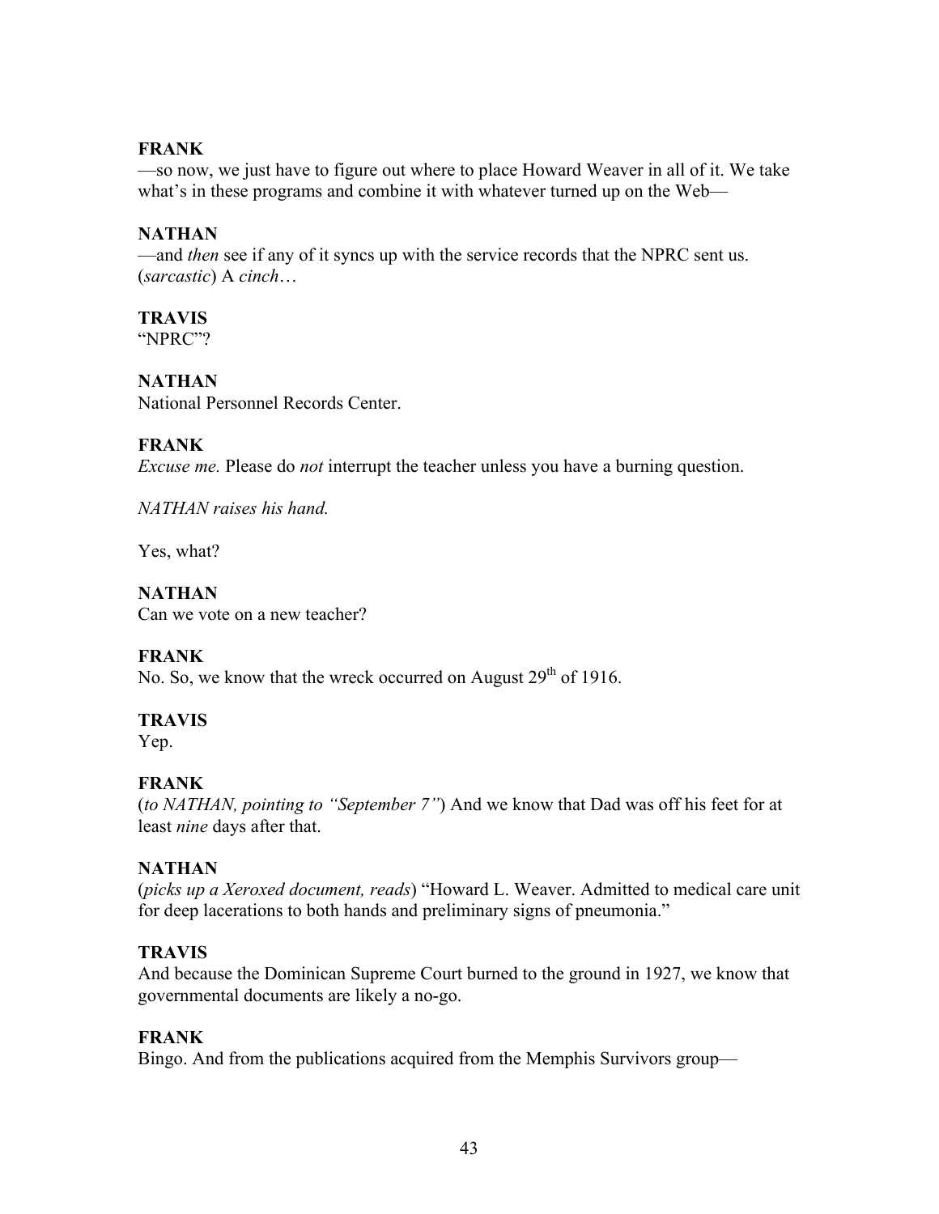**FRANK**
—so now, we just have to figure out where to place Howard Weaver in all of it. We take what's in these programs and combine it with whatever turned up on the Web—

**NATHAN**
—and *then* see if any of it syncs up with the service records that the NPRC sent us. (*sarcastic*) A *cinch*…

**TRAVIS**
"NPRC"?

**NATHAN**
National Personnel Records Center.

**FRANK**
*Excuse me.* Please do *not* interrupt the teacher unless you have a burning question.

*NATHAN raises his hand.*

Yes, what?

**NATHAN**
Can we vote on a new teacher?

**FRANK**
No. So, we know that the wreck occurred on August 29th of 1916.

**TRAVIS**
Yep.

**FRANK**
(*to NATHAN, pointing to "September 7"*) And we know that Dad was off his feet for at least *nine* days after that.

**NATHAN**
(*picks up a Xeroxed document, reads*) "Howard L. Weaver. Admitted to medical care unit for deep lacerations to both hands and preliminary signs of pneumonia."

**TRAVIS**
And because the Dominican Supreme Court burned to the ground in 1927, we know that governmental documents are likely a no-go.

**FRANK**
Bingo. And from the publications acquired from the Memphis Survivors group—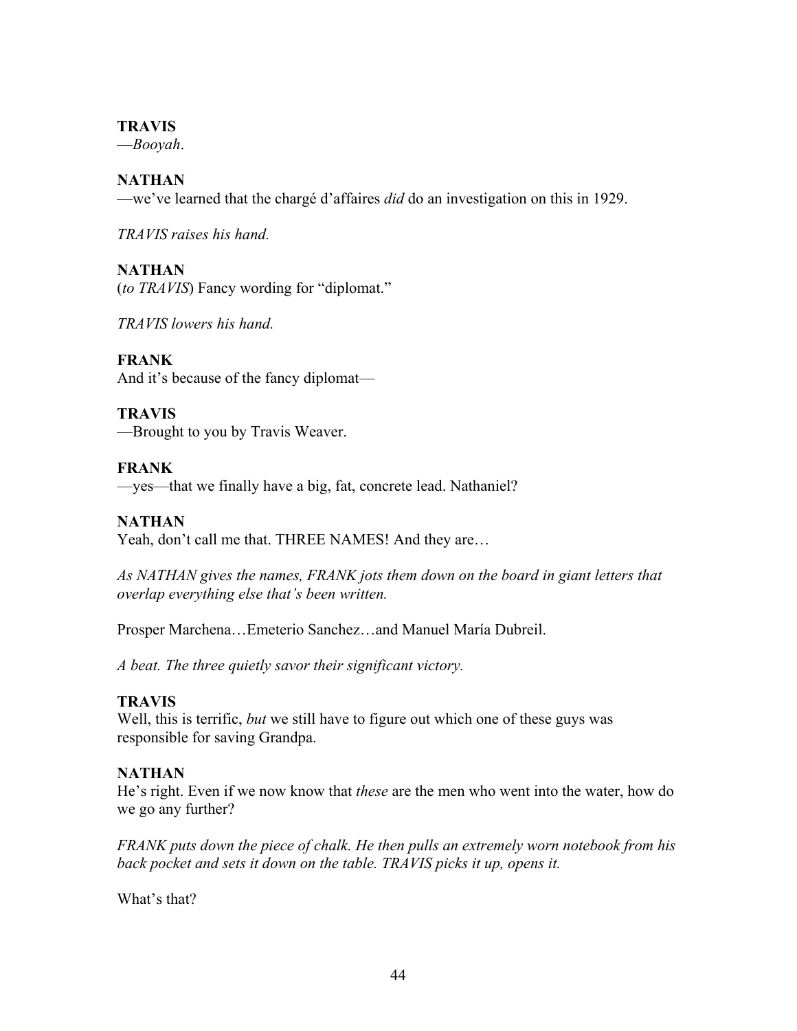**TRAVIS**
—*Booyah*.

**NATHAN**
—we've learned that the chargé d'affaires *did* do an investigation on this in 1929.

*TRAVIS raises his hand.*

**NATHAN**
(*to TRAVIS*) Fancy wording for "diplomat."

*TRAVIS lowers his hand.*

**FRANK**
And it's because of the fancy diplomat—

**TRAVIS**
—Brought to you by Travis Weaver.

**FRANK**
—yes—that we finally have a big, fat, concrete lead. Nathaniel?

**NATHAN**
Yeah, don't call me that. THREE NAMES! And they are…

*As NATHAN gives the names, FRANK jots them down on the board in giant letters that overlap everything else that's been written.*

Prosper Marchena…Emeterio Sanchez…and Manuel María Dubreil.

*A beat. The three quietly savor their significant victory.*

**TRAVIS**
Well, this is terrific, *but* we still have to figure out which one of these guys was responsible for saving Grandpa.

**NATHAN**
He's right. Even if we now know that *these* are the men who went into the water, how do we go any further?

*FRANK puts down the piece of chalk. He then pulls an extremely worn notebook from his back pocket and sets it down on the table. TRAVIS picks it up, opens it.*

What's that?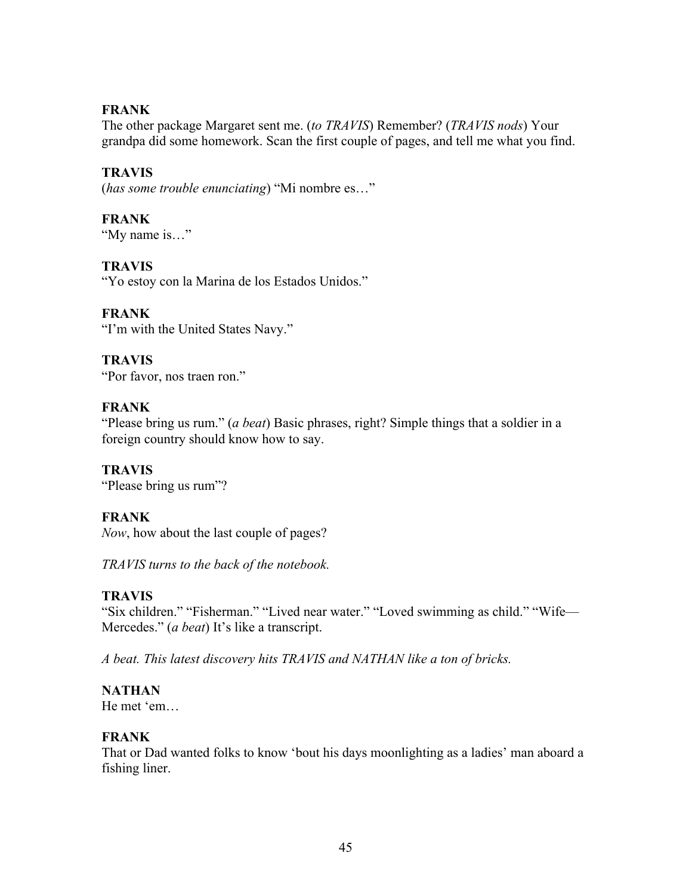**FRANK**
The other package Margaret sent me. (*to TRAVIS*) Remember? (*TRAVIS nods*) Your grandpa did some homework. Scan the first couple of pages, and tell me what you find.

**TRAVIS**
(*has some trouble enunciating*) "Mi nombre es…"

**FRANK**
"My name is…"

**TRAVIS**
"Yo estoy con la Marina de los Estados Unidos."

**FRANK**
"I'm with the United States Navy."

**TRAVIS**
"Por favor, nos traen ron."

**FRANK**
"Please bring us rum." (*a beat*) Basic phrases, right? Simple things that a soldier in a foreign country should know how to say.

**TRAVIS**
"Please bring us rum"?

**FRANK**
*Now*, how about the last couple of pages?

*TRAVIS turns to the back of the notebook.*

**TRAVIS**
"Six children." "Fisherman." "Lived near water." "Loved swimming as child." "Wife—Mercedes." (*a beat*) It's like a transcript.

*A beat. This latest discovery hits TRAVIS and NATHAN like a ton of bricks.*

**NATHAN**
He met 'em…

**FRANK**
That or Dad wanted folks to know 'bout his days moonlighting as a ladies' man aboard a fishing liner.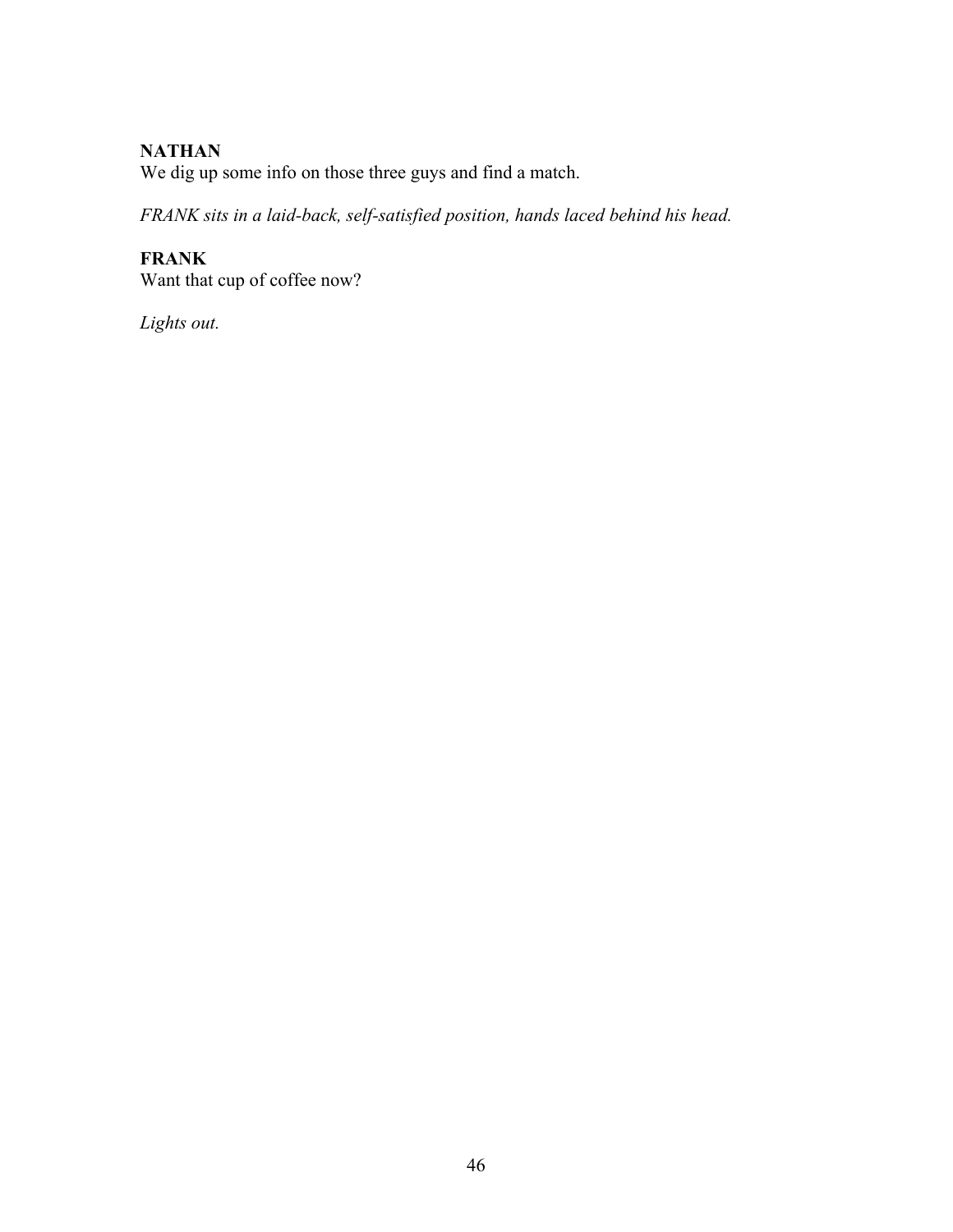**NATHAN**
We dig up some info on those three guys and find a match.

*FRANK sits in a laid-back, self-satisfied position, hands laced behind his head.*

**FRANK**
Want that cup of coffee now?

*Lights out.*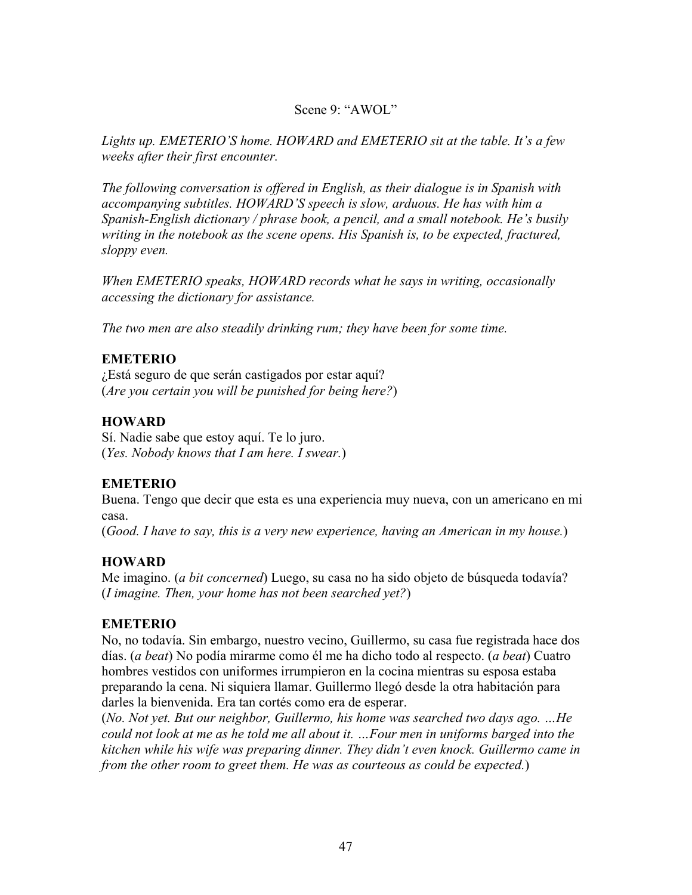### Scene 9: "AWOL"

*Lights up. EMETERIO'S home. HOWARD and EMETERIO sit at the table. It's a few weeks after their first encounter.*

*The following conversation is offered in English, as their dialogue is in Spanish with accompanying subtitles. HOWARD'S speech is slow, arduous. He has with him a Spanish-English dictionary / phrase book, a pencil, and a small notebook. He's busily writing in the notebook as the scene opens. His Spanish is, to be expected, fractured, sloppy even.*

*When EMETERIO speaks, HOWARD records what he says in writing, occasionally accessing the dictionary for assistance.*

*The two men are also steadily drinking rum; they have been for some time.*

**EMETERIO**
¿Está seguro de que serán castigados por estar aquí?
(*Are you certain you will be punished for being here?*)

**HOWARD**
Sí. Nadie sabe que estoy aquí. Te lo juro.
(*Yes. Nobody knows that I am here. I swear.*)

**EMETERIO**
Buena. Tengo que decir que esta es una experiencia muy nueva, con un americano en mi casa.
(*Good. I have to say, this is a very new experience, having an American in my house.*)

**HOWARD**
Me imagino. (*a bit concerned*) Luego, su casa no ha sido objeto de búsqueda todavía?
(*I imagine. Then, your home has not been searched yet?*)

**EMETERIO**
No, no todavía. Sin embargo, nuestro vecino, Guillermo, su casa fue registrada hace dos días. (*a beat*) No podía mirarme como él me ha dicho todo al respecto. (*a beat*) Cuatro hombres vestidos con uniformes irrumpieron en la cocina mientras su esposa estaba preparando la cena. Ni siquiera llamar. Guillermo llegó desde la otra habitación para darles la bienvenida. Era tan cortés como era de esperar.
(*No. Not yet. But our neighbor, Guillermo, his home was searched two days ago. …He could not look at me as he told me all about it. …Four men in uniforms barged into the kitchen while his wife was preparing dinner. They didn't even knock. Guillermo came in from the other room to greet them. He was as courteous as could be expected.*)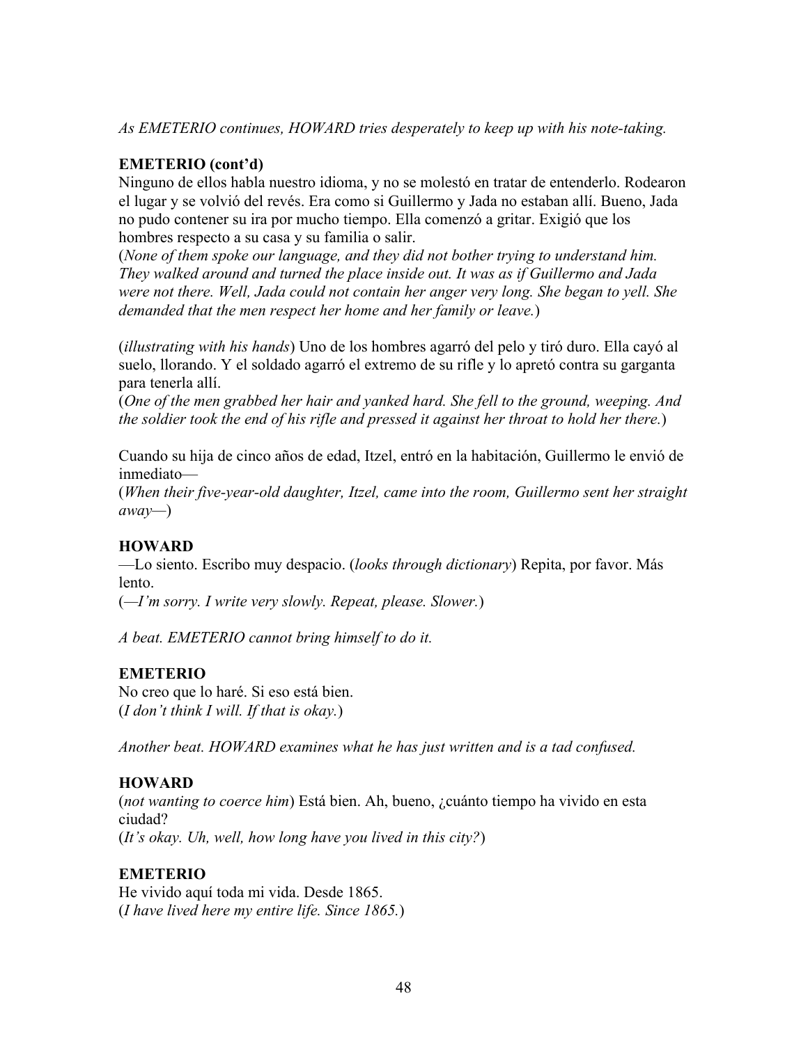*As EMETERIO continues, HOWARD tries desperately to keep up with his note-taking.*

**EMETERIO (cont'd)**
Ninguno de ellos habla nuestro idioma, y no se molestó en tratar de entenderlo. Rodearon el lugar y se volvió del revés. Era como si Guillermo y Jada no estaban allí. Bueno, Jada no pudo contener su ira por mucho tiempo. Ella comenzó a gritar. Exigió que los hombres respecto a su casa y su familia o salir.
(*None of them spoke our language, and they did not bother trying to understand him. They walked around and turned the place inside out. It was as if Guillermo and Jada were not there. Well, Jada could not contain her anger very long. She began to yell. She demanded that the men respect her home and her family or leave.*)

(*illustrating with his hands*) Uno de los hombres agarró del pelo y tiró duro. Ella cayó al suelo, llorando. Y el soldado agarró el extremo de su rifle y lo apretó contra su garganta para tenerla allí.
(*One of the men grabbed her hair and yanked hard. She fell to the ground, weeping. And the soldier took the end of his rifle and pressed it against her throat to hold her there.*)

Cuando su hija de cinco años de edad, Itzel, entró en la habitación, Guillermo le envió de inmediato—
(*When their five-year-old daughter, Itzel, came into the room, Guillermo sent her straight away—*)

**HOWARD**
—Lo siento. Escribo muy despacio. (*looks through dictionary*) Repita, por favor. Más lento.
(*—I'm sorry. I write very slowly. Repeat, please. Slower.*)

*A beat. EMETERIO cannot bring himself to do it.*

**EMETERIO**
No creo que lo haré. Si eso está bien.
(*I don't think I will. If that is okay.*)

*Another beat. HOWARD examines what he has just written and is a tad confused.*

**HOWARD**
(*not wanting to coerce him*) Está bien. Ah, bueno, ¿cuánto tiempo ha vivido en esta ciudad?
(*It's okay. Uh, well, how long have you lived in this city?*)

**EMETERIO**
He vivido aquí toda mi vida. Desde 1865.
(*I have lived here my entire life. Since 1865.*)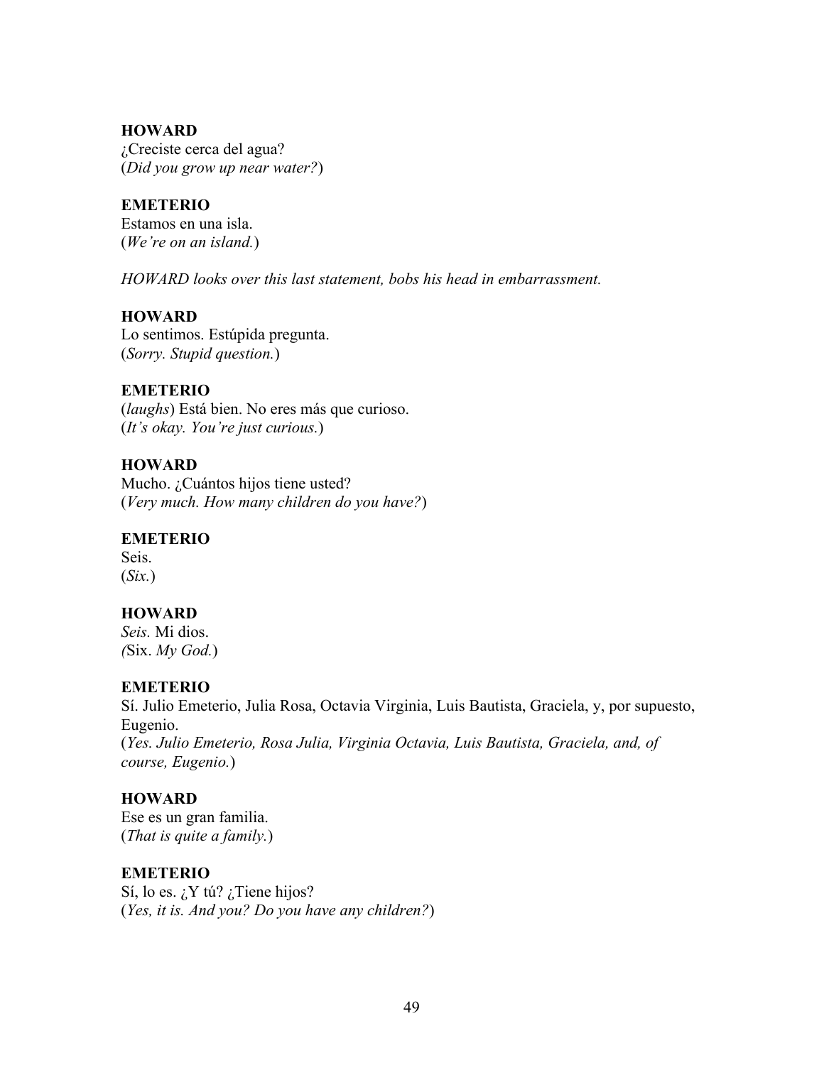**HOWARD**
¿Creciste cerca del agua?
(*Did you grow up near water?*)

**EMETERIO**
Estamos en una isla.
(*We're on an island.*)

*HOWARD looks over this last statement, bobs his head in embarrassment.*

**HOWARD**
Lo sentimos. Estúpida pregunta.
(*Sorry. Stupid question.*)

**EMETERIO**
(*laughs*) Está bien. No eres más que curioso.
(*It's okay. You're just curious.*)

**HOWARD**
Mucho. ¿Cuántos hijos tiene usted?
(*Very much. How many children do you have?*)

**EMETERIO**
Seis.
(*Six.*)

**HOWARD**
*Seis.* Mi dios.
*(*Six. *My God.*)

**EMETERIO**
Sí. Julio Emeterio, Julia Rosa, Octavia Virginia, Luis Bautista, Graciela, y, por supuesto, Eugenio.
(*Yes. Julio Emeterio, Rosa Julia, Virginia Octavia, Luis Bautista, Graciela, and, of course, Eugenio.*)

**HOWARD**
Ese es un gran familia.
(*That is quite a family.*)

**EMETERIO**
Sí, lo es. ¿Y tú? ¿Tiene hijos?
(*Yes, it is. And you? Do you have any children?*)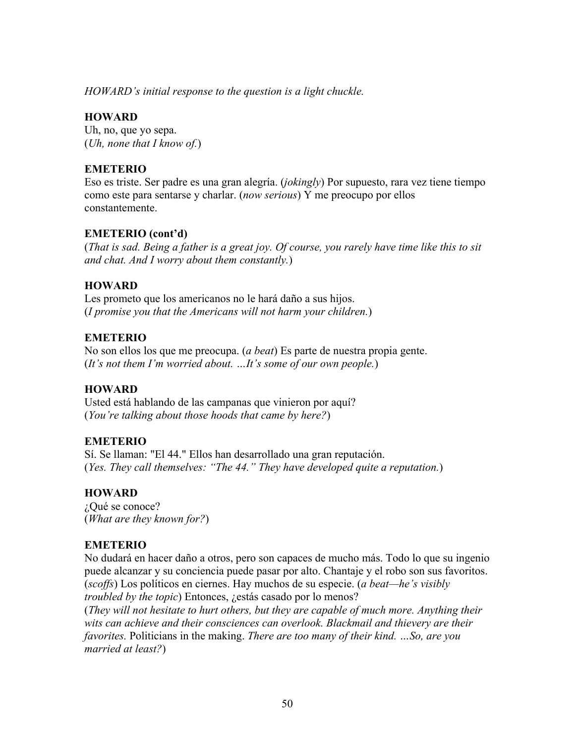*HOWARD's initial response to the question is a light chuckle.*

**HOWARD**
Uh, no, que yo sepa.
(*Uh, none that I know of.*)

**EMETERIO**
Eso es triste. Ser padre es una gran alegría. (*jokingly*) Por supuesto, rara vez tiene tiempo como este para sentarse y charlar. (*now serious*) Y me preocupo por ellos constantemente.

**EMETERIO (cont'd)**
(*That is sad. Being a father is a great joy. Of course, you rarely have time like this to sit and chat. And I worry about them constantly.*)

**HOWARD**
Les prometo que los americanos no le hará daño a sus hijos.
(*I promise you that the Americans will not harm your children.*)

**EMETERIO**
No son ellos los que me preocupa. (*a beat*) Es parte de nuestra propia gente.
(*It's not them I'm worried about. …It's some of our own people.*)

**HOWARD**
Usted está hablando de las campanas que vinieron por aquí?
(*You're talking about those hoods that came by here?*)

**EMETERIO**
Sí. Se llaman: "El 44." Ellos han desarrollado una gran reputación.
(*Yes. They call themselves: "The 44." They have developed quite a reputation.*)

**HOWARD**
¿Qué se conoce?
(*What are they known for?*)

**EMETERIO**
No dudará en hacer daño a otros, pero son capaces de mucho más. Todo lo que su ingenio puede alcanzar y su conciencia puede pasar por alto. Chantaje y el robo son sus favoritos. (*scoffs*) Los políticos en ciernes. Hay muchos de su especie. (*a beat—he's visibly troubled by the topic*) Entonces, ¿estás casado por lo menos?
(*They will not hesitate to hurt others, but they are capable of much more. Anything their wits can achieve and their consciences can overlook. Blackmail and thievery are their favorites.* Politicians in the making. *There are too many of their kind. …So, are you married at least?*)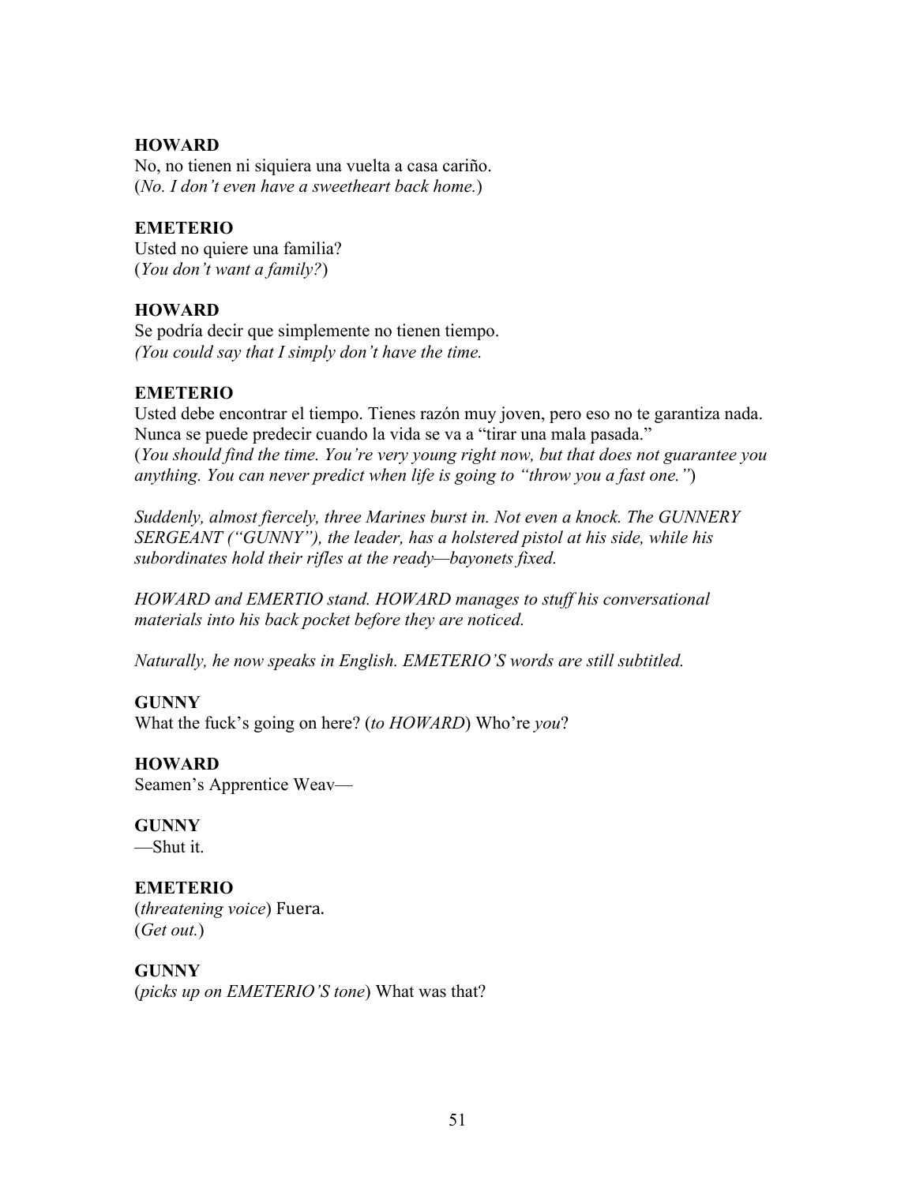**HOWARD**
No, no tienen ni siquiera una vuelta a casa cariño.
(*No. I don't even have a sweetheart back home.*)

**EMETERIO**
Usted no quiere una familia?
(*You don't want a family?*)

**HOWARD**
Se podría decir que simplemente no tienen tiempo.
*(You could say that I simply don't have the time.*

**EMETERIO**
Usted debe encontrar el tiempo. Tienes razón muy joven, pero eso no te garantiza nada. Nunca se puede predecir cuando la vida se va a "tirar una mala pasada."
(*You should find the time. You're very young right now, but that does not guarantee you anything. You can never predict when life is going to "throw you a fast one."*)

*Suddenly, almost fiercely, three Marines burst in. Not even a knock. The GUNNERY SERGEANT ("GUNNY"), the leader, has a holstered pistol at his side, while his subordinates hold their rifles at the ready—bayonets fixed.*

*HOWARD and EMERTIO stand. HOWARD manages to stuff his conversational materials into his back pocket before they are noticed.*

*Naturally, he now speaks in English. EMETERIO'S words are still subtitled.*

**GUNNY**
What the fuck's going on here? (*to HOWARD*) Who're *you*?

**HOWARD**
Seamen's Apprentice Weav—

**GUNNY**
—Shut it.

**EMETERIO**
(*threatening voice*) Fuera.
(*Get out.*)

**GUNNY**
(*picks up on EMETERIO'S tone*) What was that?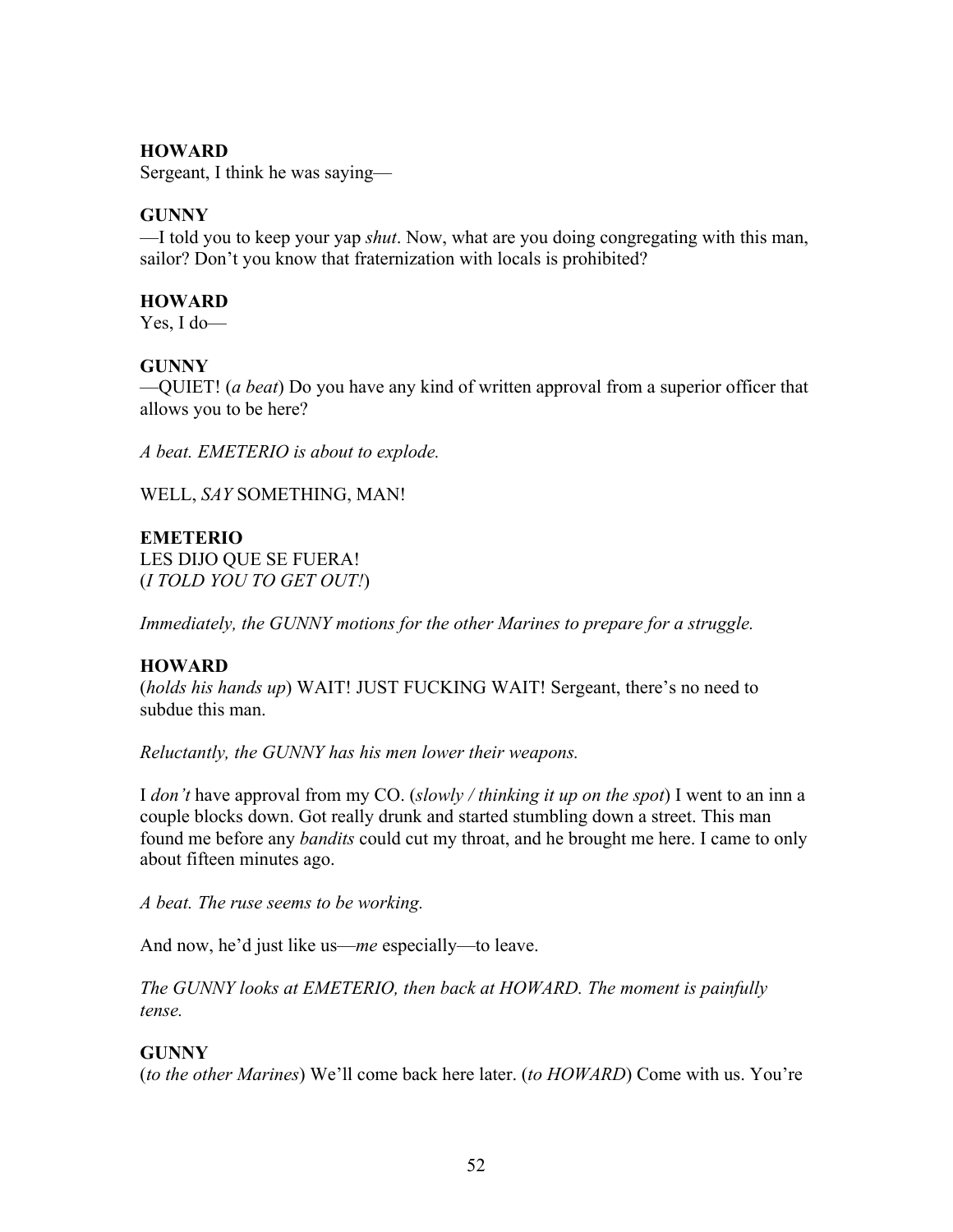**HOWARD**
Sergeant, I think he was saying—

**GUNNY**
—I told you to keep your yap *shut*. Now, what are you doing congregating with this man, sailor? Don't you know that fraternization with locals is prohibited?

**HOWARD**
Yes, I do—

**GUNNY**
—QUIET! (*a beat*) Do you have any kind of written approval from a superior officer that allows you to be here?

*A beat. EMETERIO is about to explode.*

WELL, *SAY* SOMETHING, MAN!

**EMETERIO**
LES DIJO QUE SE FUERA!
(*I TOLD YOU TO GET OUT!*)

*Immediately, the GUNNY motions for the other Marines to prepare for a struggle.*

**HOWARD**
(*holds his hands up*) WAIT! JUST FUCKING WAIT! Sergeant, there's no need to subdue this man.

*Reluctantly, the GUNNY has his men lower their weapons.*

I *don't* have approval from my CO. (*slowly / thinking it up on the spot*) I went to an inn a couple blocks down. Got really drunk and started stumbling down a street. This man found me before any *bandits* could cut my throat, and he brought me here. I came to only about fifteen minutes ago.

*A beat. The ruse seems to be working.*

And now, he'd just like us—*me* especially—to leave.

*The GUNNY looks at EMETERIO, then back at HOWARD. The moment is painfully tense.*

**GUNNY**
(*to the other Marines*) We'll come back here later. (*to HOWARD*) Come with us. You're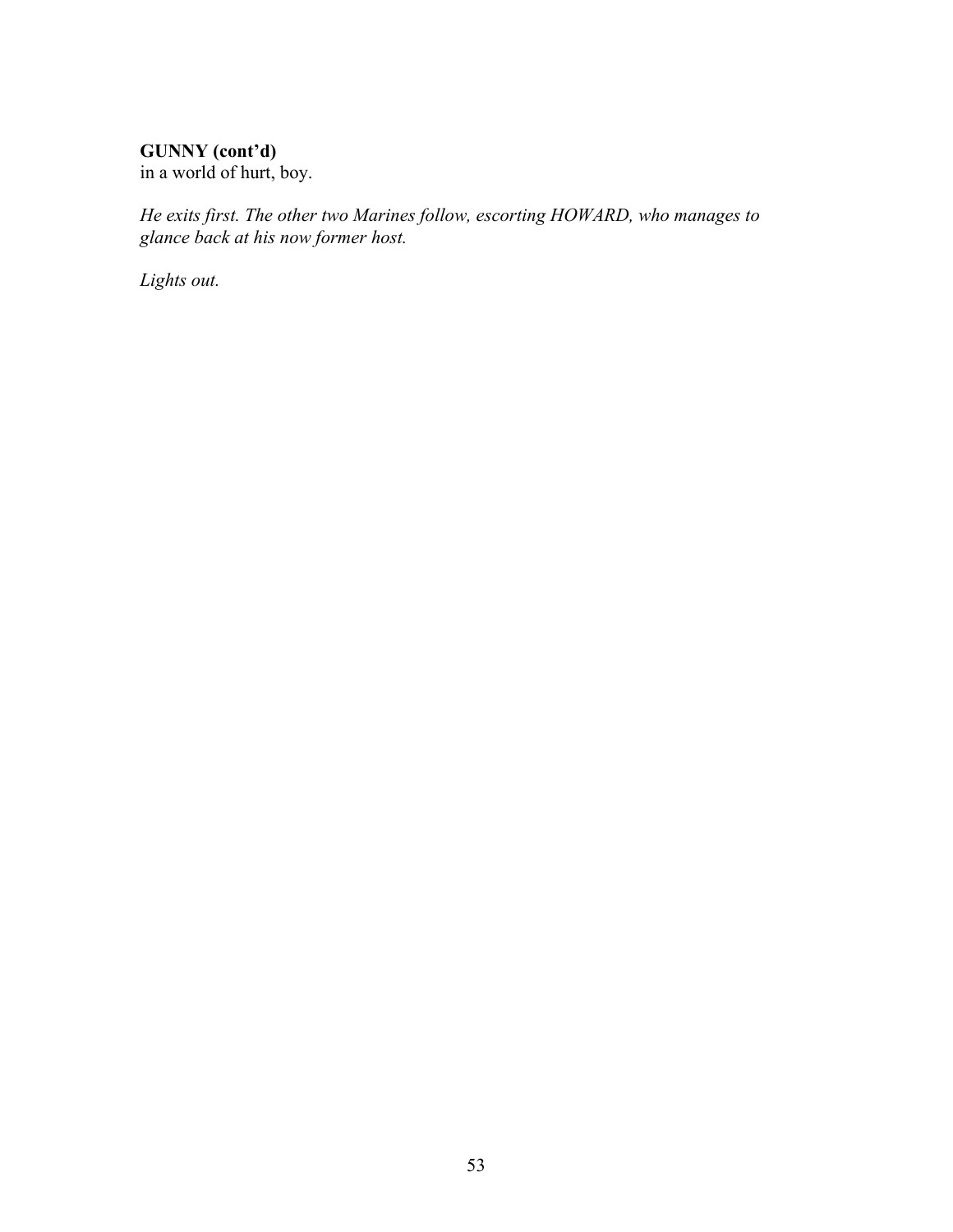**GUNNY (cont'd)**
in a world of hurt, boy.

*He exits first. The other two Marines follow, escorting HOWARD, who manages to glance back at his now former host.*

*Lights out.*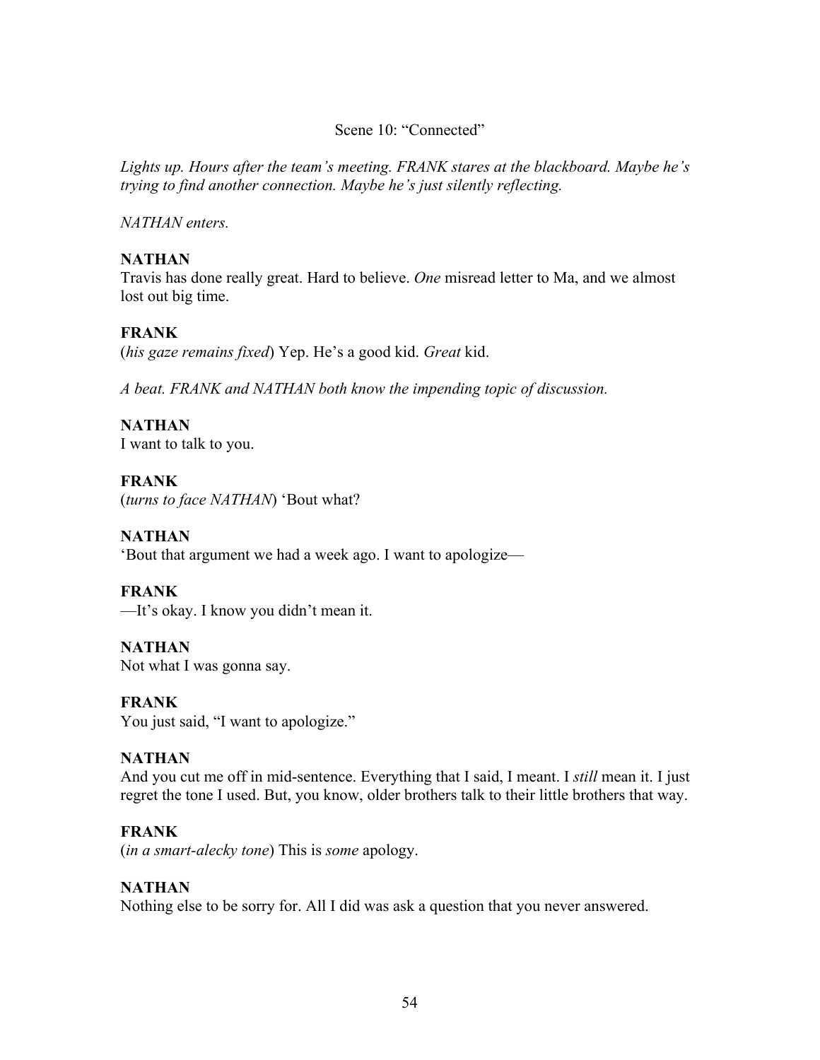Scene 10: "Connected"

*Lights up. Hours after the team's meeting. FRANK stares at the blackboard. Maybe he's trying to find another connection. Maybe he's just silently reflecting.*

*NATHAN enters.*

**NATHAN**
Travis has done really great. Hard to believe. *One* misread letter to Ma, and we almost lost out big time.

**FRANK**
(*his gaze remains fixed*) Yep. He's a good kid. *Great* kid.

*A beat. FRANK and NATHAN both know the impending topic of discussion.*

**NATHAN**
I want to talk to you.

**FRANK**
(*turns to face NATHAN*) 'Bout what?

**NATHAN**
'Bout that argument we had a week ago. I want to apologize—

**FRANK**
—It's okay. I know you didn't mean it.

**NATHAN**
Not what I was gonna say.

**FRANK**
You just said, "I want to apologize."

**NATHAN**
And you cut me off in mid-sentence. Everything that I said, I meant. I *still* mean it. I just regret the tone I used. But, you know, older brothers talk to their little brothers that way.

**FRANK**
(*in a smart-alecky tone*) This is *some* apology.

**NATHAN**
Nothing else to be sorry for. All I did was ask a question that you never answered.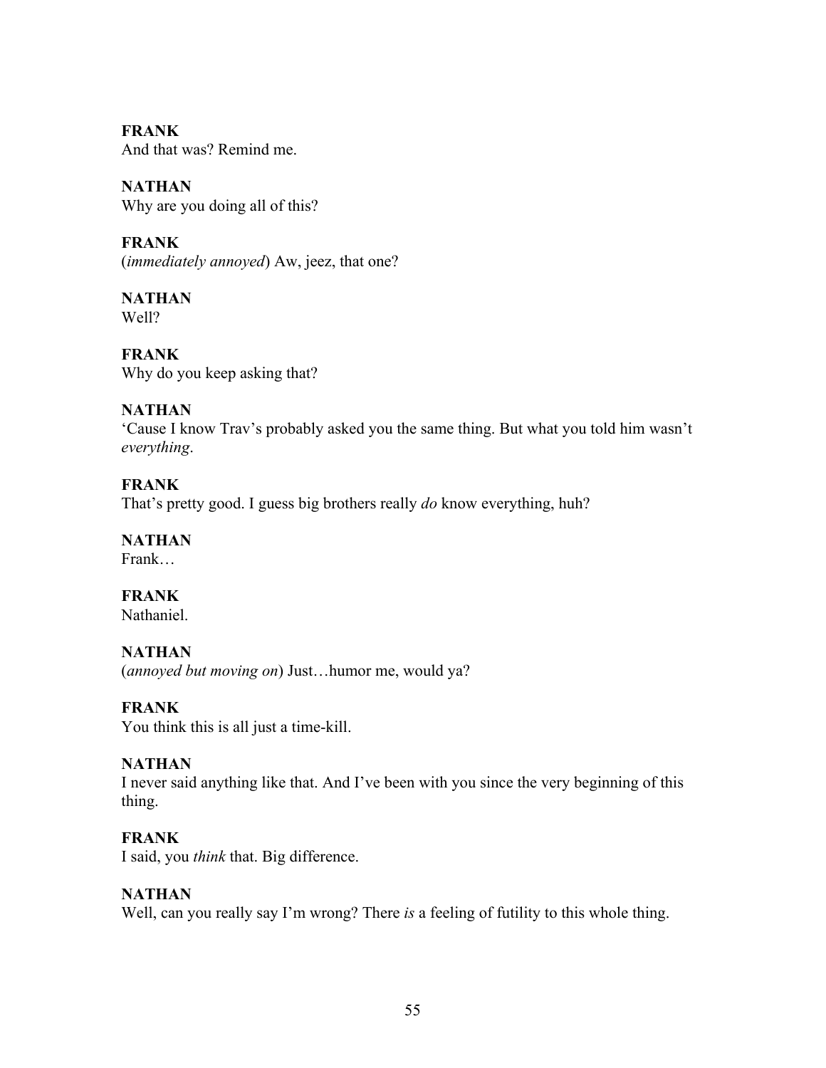**FRANK**
And that was? Remind me.

**NATHAN**
Why are you doing all of this?

**FRANK**
(*immediately annoyed*) Aw, jeez, that one?

**NATHAN**
Well?

**FRANK**
Why do you keep asking that?

**NATHAN**
'Cause I know Trav's probably asked you the same thing. But what you told him wasn't *everything*.

**FRANK**
That's pretty good. I guess big brothers really *do* know everything, huh?

**NATHAN**
Frank…

**FRANK**
Nathaniel.

**NATHAN**
(*annoyed but moving on*) Just…humor me, would ya?

**FRANK**
You think this is all just a time-kill.

**NATHAN**
I never said anything like that. And I've been with you since the very beginning of this thing.

**FRANK**
I said, you *think* that. Big difference.

**NATHAN**
Well, can you really say I'm wrong? There *is* a feeling of futility to this whole thing.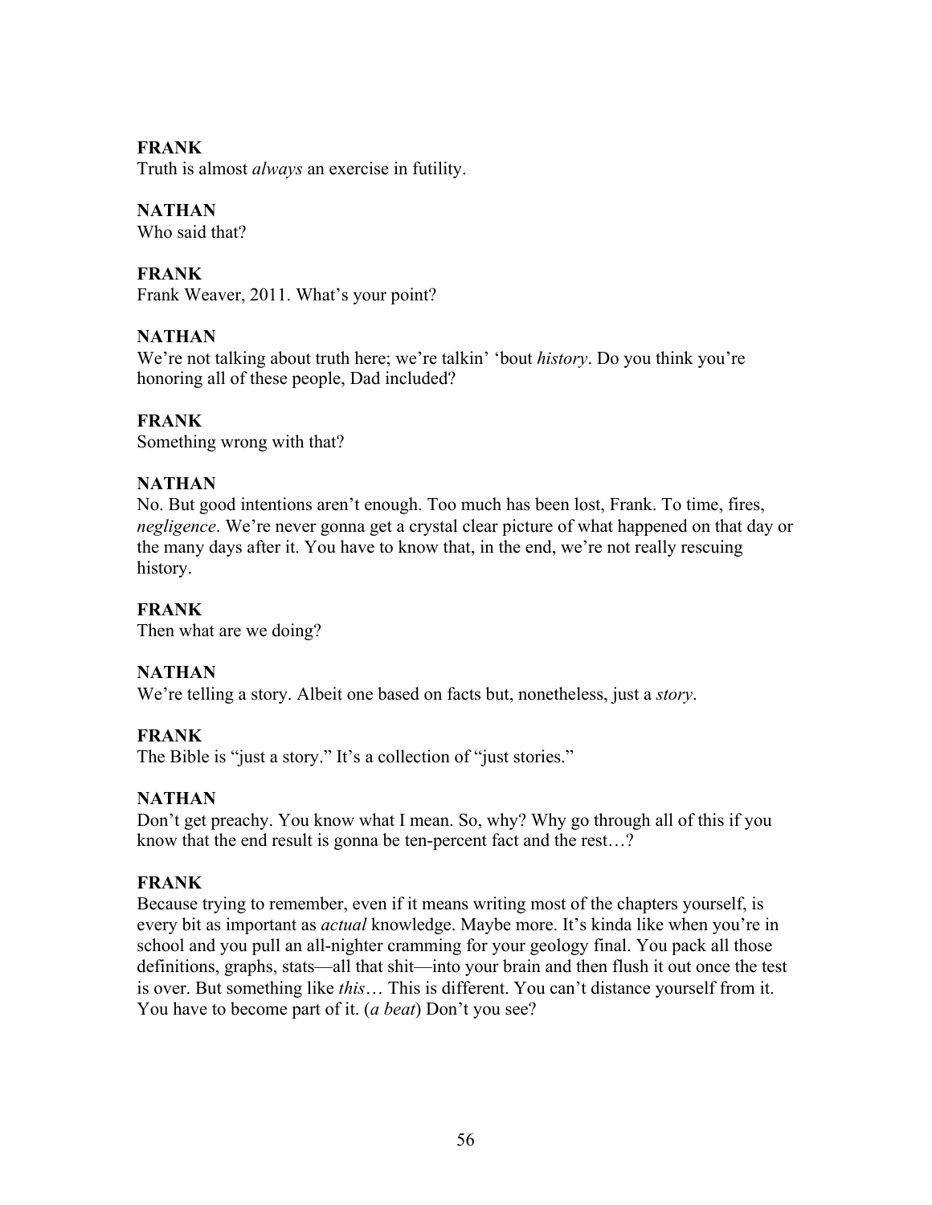**FRANK**
Truth is almost *always* an exercise in futility.

**NATHAN**
Who said that?

**FRANK**
Frank Weaver, 2011. What's your point?

**NATHAN**
We're not talking about truth here; we're talkin' 'bout *history*. Do you think you're honoring all of these people, Dad included?

**FRANK**
Something wrong with that?

**NATHAN**
No. But good intentions aren't enough. Too much has been lost, Frank. To time, fires, *negligence*. We're never gonna get a crystal clear picture of what happened on that day or the many days after it. You have to know that, in the end, we're not really rescuing history.

**FRANK**
Then what are we doing?

**NATHAN**
We're telling a story. Albeit one based on facts but, nonetheless, just a *story*.

**FRANK**
The Bible is "just a story." It's a collection of "just stories."

**NATHAN**
Don't get preachy. You know what I mean. So, why? Why go through all of this if you know that the end result is gonna be ten-percent fact and the rest…?

**FRANK**
Because trying to remember, even if it means writing most of the chapters yourself, is every bit as important as *actual* knowledge. Maybe more. It's kinda like when you're in school and you pull an all-nighter cramming for your geology final. You pack all those definitions, graphs, stats—all that shit—into your brain and then flush it out once the test is over. But something like *this*… This is different. You can't distance yourself from it. You have to become part of it. (*a beat*) Don't you see?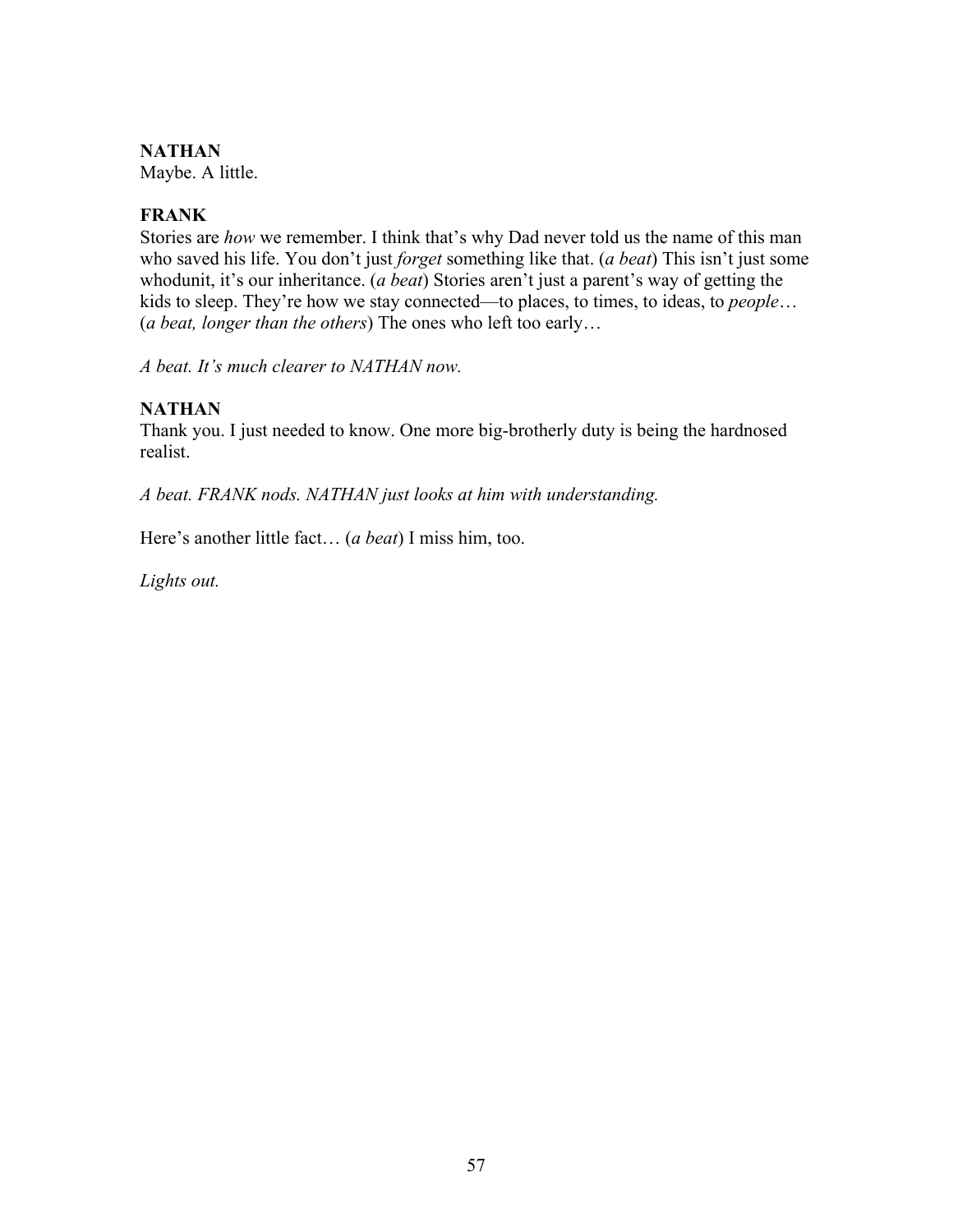**NATHAN**
Maybe. A little.

**FRANK**
Stories are *how* we remember. I think that's why Dad never told us the name of this man who saved his life. You don't just *forget* something like that. (*a beat*) This isn't just some whodunit, it's our inheritance. (*a beat*) Stories aren't just a parent's way of getting the kids to sleep. They're how we stay connected—to places, to times, to ideas, to *people*… (*a beat, longer than the others*) The ones who left too early…

*A beat. It's much clearer to NATHAN now.*

**NATHAN**
Thank you. I just needed to know. One more big-brotherly duty is being the hardnosed realist.

*A beat. FRANK nods. NATHAN just looks at him with understanding.*

Here's another little fact… (*a beat*) I miss him, too.

*Lights out.*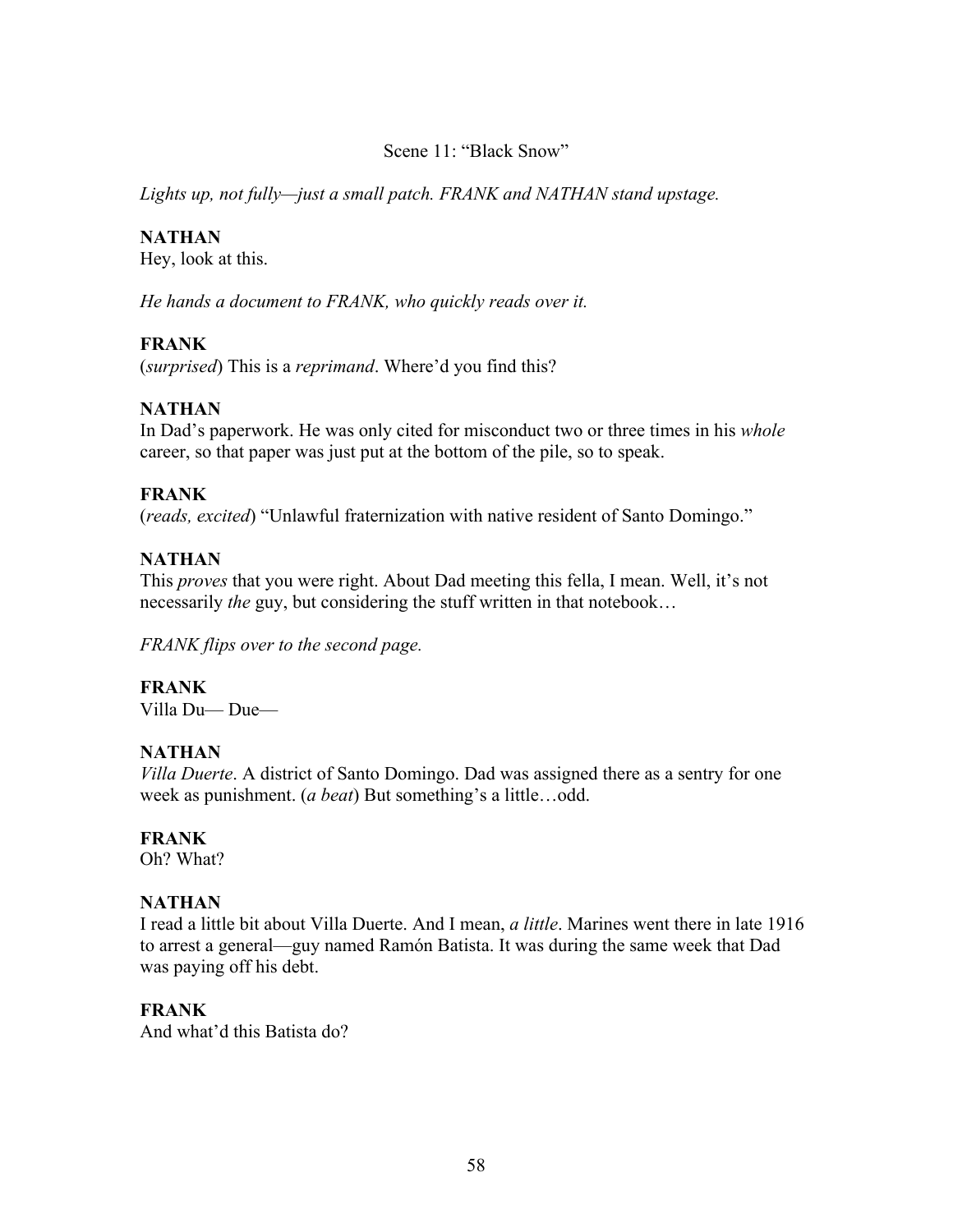Scene 11: “Black Snow”

*Lights up, not fully—just a small patch. FRANK and NATHAN stand upstage.*

**NATHAN**
Hey, look at this.

*He hands a document to FRANK, who quickly reads over it.*

**FRANK**
(*surprised*) This is a *reprimand*. Where’d you find this?

**NATHAN**
In Dad’s paperwork. He was only cited for misconduct two or three times in his *whole* career, so that paper was just put at the bottom of the pile, so to speak.

**FRANK**
(*reads, excited*) “Unlawful fraternization with native resident of Santo Domingo.”

**NATHAN**
This *proves* that you were right. About Dad meeting this fella, I mean. Well, it’s not necessarily *the* guy, but considering the stuff written in that notebook…

*FRANK flips over to the second page.*

**FRANK**
Villa Du— Due—

**NATHAN**
*Villa Duerte*. A district of Santo Domingo. Dad was assigned there as a sentry for one week as punishment. (*a beat*) But something’s a little…odd.

**FRANK**
Oh? What?

**NATHAN**
I read a little bit about Villa Duerte. And I mean, *a little*. Marines went there in late 1916 to arrest a general—guy named Ramón Batista. It was during the same week that Dad was paying off his debt.

**FRANK**
And what’d this Batista do?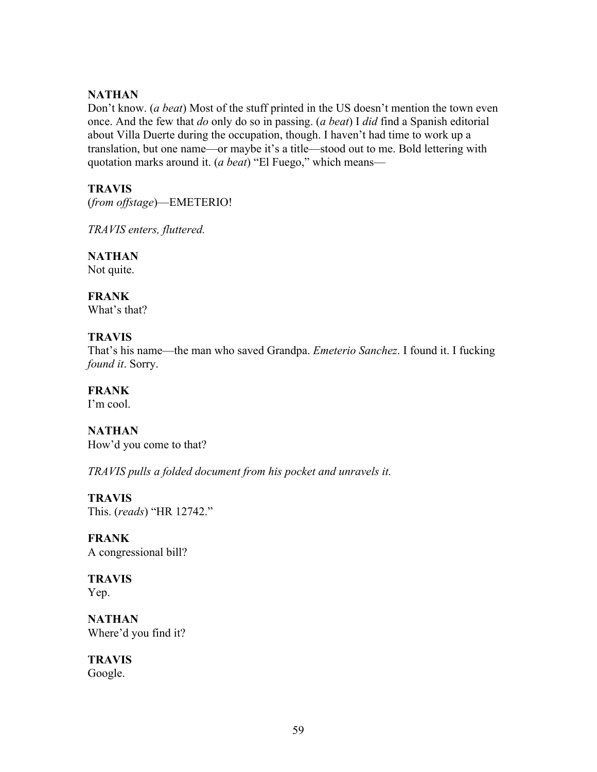**NATHAN**
Don't know. (*a beat*) Most of the stuff printed in the US doesn't mention the town even once. And the few that *do* only do so in passing. (*a beat*) I *did* find a Spanish editorial about Villa Duerte during the occupation, though. I haven't had time to work up a translation, but one name—or maybe it's a title—stood out to me. Bold lettering with quotation marks around it. (*a beat*) "El Fuego," which means—

**TRAVIS**
(*from offstage*)—EMETERIO!

*TRAVIS enters, fluttered.*

**NATHAN**
Not quite.

**FRANK**
What's that?

**TRAVIS**
That's his name—the man who saved Grandpa. *Emeterio Sanchez*. I found it. I fucking *found it*. Sorry.

**FRANK**
I'm cool.

**NATHAN**
How'd you come to that?

*TRAVIS pulls a folded document from his pocket and unravels it.*

**TRAVIS**
This. (*reads*) "HR 12742."

**FRANK**
A congressional bill?

**TRAVIS**
Yep.

**NATHAN**
Where'd you find it?

**TRAVIS**
Google.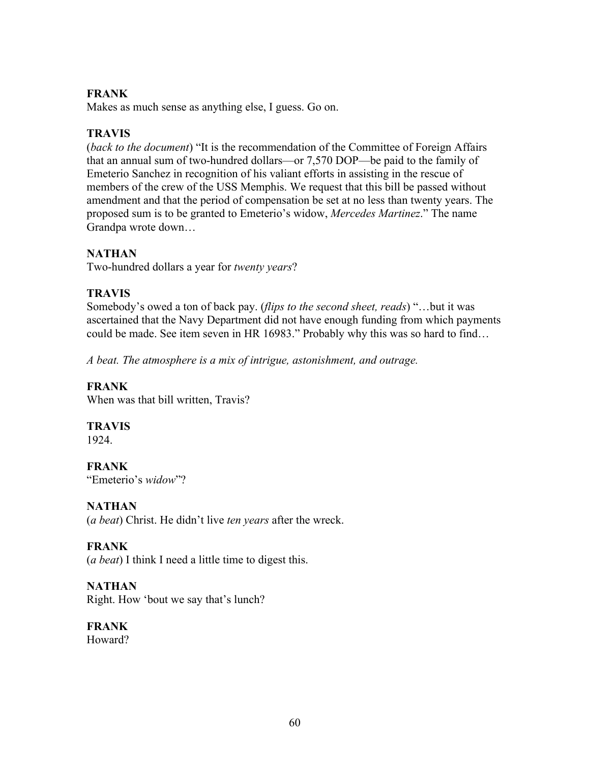**FRANK**
Makes as much sense as anything else, I guess. Go on.

**TRAVIS**
(*back to the document*) "It is the recommendation of the Committee of Foreign Affairs that an annual sum of two-hundred dollars—or 7,570 DOP—be paid to the family of Emeterio Sanchez in recognition of his valiant efforts in assisting in the rescue of members of the crew of the USS Memphis. We request that this bill be passed without amendment and that the period of compensation be set at no less than twenty years. The proposed sum is to be granted to Emeterio's widow, *Mercedes Martinez*." The name Grandpa wrote down…

**NATHAN**
Two-hundred dollars a year for *twenty years*?

**TRAVIS**
Somebody's owed a ton of back pay. (*flips to the second sheet, reads*) "…but it was ascertained that the Navy Department did not have enough funding from which payments could be made. See item seven in HR 16983." Probably why this was so hard to find…

*A beat. The atmosphere is a mix of intrigue, astonishment, and outrage.*

**FRANK**
When was that bill written, Travis?

**TRAVIS**
1924.

**FRANK**
"Emeterio's *widow*"?

**NATHAN**
(*a beat*) Christ. He didn't live *ten years* after the wreck.

**FRANK**
(*a beat*) I think I need a little time to digest this.

**NATHAN**
Right. How 'bout we say that's lunch?

**FRANK**
Howard?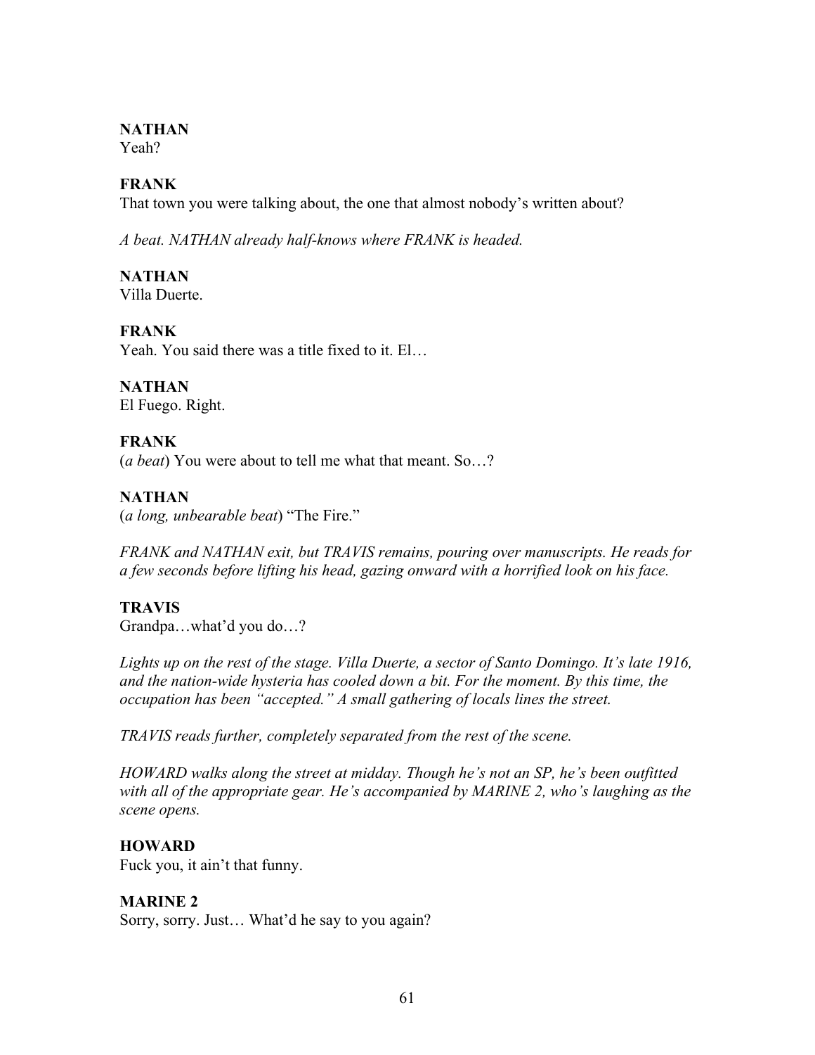**NATHAN**
Yeah?

**FRANK**
That town you were talking about, the one that almost nobody's written about?

*A beat. NATHAN already half-knows where FRANK is headed.*

**NATHAN**
Villa Duerte.

**FRANK**
Yeah. You said there was a title fixed to it. El…

**NATHAN**
El Fuego. Right.

**FRANK**
(*a beat*) You were about to tell me what that meant. So…?

**NATHAN**
(*a long, unbearable beat*) "The Fire."

*FRANK and NATHAN exit, but TRAVIS remains, pouring over manuscripts. He reads for a few seconds before lifting his head, gazing onward with a horrified look on his face.*

**TRAVIS**
Grandpa…what'd you do…?

*Lights up on the rest of the stage. Villa Duerte, a sector of Santo Domingo. It's late 1916, and the nation-wide hysteria has cooled down a bit. For the moment. By this time, the occupation has been "accepted." A small gathering of locals lines the street.*

*TRAVIS reads further, completely separated from the rest of the scene.*

*HOWARD walks along the street at midday. Though he's not an SP, he's been outfitted with all of the appropriate gear. He's accompanied by MARINE 2, who's laughing as the scene opens.*

**HOWARD**
Fuck you, it ain't that funny.

**MARINE 2**
Sorry, sorry. Just… What'd he say to you again?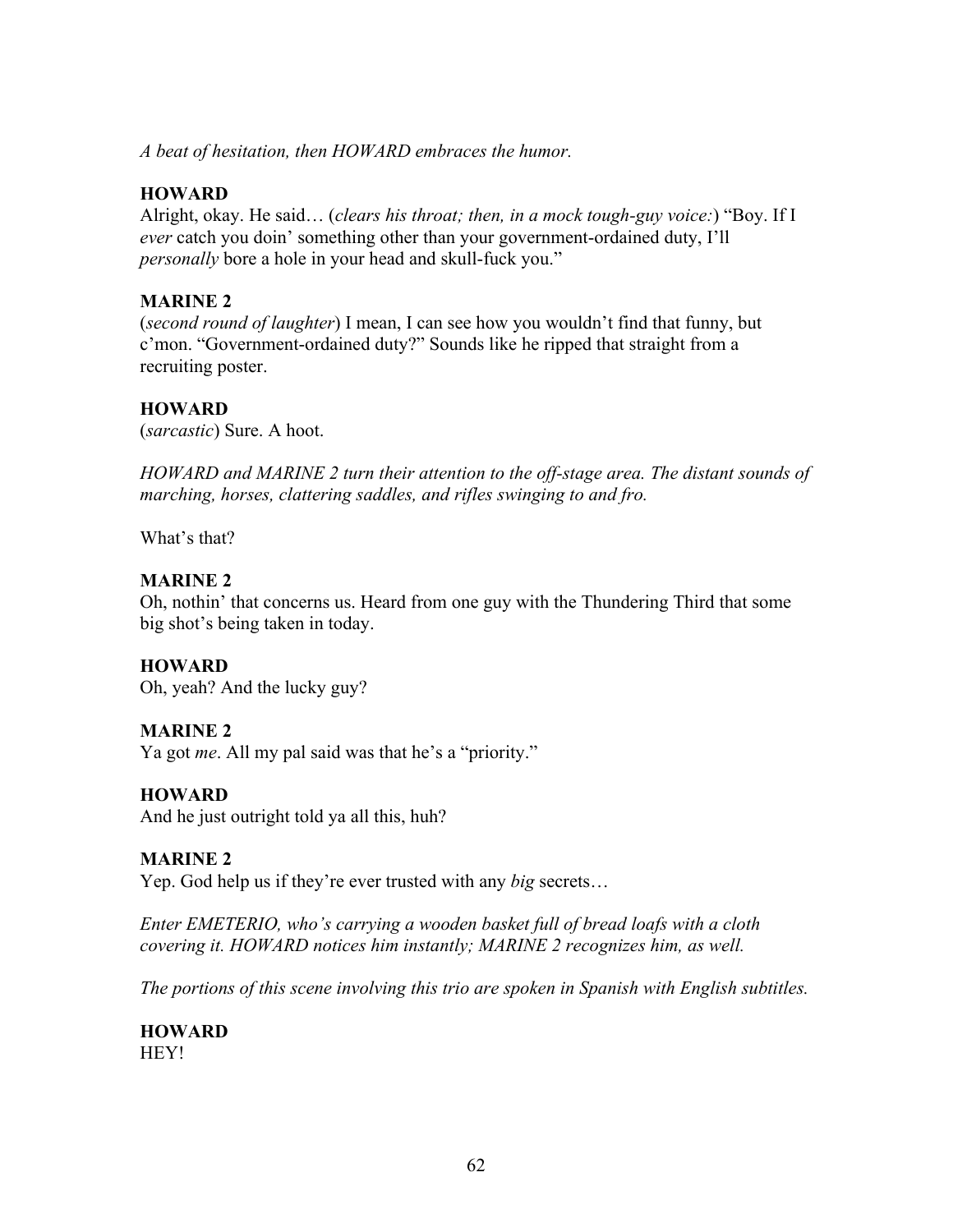*A beat of hesitation, then HOWARD embraces the humor.*

**HOWARD**
Alright, okay. He said… (*clears his throat; then, in a mock tough-guy voice:*) “Boy. If I *ever* catch you doin’ something other than your government-ordained duty, I’ll *personally* bore a hole in your head and skull-fuck you.”

**MARINE 2**
(*second round of laughter*) I mean, I can see how you wouldn’t find that funny, but c’mon. “Government-ordained duty?” Sounds like he ripped that straight from a recruiting poster.

**HOWARD**
(*sarcastic*) Sure. A hoot.

*HOWARD and MARINE 2 turn their attention to the off-stage area. The distant sounds of marching, horses, clattering saddles, and rifles swinging to and fro.*

What’s that?

**MARINE 2**
Oh, nothin’ that concerns us. Heard from one guy with the Thundering Third that some big shot’s being taken in today.

**HOWARD**
Oh, yeah? And the lucky guy?

**MARINE 2**
Ya got *me*. All my pal said was that he’s a “priority.”

**HOWARD**
And he just outright told ya all this, huh?

**MARINE 2**
Yep. God help us if they’re ever trusted with any *big* secrets…

*Enter EMETERIO, who’s carrying a wooden basket full of bread loafs with a cloth covering it. HOWARD notices him instantly; MARINE 2 recognizes him, as well.*

*The portions of this scene involving this trio are spoken in Spanish with English subtitles.*

**HOWARD**
HEY!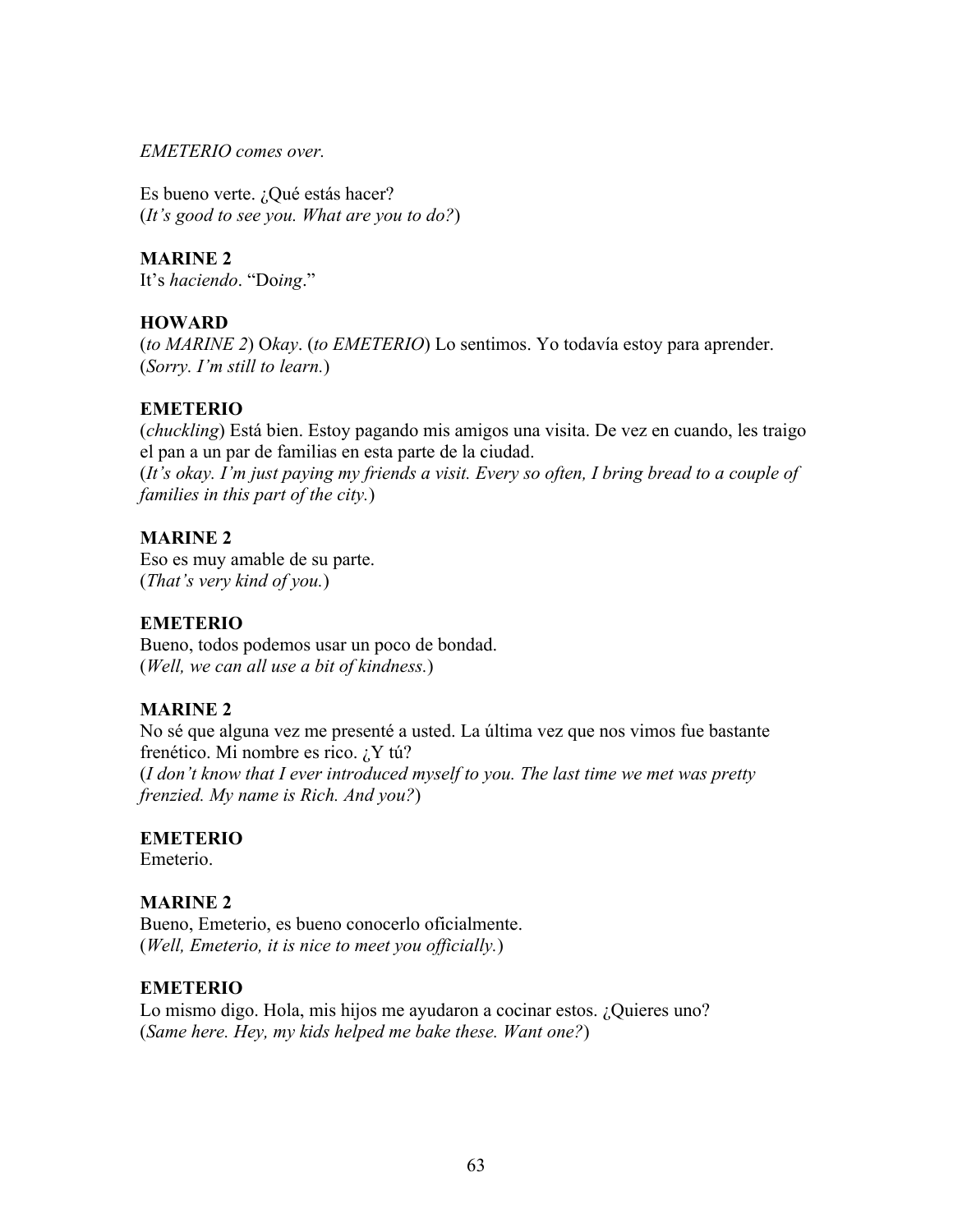*EMETERIO comes over.*

Es bueno verte. ¿Qué estás hacer?
(*It's good to see you. What are you to do?*)

**MARINE 2**
It's *haciendo*. "Do*ing*."

**HOWARD**
(*to MARINE 2*) O*kay*. (*to EMETERIO*) Lo sentimos. Yo todavía estoy para aprender.
(*Sorry. I'm still to learn.*)

**EMETERIO**
(*chuckling*) Está bien. Estoy pagando mis amigos una visita. De vez en cuando, les traigo el pan a un par de familias en esta parte de la ciudad.
(*It's okay. I'm just paying my friends a visit. Every so often, I bring bread to a couple of families in this part of the city.*)

**MARINE 2**
Eso es muy amable de su parte.
(*That's very kind of you.*)

**EMETERIO**
Bueno, todos podemos usar un poco de bondad.
(*Well, we can all use a bit of kindness.*)

**MARINE 2**
No sé que alguna vez me presenté a usted. La última vez que nos vimos fue bastante frenético. Mi nombre es rico. ¿Y tú?
(*I don't know that I ever introduced myself to you. The last time we met was pretty frenzied. My name is Rich. And you?*)

**EMETERIO**
Emeterio.

**MARINE 2**
Bueno, Emeterio, es bueno conocerlo oficialmente.
(*Well, Emeterio, it is nice to meet you officially.*)

**EMETERIO**
Lo mismo digo. Hola, mis hijos me ayudaron a cocinar estos. ¿Quieres uno?
(*Same here. Hey, my kids helped me bake these. Want one?*)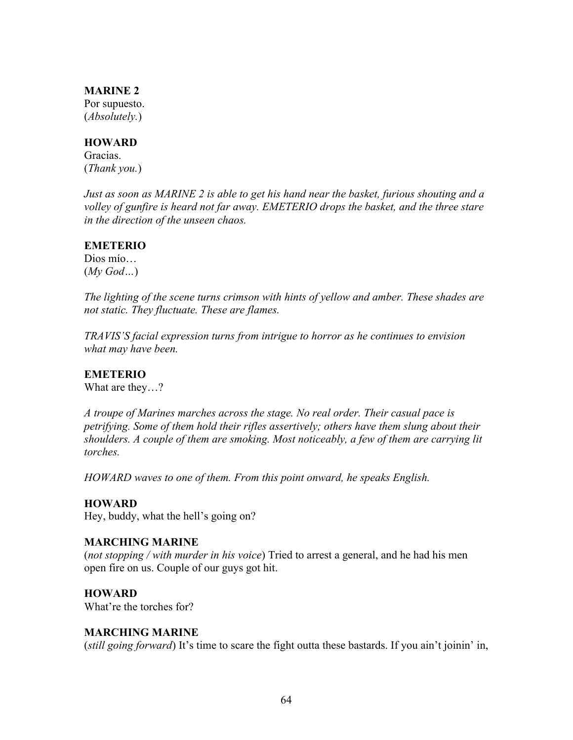**MARINE 2**
Por supuesto.
(*Absolutely.*)

**HOWARD**
Gracias.
(*Thank you.*)

*Just as soon as MARINE 2 is able to get his hand near the basket, furious shouting and a volley of gunfire is heard not far away. EMETERIO drops the basket, and the three stare in the direction of the unseen chaos.*

**EMETERIO**
Dios mío…
(*My God…*)

*The lighting of the scene turns crimson with hints of yellow and amber. These shades are not static. They fluctuate. These are flames.*

*TRAVIS'S facial expression turns from intrigue to horror as he continues to envision what may have been.*

**EMETERIO**
What are they…?

*A troupe of Marines marches across the stage. No real order. Their casual pace is petrifying. Some of them hold their rifles assertively; others have them slung about their shoulders. A couple of them are smoking. Most noticeably, a few of them are carrying lit torches.*

*HOWARD waves to one of them. From this point onward, he speaks English.*

**HOWARD**
Hey, buddy, what the hell's going on?

**MARCHING MARINE**
(*not stopping / with murder in his voice*) Tried to arrest a general, and he had his men open fire on us. Couple of our guys got hit.

**HOWARD**
What're the torches for?

**MARCHING MARINE**
(*still going forward*) It's time to scare the fight outta these bastards. If you ain't joinin' in,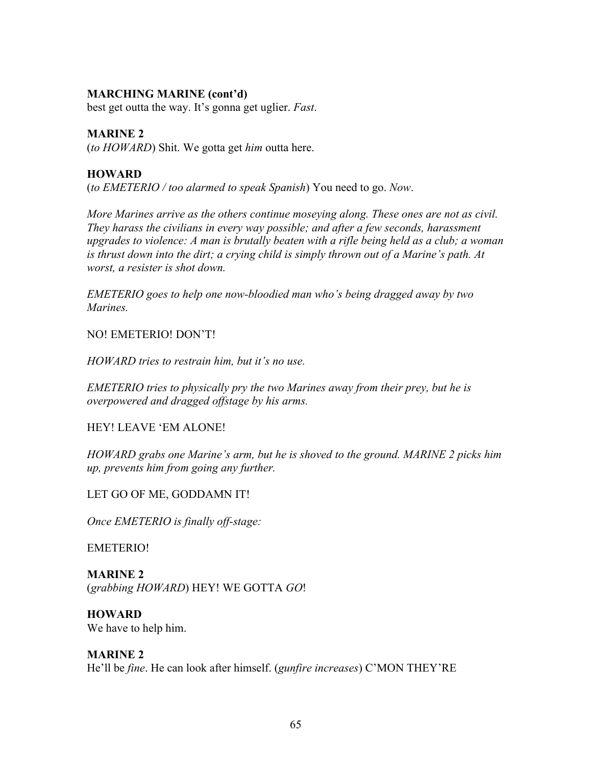**MARCHING MARINE (cont'd)**
best get outta the way. It's gonna get uglier. *Fast*.

**MARINE 2**
(*to HOWARD*) Shit. We gotta get *him* outta here.

**HOWARD**
(*to EMETERIO / too alarmed to speak Spanish*) You need to go. *Now*.

*More Marines arrive as the others continue moseying along. These ones are not as civil. They harass the civilians in every way possible; and after a few seconds, harassment upgrades to violence: A man is brutally beaten with a rifle being held as a club; a woman is thrust down into the dirt; a crying child is simply thrown out of a Marine's path. At worst, a resister is shot down.*

*EMETERIO goes to help one now-bloodied man who's being dragged away by two Marines.*

NO! EMETERIO! DON'T!

*HOWARD tries to restrain him, but it's no use.*

*EMETERIO tries to physically pry the two Marines away from their prey, but he is overpowered and dragged offstage by his arms.*

HEY! LEAVE 'EM ALONE!

*HOWARD grabs one Marine's arm, but he is shoved to the ground. MARINE 2 picks him up, prevents him from going any further.*

LET GO OF ME, GODDAMN IT!

*Once EMETERIO is finally off-stage:*

EMETERIO!

**MARINE 2**
(*grabbing HOWARD*) HEY! WE GOTTA *GO*!

**HOWARD**
We have to help him.

**MARINE 2**
He'll be *fine*. He can look after himself. (*gunfire increases*) C'MON THEY'RE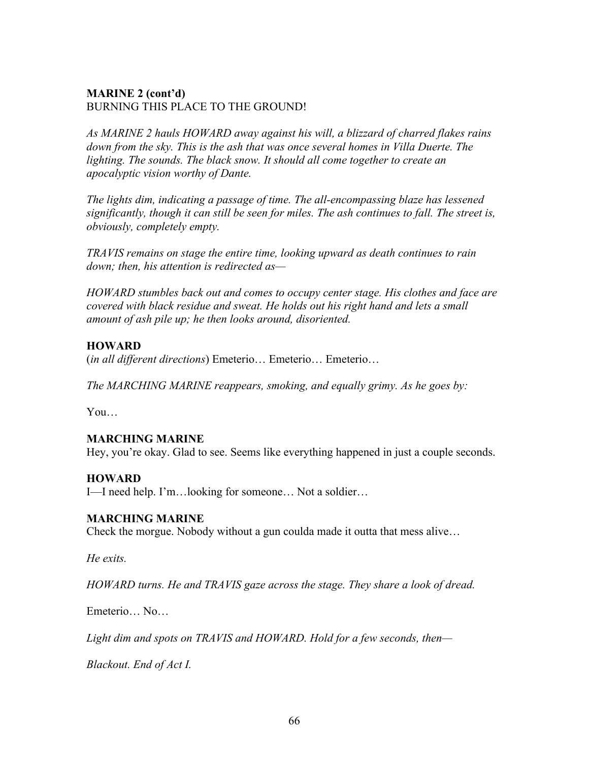**MARINE 2 (cont'd)**
BURNING THIS PLACE TO THE GROUND!

*As MARINE 2 hauls HOWARD away against his will, a blizzard of charred flakes rains down from the sky. This is the ash that was once several homes in Villa Duerte. The lighting. The sounds. The black snow. It should all come together to create an apocalyptic vision worthy of Dante.*

*The lights dim, indicating a passage of time. The all-encompassing blaze has lessened significantly, though it can still be seen for miles. The ash continues to fall. The street is, obviously, completely empty.*

*TRAVIS remains on stage the entire time, looking upward as death continues to rain down; then, his attention is redirected as—*

*HOWARD stumbles back out and comes to occupy center stage. His clothes and face are covered with black residue and sweat. He holds out his right hand and lets a small amount of ash pile up; he then looks around, disoriented.*

**HOWARD**
(*in all different directions*) Emeterio… Emeterio… Emeterio…

*The MARCHING MARINE reappears, smoking, and equally grimy. As he goes by:*

You…

**MARCHING MARINE**
Hey, you're okay. Glad to see. Seems like everything happened in just a couple seconds.

**HOWARD**
I—I need help. I'm…looking for someone… Not a soldier…

**MARCHING MARINE**
Check the morgue. Nobody without a gun coulda made it outta that mess alive…

*He exits.*

*HOWARD turns. He and TRAVIS gaze across the stage. They share a look of dread.*

Emeterio… No…

*Light dim and spots on TRAVIS and HOWARD. Hold for a few seconds, then—*

*Blackout. End of Act I.*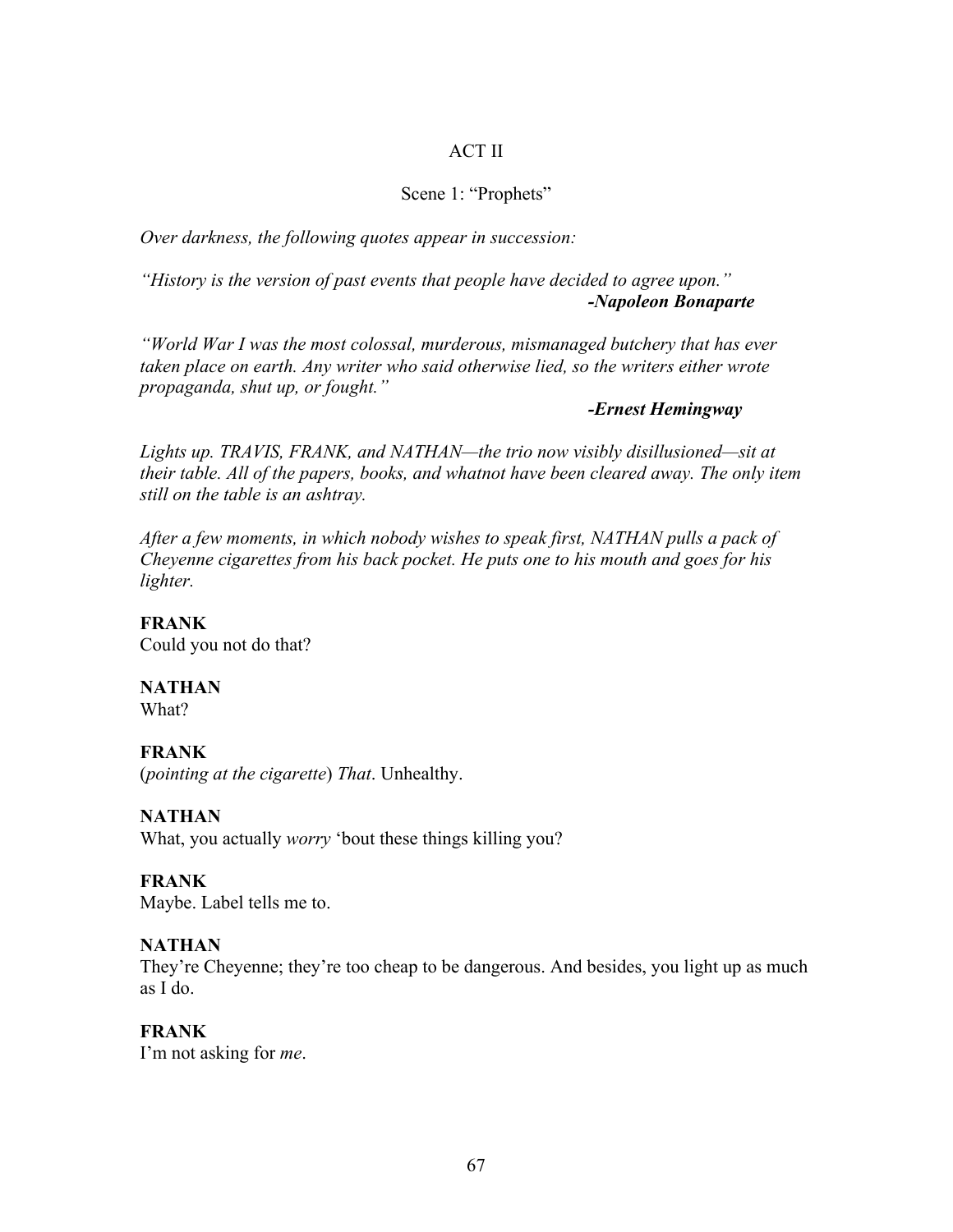ACT II

Scene 1: "Prophets"

*Over darkness, the following quotes appear in succession:*

*"History is the version of past events that people have decided to agree upon."*
***-Napoleon Bonaparte***

*"World War I was the most colossal, murderous, mismanaged butchery that has ever taken place on earth. Any writer who said otherwise lied, so the writers either wrote propaganda, shut up, or fought."*
***-Ernest Hemingway***

*Lights up. TRAVIS, FRANK, and NATHAN—the trio now visibly disillusioned—sit at their table. All of the papers, books, and whatnot have been cleared away. The only item still on the table is an ashtray.*

*After a few moments, in which nobody wishes to speak first, NATHAN pulls a pack of Cheyenne cigarettes from his back pocket. He puts one to his mouth and goes for his lighter.*

**FRANK**
Could you not do that?

**NATHAN**
What?

**FRANK**
(*pointing at the cigarette*) *That*. Unhealthy.

**NATHAN**
What, you actually *worry* 'bout these things killing you?

**FRANK**
Maybe. Label tells me to.

**NATHAN**
They're Cheyenne; they're too cheap to be dangerous. And besides, you light up as much as I do.

**FRANK**
I'm not asking for *me*.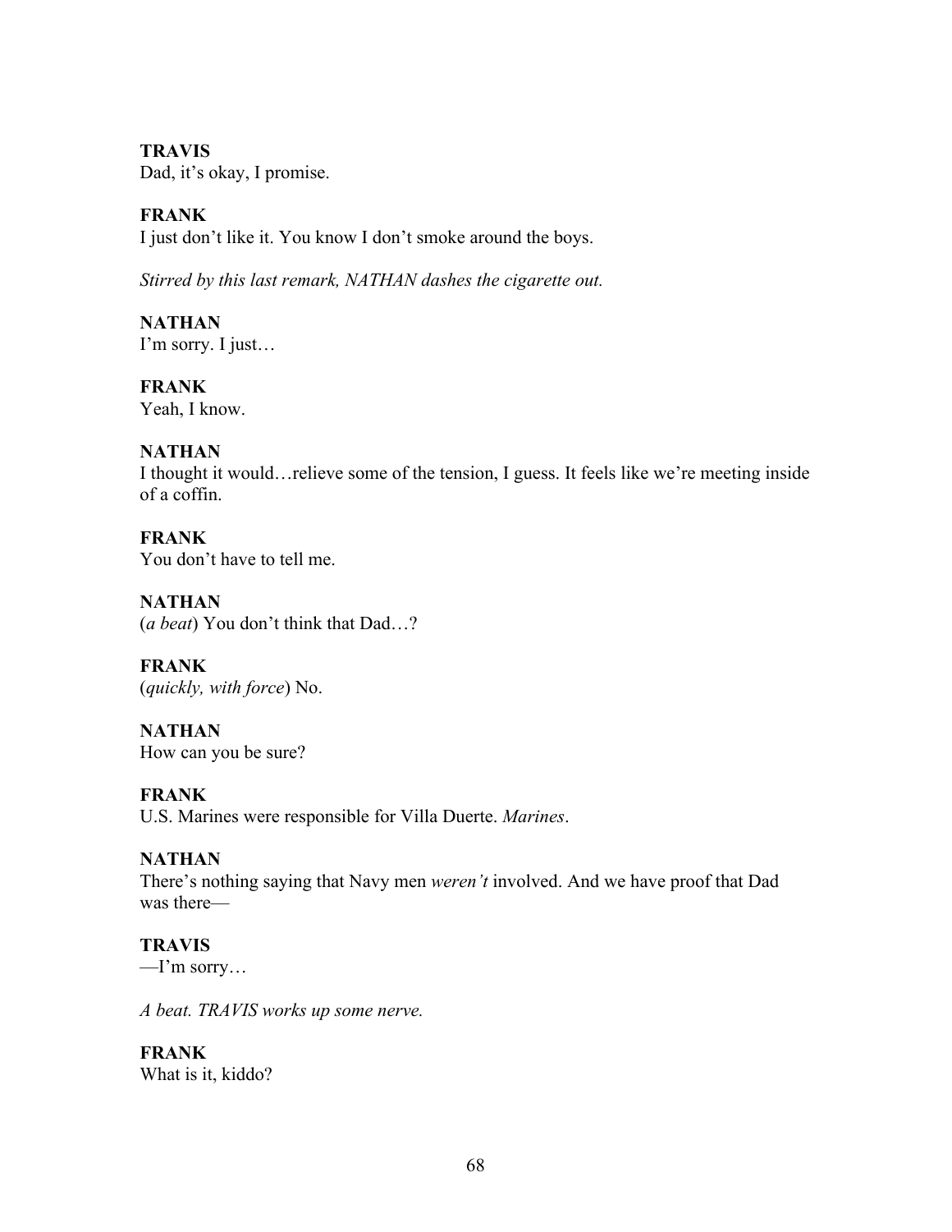**TRAVIS**
Dad, it's okay, I promise.

**FRANK**
I just don't like it. You know I don't smoke around the boys.

*Stirred by this last remark, NATHAN dashes the cigarette out.*

**NATHAN**
I'm sorry. I just…

**FRANK**
Yeah, I know.

**NATHAN**
I thought it would…relieve some of the tension, I guess. It feels like we're meeting inside of a coffin.

**FRANK**
You don't have to tell me.

**NATHAN**
(*a beat*) You don't think that Dad…?

**FRANK**
(*quickly, with force*) No.

**NATHAN**
How can you be sure?

**FRANK**
U.S. Marines were responsible for Villa Duerte. *Marines*.

**NATHAN**
There's nothing saying that Navy men *weren't* involved. And we have proof that Dad was there—

**TRAVIS**
—I'm sorry…

*A beat. TRAVIS works up some nerve.*

**FRANK**
What is it, kiddo?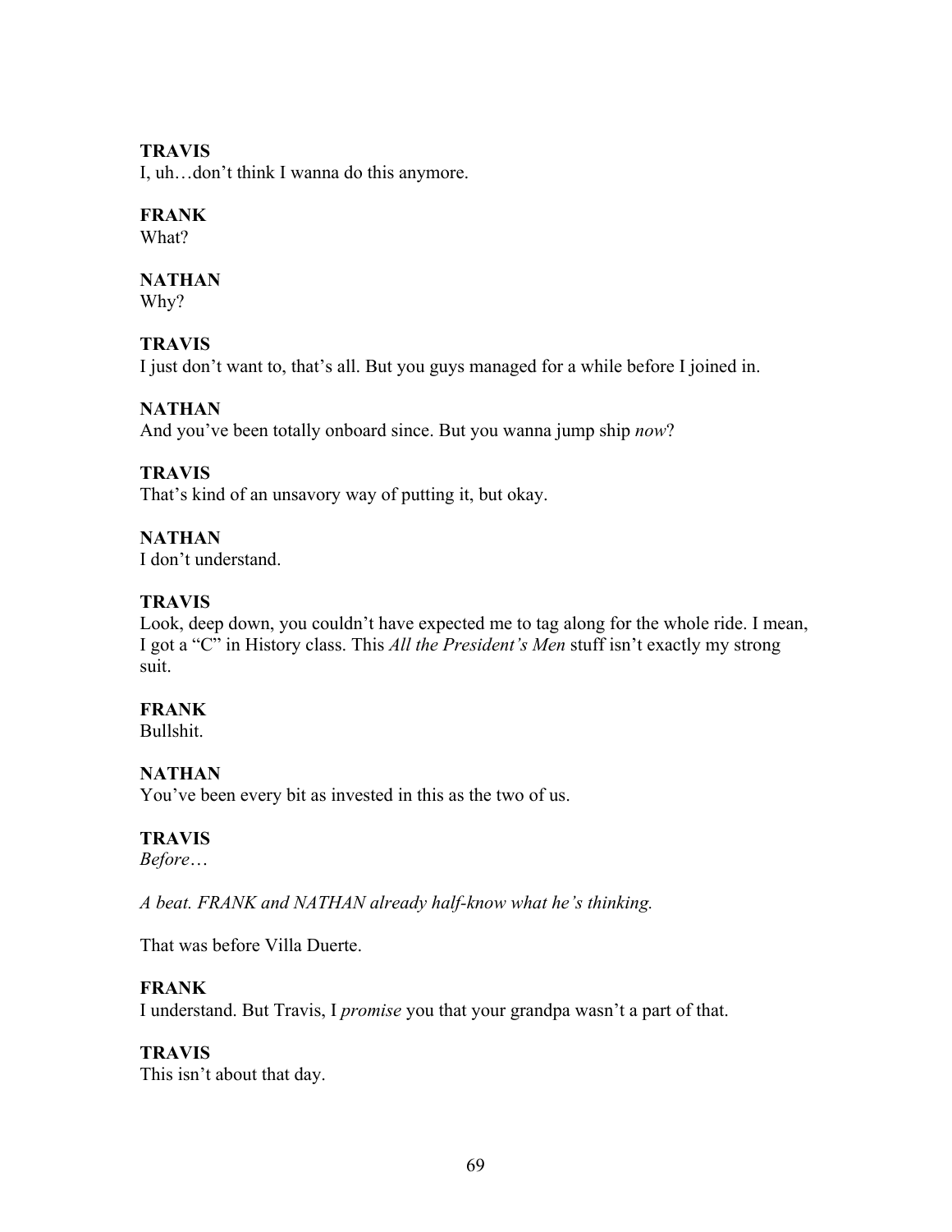**TRAVIS**
I, uh…don't think I wanna do this anymore.

**FRANK**
What?

**NATHAN**
Why?

**TRAVIS**
I just don't want to, that's all. But you guys managed for a while before I joined in.

**NATHAN**
And you've been totally onboard since. But you wanna jump ship *now*?

**TRAVIS**
That's kind of an unsavory way of putting it, but okay.

**NATHAN**
I don't understand.

**TRAVIS**
Look, deep down, you couldn't have expected me to tag along for the whole ride. I mean, I got a "C" in History class. This *All the President's Men* stuff isn't exactly my strong suit.

**FRANK**
Bullshit.

**NATHAN**
You've been every bit as invested in this as the two of us.

**TRAVIS**
*Before*…

*A beat. FRANK and NATHAN already half-know what he's thinking.*

That was before Villa Duerte.

**FRANK**
I understand. But Travis, I *promise* you that your grandpa wasn't a part of that.

**TRAVIS**
This isn't about that day.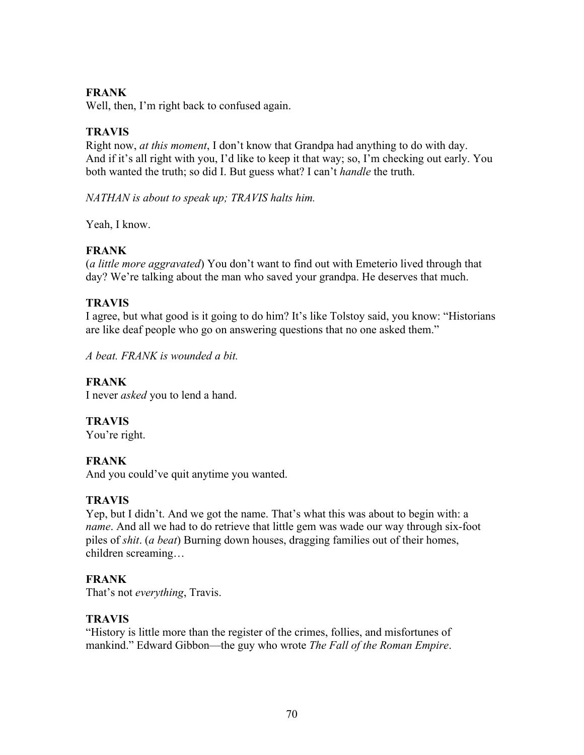**FRANK**
Well, then, I'm right back to confused again.

**TRAVIS**
Right now, *at this moment*, I don't know that Grandpa had anything to do with day. And if it's all right with you, I'd like to keep it that way; so, I'm checking out early. You both wanted the truth; so did I. But guess what? I can't *handle* the truth.

*NATHAN is about to speak up; TRAVIS halts him.*

Yeah, I know.

**FRANK**
(*a little more aggravated*) You don't want to find out with Emeterio lived through that day? We're talking about the man who saved your grandpa. He deserves that much.

**TRAVIS**
I agree, but what good is it going to do him? It's like Tolstoy said, you know: "Historians are like deaf people who go on answering questions that no one asked them."

*A beat. FRANK is wounded a bit.*

**FRANK**
I never *asked* you to lend a hand.

**TRAVIS**
You're right.

**FRANK**
And you could've quit anytime you wanted.

**TRAVIS**
Yep, but I didn't. And we got the name. That's what this was about to begin with: a *name*. And all we had to do retrieve that little gem was wade our way through six-foot piles of *shit*. (*a beat*) Burning down houses, dragging families out of their homes, children screaming…

**FRANK**
That's not *everything*, Travis.

**TRAVIS**
"History is little more than the register of the crimes, follies, and misfortunes of mankind." Edward Gibbon—the guy who wrote *The Fall of the Roman Empire*.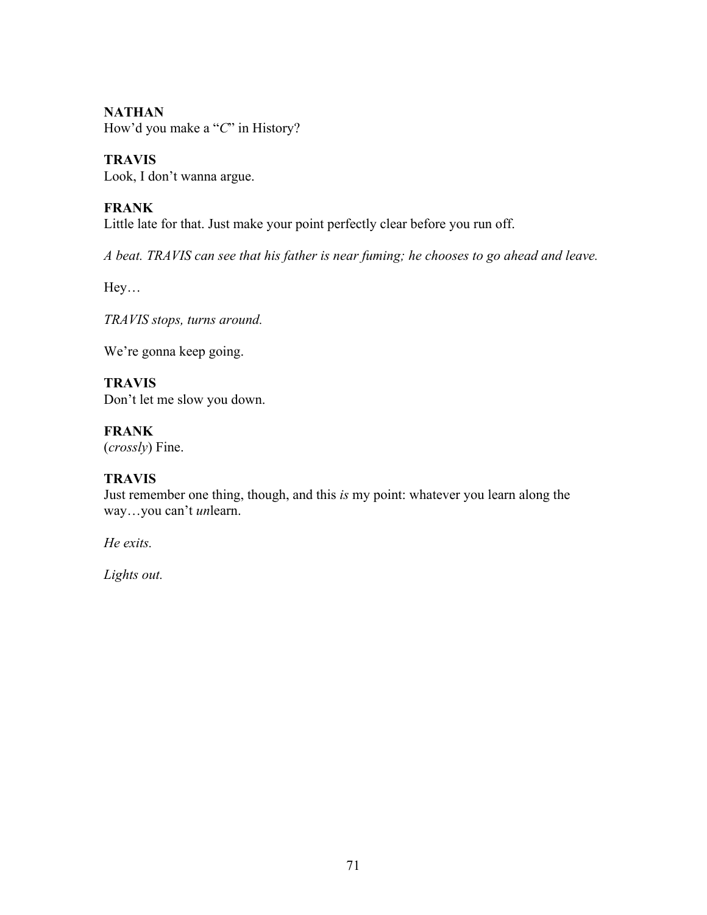**NATHAN**
How'd you make a "*C*" in History?

**TRAVIS**
Look, I don't wanna argue.

**FRANK**
Little late for that. Just make your point perfectly clear before you run off.

*A beat. TRAVIS can see that his father is near fuming; he chooses to go ahead and leave.*

Hey…

*TRAVIS stops, turns around.*

We're gonna keep going.

**TRAVIS**
Don't let me slow you down.

**FRANK**
(*crossly*) Fine.

**TRAVIS**
Just remember one thing, though, and this *is* my point: whatever you learn along the way…you can't *un*learn.

*He exits.*

*Lights out.*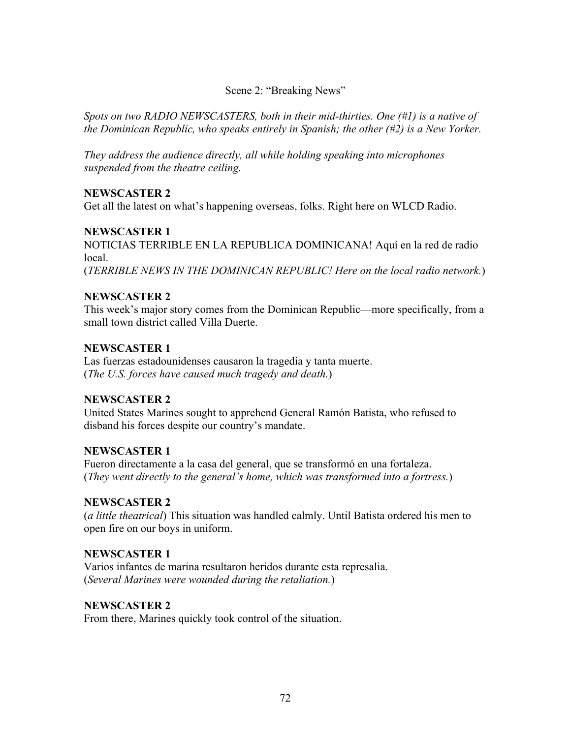Scene 2: "Breaking News"

*Spots on two RADIO NEWSCASTERS, both in their mid-thirties. One (#1) is a native of the Dominican Republic, who speaks entirely in Spanish; the other (#2) is a New Yorker.*

*They address the audience directly, all while holding speaking into microphones suspended from the theatre ceiling.*

**NEWSCASTER 2**
Get all the latest on what's happening overseas, folks. Right here on WLCD Radio.

**NEWSCASTER 1**
NOTICIAS TERRIBLE EN LA REPUBLICA DOMINICANA! Aquí en la red de radio local.
(*TERRIBLE NEWS IN THE DOMINICAN REPUBLIC! Here on the local radio network.*)

**NEWSCASTER 2**
This week's major story comes from the Dominican Republic—more specifically, from a small town district called Villa Duerte.

**NEWSCASTER 1**
Las fuerzas estadounidenses causaron la tragedia y tanta muerte.
(*The U.S. forces have caused much tragedy and death.*)

**NEWSCASTER 2**
United States Marines sought to apprehend General Ramón Batista, who refused to disband his forces despite our country's mandate.

**NEWSCASTER 1**
Fueron directamente a la casa del general, que se transformó en una fortaleza.
(*They went directly to the general's home, which was transformed into a fortress.*)

**NEWSCASTER 2**
(*a little theatrical*) This situation was handled calmly. Until Batista ordered his men to open fire on our boys in uniform.

**NEWSCASTER 1**
Varios infantes de marina resultaron heridos durante esta represalia.
(*Several Marines were wounded during the retaliation.*)

**NEWSCASTER 2**
From there, Marines quickly took control of the situation.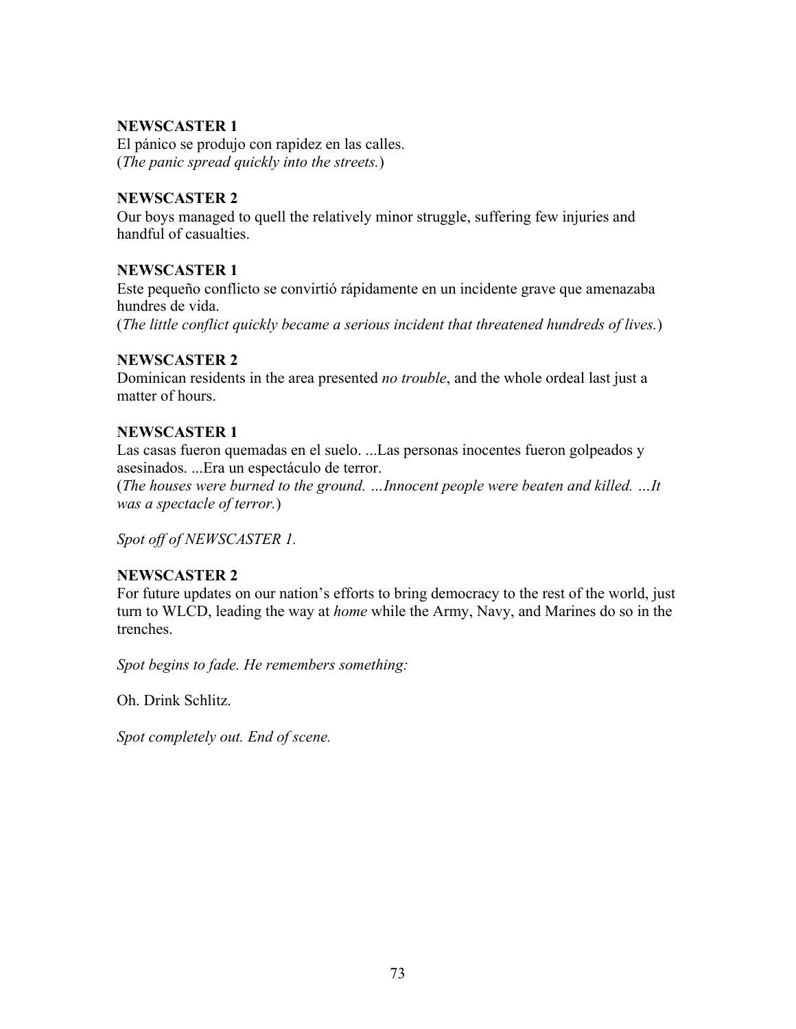**NEWSCASTER 1**
El pánico se produjo con rapidez en las calles.
(*The panic spread quickly into the streets.*)

**NEWSCASTER 2**
Our boys managed to quell the relatively minor struggle, suffering few injuries and handful of casualties.

**NEWSCASTER 1**
Este pequeño conflicto se convirtió rápidamente en un incidente grave que amenazaba hundres de vida.
(*The little conflict quickly became a serious incident that threatened hundreds of lives.*)

**NEWSCASTER 2**
Dominican residents in the area presented *no trouble*, and the whole ordeal last just a matter of hours.

**NEWSCASTER 1**
Las casas fueron quemadas en el suelo. ...Las personas inocentes fueron golpeados y asesinados. ...Era un espectáculo de terror.
(*The houses were burned to the ground. …Innocent people were beaten and killed. …It was a spectacle of terror.*)

*Spot off of NEWSCASTER 1.*

**NEWSCASTER 2**
For future updates on our nation's efforts to bring democracy to the rest of the world, just turn to WLCD, leading the way at *home* while the Army, Navy, and Marines do so in the trenches.

*Spot begins to fade. He remembers something:*

Oh. Drink Schlitz.

*Spot completely out. End of scene.*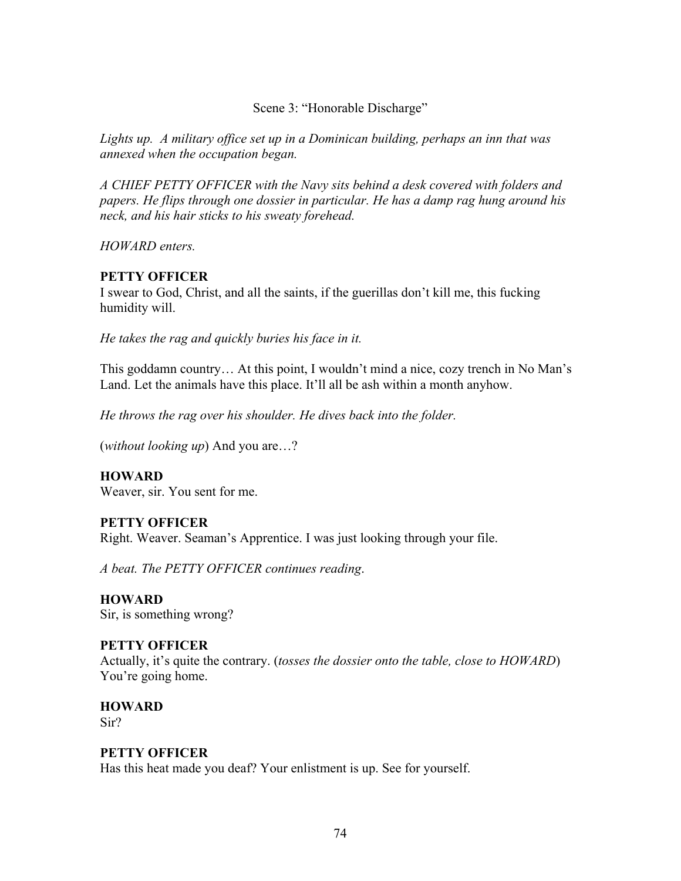Scene 3: "Honorable Discharge"

*Lights up. A military office set up in a Dominican building, perhaps an inn that was annexed when the occupation began.*

*A CHIEF PETTY OFFICER with the Navy sits behind a desk covered with folders and papers. He flips through one dossier in particular. He has a damp rag hung around his neck, and his hair sticks to his sweaty forehead.*

*HOWARD enters.*

**PETTY OFFICER**
I swear to God, Christ, and all the saints, if the guerillas don't kill me, this fucking humidity will.

*He takes the rag and quickly buries his face in it.*

This goddamn country… At this point, I wouldn't mind a nice, cozy trench in No Man's Land. Let the animals have this place. It'll all be ash within a month anyhow.

*He throws the rag over his shoulder. He dives back into the folder.*

(*without looking up*) And you are…?

**HOWARD**
Weaver, sir. You sent for me.

**PETTY OFFICER**
Right. Weaver. Seaman's Apprentice. I was just looking through your file.

*A beat. The PETTY OFFICER continues reading*.

**HOWARD**
Sir, is something wrong?

**PETTY OFFICER**
Actually, it's quite the contrary. (*tosses the dossier onto the table, close to HOWARD*) You're going home.

**HOWARD**
Sir?

**PETTY OFFICER**
Has this heat made you deaf? Your enlistment is up. See for yourself.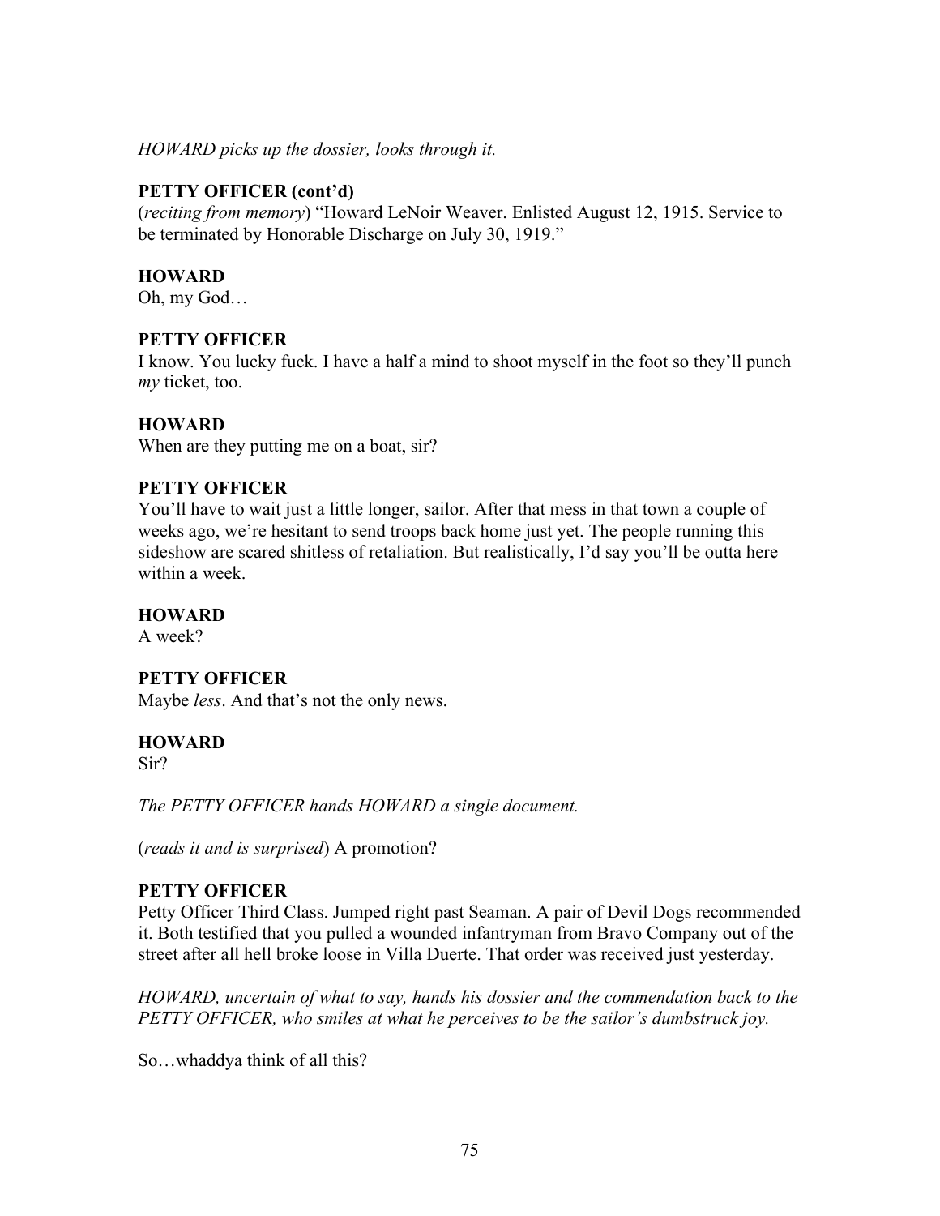*HOWARD picks up the dossier, looks through it.*

**PETTY OFFICER (cont'd)**
(*reciting from memory*) "Howard LeNoir Weaver. Enlisted August 12, 1915. Service to be terminated by Honorable Discharge on July 30, 1919."

**HOWARD**
Oh, my God…

**PETTY OFFICER**
I know. You lucky fuck. I have a half a mind to shoot myself in the foot so they'll punch *my* ticket, too.

**HOWARD**
When are they putting me on a boat, sir?

**PETTY OFFICER**
You'll have to wait just a little longer, sailor. After that mess in that town a couple of weeks ago, we're hesitant to send troops back home just yet. The people running this sideshow are scared shitless of retaliation. But realistically, I'd say you'll be outta here within a week.

**HOWARD**
A week?

**PETTY OFFICER**
Maybe *less*. And that's not the only news.

**HOWARD**
Sir?

*The PETTY OFFICER hands HOWARD a single document.*

(*reads it and is surprised*) A promotion?

**PETTY OFFICER**
Petty Officer Third Class. Jumped right past Seaman. A pair of Devil Dogs recommended it. Both testified that you pulled a wounded infantryman from Bravo Company out of the street after all hell broke loose in Villa Duerte. That order was received just yesterday.

*HOWARD, uncertain of what to say, hands his dossier and the commendation back to the PETTY OFFICER, who smiles at what he perceives to be the sailor's dumbstruck joy.*

So…whaddya think of all this?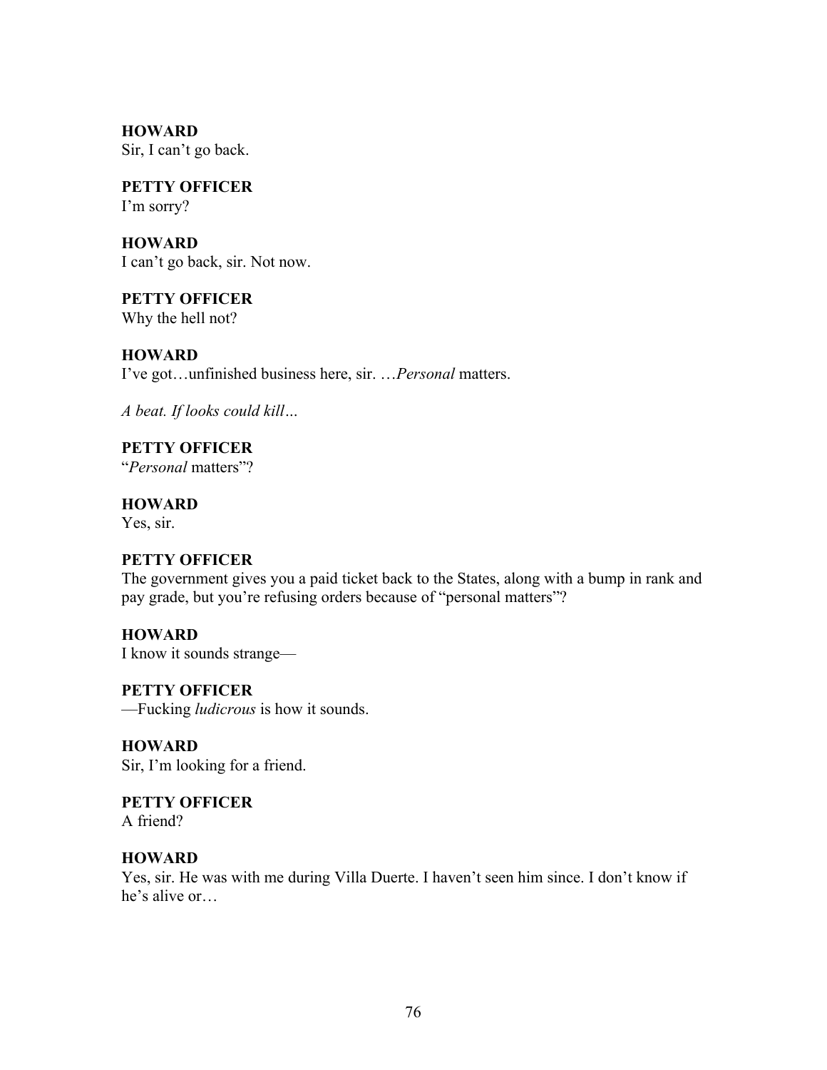**HOWARD**
Sir, I can't go back.

**PETTY OFFICER**
I'm sorry?

**HOWARD**
I can't go back, sir. Not now.

**PETTY OFFICER**
Why the hell not?

**HOWARD**
I've got…unfinished business here, sir. …*Personal* matters.

*A beat. If looks could kill…*

**PETTY OFFICER**
"*Personal* matters"?

**HOWARD**
Yes, sir.

**PETTY OFFICER**
The government gives you a paid ticket back to the States, along with a bump in rank and pay grade, but you're refusing orders because of "personal matters"?

**HOWARD**
I know it sounds strange—

**PETTY OFFICER**
—Fucking *ludicrous* is how it sounds.

**HOWARD**
Sir, I'm looking for a friend.

**PETTY OFFICER**
A friend?

**HOWARD**
Yes, sir. He was with me during Villa Duerte. I haven't seen him since. I don't know if he's alive or…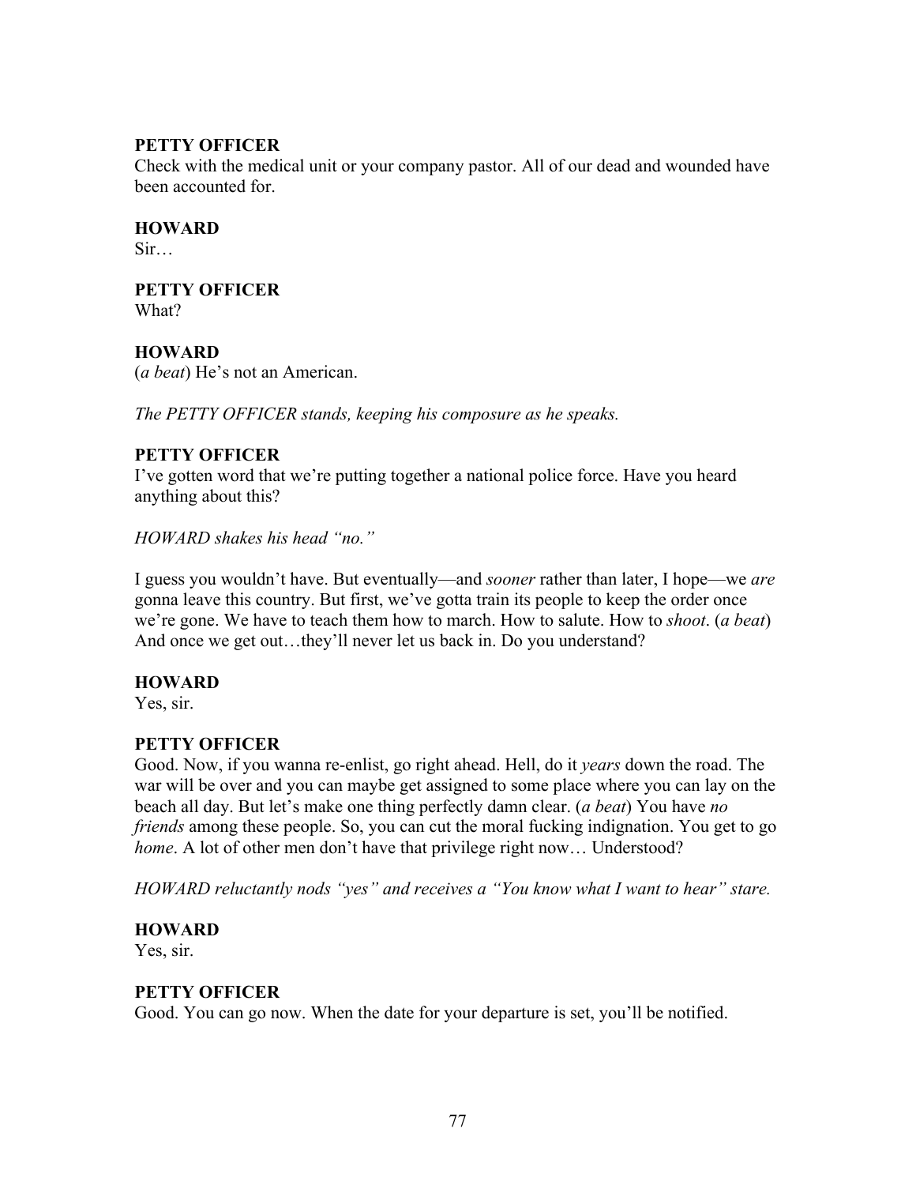**PETTY OFFICER**
Check with the medical unit or your company pastor. All of our dead and wounded have been accounted for.

**HOWARD**
Sir…

**PETTY OFFICER**
What?

**HOWARD**
(*a beat*) He's not an American.

*The PETTY OFFICER stands, keeping his composure as he speaks.*

**PETTY OFFICER**
I've gotten word that we're putting together a national police force. Have you heard anything about this?

*HOWARD shakes his head "no."*

I guess you wouldn't have. But eventually—and *sooner* rather than later, I hope—we *are* gonna leave this country. But first, we've gotta train its people to keep the order once we're gone. We have to teach them how to march. How to salute. How to *shoot*. (*a beat*) And once we get out…they'll never let us back in. Do you understand?

**HOWARD**
Yes, sir.

**PETTY OFFICER**
Good. Now, if you wanna re-enlist, go right ahead. Hell, do it *years* down the road. The war will be over and you can maybe get assigned to some place where you can lay on the beach all day. But let's make one thing perfectly damn clear. (*a beat*) You have *no friends* among these people. So, you can cut the moral fucking indignation. You get to go *home*. A lot of other men don't have that privilege right now… Understood?

*HOWARD reluctantly nods "yes" and receives a "You know what I want to hear" stare.*

**HOWARD**
Yes, sir.

**PETTY OFFICER**
Good. You can go now. When the date for your departure is set, you'll be notified.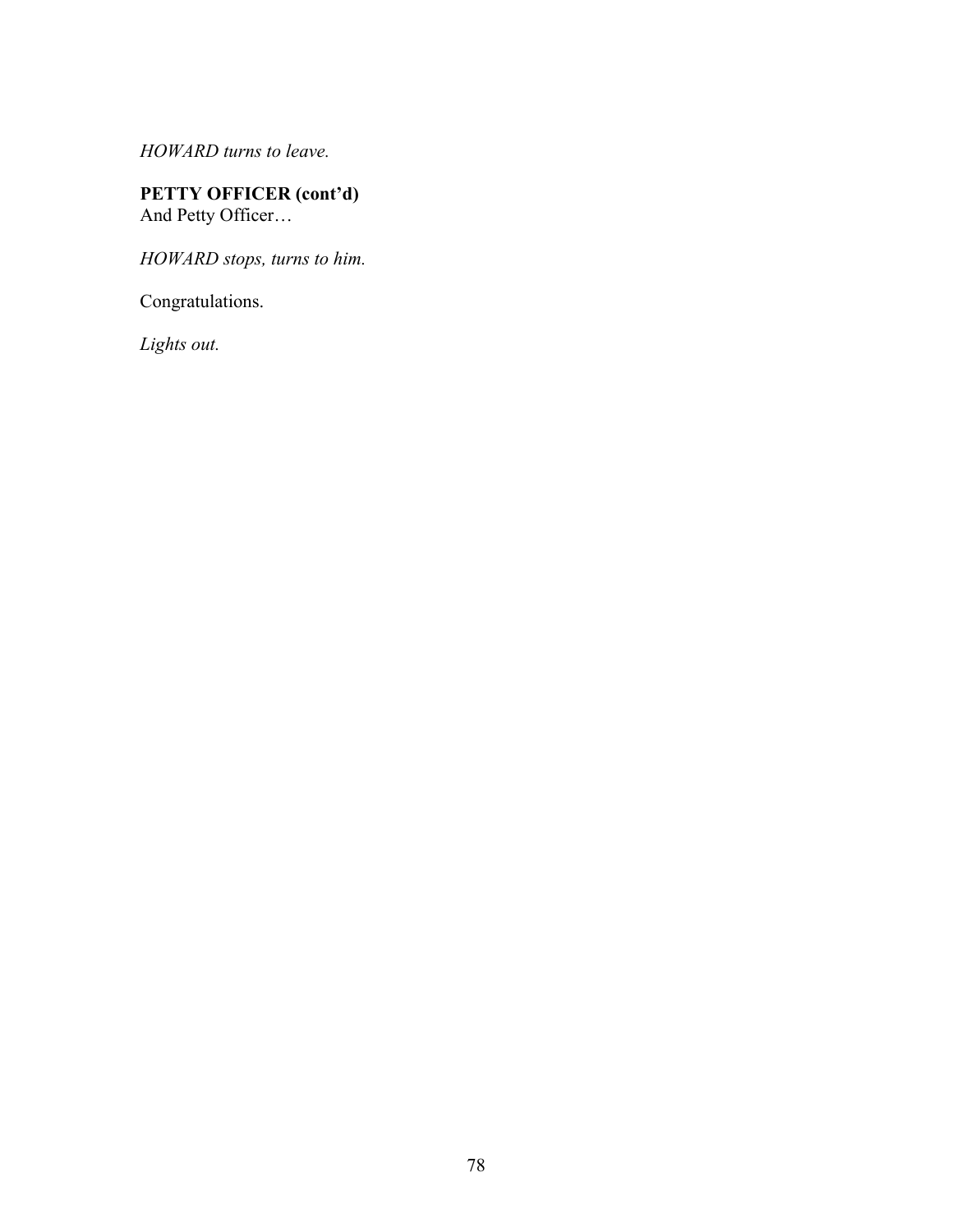*HOWARD turns to leave.*

**PETTY OFFICER (cont'd)**
And Petty Officer…

*HOWARD stops, turns to him.*

Congratulations.

*Lights out.*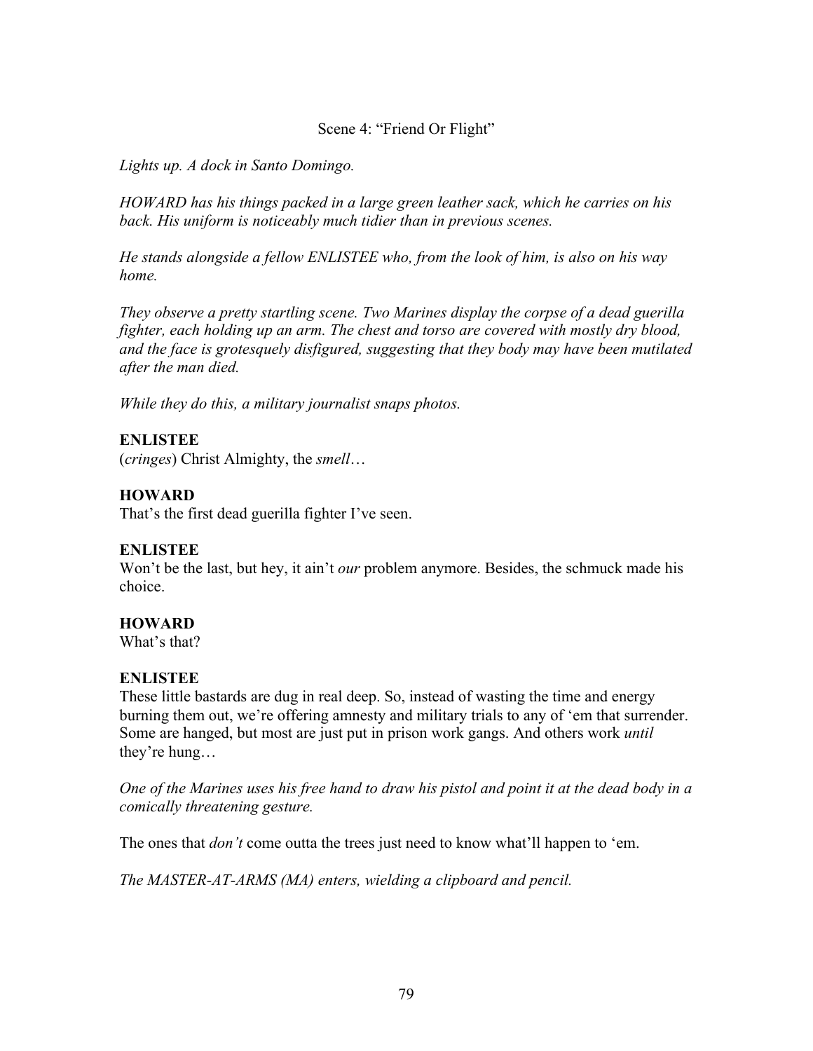Scene 4: "Friend Or Flight"

*Lights up. A dock in Santo Domingo.*

*HOWARD has his things packed in a large green leather sack, which he carries on his back. His uniform is noticeably much tidier than in previous scenes.*

*He stands alongside a fellow ENLISTEE who, from the look of him, is also on his way home.*

*They observe a pretty startling scene. Two Marines display the corpse of a dead guerilla fighter, each holding up an arm. The chest and torso are covered with mostly dry blood, and the face is grotesquely disfigured, suggesting that they body may have been mutilated after the man died.*

*While they do this, a military journalist snaps photos.*

**ENLISTEE**
(*cringes*) Christ Almighty, the *smell*…

**HOWARD**
That's the first dead guerilla fighter I've seen.

**ENLISTEE**
Won't be the last, but hey, it ain't *our* problem anymore. Besides, the schmuck made his choice.

**HOWARD**
What's that?

**ENLISTEE**
These little bastards are dug in real deep. So, instead of wasting the time and energy burning them out, we're offering amnesty and military trials to any of 'em that surrender. Some are hanged, but most are just put in prison work gangs. And others work *until* they're hung…

*One of the Marines uses his free hand to draw his pistol and point it at the dead body in a comically threatening gesture.*

The ones that *don't* come outta the trees just need to know what'll happen to 'em.

*The MASTER-AT-ARMS (MA) enters, wielding a clipboard and pencil.*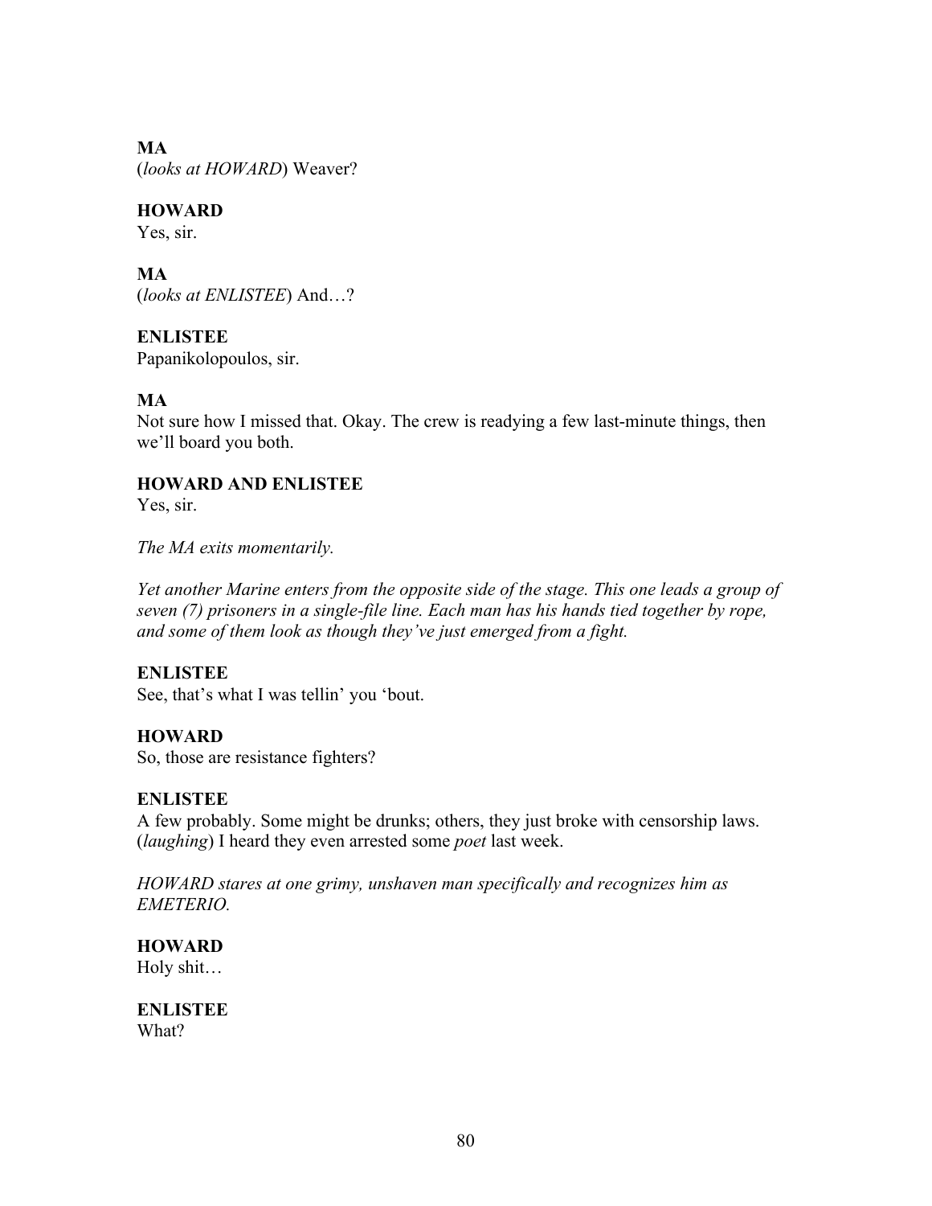**MA**
(*looks at HOWARD*) Weaver?

**HOWARD**
Yes, sir.

**MA**
(*looks at ENLISTEE*) And…?

**ENLISTEE**
Papanikolopoulos, sir.

**MA**
Not sure how I missed that. Okay. The crew is readying a few last-minute things, then we'll board you both.

**HOWARD AND ENLISTEE**
Yes, sir.

*The MA exits momentarily.*

*Yet another Marine enters from the opposite side of the stage. This one leads a group of seven (7) prisoners in a single-file line. Each man has his hands tied together by rope, and some of them look as though they've just emerged from a fight.*

**ENLISTEE**
See, that's what I was tellin' you 'bout.

**HOWARD**
So, those are resistance fighters?

**ENLISTEE**
A few probably. Some might be drunks; others, they just broke with censorship laws. (*laughing*) I heard they even arrested some *poet* last week.

*HOWARD stares at one grimy, unshaven man specifically and recognizes him as EMETERIO.*

**HOWARD**
Holy shit…

**ENLISTEE**
What?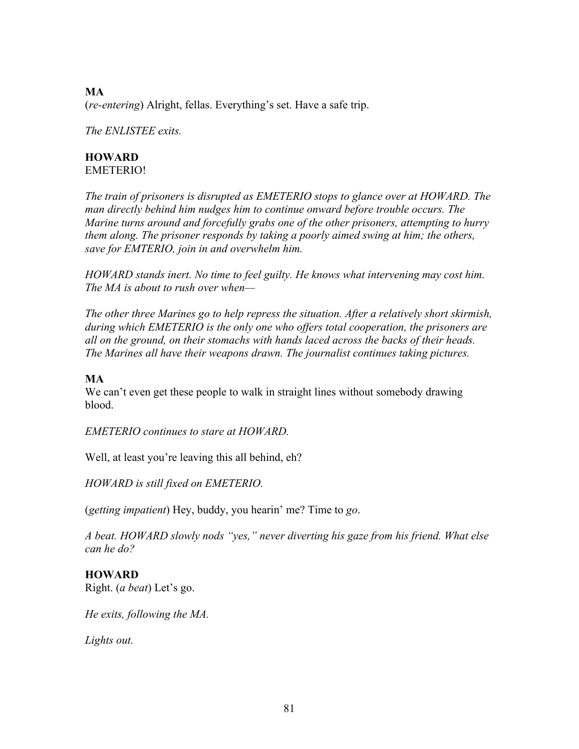**MA**
(*re-entering*) Alright, fellas. Everything's set. Have a safe trip.

*The ENLISTEE exits.*

**HOWARD**
EMETERIO!

*The train of prisoners is disrupted as EMETERIO stops to glance over at HOWARD. The man directly behind him nudges him to continue onward before trouble occurs. The Marine turns around and forcefully grabs one of the other prisoners, attempting to hurry them along. The prisoner responds by taking a poorly aimed swing at him; the others, save for EMTERIO, join in and overwhelm him.*

*HOWARD stands inert. No time to feel guilty. He knows what intervening may cost him. The MA is about to rush over when—*

*The other three Marines go to help repress the situation. After a relatively short skirmish, during which EMETERIO is the only one who offers total cooperation, the prisoners are all on the ground, on their stomachs with hands laced across the backs of their heads. The Marines all have their weapons drawn. The journalist continues taking pictures.*

**MA**
We can't even get these people to walk in straight lines without somebody drawing blood.

*EMETERIO continues to stare at HOWARD.*

Well, at least you're leaving this all behind, eh?

*HOWARD is still fixed on EMETERIO.*

(*getting impatient*) Hey, buddy, you hearin' me? Time to *go*.

*A beat. HOWARD slowly nods "yes," never diverting his gaze from his friend. What else can he do?*

**HOWARD**
Right. (*a beat*) Let's go.

*He exits, following the MA.*

*Lights out.*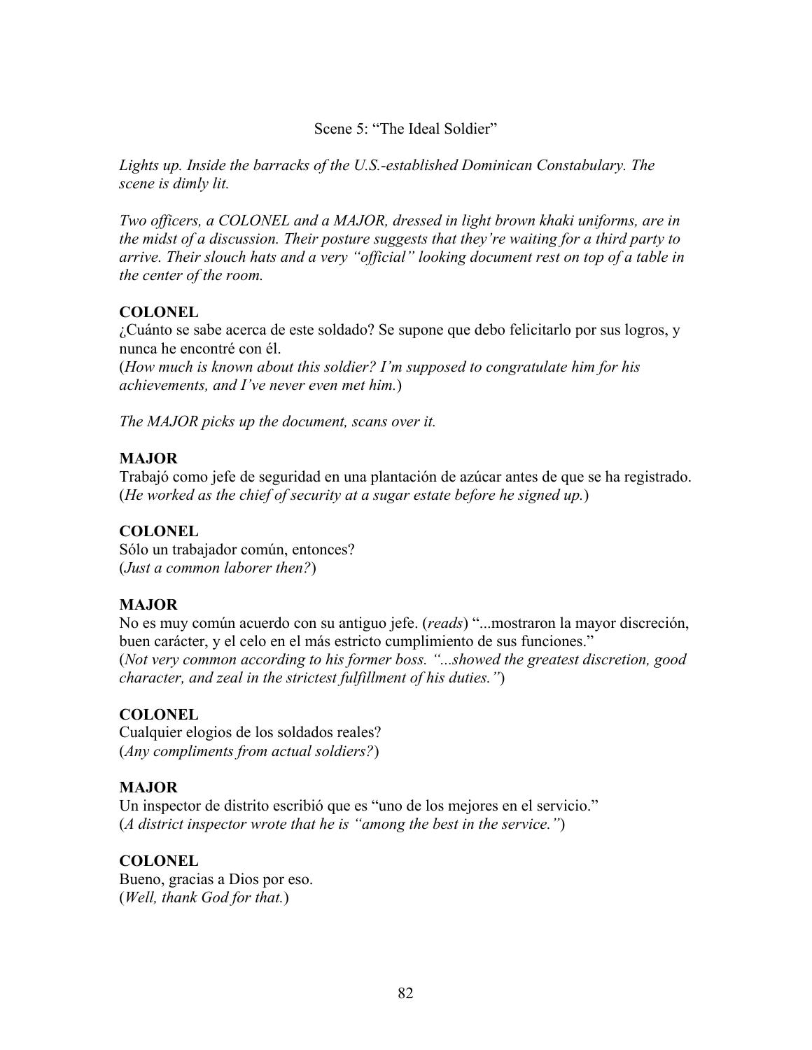Scene 5: “The Ideal Soldier”

*Lights up. Inside the barracks of the U.S.-established Dominican Constabulary. The scene is dimly lit.*

*Two officers, a COLONEL and a MAJOR, dressed in light brown khaki uniforms, are in the midst of a discussion. Their posture suggests that they’re waiting for a third party to arrive. Their slouch hats and a very “official” looking document rest on top of a table in the center of the room.*

**COLONEL**
¿Cuánto se sabe acerca de este soldado? Se supone que debo felicitarlo por sus logros, y nunca he encontré con él.
(*How much is known about this soldier? I’m supposed to congratulate him for his achievements, and I’ve never even met him.*)

*The MAJOR picks up the document, scans over it.*

**MAJOR**
Trabajó como jefe de seguridad en una plantación de azúcar antes de que se ha registrado.
(*He worked as the chief of security at a sugar estate before he signed up.*)

**COLONEL**
Sólo un trabajador común, entonces?
(*Just a common laborer then?*)

**MAJOR**
No es muy común acuerdo con su antiguo jefe. (*reads*) “...mostraron la mayor discreción, buen carácter, y el celo en el más estricto cumplimiento de sus funciones.”
(*Not very common according to his former boss. “...showed the greatest discretion, good character, and zeal in the strictest fulfillment of his duties.”*)

**COLONEL**
Cualquier elogios de los soldados reales?
(*Any compliments from actual soldiers?*)

**MAJOR**
Un inspector de distrito escribió que es “uno de los mejores en el servicio.”
(*A district inspector wrote that he is “among the best in the service.”*)

**COLONEL**
Bueno, gracias a Dios por eso.
(*Well, thank God for that.*)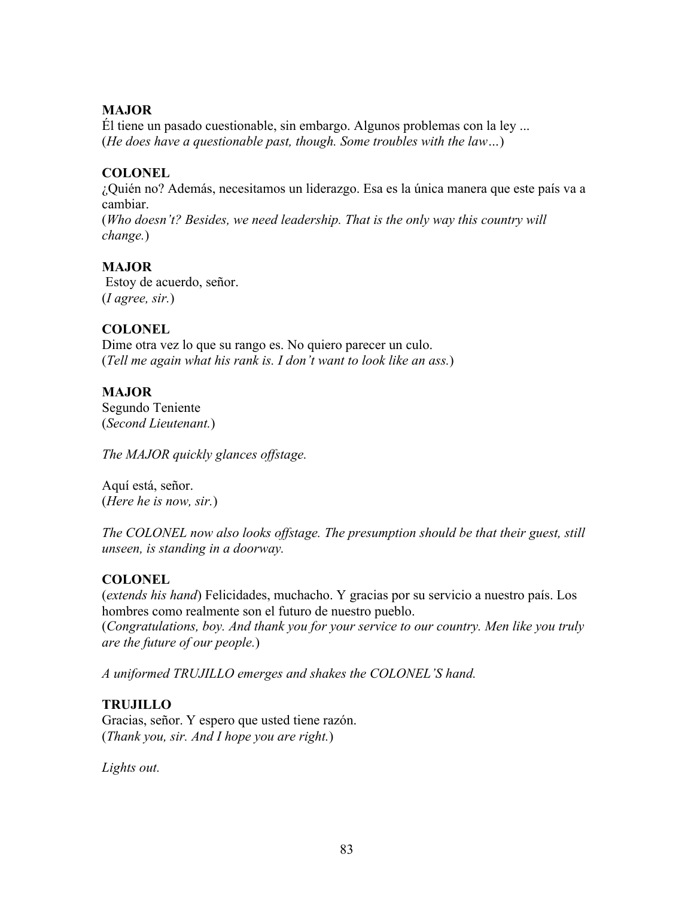**MAJOR**
Él tiene un pasado cuestionable, sin embargo. Algunos problemas con la ley ...
(*He does have a questionable past, though. Some troubles with the law…*)

**COLONEL**
¿Quién no? Además, necesitamos un liderazgo. Esa es la única manera que este país va a cambiar.
(*Who doesn't? Besides, we need leadership. That is the only way this country will change.*)

**MAJOR**
Estoy de acuerdo, señor.
(*I agree, sir.*)

**COLONEL**
Dime otra vez lo que su rango es. No quiero parecer un culo.
(*Tell me again what his rank is. I don't want to look like an ass.*)

**MAJOR**
Segundo Teniente
(*Second Lieutenant.*)

*The MAJOR quickly glances offstage.*

Aquí está, señor.
(*Here he is now, sir.*)

*The COLONEL now also looks offstage. The presumption should be that their guest, still unseen, is standing in a doorway.*

**COLONEL**
(*extends his hand*) Felicidades, muchacho. Y gracias por su servicio a nuestro país. Los hombres como realmente son el futuro de nuestro pueblo.
(*Congratulations, boy. And thank you for your service to our country. Men like you truly are the future of our people.*)

*A uniformed TRUJILLO emerges and shakes the COLONEL'S hand.*

**TRUJILLO**
Gracias, señor. Y espero que usted tiene razón.
(*Thank you, sir. And I hope you are right.*)

*Lights out.*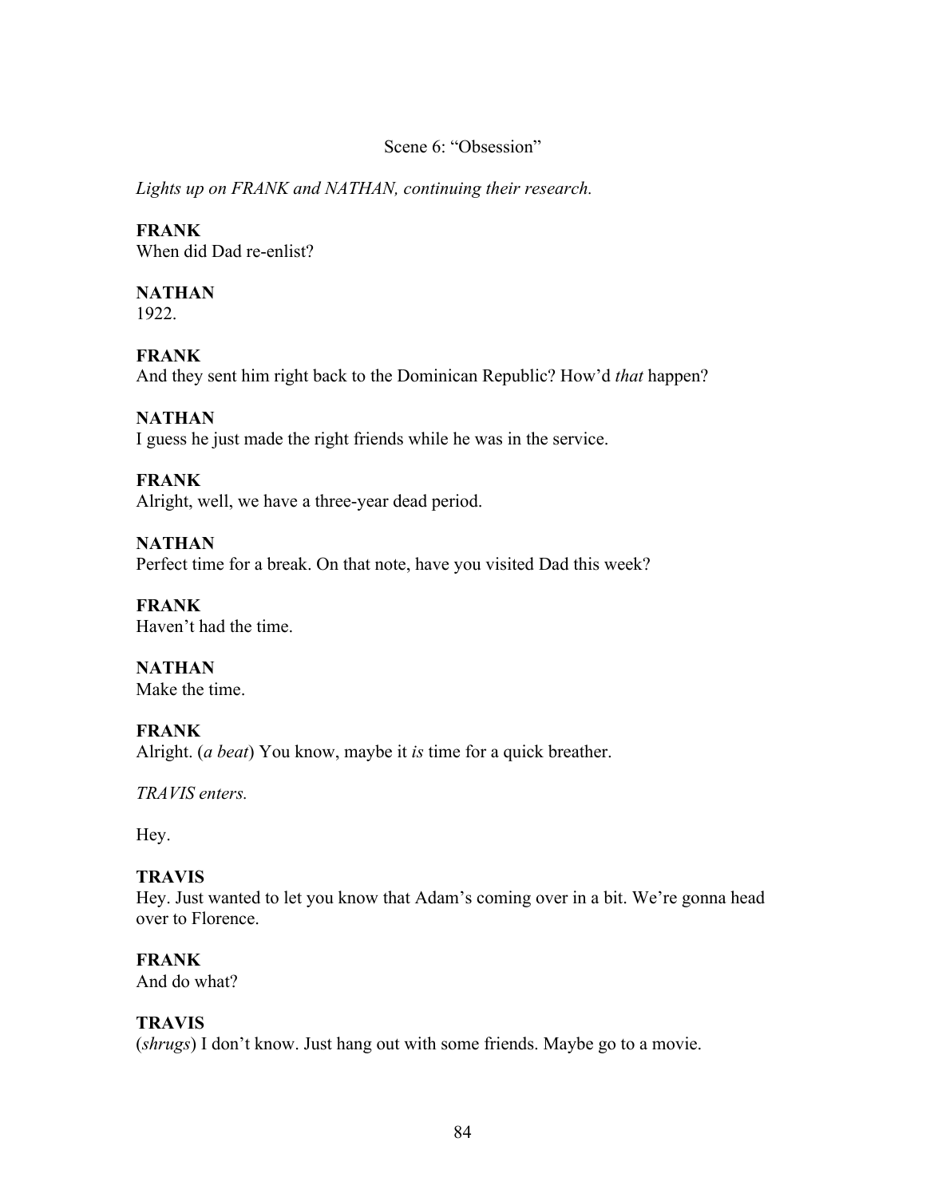Scene 6: "Obsession"

*Lights up on FRANK and NATHAN, continuing their research.*

**FRANK**
When did Dad re-enlist?

**NATHAN**
1922.

**FRANK**
And they sent him right back to the Dominican Republic? How'd *that* happen?

**NATHAN**
I guess he just made the right friends while he was in the service.

**FRANK**
Alright, well, we have a three-year dead period.

**NATHAN**
Perfect time for a break. On that note, have you visited Dad this week?

**FRANK**
Haven't had the time.

**NATHAN**
Make the time.

**FRANK**
Alright. (*a beat*) You know, maybe it *is* time for a quick breather.

*TRAVIS enters.*

Hey.

**TRAVIS**
Hey. Just wanted to let you know that Adam's coming over in a bit. We're gonna head over to Florence.

**FRANK**
And do what?

**TRAVIS**
(*shrugs*) I don't know. Just hang out with some friends. Maybe go to a movie.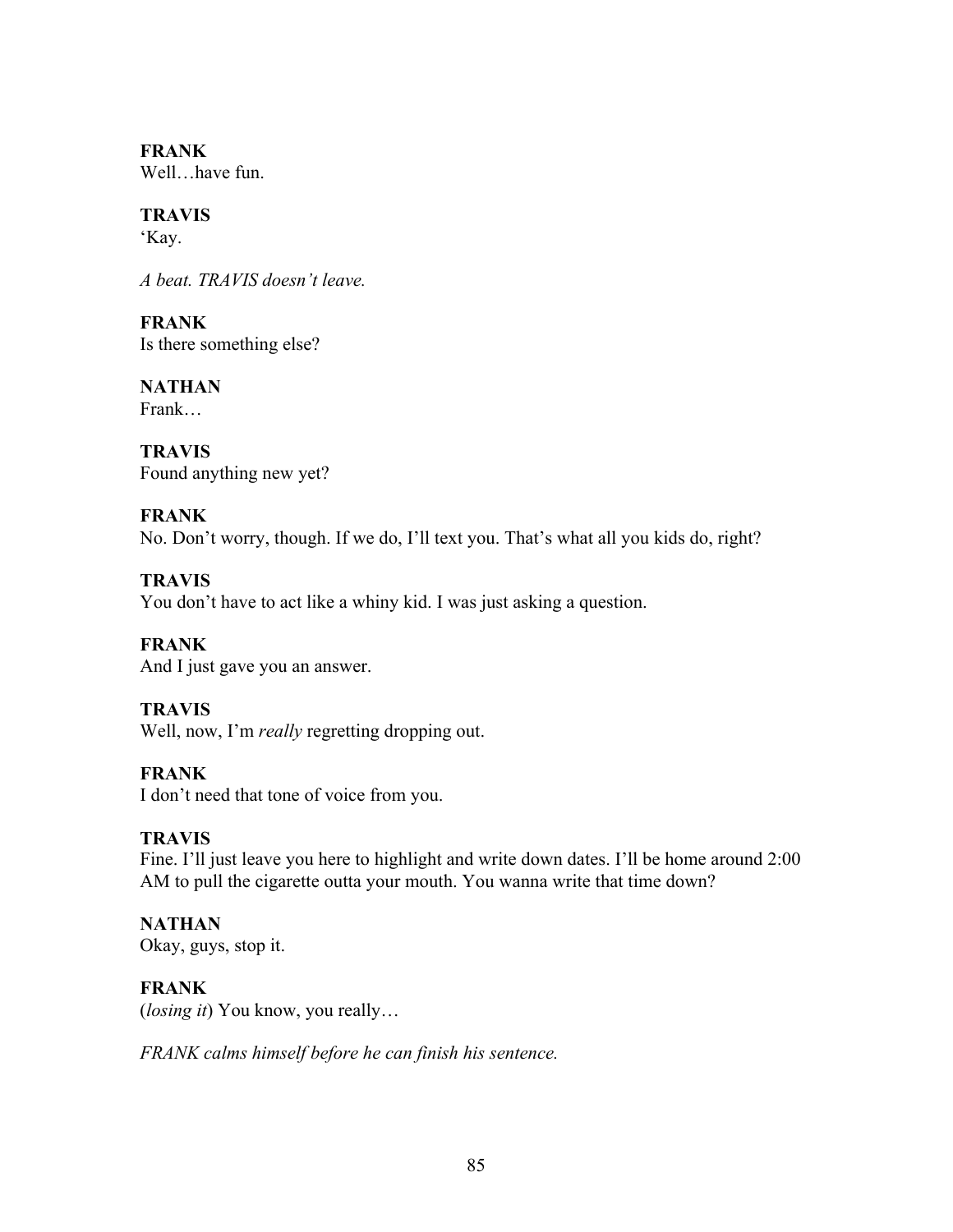**FRANK**
Well…have fun.

**TRAVIS**
'Kay.

*A beat. TRAVIS doesn't leave.*

**FRANK**
Is there something else?

**NATHAN**
Frank…

**TRAVIS**
Found anything new yet?

**FRANK**
No. Don't worry, though. If we do, I'll text you. That's what all you kids do, right?

**TRAVIS**
You don't have to act like a whiny kid. I was just asking a question.

**FRANK**
And I just gave you an answer.

**TRAVIS**
Well, now, I'm *really* regretting dropping out.

**FRANK**
I don't need that tone of voice from you.

**TRAVIS**
Fine. I'll just leave you here to highlight and write down dates. I'll be home around 2:00 AM to pull the cigarette outta your mouth. You wanna write that time down?

**NATHAN**
Okay, guys, stop it.

**FRANK**
(*losing it*) You know, you really…

*FRANK calms himself before he can finish his sentence.*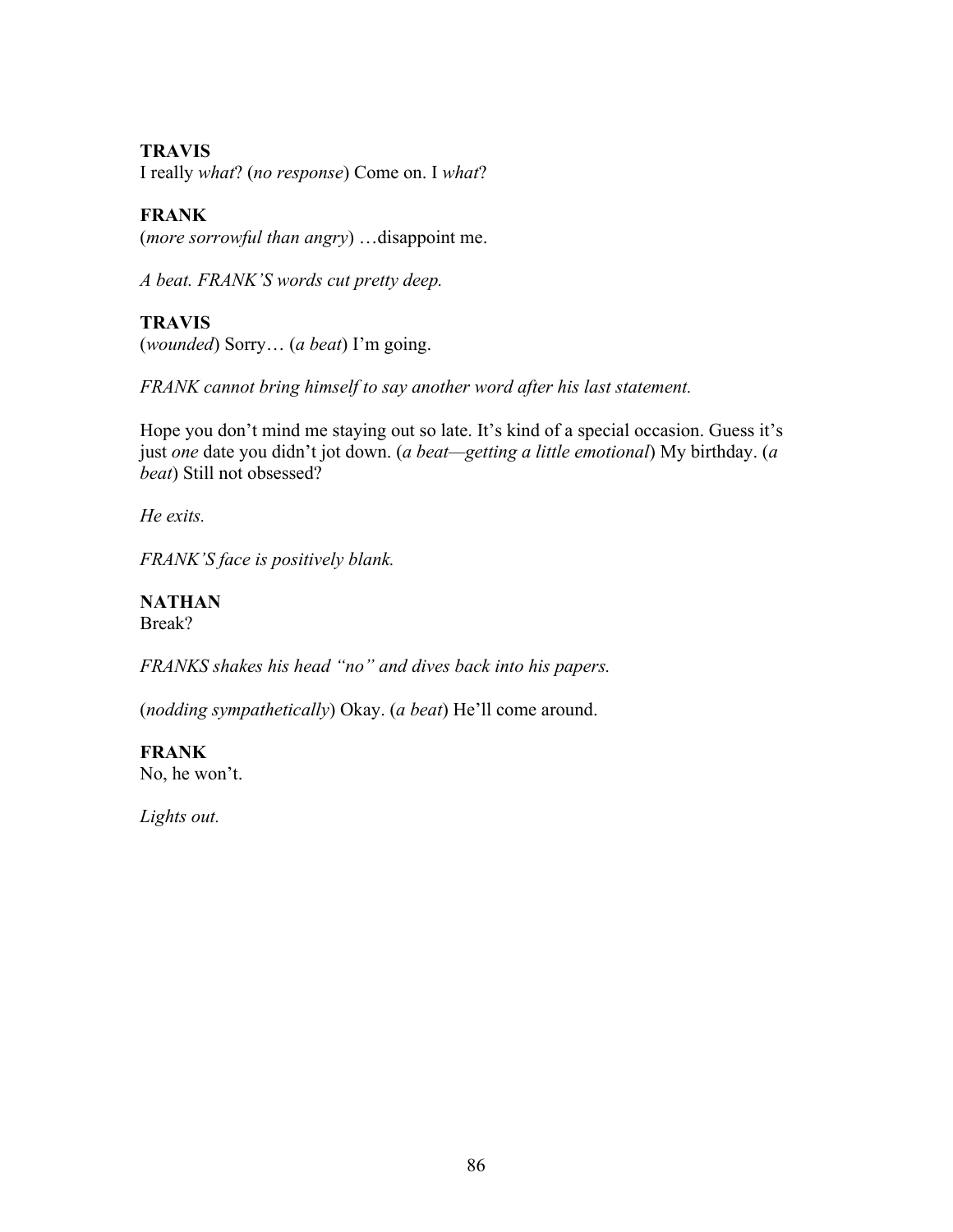**TRAVIS**
I really *what*? (*no response*) Come on. I *what*?

**FRANK**
(*more sorrowful than angry*) …disappoint me.

*A beat. FRANK'S words cut pretty deep.*

**TRAVIS**
(*wounded*) Sorry… (*a beat*) I'm going.

*FRANK cannot bring himself to say another word after his last statement.*

Hope you don't mind me staying out so late. It's kind of a special occasion. Guess it's just *one* date you didn't jot down. (*a beat—getting a little emotional*) My birthday. (*a beat*) Still not obsessed?

*He exits.*

*FRANK'S face is positively blank.*

**NATHAN**
Break?

*FRANKS shakes his head "no" and dives back into his papers.*

(*nodding sympathetically*) Okay. (*a beat*) He'll come around.

**FRANK**
No, he won't.

*Lights out.*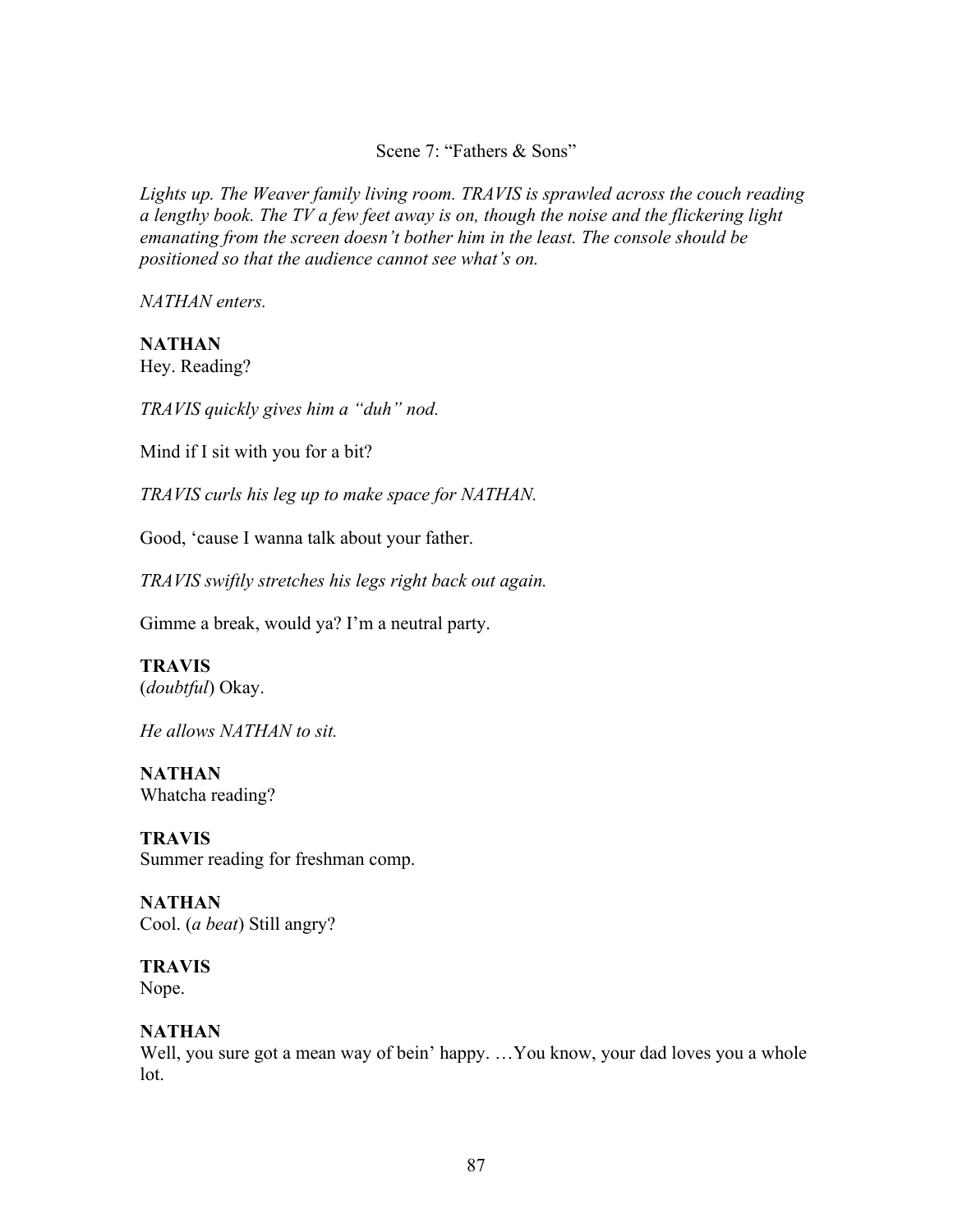Scene 7: “Fathers & Sons”

*Lights up. The Weaver family living room. TRAVIS is sprawled across the couch reading a lengthy book. The TV a few feet away is on, though the noise and the flickering light emanating from the screen doesn’t bother him in the least. The console should be positioned so that the audience cannot see what’s on.*

*NATHAN enters.*

**NATHAN**
Hey. Reading?

*TRAVIS quickly gives him a “duh” nod.*

Mind if I sit with you for a bit?

*TRAVIS curls his leg up to make space for NATHAN.*

Good, ‘cause I wanna talk about your father.

*TRAVIS swiftly stretches his legs right back out again.*

Gimme a break, would ya? I’m a neutral party.

**TRAVIS**
(*doubtful*) Okay.

*He allows NATHAN to sit.*

**NATHAN**
Whatcha reading?

**TRAVIS**
Summer reading for freshman comp.

**NATHAN**
Cool. (*a beat*) Still angry?

**TRAVIS**
Nope.

**NATHAN**
Well, you sure got a mean way of bein’ happy. …You know, your dad loves you a whole lot.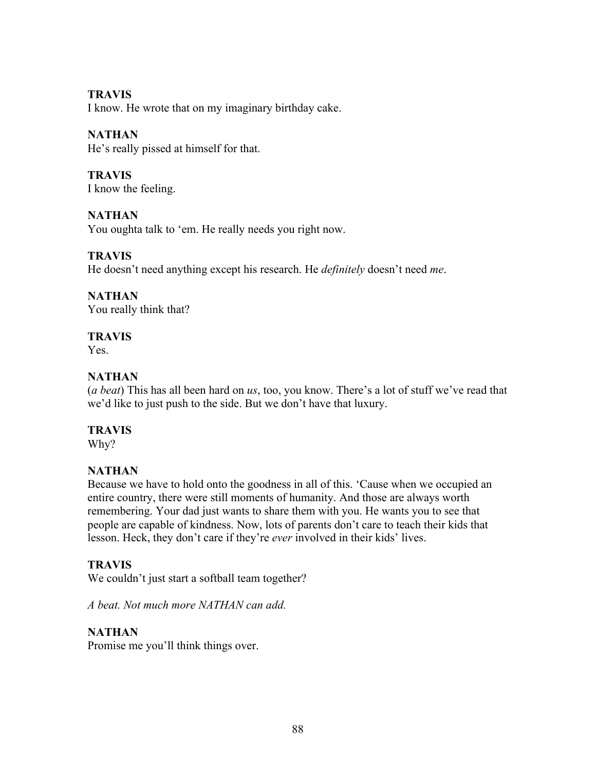**TRAVIS**
I know. He wrote that on my imaginary birthday cake.

**NATHAN**
He's really pissed at himself for that.

**TRAVIS**
I know the feeling.

**NATHAN**
You oughta talk to 'em. He really needs you right now.

**TRAVIS**
He doesn't need anything except his research. He *definitely* doesn't need *me*.

**NATHAN**
You really think that?

**TRAVIS**
Yes.

**NATHAN**
(*a beat*) This has all been hard on *us*, too, you know. There's a lot of stuff we've read that we'd like to just push to the side. But we don't have that luxury.

**TRAVIS**
Why?

**NATHAN**
Because we have to hold onto the goodness in all of this. 'Cause when we occupied an entire country, there were still moments of humanity. And those are always worth remembering. Your dad just wants to share them with you. He wants you to see that people are capable of kindness. Now, lots of parents don't care to teach their kids that lesson. Heck, they don't care if they're *ever* involved in their kids' lives.

**TRAVIS**
We couldn't just start a softball team together?

*A beat. Not much more NATHAN can add.*

**NATHAN**
Promise me you'll think things over.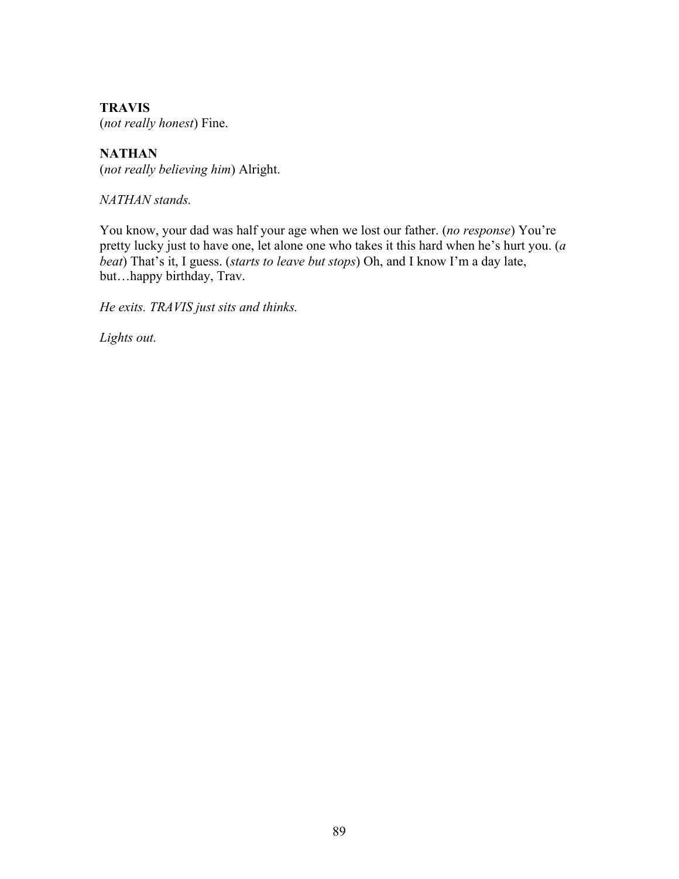**TRAVIS**
(*not really honest*) Fine.

**NATHAN**
(*not really believing him*) Alright.

*NATHAN stands.*

You know, your dad was half your age when we lost our father. (*no response*) You're pretty lucky just to have one, let alone one who takes it this hard when he's hurt you. (*a beat*) That's it, I guess. (*starts to leave but stops*) Oh, and I know I'm a day late, but…happy birthday, Trav.

*He exits. TRAVIS just sits and thinks.*

*Lights out.*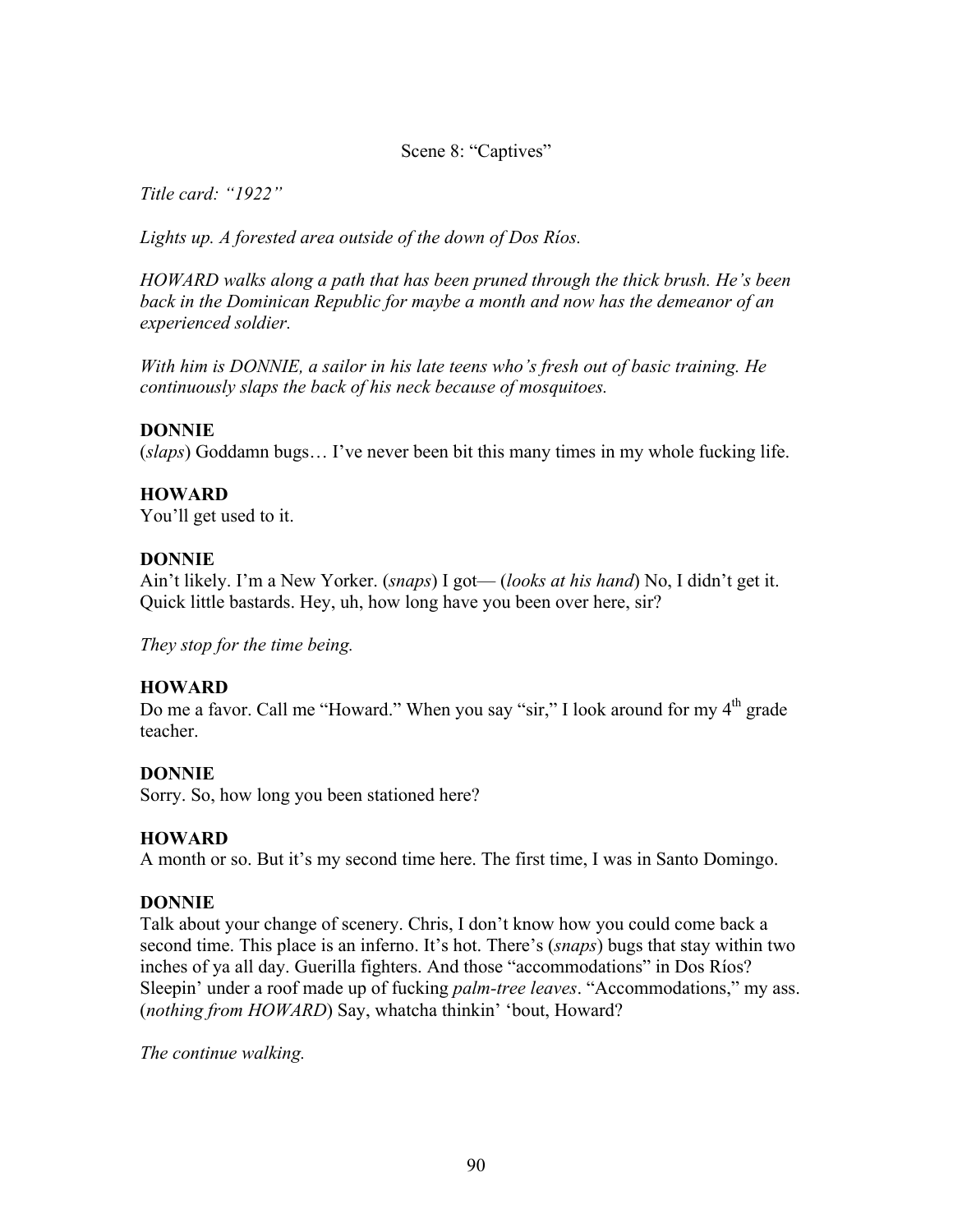Scene 8: "Captives"

*Title card: "1922"*

*Lights up. A forested area outside of the down of Dos Ríos.*

*HOWARD walks along a path that has been pruned through the thick brush. He's been back in the Dominican Republic for maybe a month and now has the demeanor of an experienced soldier.*

*With him is DONNIE, a sailor in his late teens who's fresh out of basic training. He continuously slaps the back of his neck because of mosquitoes.*

**DONNIE**
(*slaps*) Goddamn bugs… I've never been bit this many times in my whole fucking life.

**HOWARD**
You'll get used to it.

**DONNIE**
Ain't likely. I'm a New Yorker. (*snaps*) I got— (*looks at his hand*) No, I didn't get it. Quick little bastards. Hey, uh, how long have you been over here, sir?

*They stop for the time being.*

**HOWARD**
Do me a favor. Call me "Howard." When you say "sir," I look around for my 4th grade teacher.

**DONNIE**
Sorry. So, how long you been stationed here?

**HOWARD**
A month or so. But it's my second time here. The first time, I was in Santo Domingo.

**DONNIE**
Talk about your change of scenery. Chris, I don't know how you could come back a second time. This place is an inferno. It's hot. There's (*snaps*) bugs that stay within two inches of ya all day. Guerilla fighters. And those "accommodations" in Dos Ríos? Sleepin' under a roof made up of fucking *palm-tree leaves*. "Accommodations," my ass. (*nothing from HOWARD*) Say, whatcha thinkin' 'bout, Howard?

*The continue walking.*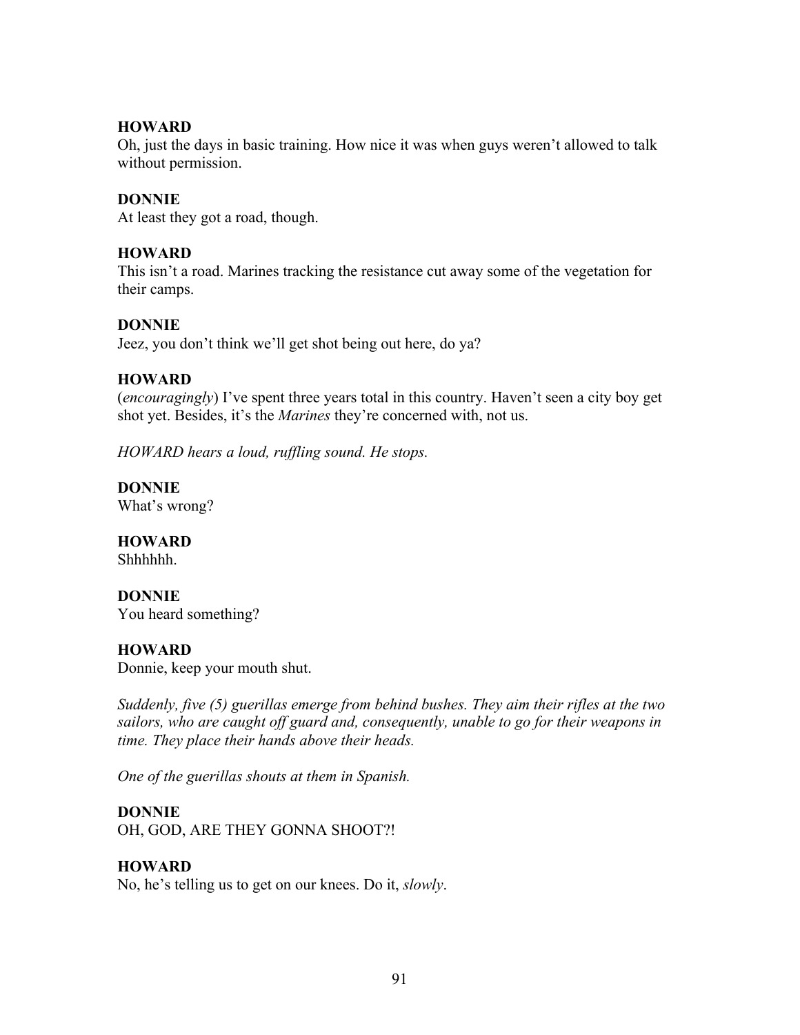**HOWARD**
Oh, just the days in basic training. How nice it was when guys weren't allowed to talk without permission.

**DONNIE**
At least they got a road, though.

**HOWARD**
This isn't a road. Marines tracking the resistance cut away some of the vegetation for their camps.

**DONNIE**
Jeez, you don't think we'll get shot being out here, do ya?

**HOWARD**
(*encouragingly*) I've spent three years total in this country. Haven't seen a city boy get shot yet. Besides, it's the *Marines* they're concerned with, not us.

*HOWARD hears a loud, ruffling sound. He stops.*

**DONNIE**
What's wrong?

**HOWARD**
Shhhhhh.

**DONNIE**
You heard something?

**HOWARD**
Donnie, keep your mouth shut.

*Suddenly, five (5) guerillas emerge from behind bushes. They aim their rifles at the two sailors, who are caught off guard and, consequently, unable to go for their weapons in time. They place their hands above their heads.*

*One of the guerillas shouts at them in Spanish.*

**DONNIE**
OH, GOD, ARE THEY GONNA SHOOT?!

**HOWARD**
No, he's telling us to get on our knees. Do it, *slowly*.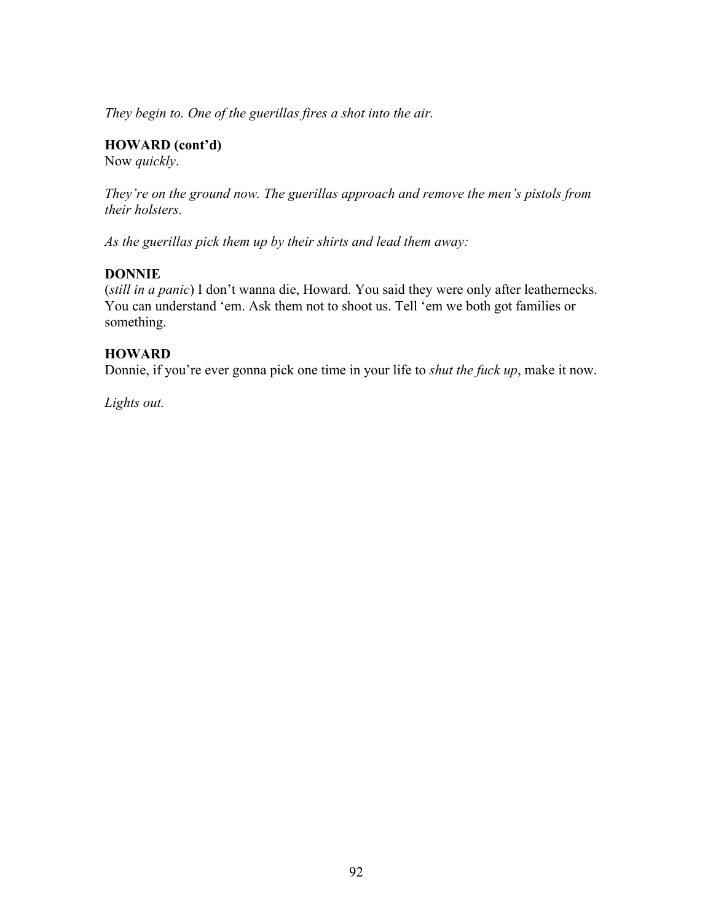*They begin to. One of the guerillas fires a shot into the air.*

**HOWARD (cont'd)**
Now *quickly*.

*They're on the ground now. The guerillas approach and remove the men's pistols from their holsters.*

*As the guerillas pick them up by their shirts and lead them away:*

**DONNIE**
(*still in a panic*) I don't wanna die, Howard. You said they were only after leathernecks. You can understand 'em. Ask them not to shoot us. Tell 'em we both got families or something.

**HOWARD**
Donnie, if you're ever gonna pick one time in your life to *shut the fuck up*, make it now.

*Lights out.*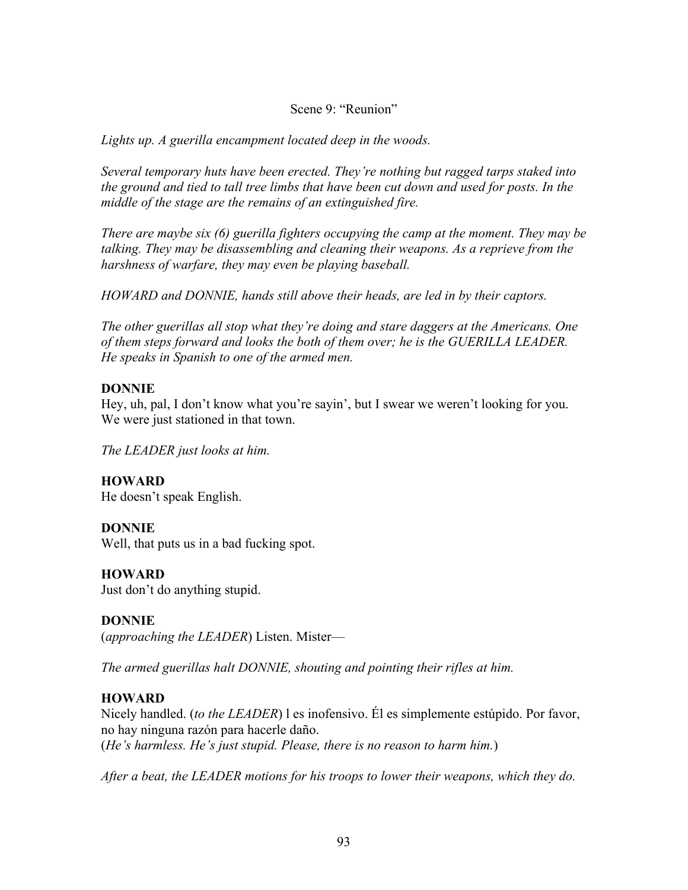Scene 9: "Reunion"

*Lights up. A guerilla encampment located deep in the woods.*

*Several temporary huts have been erected. They're nothing but ragged tarps staked into the ground and tied to tall tree limbs that have been cut down and used for posts. In the middle of the stage are the remains of an extinguished fire.*

*There are maybe six (6) guerilla fighters occupying the camp at the moment. They may be talking. They may be disassembling and cleaning their weapons. As a reprieve from the harshness of warfare, they may even be playing baseball.*

*HOWARD and DONNIE, hands still above their heads, are led in by their captors.*

*The other guerillas all stop what they're doing and stare daggers at the Americans. One of them steps forward and looks the both of them over; he is the GUERILLA LEADER. He speaks in Spanish to one of the armed men.*

**DONNIE**
Hey, uh, pal, I don't know what you're sayin', but I swear we weren't looking for you. We were just stationed in that town.

*The LEADER just looks at him.*

**HOWARD**
He doesn't speak English.

**DONNIE**
Well, that puts us in a bad fucking spot.

**HOWARD**
Just don't do anything stupid.

**DONNIE**
(*approaching the LEADER*) Listen. Mister—

*The armed guerillas halt DONNIE, shouting and pointing their rifles at him.*

**HOWARD**
Nicely handled. (*to the LEADER*) l es inofensivo. Él es simplemente estúpido. Por favor, no hay ninguna razón para hacerle daño.
(*He's harmless. He's just stupid. Please, there is no reason to harm him.*)

*After a beat, the LEADER motions for his troops to lower their weapons, which they do.*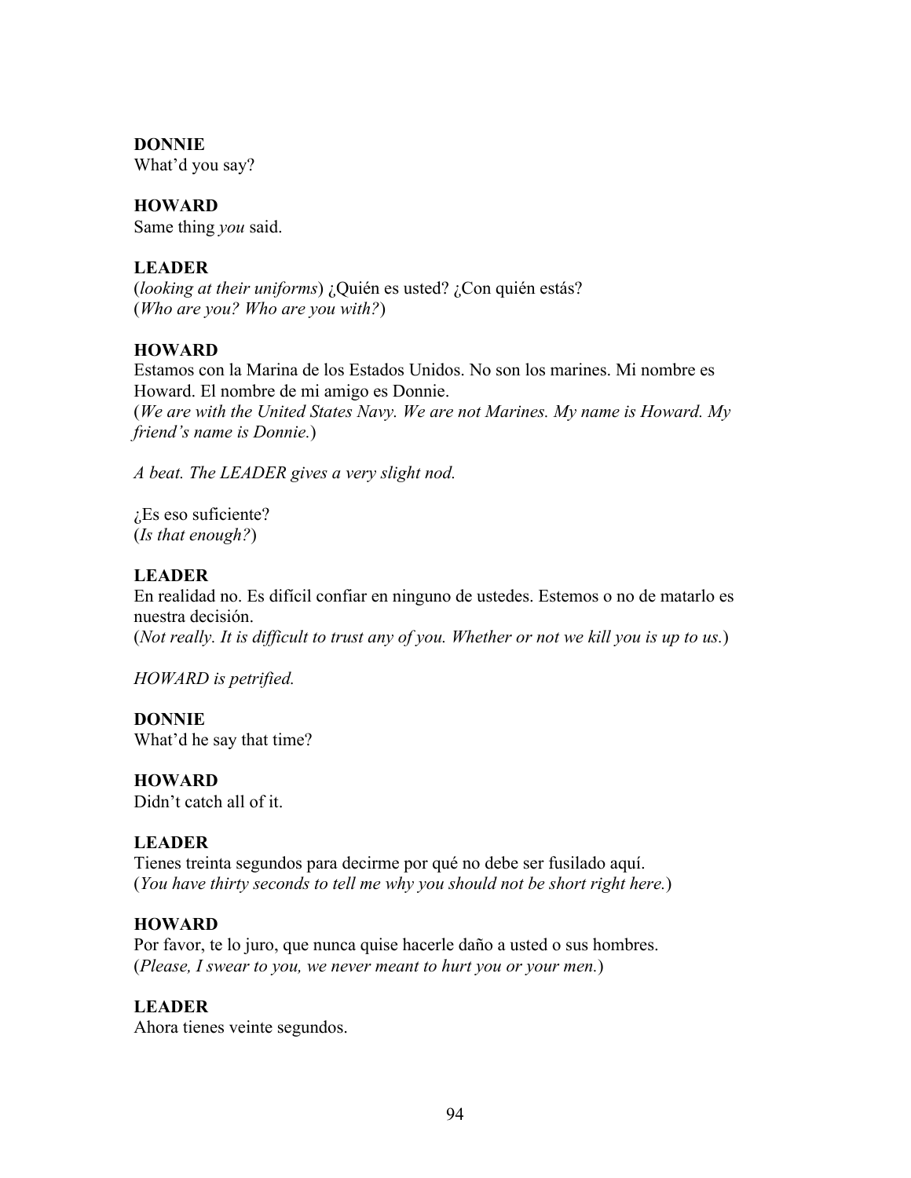**DONNIE**
What'd you say?

**HOWARD**
Same thing *you* said.

**LEADER**
(*looking at their uniforms*) ¿Quién es usted? ¿Con quién estás?
(*Who are you? Who are you with?*)

**HOWARD**
Estamos con la Marina de los Estados Unidos. No son los marines. Mi nombre es Howard. El nombre de mi amigo es Donnie.
(*We are with the United States Navy. We are not Marines. My name is Howard. My friend's name is Donnie.*)

*A beat. The LEADER gives a very slight nod.*

¿Es eso suficiente?
(*Is that enough?*)

**LEADER**
En realidad no. Es difícil confiar en ninguno de ustedes. Estemos o no de matarlo es nuestra decisión.
(*Not really. It is difficult to trust any of you. Whether or not we kill you is up to us.*)

*HOWARD is petrified.*

**DONNIE**
What'd he say that time?

**HOWARD**
Didn't catch all of it.

**LEADER**
Tienes treinta segundos para decirme por qué no debe ser fusilado aquí.
(*You have thirty seconds to tell me why you should not be short right here.*)

**HOWARD**
Por favor, te lo juro, que nunca quise hacerle daño a usted o sus hombres.
(*Please, I swear to you, we never meant to hurt you or your men.*)

**LEADER**
Ahora tienes veinte segundos.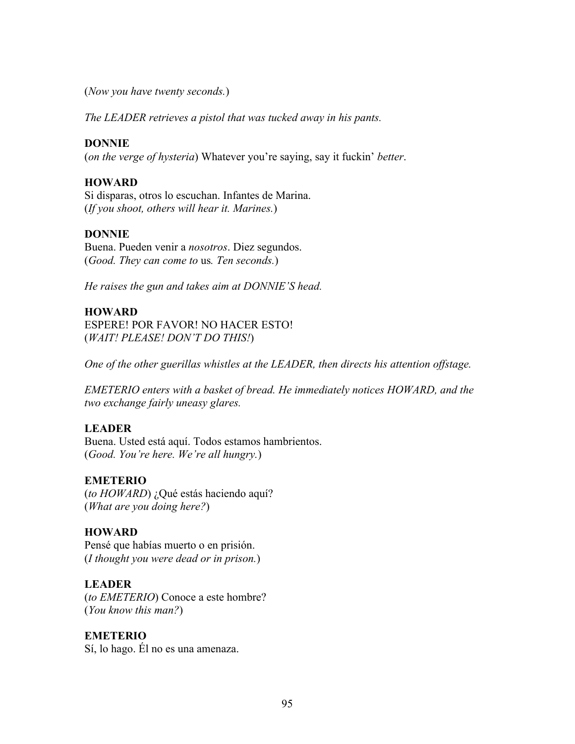(*Now you have twenty seconds.*)

*The LEADER retrieves a pistol that was tucked away in his pants.*

**DONNIE**
(*on the verge of hysteria*) Whatever you're saying, say it fuckin' *better*.

**HOWARD**
Si disparas, otros lo escuchan. Infantes de Marina.
(*If you shoot, others will hear it. Marines.*)

**DONNIE**
Buena. Pueden venir a *nosotros*. Diez segundos.
(*Good. They can come to* us*. Ten seconds.*)

*He raises the gun and takes aim at DONNIE'S head.*

**HOWARD**
ESPERE! POR FAVOR! NO HACER ESTO!
(*WAIT! PLEASE! DON'T DO THIS!*)

*One of the other guerillas whistles at the LEADER, then directs his attention offstage.*

*EMETERIO enters with a basket of bread. He immediately notices HOWARD, and the two exchange fairly uneasy glares.*

**LEADER**
Buena. Usted está aquí. Todos estamos hambrientos.
(*Good. You're here. We're all hungry.*)

**EMETERIO**
(*to HOWARD*) ¿Qué estás haciendo aquí?
(*What are you doing here?*)

**HOWARD**
Pensé que habías muerto o en prisión.
(*I thought you were dead or in prison.*)

**LEADER**
(*to EMETERIO*) Conoce a este hombre?
(*You know this man?*)

**EMETERIO**
Sí, lo hago. Él no es una amenaza.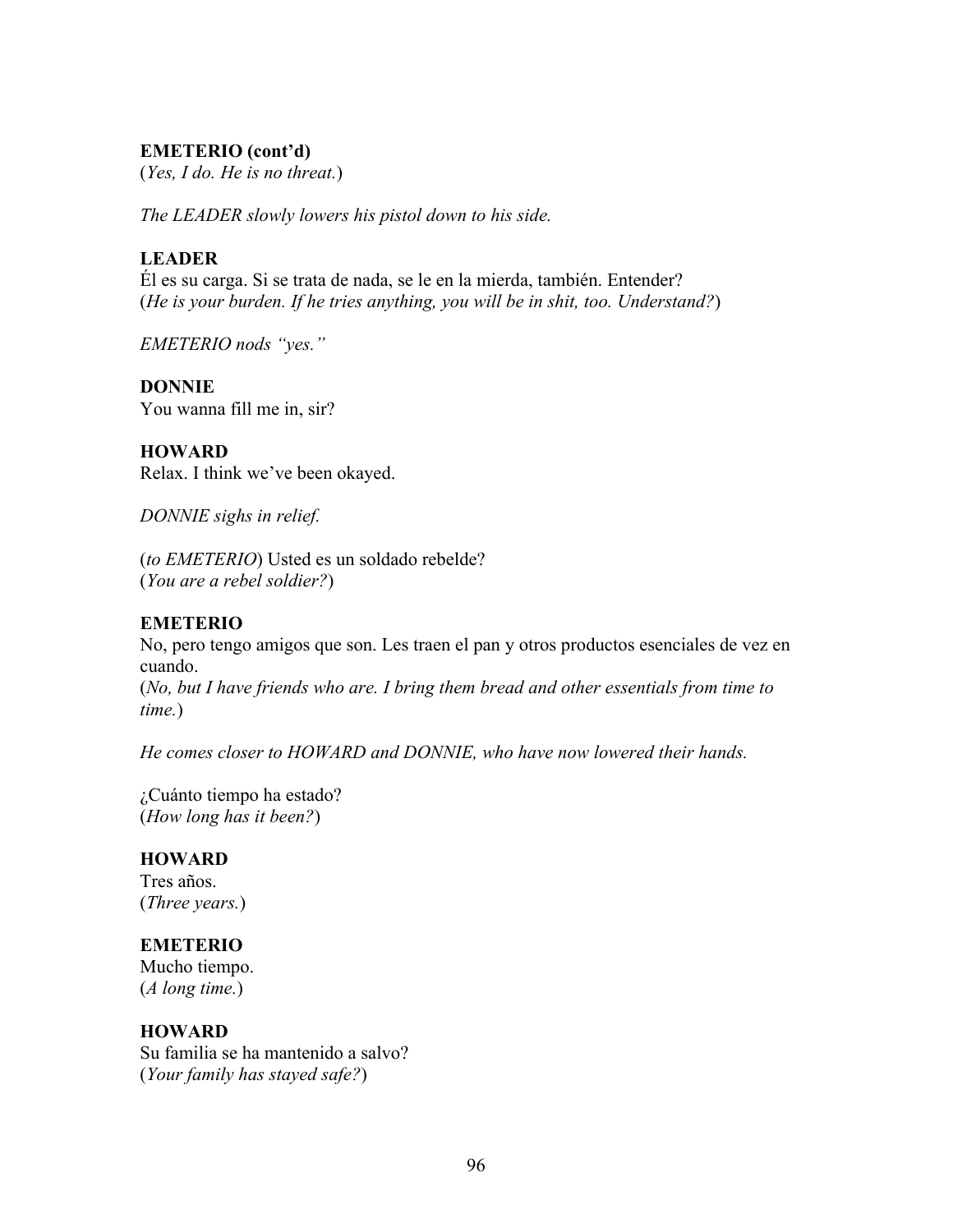**EMETERIO (cont'd)**
(*Yes, I do. He is no threat.*)

*The LEADER slowly lowers his pistol down to his side.*

**LEADER**
Él es su carga. Si se trata de nada, se le en la mierda, también. Entender?
(*He is your burden. If he tries anything, you will be in shit, too. Understand?*)

*EMETERIO nods "yes."*

**DONNIE**
You wanna fill me in, sir?

**HOWARD**
Relax. I think we've been okayed.

*DONNIE sighs in relief.*

(*to EMETERIO*) Usted es un soldado rebelde?
(*You are a rebel soldier?*)

**EMETERIO**
No, pero tengo amigos que son. Les traen el pan y otros productos esenciales de vez en cuando.
(*No, but I have friends who are. I bring them bread and other essentials from time to time.*)

*He comes closer to HOWARD and DONNIE, who have now lowered their hands.*

¿Cuánto tiempo ha estado?
(*How long has it been?*)

**HOWARD**
Tres años.
(*Three years.*)

**EMETERIO**
Mucho tiempo.
(*A long time.*)

**HOWARD**
Su familia se ha mantenido a salvo?
(*Your family has stayed safe?*)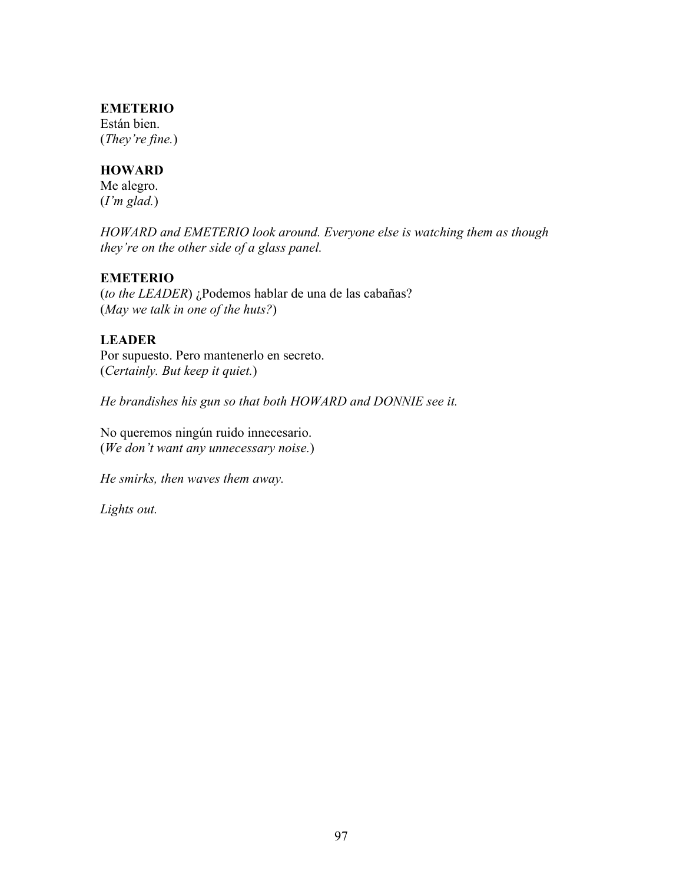**EMETERIO**
Están bien.
(*They're fine.*)

**HOWARD**
Me alegro.
(*I'm glad.*)

*HOWARD and EMETERIO look around. Everyone else is watching them as though they're on the other side of a glass panel.*

**EMETERIO**
(*to the LEADER*) ¿Podemos hablar de una de las cabañas?
(*May we talk in one of the huts?*)

**LEADER**
Por supuesto. Pero mantenerlo en secreto.
(*Certainly. But keep it quiet.*)

*He brandishes his gun so that both HOWARD and DONNIE see it.*

No queremos ningún ruido innecesario.
(*We don't want any unnecessary noise.*)

*He smirks, then waves them away.*

*Lights out.*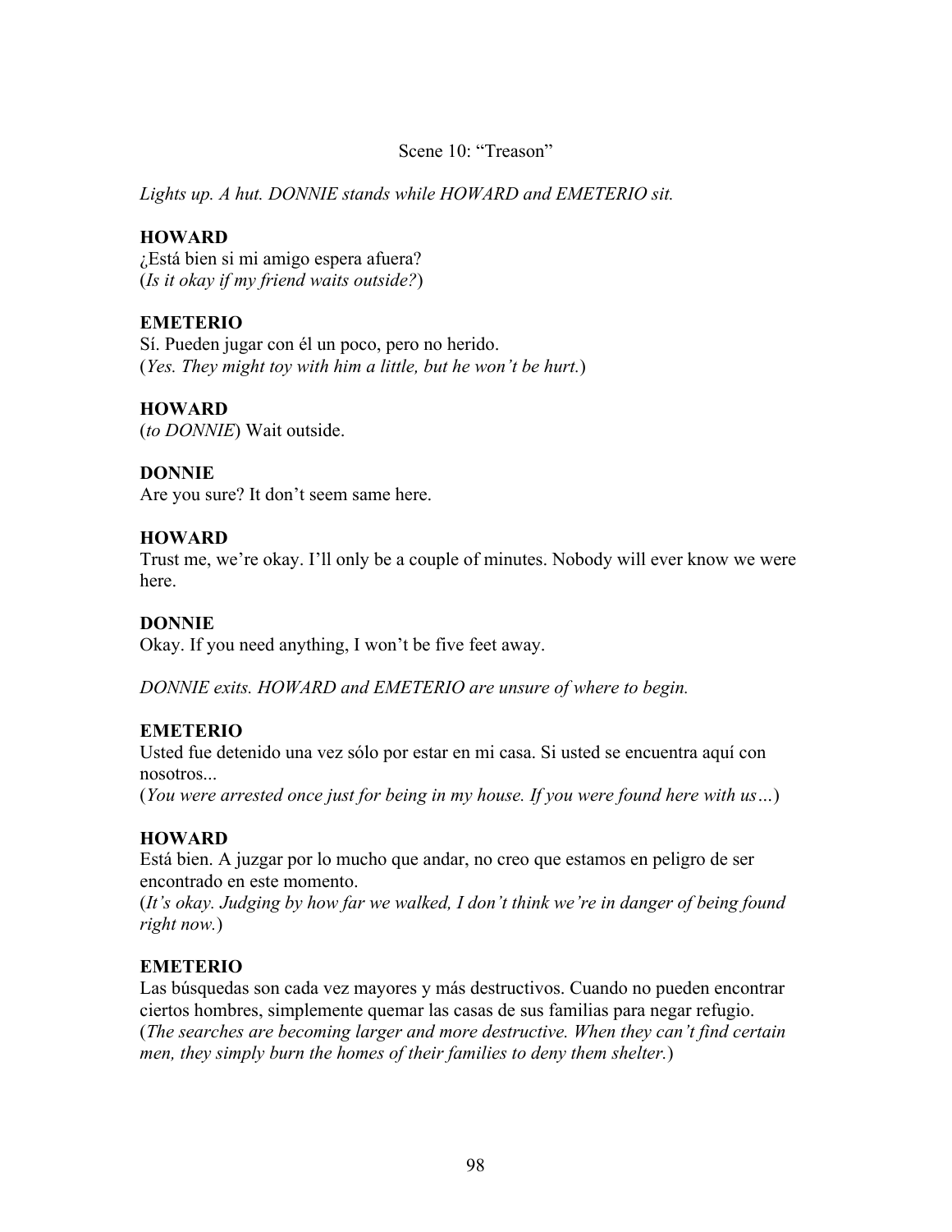Scene 10: "Treason"

*Lights up. A hut. DONNIE stands while HOWARD and EMETERIO sit.*

**HOWARD**
¿Está bien si mi amigo espera afuera?
(*Is it okay if my friend waits outside?*)

**EMETERIO**
Sí. Pueden jugar con él un poco, pero no herido.
(*Yes. They might toy with him a little, but he won't be hurt.*)

**HOWARD**
(*to DONNIE*) Wait outside.

**DONNIE**
Are you sure? It don't seem same here.

**HOWARD**
Trust me, we're okay. I'll only be a couple of minutes. Nobody will ever know we were here.

**DONNIE**
Okay. If you need anything, I won't be five feet away.

*DONNIE exits. HOWARD and EMETERIO are unsure of where to begin.*

**EMETERIO**
Usted fue detenido una vez sólo por estar en mi casa. Si usted se encuentra aquí con nosotros...
(*You were arrested once just for being in my house. If you were found here with us…*)

**HOWARD**
Está bien. A juzgar por lo mucho que andar, no creo que estamos en peligro de ser encontrado en este momento.
(*It's okay. Judging by how far we walked, I don't think we're in danger of being found right now.*)

**EMETERIO**
Las búsquedas son cada vez mayores y más destructivos. Cuando no pueden encontrar ciertos hombres, simplemente quemar las casas de sus familias para negar refugio.
(*The searches are becoming larger and more destructive. When they can't find certain men, they simply burn the homes of their families to deny them shelter.*)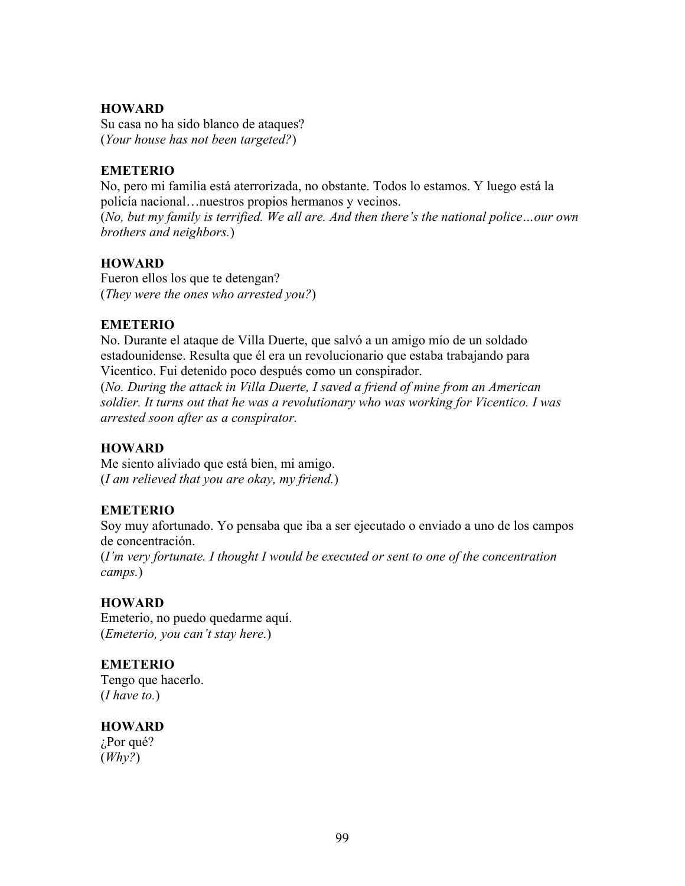**HOWARD**
Su casa no ha sido blanco de ataques?
(*Your house has not been targeted?*)

**EMETERIO**
No, pero mi familia está aterrorizada, no obstante. Todos lo estamos. Y luego está la policía nacional…nuestros propios hermanos y vecinos.
(*No, but my family is terrified. We all are. And then there's the national police…our own brothers and neighbors.*)

**HOWARD**
Fueron ellos los que te detengan?
(*They were the ones who arrested you?*)

**EMETERIO**
No. Durante el ataque de Villa Duerte, que salvó a un amigo mío de un soldado estadounidense. Resulta que él era un revolucionario que estaba trabajando para Vicentico. Fui detenido poco después como un conspirador.
(*No. During the attack in Villa Duerte, I saved a friend of mine from an American soldier. It turns out that he was a revolutionary who was working for Vicentico. I was arrested soon after as a conspirator.*

**HOWARD**
Me siento aliviado que está bien, mi amigo.
(*I am relieved that you are okay, my friend.*)

**EMETERIO**
Soy muy afortunado. Yo pensaba que iba a ser ejecutado o enviado a uno de los campos de concentración.
(*I'm very fortunate. I thought I would be executed or sent to one of the concentration camps.*)

**HOWARD**
Emeterio, no puedo quedarme aquí.
(*Emeterio, you can't stay here.*)

**EMETERIO**
Tengo que hacerlo.
(*I have to.*)

**HOWARD**
¿Por qué?
(*Why?*)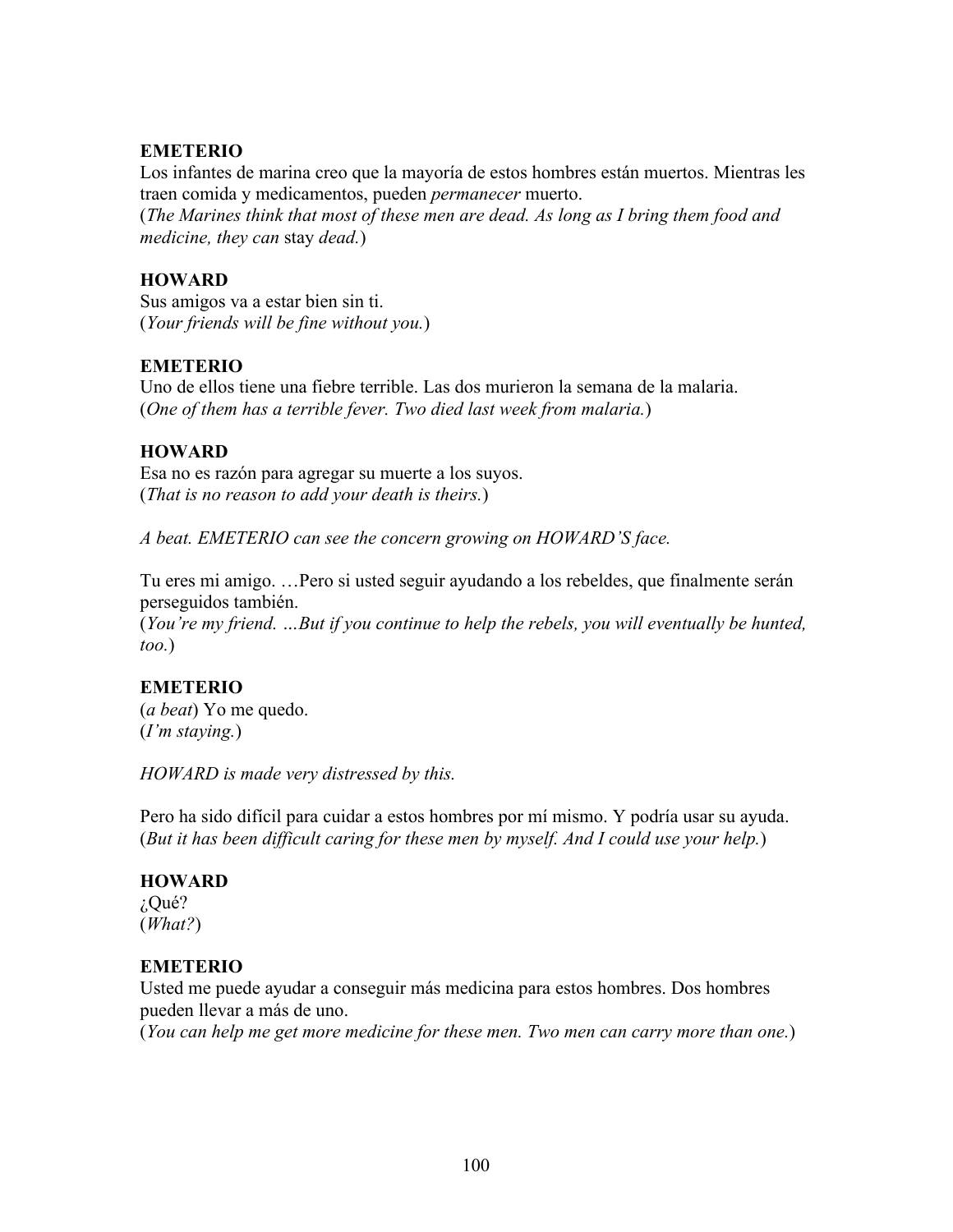**EMETERIO**
Los infantes de marina creo que la mayoría de estos hombres están muertos. Mientras les traen comida y medicamentos, pueden *permanecer* muerto.
(*The Marines think that most of these men are dead. As long as I bring them food and medicine, they can* stay *dead.*)

**HOWARD**
Sus amigos va a estar bien sin ti.
(*Your friends will be fine without you.*)

**EMETERIO**
Uno de ellos tiene una fiebre terrible. Las dos murieron la semana de la malaria.
(*One of them has a terrible fever. Two died last week from malaria.*)

**HOWARD**
Esa no es razón para agregar su muerte a los suyos.
(*That is no reason to add your death is theirs.*)

*A beat. EMETERIO can see the concern growing on HOWARD'S face.*

Tu eres mi amigo. …Pero si usted seguir ayudando a los rebeldes, que finalmente serán perseguidos también.
(*You're my friend. …But if you continue to help the rebels, you will eventually be hunted, too.*)

**EMETERIO**
(*a beat*) Yo me quedo.
(*I'm staying.*)

*HOWARD is made very distressed by this.*

Pero ha sido difícil para cuidar a estos hombres por mí mismo. Y podría usar su ayuda.
(*But it has been difficult caring for these men by myself. And I could use your help.*)

**HOWARD**
¿Qué?
(*What?*)

**EMETERIO**
Usted me puede ayudar a conseguir más medicina para estos hombres. Dos hombres pueden llevar a más de uno.
(*You can help me get more medicine for these men. Two men can carry more than one.*)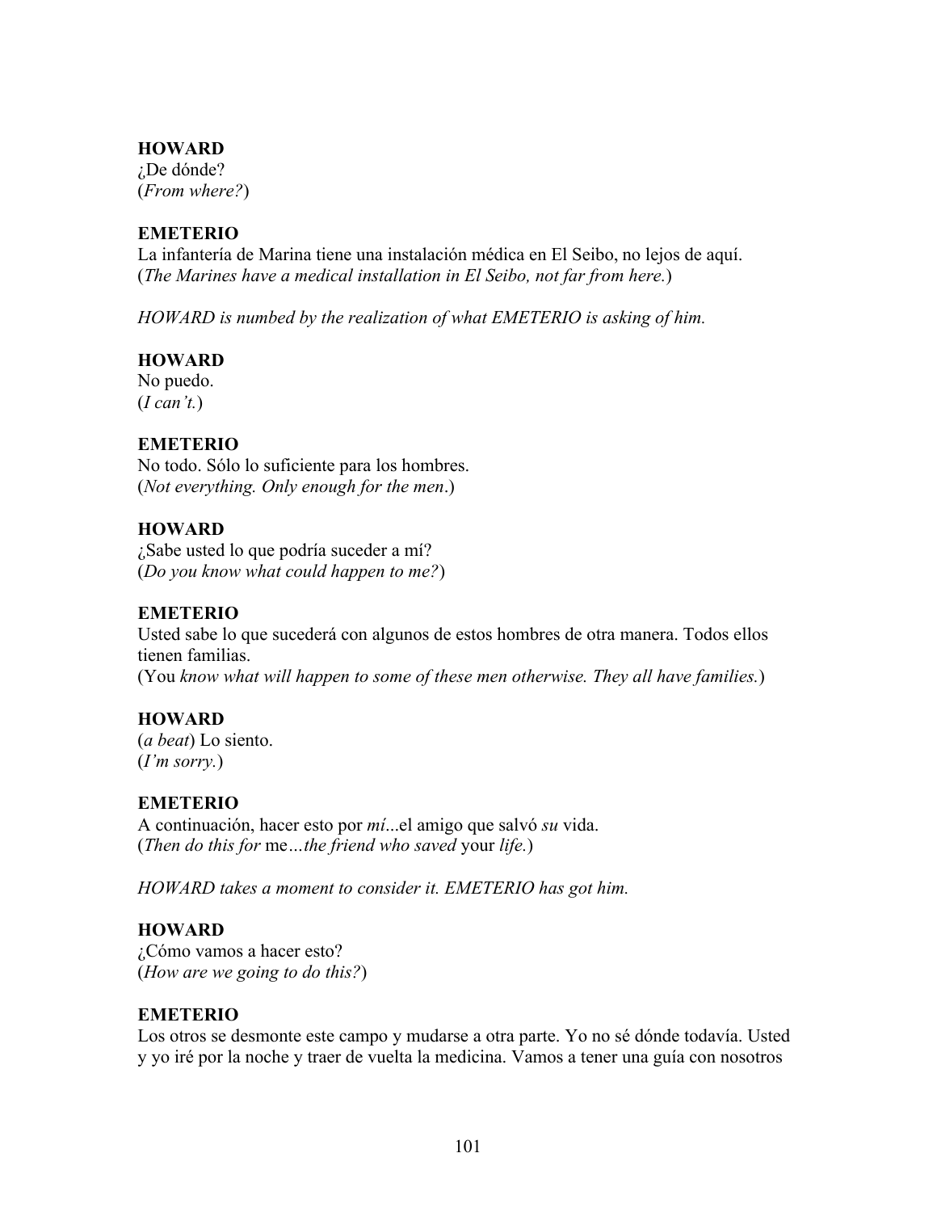**HOWARD**
¿De dónde?
(*From where?*)

**EMETERIO**
La infantería de Marina tiene una instalación médica en El Seibo, no lejos de aquí.
(*The Marines have a medical installation in El Seibo, not far from here.*)

*HOWARD is numbed by the realization of what EMETERIO is asking of him.*

**HOWARD**
No puedo.
(*I can't.*)

**EMETERIO**
No todo. Sólo lo suficiente para los hombres.
(*Not everything. Only enough for the men*.)

**HOWARD**
¿Sabe usted lo que podría suceder a mí?
(*Do you know what could happen to me?*)

**EMETERIO**
Usted sabe lo que sucederá con algunos de estos hombres de otra manera. Todos ellos tienen familias.
(You *know what will happen to some of these men otherwise. They all have families.*)

**HOWARD**
(*a beat*) Lo siento.
(*I'm sorry.*)

**EMETERIO**
A continuación, hacer esto por *mí*...el amigo que salvó *su* vida.
(*Then do this for* me*…the friend who saved* your *life.*)

*HOWARD takes a moment to consider it. EMETERIO has got him.*

**HOWARD**
¿Cómo vamos a hacer esto?
(*How are we going to do this?*)

**EMETERIO**
Los otros se desmonte este campo y mudarse a otra parte. Yo no sé dónde todavía. Usted y yo iré por la noche y traer de vuelta la medicina. Vamos a tener una guía con nosotros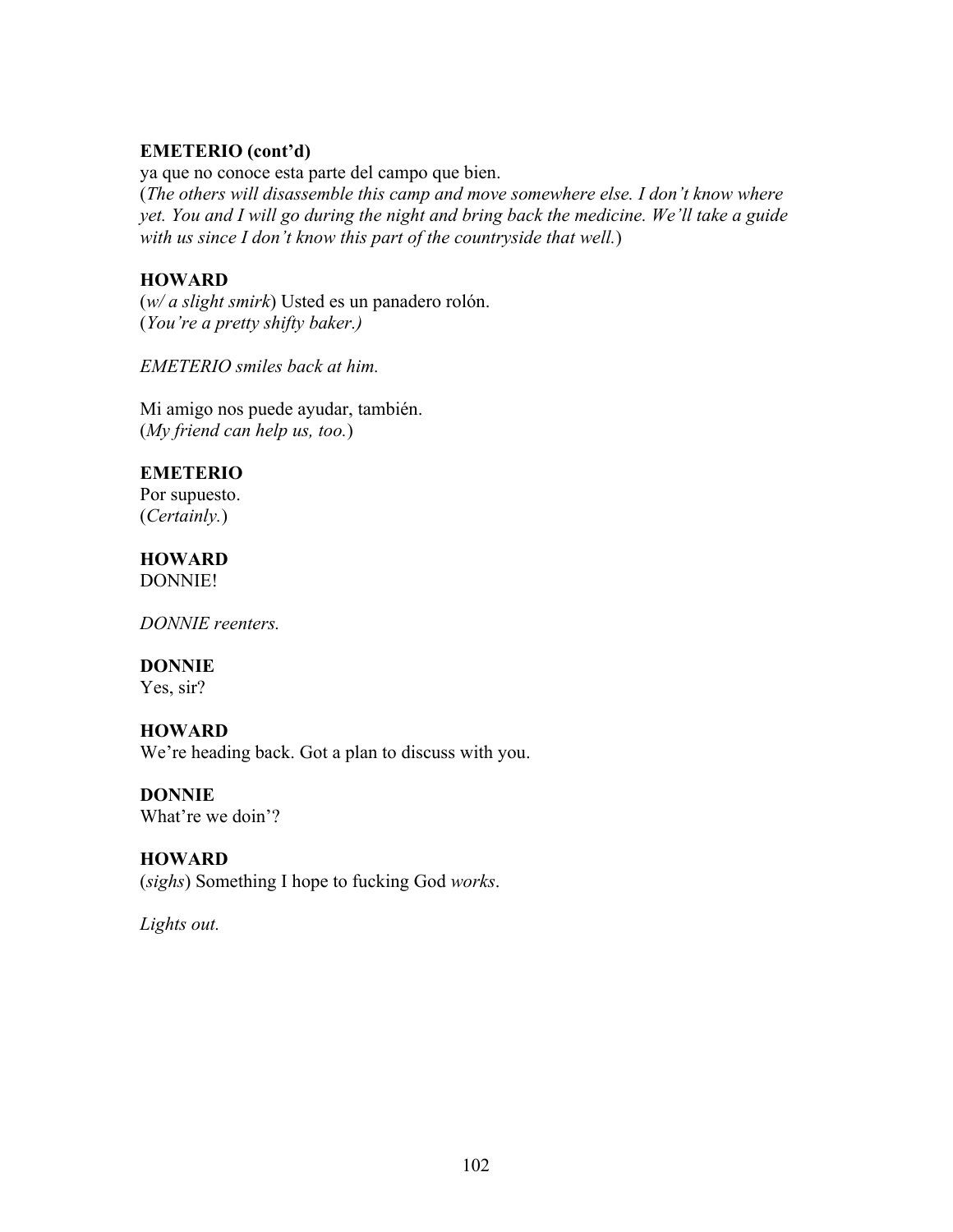**EMETERIO (cont'd)**
ya que no conoce esta parte del campo que bien.
(*The others will disassemble this camp and move somewhere else. I don't know where yet. You and I will go during the night and bring back the medicine. We'll take a guide with us since I don't know this part of the countryside that well.*)

**HOWARD**
(*w/ a slight smirk*) Usted es un panadero rolón.
(*You're a pretty shifty baker.)*

*EMETERIO smiles back at him.*

Mi amigo nos puede ayudar, también.
(*My friend can help us, too.*)

**EMETERIO**
Por supuesto.
(*Certainly.*)

**HOWARD**
DONNIE!

*DONNIE reenters.*

**DONNIE**
Yes, sir?

**HOWARD**
We're heading back. Got a plan to discuss with you.

**DONNIE**
What're we doin'?

**HOWARD**
(*sighs*) Something I hope to fucking God *works*.

*Lights out.*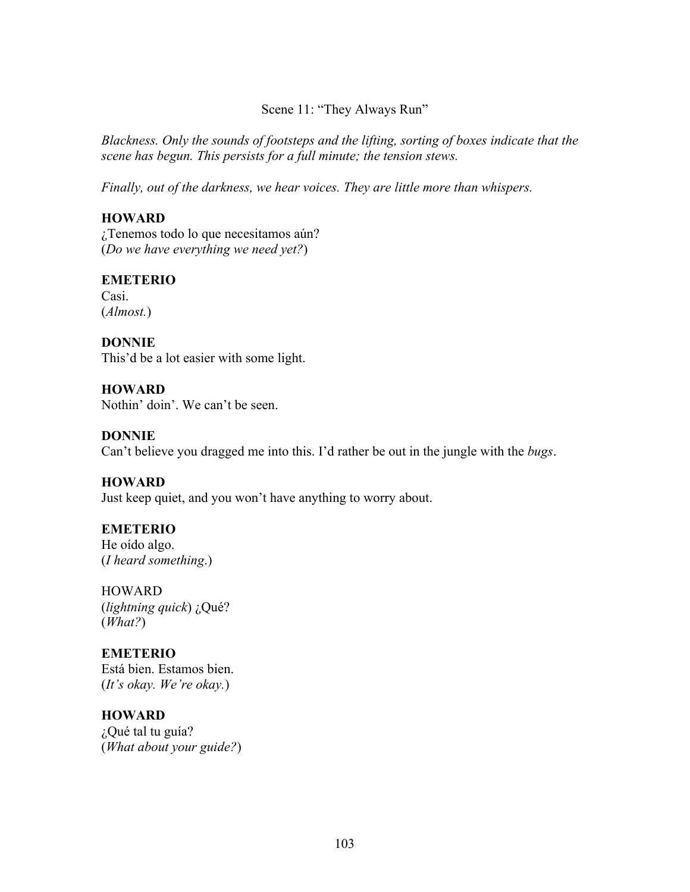Scene 11: "They Always Run"

*Blackness. Only the sounds of footsteps and the lifting, sorting of boxes indicate that the scene has begun. This persists for a full minute; the tension stews.*

*Finally, out of the darkness, we hear voices. They are little more than whispers.*

**HOWARD**
¿Tenemos todo lo que necesitamos aún?
(*Do we have everything we need yet?*)

**EMETERIO**
Casi.
(*Almost.*)

**DONNIE**
This'd be a lot easier with some light.

**HOWARD**
Nothin' doin'. We can't be seen.

**DONNIE**
Can't believe you dragged me into this. I'd rather be out in the jungle with the *bugs*.

**HOWARD**
Just keep quiet, and you won't have anything to worry about.

**EMETERIO**
He oído algo.
(*I heard something*.)

HOWARD
(*lightning quick*) ¿Qué?
(*What?*)

**EMETERIO**
Está bien. Estamos bien.
(*It's okay. We're okay.*)

**HOWARD**
¿Qué tal tu guía?
(*What about your guide?*)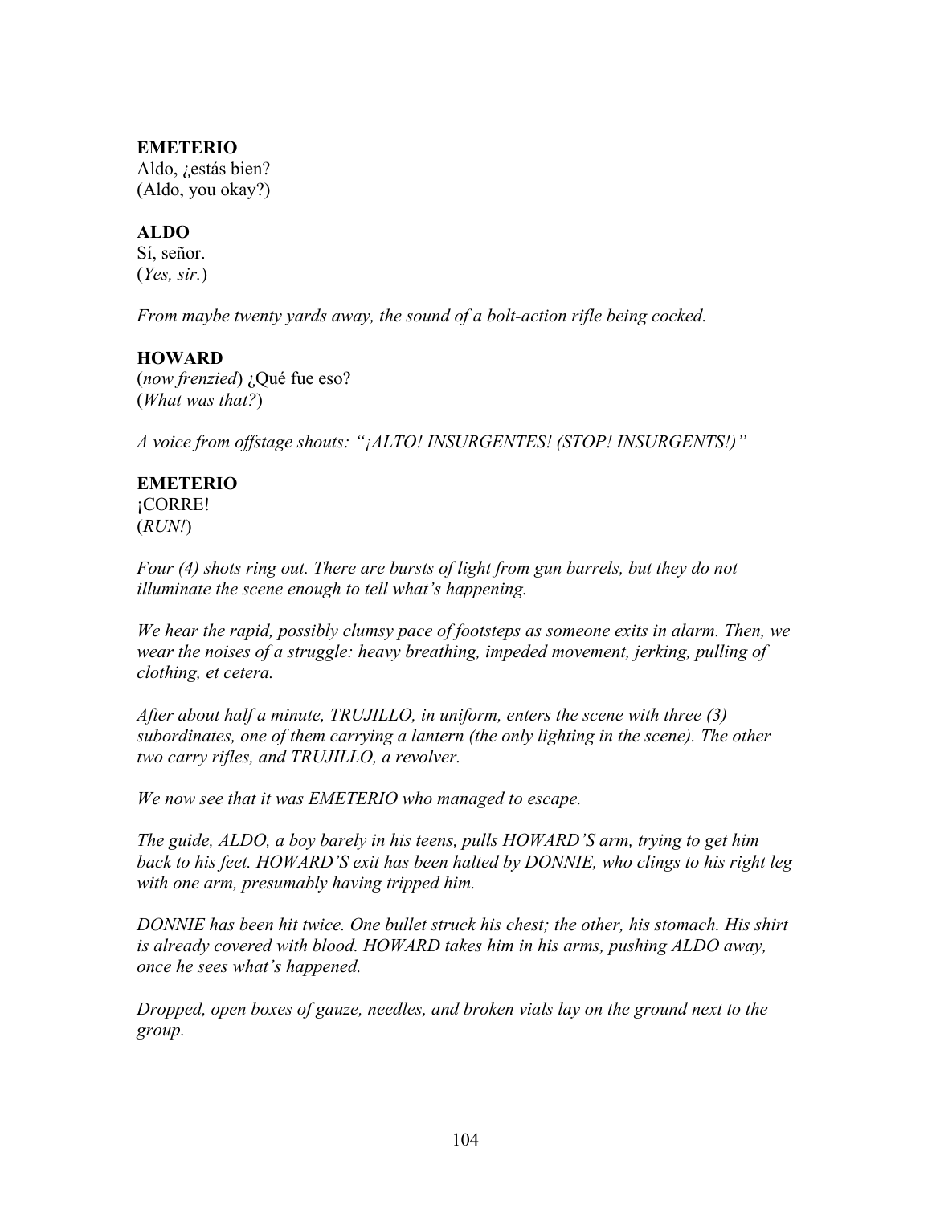**EMETERIO**
Aldo, ¿estás bien?
(Aldo, you okay?)

**ALDO**
Sí, señor.
(*Yes, sir.*)

*From maybe twenty yards away, the sound of a bolt-action rifle being cocked.*

**HOWARD**
(*now frenzied*) ¿Qué fue eso?
(*What was that?*)

*A voice from offstage shouts: "¡ALTO! INSURGENTES! (STOP! INSURGENTS!)"*

**EMETERIO**
¡CORRE!
(*RUN!*)

*Four (4) shots ring out. There are bursts of light from gun barrels, but they do not illuminate the scene enough to tell what's happening.*

*We hear the rapid, possibly clumsy pace of footsteps as someone exits in alarm. Then, we wear the noises of a struggle: heavy breathing, impeded movement, jerking, pulling of clothing, et cetera.*

*After about half a minute, TRUJILLO, in uniform, enters the scene with three (3) subordinates, one of them carrying a lantern (the only lighting in the scene). The other two carry rifles, and TRUJILLO, a revolver.*

*We now see that it was EMETERIO who managed to escape.*

*The guide, ALDO, a boy barely in his teens, pulls HOWARD'S arm, trying to get him back to his feet. HOWARD'S exit has been halted by DONNIE, who clings to his right leg with one arm, presumably having tripped him.*

*DONNIE has been hit twice. One bullet struck his chest; the other, his stomach. His shirt is already covered with blood. HOWARD takes him in his arms, pushing ALDO away, once he sees what's happened.*

*Dropped, open boxes of gauze, needles, and broken vials lay on the ground next to the group.*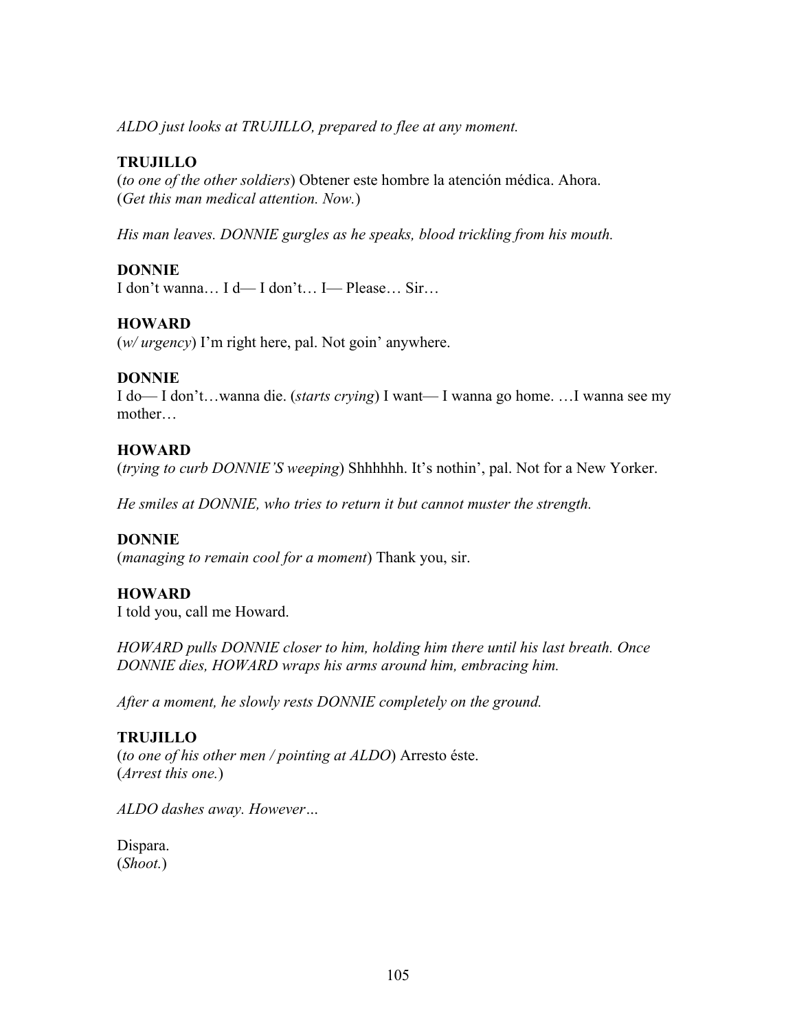*ALDO just looks at TRUJILLO, prepared to flee at any moment.*

**TRUJILLO**
(*to one of the other soldiers*) Obtener este hombre la atención médica. Ahora.
(*Get this man medical attention. Now.*)

*His man leaves. DONNIE gurgles as he speaks, blood trickling from his mouth.*

**DONNIE**
I don't wanna… I d— I don't… I— Please… Sir…

**HOWARD**
(*w/ urgency*) I'm right here, pal. Not goin' anywhere.

**DONNIE**
I do— I don't…wanna die. (*starts crying*) I want— I wanna go home. …I wanna see my mother…

**HOWARD**
(*trying to curb DONNIE'S weeping*) Shhhhhh. It's nothin', pal. Not for a New Yorker.

*He smiles at DONNIE, who tries to return it but cannot muster the strength.*

**DONNIE**
(*managing to remain cool for a moment*) Thank you, sir.

**HOWARD**
I told you, call me Howard.

*HOWARD pulls DONNIE closer to him, holding him there until his last breath. Once DONNIE dies, HOWARD wraps his arms around him, embracing him.*

*After a moment, he slowly rests DONNIE completely on the ground.*

**TRUJILLO**
(*to one of his other men / pointing at ALDO*) Arresto éste.
(*Arrest this one.*)

*ALDO dashes away. However…*

Dispara.
(*Shoot.*)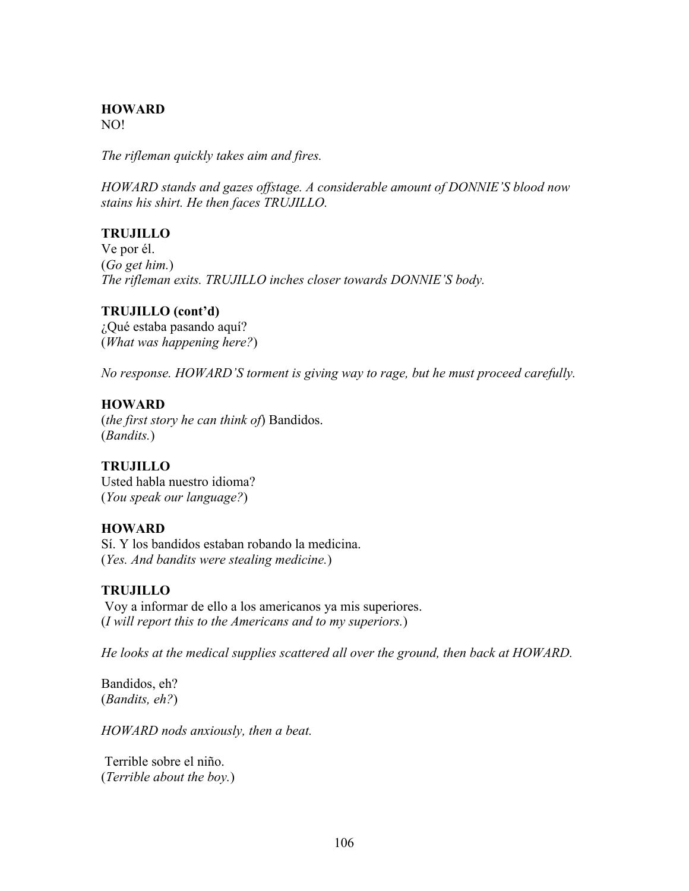**HOWARD**
NO!

*The rifleman quickly takes aim and fires.*

*HOWARD stands and gazes offstage. A considerable amount of DONNIE'S blood now stains his shirt. He then faces TRUJILLO.*

**TRUJILLO**
Ve por él.
(*Go get him.*)
*The rifleman exits. TRUJILLO inches closer towards DONNIE'S body.*

**TRUJILLO (cont'd)**
¿Qué estaba pasando aquí?
(*What was happening here?*)

*No response. HOWARD'S torment is giving way to rage, but he must proceed carefully.*

**HOWARD**
(*the first story he can think of*) Bandidos.
(*Bandits.*)

**TRUJILLO**
Usted habla nuestro idioma?
(*You speak our language?*)

**HOWARD**
Sí. Y los bandidos estaban robando la medicina.
(*Yes. And bandits were stealing medicine.*)

**TRUJILLO**
Voy a informar de ello a los americanos ya mis superiores.
(*I will report this to the Americans and to my superiors.*)

*He looks at the medical supplies scattered all over the ground, then back at HOWARD.*

Bandidos, eh?
(*Bandits, eh?*)

*HOWARD nods anxiously, then a beat.*

Terrible sobre el niño.
(*Terrible about the boy.*)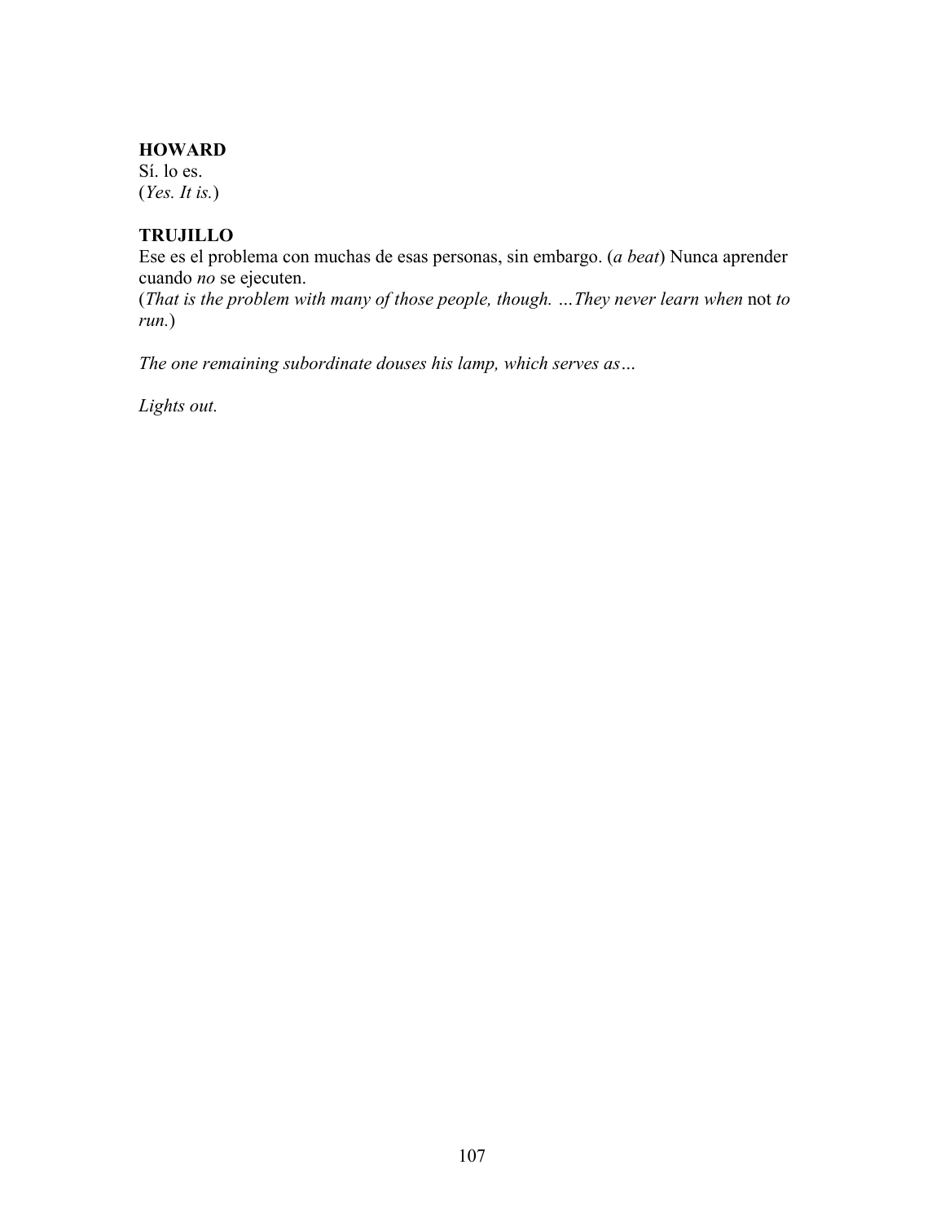**HOWARD**
Sí. lo es.
(*Yes. It is.*)

**TRUJILLO**
Ese es el problema con muchas de esas personas, sin embargo. (*a beat*) Nunca aprender cuando *no* se ejecuten.
(*That is the problem with many of those people, though. …They never learn when* not *to run.*)

*The one remaining subordinate douses his lamp, which serves as…*

*Lights out.*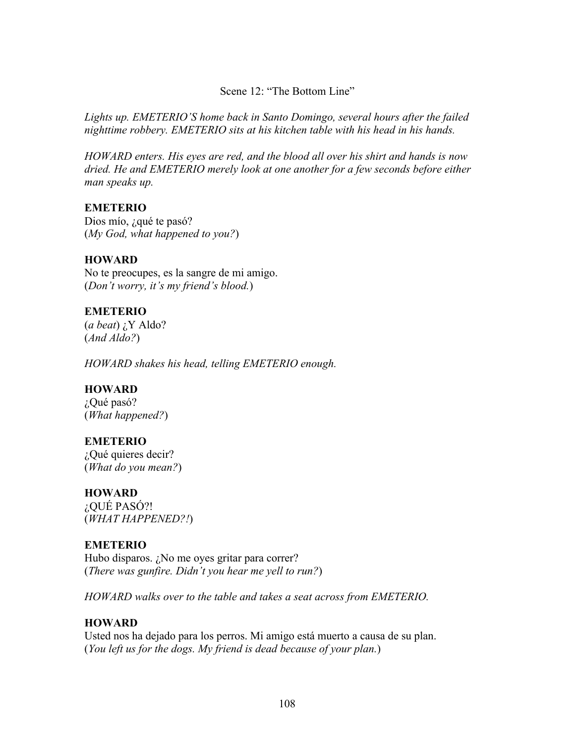Scene 12: "The Bottom Line"

*Lights up. EMETERIO'S home back in Santo Domingo, several hours after the failed nighttime robbery. EMETERIO sits at his kitchen table with his head in his hands.*

*HOWARD enters. His eyes are red, and the blood all over his shirt and hands is now dried. He and EMETERIO merely look at one another for a few seconds before either man speaks up.*

**EMETERIO**
Dios mío, ¿qué te pasó?
(*My God, what happened to you?*)

**HOWARD**
No te preocupes, es la sangre de mi amigo.
(*Don't worry, it's my friend's blood.*)

**EMETERIO**
(*a beat*) ¿Y Aldo?
(*And Aldo?*)

*HOWARD shakes his head, telling EMETERIO enough.*

**HOWARD**
¿Qué pasó?
(*What happened?*)

**EMETERIO**
¿Qué quieres decir?
(*What do you mean?*)

**HOWARD**
¿QUÉ PASÓ?!
(*WHAT HAPPENED?!*)

**EMETERIO**
Hubo disparos. ¿No me oyes gritar para correr?
(*There was gunfire. Didn't you hear me yell to run?*)

*HOWARD walks over to the table and takes a seat across from EMETERIO.*

**HOWARD**
Usted nos ha dejado para los perros. Mi amigo está muerto a causa de su plan.
(*You left us for the dogs. My friend is dead because of your plan.*)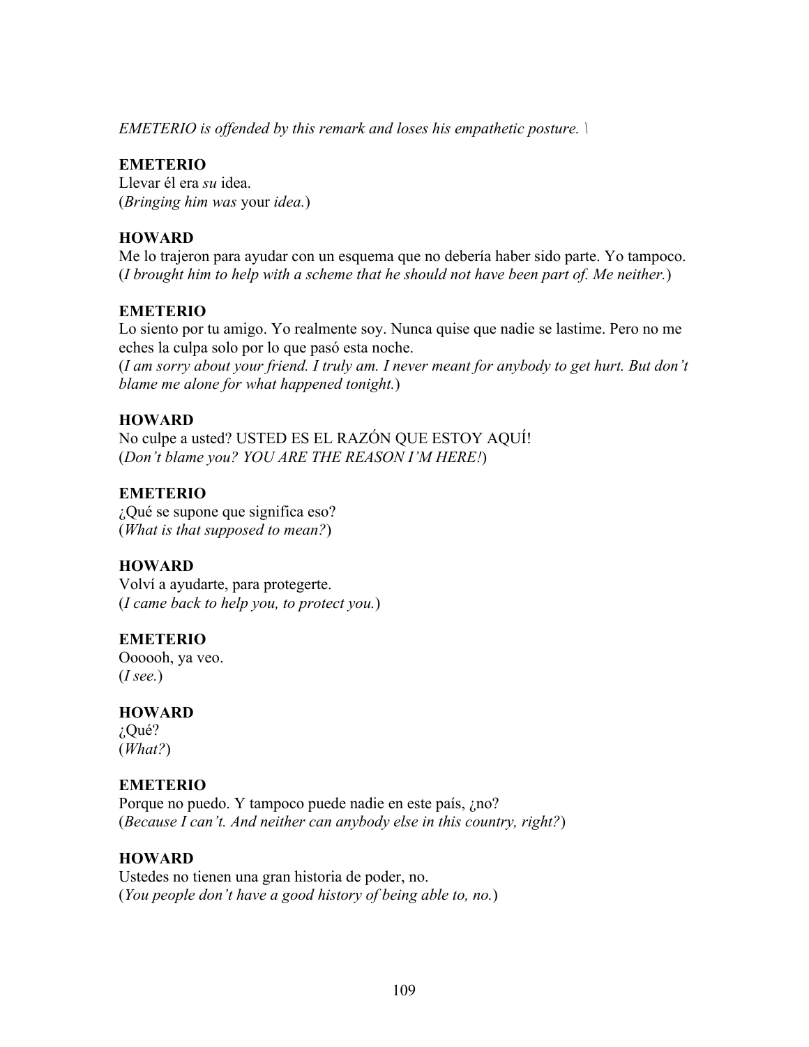*EMETERIO is offended by this remark and loses his empathetic posture. \*

**EMETERIO**
Llevar él era *su* idea.
(*Bringing him was* your *idea.*)

**HOWARD**
Me lo trajeron para ayudar con un esquema que no debería haber sido parte. Yo tampoco.
(*I brought him to help with a scheme that he should not have been part of. Me neither.*)

**EMETERIO**
Lo siento por tu amigo. Yo realmente soy. Nunca quise que nadie se lastime. Pero no me eches la culpa solo por lo que pasó esta noche.
(*I am sorry about your friend. I truly am. I never meant for anybody to get hurt. But don't blame me alone for what happened tonight.*)

**HOWARD**
No culpe a usted? USTED ES EL RAZÓN QUE ESTOY AQUÍ!
(*Don't blame you? YOU ARE THE REASON I'M HERE!*)

**EMETERIO**
¿Qué se supone que significa eso?
(*What is that supposed to mean?*)

**HOWARD**
Volví a ayudarte, para protegerte.
(*I came back to help you, to protect you.*)

**EMETERIO**
Oooooh, ya veo.
(*I see.*)

**HOWARD**
¿Qué?
(*What?*)

**EMETERIO**
Porque no puedo. Y tampoco puede nadie en este país, ¿no?
(*Because I can't. And neither can anybody else in this country, right?*)

**HOWARD**
Ustedes no tienen una gran historia de poder, no.
(*You people don't have a good history of being able to, no.*)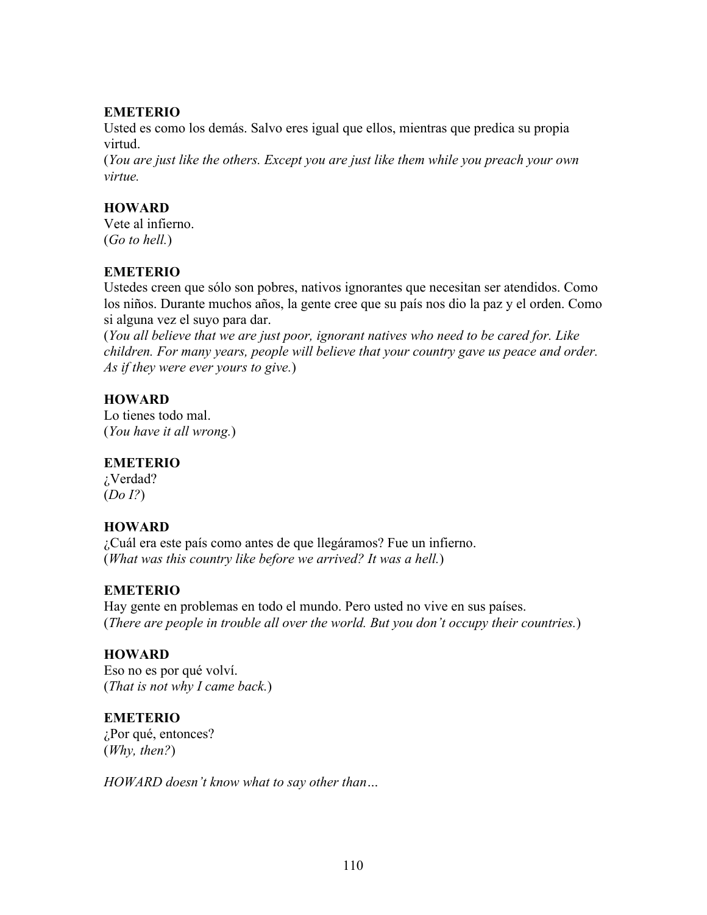**EMETERIO**
Usted es como los demás. Salvo eres igual que ellos, mientras que predica su propia virtud.
(*You are just like the others. Except you are just like them while you preach your own virtue.*

**HOWARD**
Vete al infierno.
(*Go to hell.*)

**EMETERIO**
Ustedes creen que sólo son pobres, nativos ignorantes que necesitan ser atendidos. Como los niños. Durante muchos años, la gente cree que su país nos dio la paz y el orden. Como si alguna vez el suyo para dar.
(*You all believe that we are just poor, ignorant natives who need to be cared for. Like children. For many years, people will believe that your country gave us peace and order. As if they were ever yours to give.*)

**HOWARD**
Lo tienes todo mal.
(*You have it all wrong.*)

**EMETERIO**
¿Verdad?
(*Do I?*)

**HOWARD**
¿Cuál era este país como antes de que llegáramos? Fue un infierno.
(*What was this country like before we arrived? It was a hell.*)

**EMETERIO**
Hay gente en problemas en todo el mundo. Pero usted no vive en sus países.
(*There are people in trouble all over the world. But you don't occupy their countries.*)

**HOWARD**
Eso no es por qué volví.
(*That is not why I came back.*)

**EMETERIO**
¿Por qué, entonces?
(*Why, then?*)

*HOWARD doesn't know what to say other than…*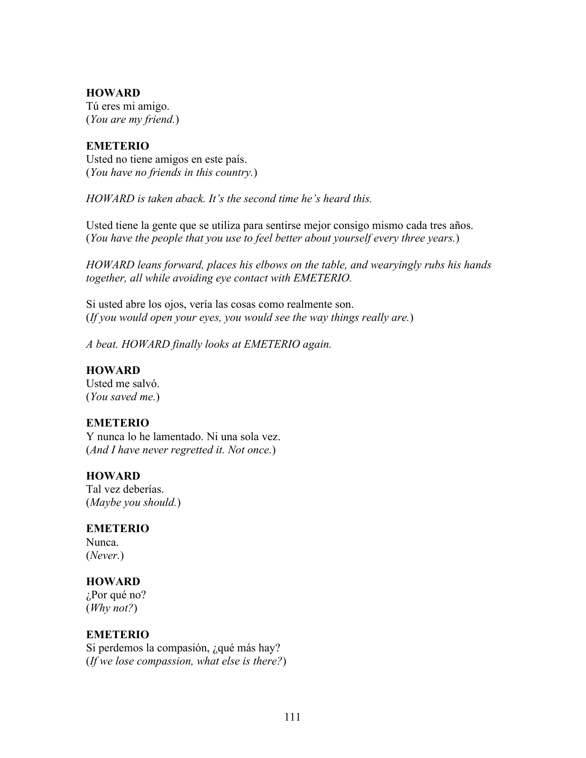**HOWARD**
Tú eres mi amigo.
(*You are my friend.*)

**EMETERIO**
Usted no tiene amigos en este país.
(*You have no friends in this country.*)

*HOWARD is taken aback. It's the second time he's heard this.*

Usted tiene la gente que se utiliza para sentirse mejor consigo mismo cada tres años.
(*You have the people that you use to feel better about yourself every three years.*)

*HOWARD leans forward, places his elbows on the table, and wearyingly rubs his hands together, all while avoiding eye contact with EMETERIO.*

Si usted abre los ojos, vería las cosas como realmente son.
(*If you would open your eyes, you would see the way things really are.*)

*A beat. HOWARD finally looks at EMETERIO again.*

**HOWARD**
Usted me salvó.
(*You saved me.*)

**EMETERIO**
Y nunca lo he lamentado. Ni una sola vez.
(*And I have never regretted it. Not once.*)

**HOWARD**
Tal vez deberías.
(*Maybe you should.*)

**EMETERIO**
Nunca.
(*Never.*)

**HOWARD**
¿Por qué no?
(*Why not?*)

**EMETERIO**
Si perdemos la compasión, ¿qué más hay?
(*If we lose compassion, what else is there?*)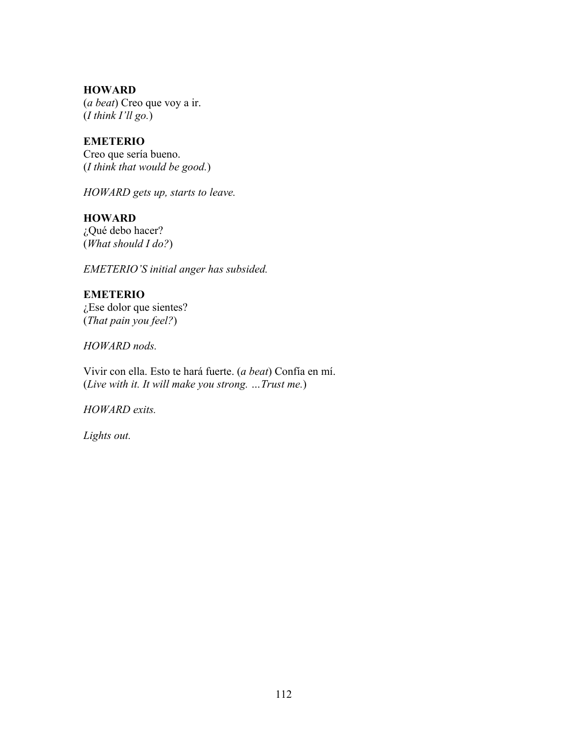**HOWARD**
(*a beat*) Creo que voy a ir.
(*I think I'll go.*)

**EMETERIO**
Creo que sería bueno.
(*I think that would be good.*)

*HOWARD gets up, starts to leave.*

**HOWARD**
¿Qué debo hacer?
(*What should I do?*)

*EMETERIO'S initial anger has subsided.*

**EMETERIO**
¿Ese dolor que sientes?
(*That pain you feel?*)

*HOWARD nods.*

Vivir con ella. Esto te hará fuerte. (*a beat*) Confía en mí.
(*Live with it. It will make you strong. …Trust me.*)

*HOWARD exits.*

*Lights out.*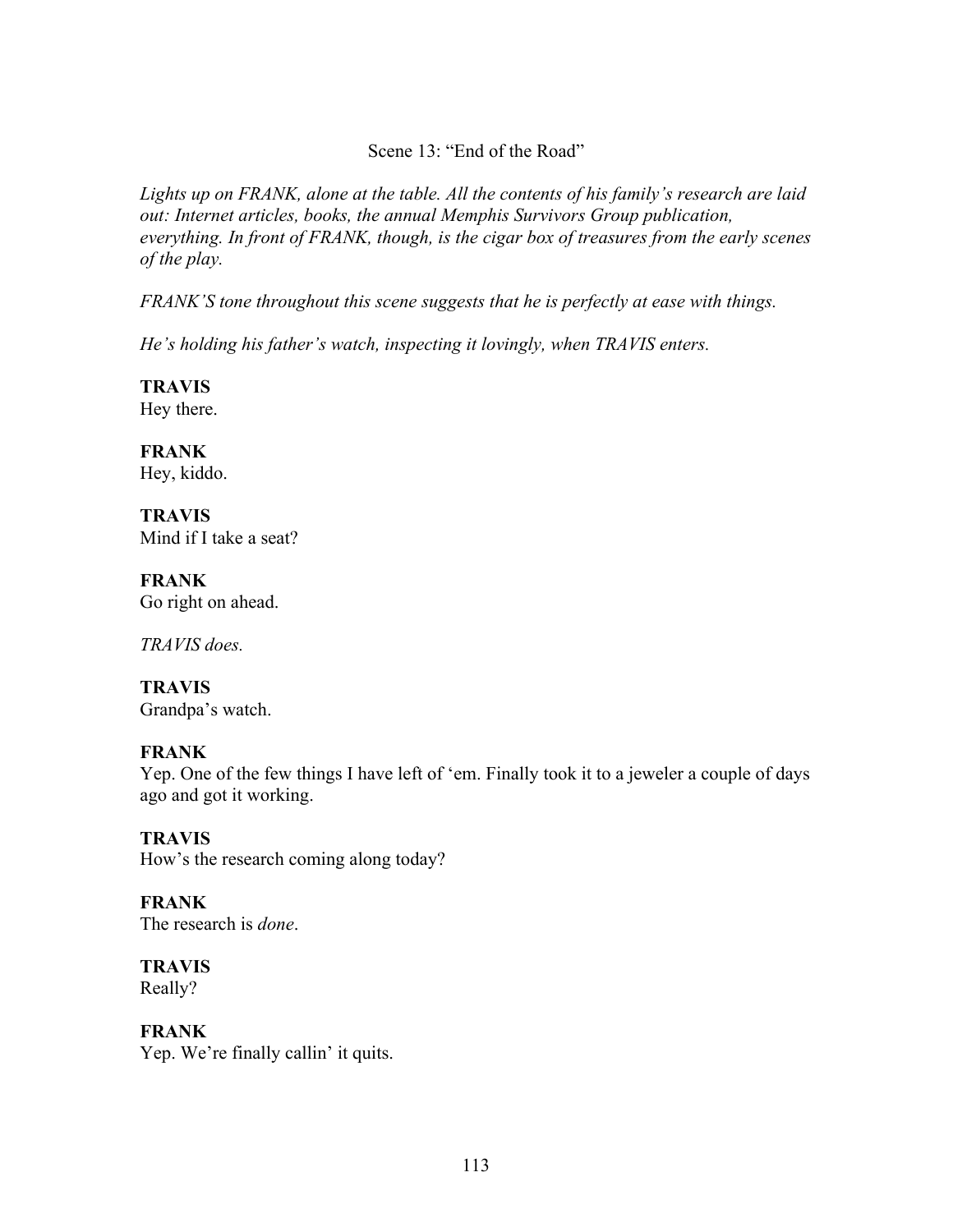Scene 13: "End of the Road"

*Lights up on FRANK, alone at the table. All the contents of his family's research are laid out: Internet articles, books, the annual Memphis Survivors Group publication, everything. In front of FRANK, though, is the cigar box of treasures from the early scenes of the play.*

*FRANK'S tone throughout this scene suggests that he is perfectly at ease with things.*

*He's holding his father's watch, inspecting it lovingly, when TRAVIS enters.*

**TRAVIS**
Hey there.

**FRANK**
Hey, kiddo.

**TRAVIS**
Mind if I take a seat?

**FRANK**
Go right on ahead.

*TRAVIS does.*

**TRAVIS**
Grandpa's watch.

**FRANK**
Yep. One of the few things I have left of 'em. Finally took it to a jeweler a couple of days ago and got it working.

**TRAVIS**
How's the research coming along today?

**FRANK**
The research is *done*.

**TRAVIS**
Really?

**FRANK**
Yep. We're finally callin' it quits.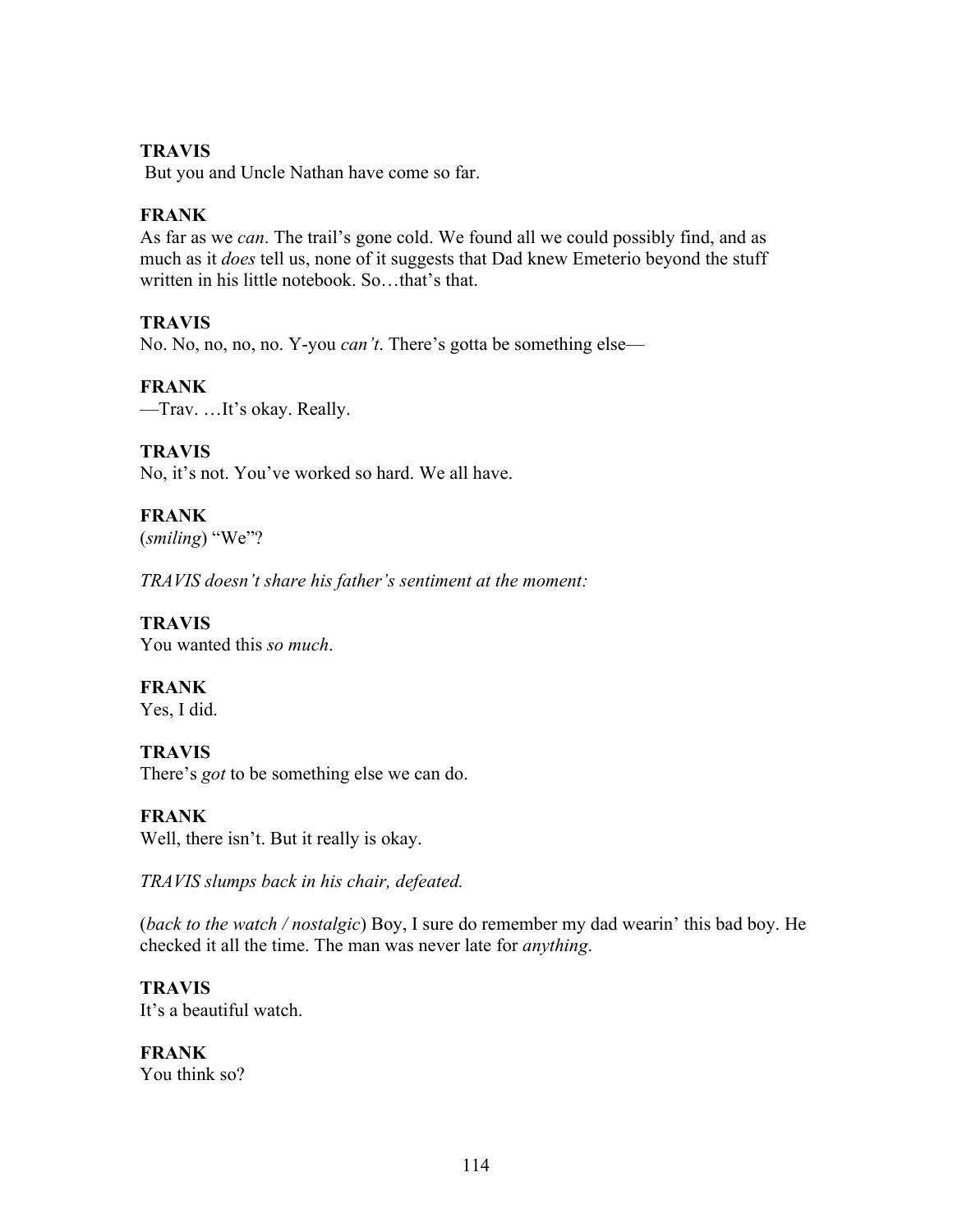**TRAVIS**
But you and Uncle Nathan have come so far.

**FRANK**
As far as we *can*. The trail's gone cold. We found all we could possibly find, and as much as it *does* tell us, none of it suggests that Dad knew Emeterio beyond the stuff written in his little notebook. So…that's that.

**TRAVIS**
No. No, no, no, no. Y-you *can't*. There's gotta be something else—

**FRANK**
—Trav. …It's okay. Really.

**TRAVIS**
No, it's not. You've worked so hard. We all have.

**FRANK**
(*smiling*) "We"?

*TRAVIS doesn't share his father's sentiment at the moment:*

**TRAVIS**
You wanted this *so much*.

**FRANK**
Yes, I did.

**TRAVIS**
There's *got* to be something else we can do.

**FRANK**
Well, there isn't. But it really is okay.

*TRAVIS slumps back in his chair, defeated.*

(*back to the watch / nostalgic*) Boy, I sure do remember my dad wearin' this bad boy. He checked it all the time. The man was never late for *anything*.

**TRAVIS**
It's a beautiful watch.

**FRANK**
You think so?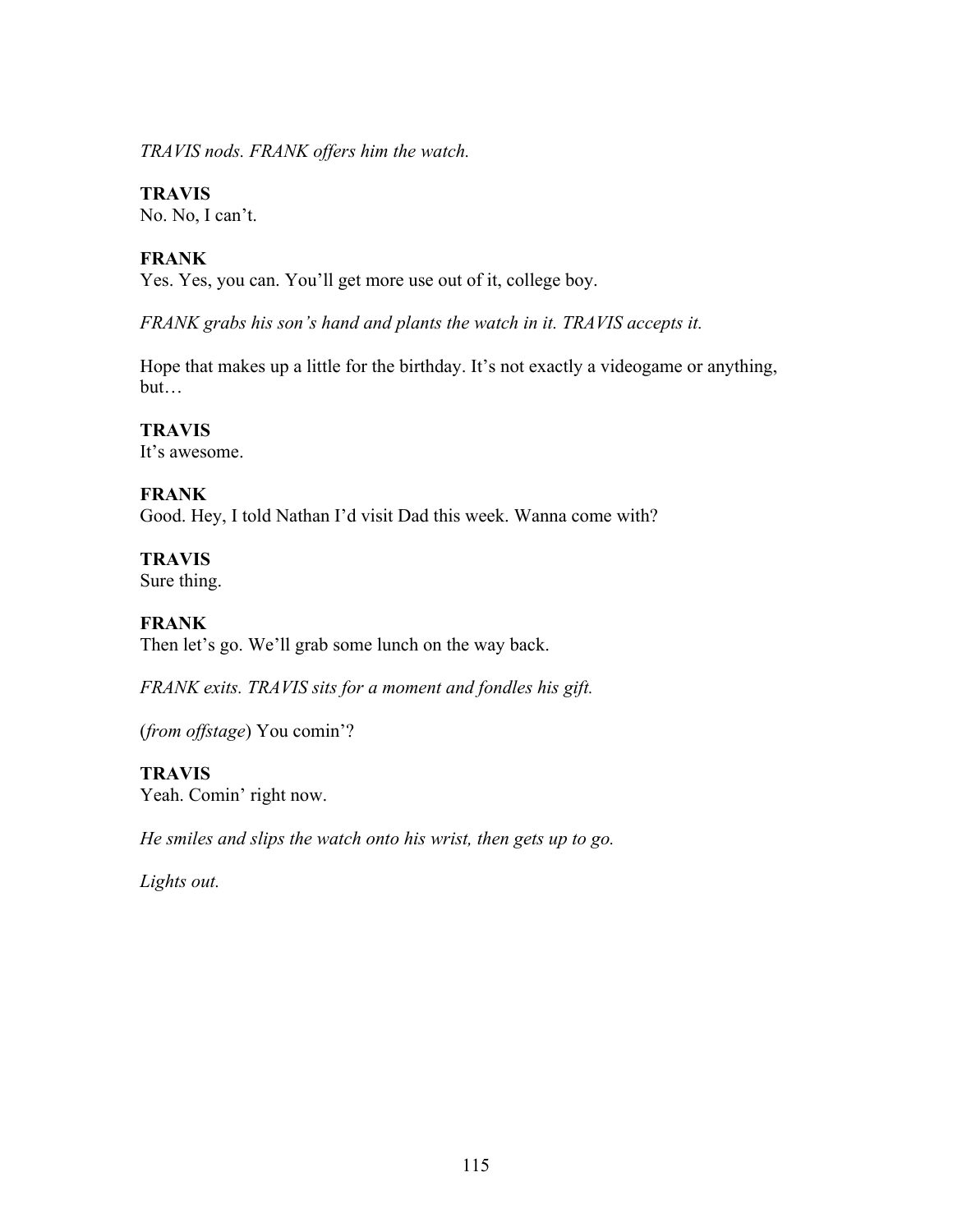*TRAVIS nods. FRANK offers him the watch.*

**TRAVIS**
No. No, I can't.

**FRANK**
Yes. Yes, you can. You'll get more use out of it, college boy.

*FRANK grabs his son's hand and plants the watch in it. TRAVIS accepts it.*

Hope that makes up a little for the birthday. It's not exactly a videogame or anything, but…

**TRAVIS**
It's awesome.

**FRANK**
Good. Hey, I told Nathan I'd visit Dad this week. Wanna come with?

**TRAVIS**
Sure thing.

**FRANK**
Then let's go. We'll grab some lunch on the way back.

*FRANK exits. TRAVIS sits for a moment and fondles his gift.*

(*from offstage*) You comin'?

**TRAVIS**
Yeah. Comin' right now.

*He smiles and slips the watch onto his wrist, then gets up to go.*

*Lights out.*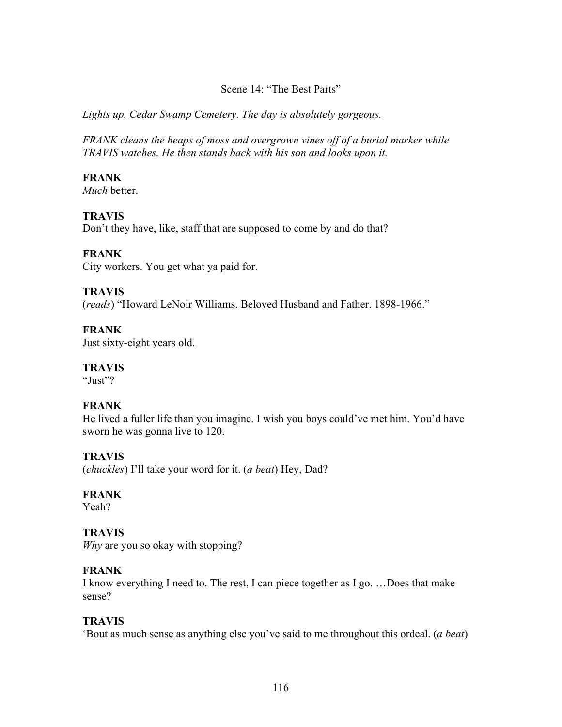Scene 14: "The Best Parts"

*Lights up. Cedar Swamp Cemetery. The day is absolutely gorgeous.*

*FRANK cleans the heaps of moss and overgrown vines off of a burial marker while TRAVIS watches. He then stands back with his son and looks upon it.*

**FRANK**
*Much* better.

**TRAVIS**
Don't they have, like, staff that are supposed to come by and do that?

**FRANK**
City workers. You get what ya paid for.

**TRAVIS**
(*reads*) "Howard LeNoir Williams. Beloved Husband and Father. 1898-1966."

**FRANK**
Just sixty-eight years old.

**TRAVIS**
"Just"?

**FRANK**
He lived a fuller life than you imagine. I wish you boys could've met him. You'd have sworn he was gonna live to 120.

**TRAVIS**
(*chuckles*) I'll take your word for it. (*a beat*) Hey, Dad?

**FRANK**
Yeah?

**TRAVIS**
*Why* are you so okay with stopping?

**FRANK**
I know everything I need to. The rest, I can piece together as I go. …Does that make sense?

**TRAVIS**
'Bout as much sense as anything else you've said to me throughout this ordeal. (*a beat*)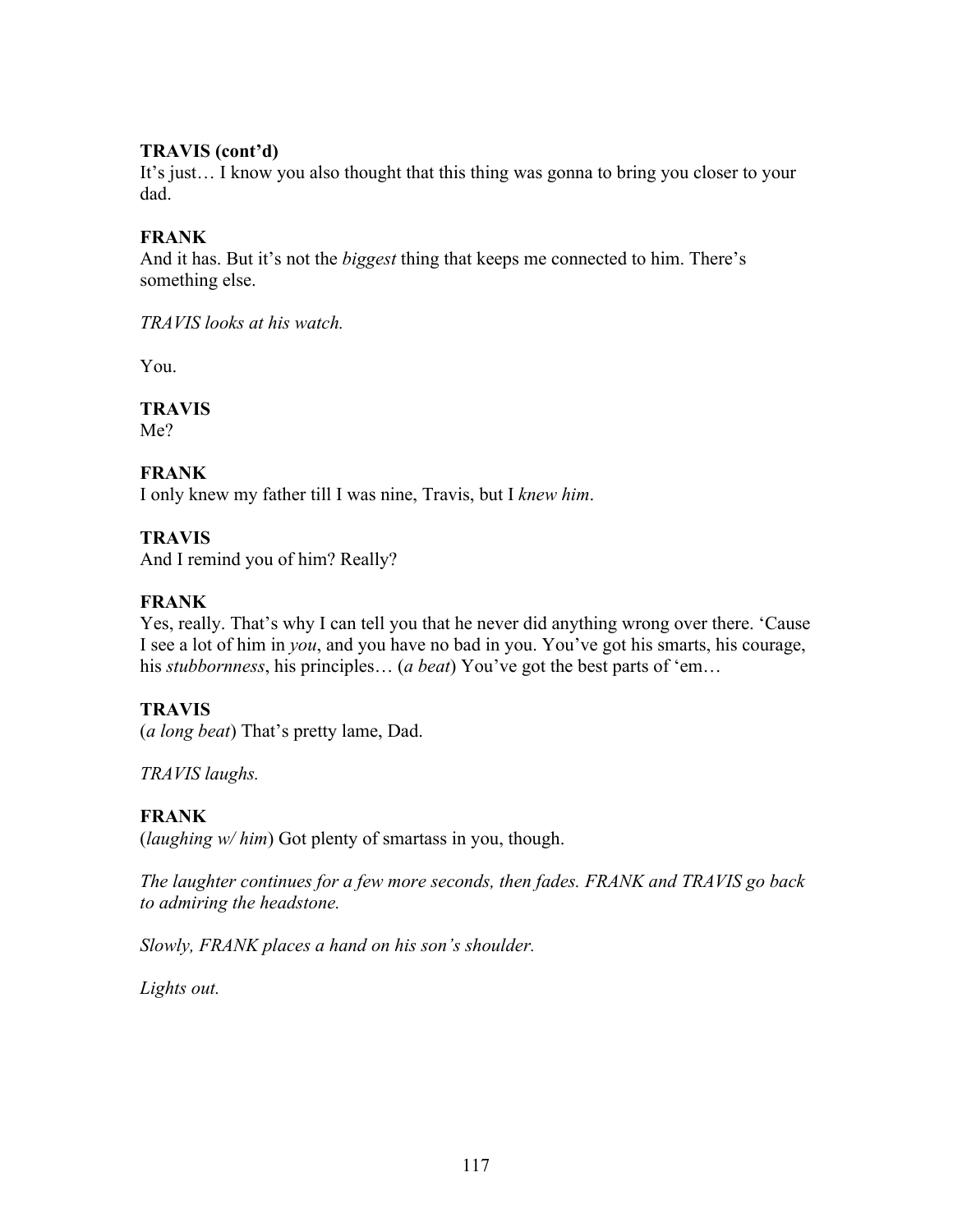**TRAVIS (cont'd)**
It's just… I know you also thought that this thing was gonna to bring you closer to your dad.

**FRANK**
And it has. But it's not the *biggest* thing that keeps me connected to him. There's something else.

*TRAVIS looks at his watch.*

You.

**TRAVIS**
Me?

**FRANK**
I only knew my father till I was nine, Travis, but I *knew him*.

**TRAVIS**
And I remind you of him? Really?

**FRANK**
Yes, really. That's why I can tell you that he never did anything wrong over there. 'Cause I see a lot of him in *you*, and you have no bad in you. You've got his smarts, his courage, his *stubbornness*, his principles… (*a beat*) You've got the best parts of 'em…

**TRAVIS**
(*a long beat*) That's pretty lame, Dad.

*TRAVIS laughs.*

**FRANK**
(*laughing w/ him*) Got plenty of smartass in you, though.

*The laughter continues for a few more seconds, then fades. FRANK and TRAVIS go back to admiring the headstone.*

*Slowly, FRANK places a hand on his son's shoulder.*

*Lights out.*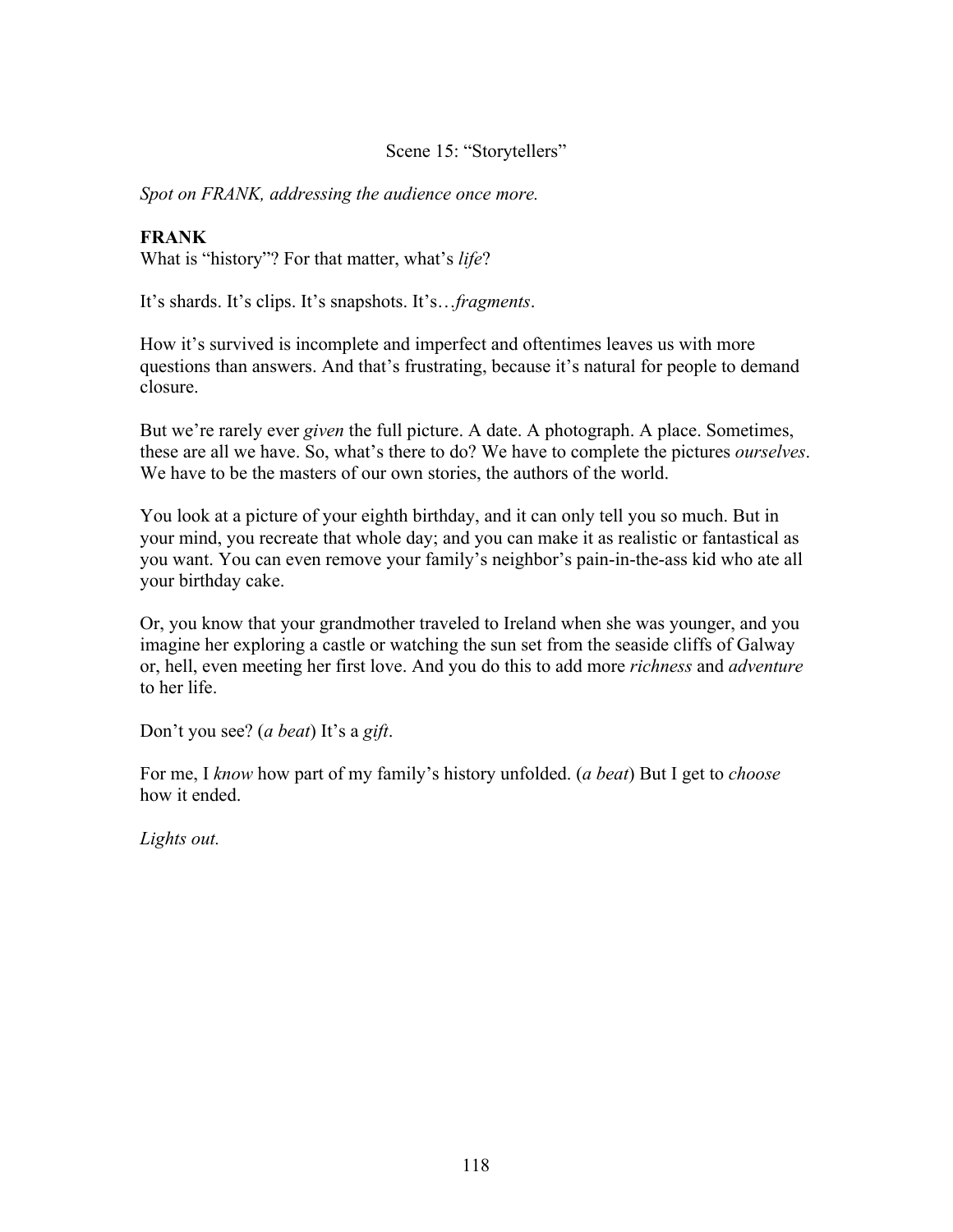Scene 15: “Storytellers”

*Spot on FRANK, addressing the audience once more.*

**FRANK**
What is “history”? For that matter, what’s *life*?

It’s shards. It’s clips. It’s snapshots. It’s…*fragments*.

How it’s survived is incomplete and imperfect and oftentimes leaves us with more questions than answers. And that’s frustrating, because it’s natural for people to demand closure.

But we’re rarely ever *given* the full picture. A date. A photograph. A place. Sometimes, these are all we have. So, what’s there to do? We have to complete the pictures *ourselves*. We have to be the masters of our own stories, the authors of the world.

You look at a picture of your eighth birthday, and it can only tell you so much. But in your mind, you recreate that whole day; and you can make it as realistic or fantastical as you want. You can even remove your family’s neighbor’s pain-in-the-ass kid who ate all your birthday cake.

Or, you know that your grandmother traveled to Ireland when she was younger, and you imagine her exploring a castle or watching the sun set from the seaside cliffs of Galway or, hell, even meeting her first love. And you do this to add more *richness* and *adventure* to her life.

Don’t you see? (*a beat*) It’s a *gift*.

For me, I *know* how part of my family’s history unfolded. (*a beat*) But I get to *choose* how it ended.

*Lights out.*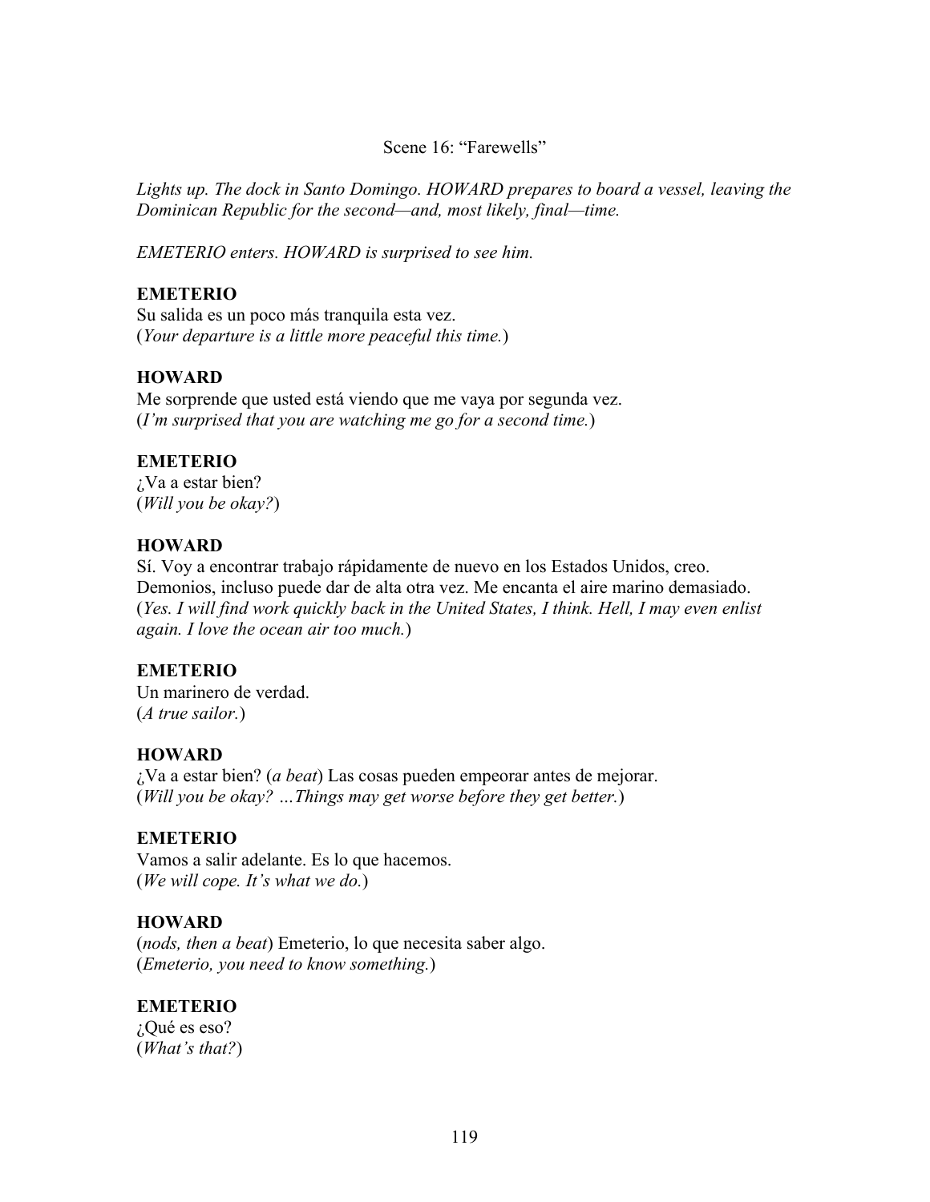Scene 16: “Farewells”

*Lights up. The dock in Santo Domingo. HOWARD prepares to board a vessel, leaving the Dominican Republic for the second—and, most likely, final—time.*

*EMETERIO enters. HOWARD is surprised to see him.*

**EMETERIO**
Su salida es un poco más tranquila esta vez.
(*Your departure is a little more peaceful this time.*)

**HOWARD**
Me sorprende que usted está viendo que me vaya por segunda vez.
(*I’m surprised that you are watching me go for a second time.*)

**EMETERIO**
¿Va a estar bien?
(*Will you be okay?*)

**HOWARD**
Sí. Voy a encontrar trabajo rápidamente de nuevo en los Estados Unidos, creo. Demonios, incluso puede dar de alta otra vez. Me encanta el aire marino demasiado.
(*Yes. I will find work quickly back in the United States, I think. Hell, I may even enlist again. I love the ocean air too much.*)

**EMETERIO**
Un marinero de verdad.
(*A true sailor.*)

**HOWARD**
¿Va a estar bien? (*a beat*) Las cosas pueden empeorar antes de mejorar.
(*Will you be okay? …Things may get worse before they get better.*)

**EMETERIO**
Vamos a salir adelante. Es lo que hacemos.
(*We will cope. It’s what we do.*)

**HOWARD**
(*nods, then a beat*) Emeterio, lo que necesita saber algo.
(*Emeterio, you need to know something.*)

**EMETERIO**
¿Qué es eso?
(*What’s that?*)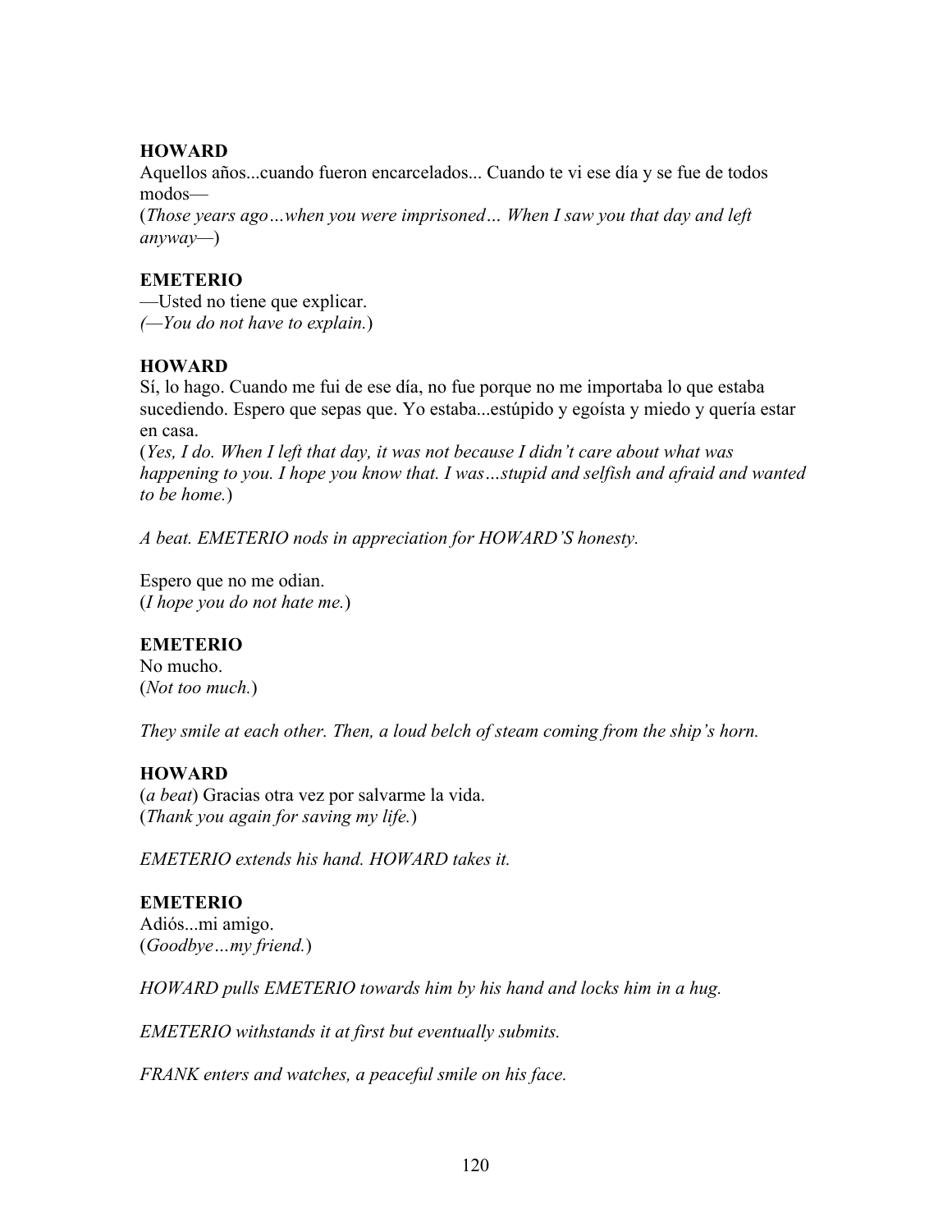**HOWARD**
Aquellos años...cuando fueron encarcelados... Cuando te vi ese día y se fue de todos modos—
(*Those years ago…when you were imprisoned… When I saw you that day and left anyway—*)

**EMETERIO**
—Usted no tiene que explicar.
(*—You do not have to explain.*)

**HOWARD**
Sí, lo hago. Cuando me fui de ese día, no fue porque no me importaba lo que estaba sucediendo. Espero que sepas que. Yo estaba...estúpido y egoísta y miedo y quería estar en casa.
(*Yes, I do. When I left that day, it was not because I didn't care about what was happening to you. I hope you know that. I was…stupid and selfish and afraid and wanted to be home.*)

*A beat. EMETERIO nods in appreciation for HOWARD'S honesty.*

Espero que no me odian.
(*I hope you do not hate me.*)

**EMETERIO**
No mucho.
(*Not too much.*)

*They smile at each other. Then, a loud belch of steam coming from the ship's horn.*

**HOWARD**
(*a beat*) Gracias otra vez por salvarme la vida.
(*Thank you again for saving my life.*)

*EMETERIO extends his hand. HOWARD takes it.*

**EMETERIO**
Adiós...mi amigo.
(*Goodbye…my friend.*)

*HOWARD pulls EMETERIO towards him by his hand and locks him in a hug.*

*EMETERIO withstands it at first but eventually submits.*

*FRANK enters and watches, a peaceful smile on his face.*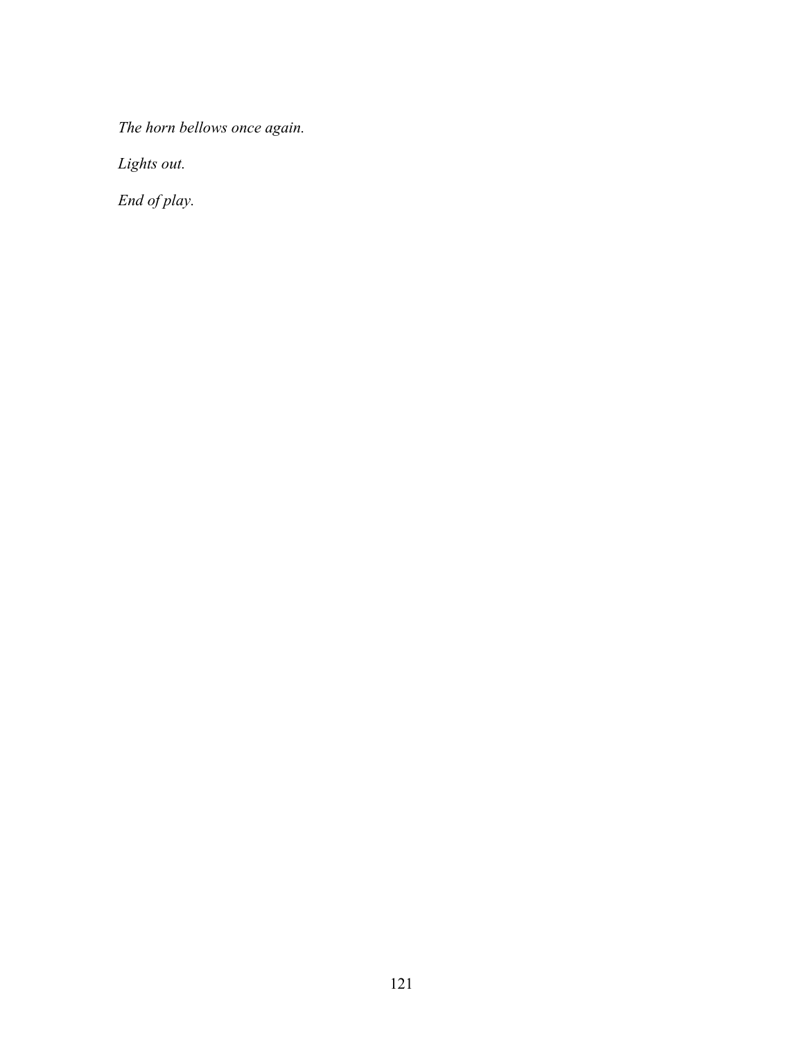*The horn bellows once again.*

*Lights out.*

*End of play.*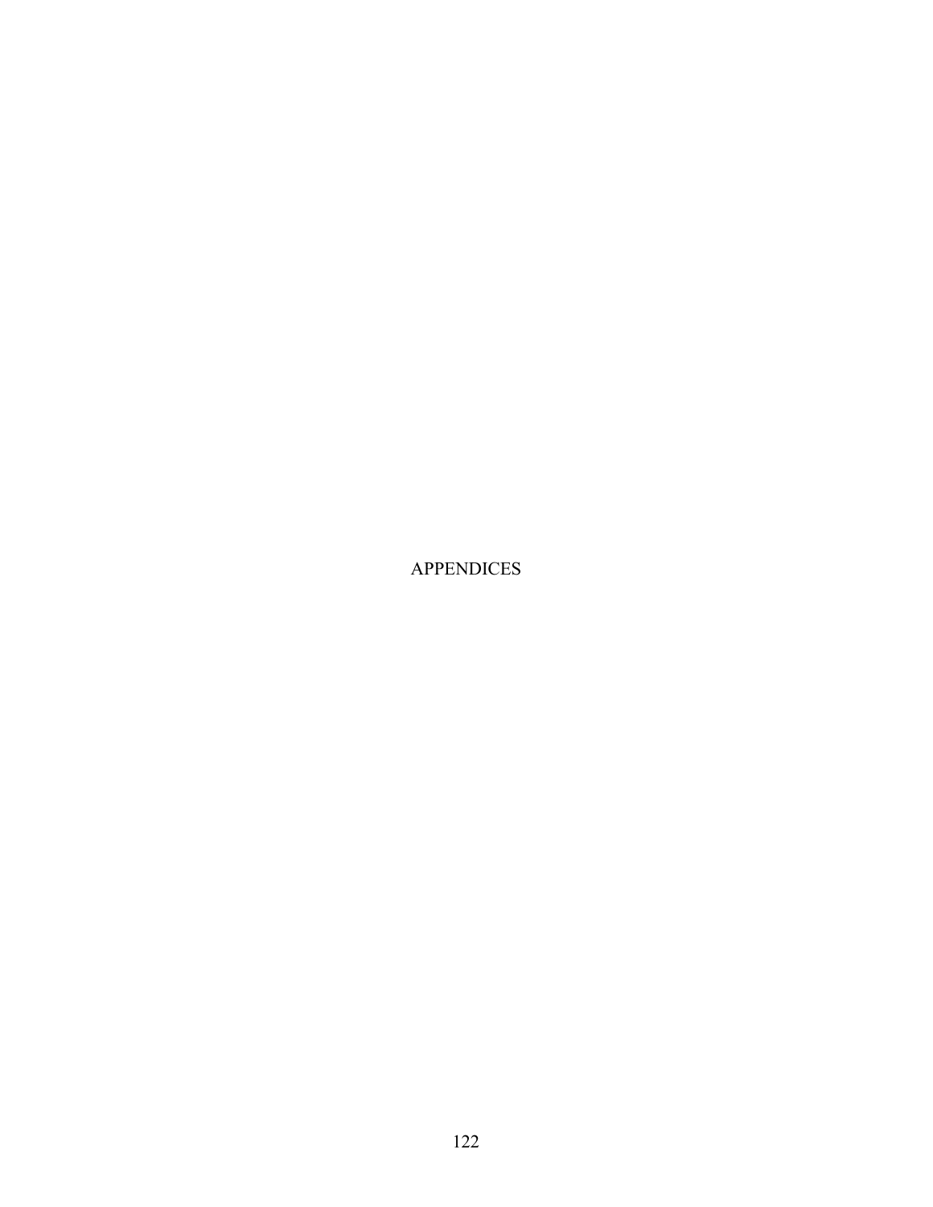# APPENDICES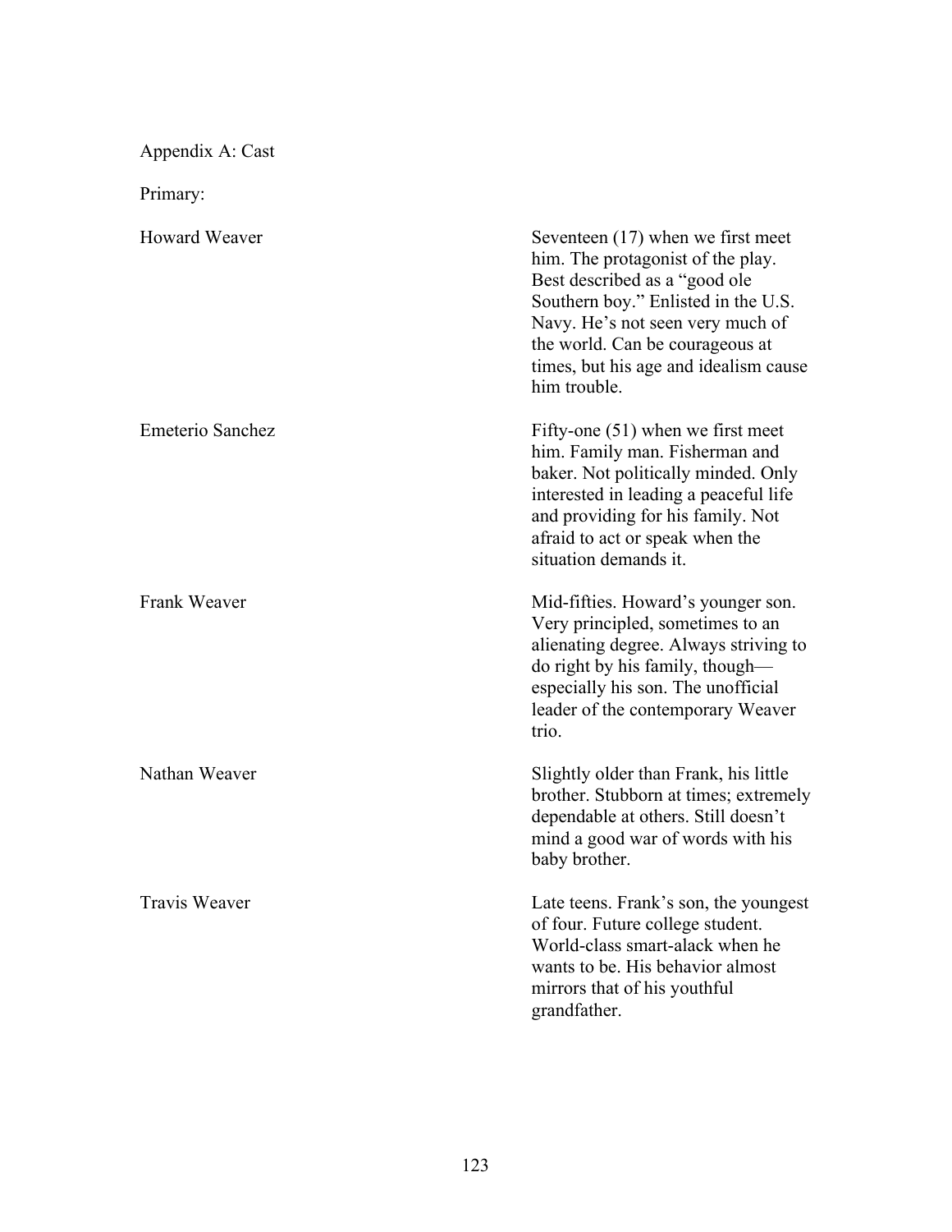Appendix A: Cast

Primary:

| | |
|---|---|
| Howard Weaver | Seventeen (17) when we first meet him. The protagonist of the play. Best described as a "good ole Southern boy." Enlisted in the U.S. Navy. He's not seen very much of the world. Can be courageous at times, but his age and idealism cause him trouble. |
| Emeterio Sanchez | Fifty-one (51) when we first meet him. Family man. Fisherman and baker. Not politically minded. Only interested in leading a peaceful life and providing for his family. Not afraid to act or speak when the situation demands it. |
| Frank Weaver | Mid-fifties. Howard's younger son. Very principled, sometimes to an alienating degree. Always striving to do right by his family, though—especially his son. The unofficial leader of the contemporary Weaver trio. |
| Nathan Weaver | Slightly older than Frank, his little brother. Stubborn at times; extremely dependable at others. Still doesn't mind a good war of words with his baby brother. |
| Travis Weaver | Late teens. Frank's son, the youngest of four. Future college student. World-class smart-alack when he wants to be. His behavior almost mirrors that of his youthful grandfather. |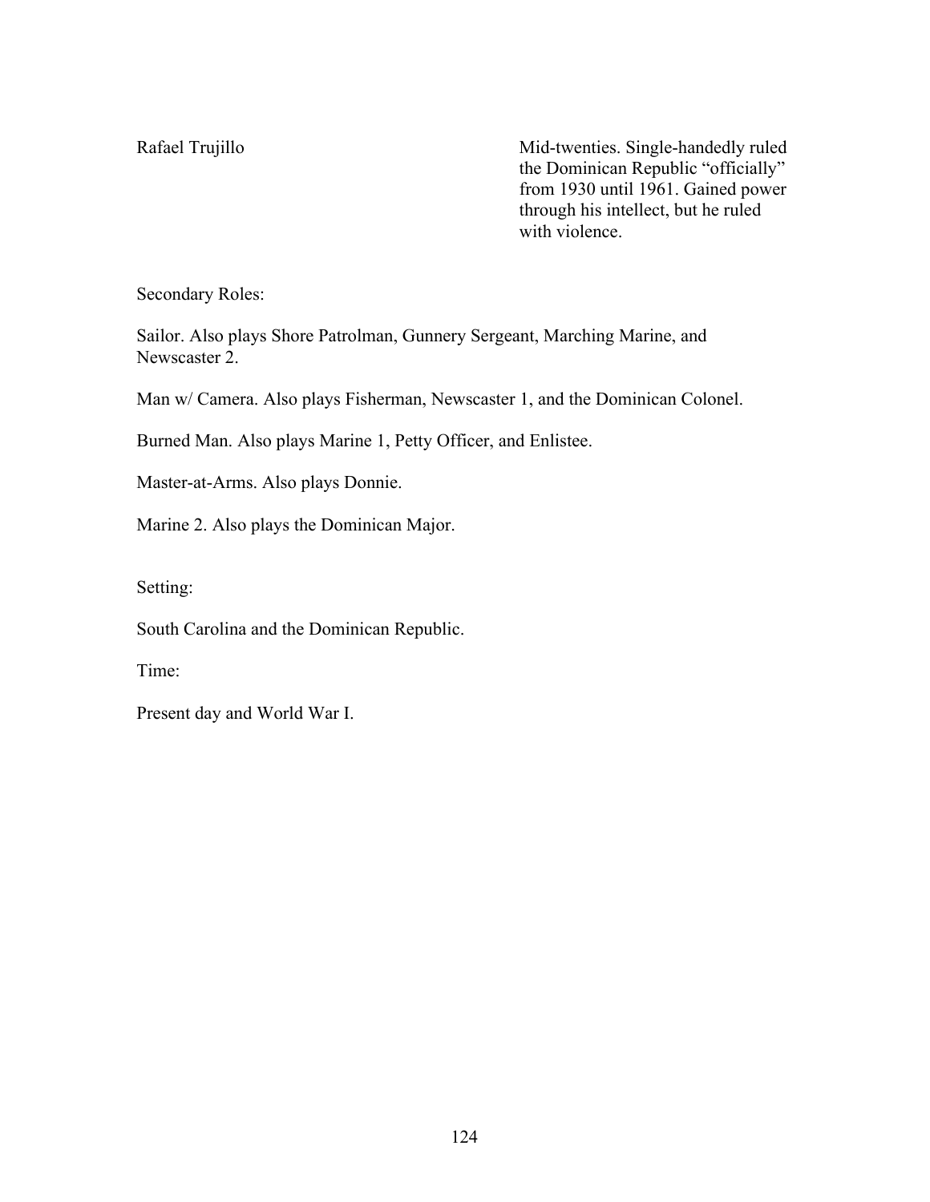Rafael Trujillo — Mid-twenties. Single-handedly ruled the Dominican Republic "officially" from 1930 until 1961. Gained power through his intellect, but he ruled with violence.

Secondary Roles:

Sailor. Also plays Shore Patrolman, Gunnery Sergeant, Marching Marine, and Newscaster 2.

Man w/ Camera. Also plays Fisherman, Newscaster 1, and the Dominican Colonel.

Burned Man. Also plays Marine 1, Petty Officer, and Enlistee.

Master-at-Arms. Also plays Donnie.

Marine 2. Also plays the Dominican Major.

Setting:

South Carolina and the Dominican Republic.

Time:

Present day and World War I.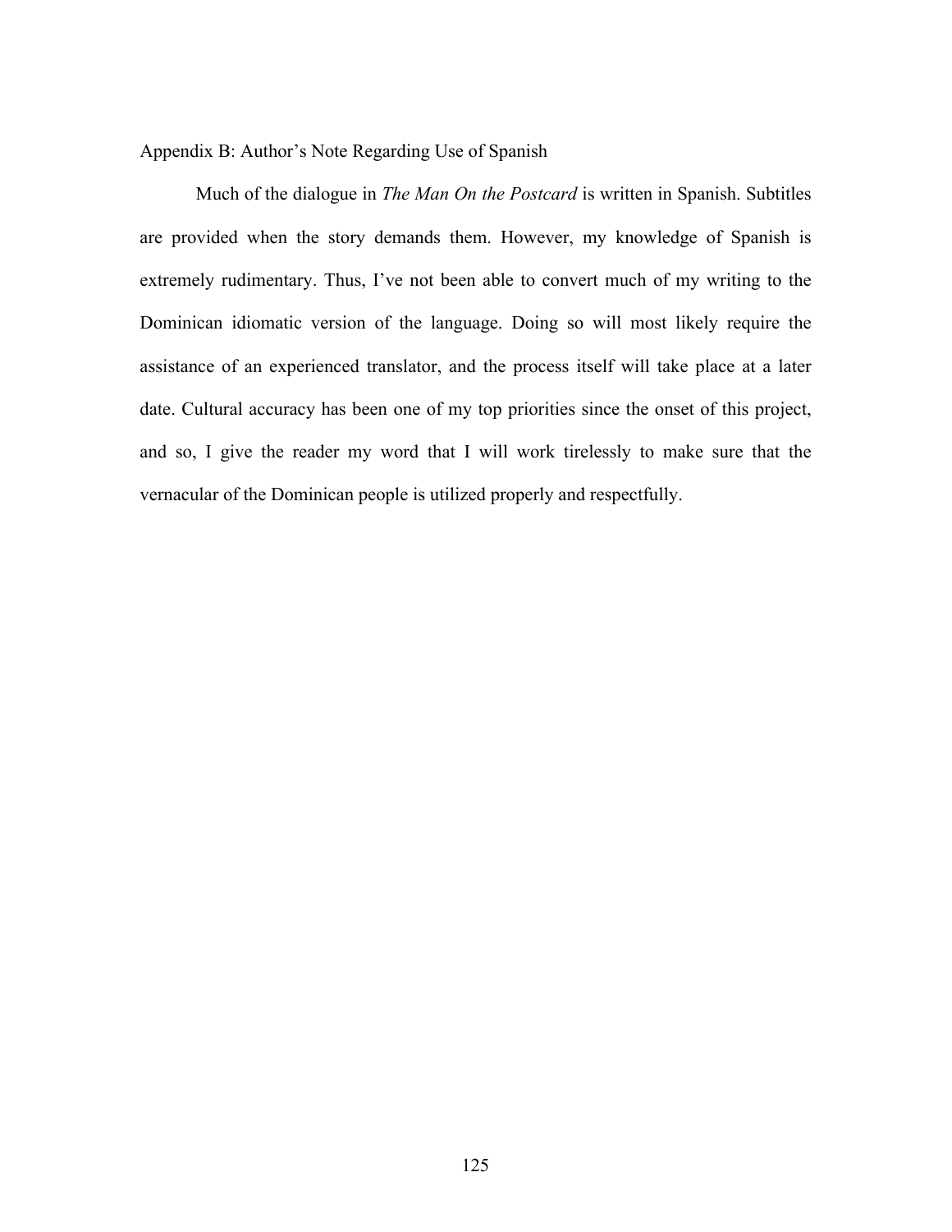## Appendix B: Author's Note Regarding Use of Spanish

Much of the dialogue in *The Man On the Postcard* is written in Spanish. Subtitles are provided when the story demands them. However, my knowledge of Spanish is extremely rudimentary. Thus, I've not been able to convert much of my writing to the Dominican idiomatic version of the language. Doing so will most likely require the assistance of an experienced translator, and the process itself will take place at a later date. Cultural accuracy has been one of my top priorities since the onset of this project, and so, I give the reader my word that I will work tirelessly to make sure that the vernacular of the Dominican people is utilized properly and respectfully.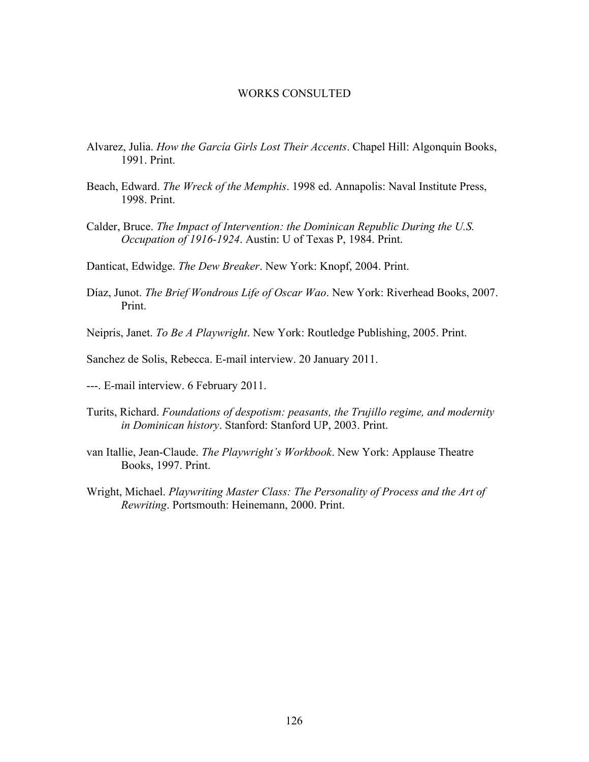# WORKS CONSULTED

Alvarez, Julia. *How the García Girls Lost Their Accents*. Chapel Hill: Algonquin Books, 1991. Print.

Beach, Edward. *The Wreck of the Memphis*. 1998 ed. Annapolis: Naval Institute Press, 1998. Print.

Calder, Bruce. *The Impact of Intervention: the Dominican Republic During the U.S. Occupation of 1916-1924*. Austin: U of Texas P, 1984. Print.

Danticat, Edwidge. *The Dew Breaker*. New York: Knopf, 2004. Print.

Díaz, Junot. *The Brief Wondrous Life of Oscar Wao*. New York: Riverhead Books, 2007. Print.

Neipris, Janet. *To Be A Playwright*. New York: Routledge Publishing, 2005. Print.

Sanchez de Solis, Rebecca. E-mail interview. 20 January 2011.

---. E-mail interview. 6 February 2011.

Turits, Richard. *Foundations of despotism: peasants, the Trujillo regime, and modernity in Dominican history*. Stanford: Stanford UP, 2003. Print.

van Itallie, Jean-Claude. *The Playwright's Workbook*. New York: Applause Theatre Books, 1997. Print.

Wright, Michael. *Playwriting Master Class: The Personality of Process and the Art of Rewriting*. Portsmouth: Heinemann, 2000. Print.